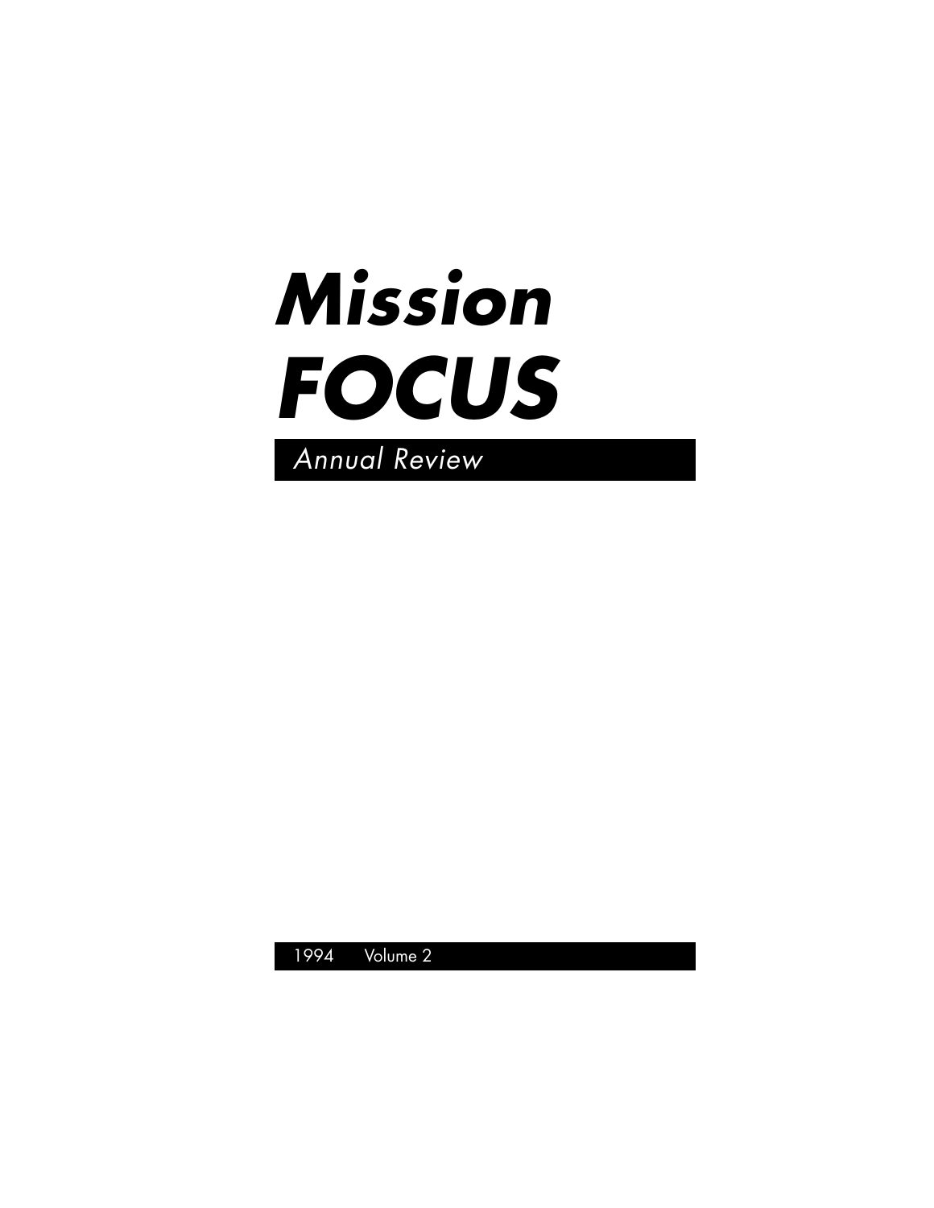# *Mission FOCUS*

*Annual Review*

1994 Volume 2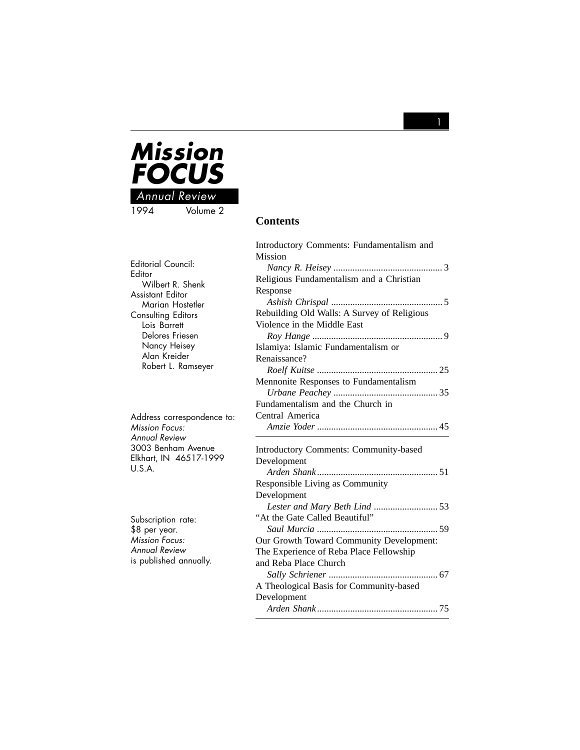# Mission FOCUS

Annual Review

1994 Volume 2

Editorial Council:
Editor
Wilbert R. Shenk
Assistant Editor
Marian Hostetler
Consulting Editors
Lois Barrett
Delores Friesen
Nancy Heisey
Alan Kreider
Robert L. Ramseyer

Address correspondence to:
*Mission Focus:*
*Annual Review*
3003 Benham Avenue
Elkhart, IN 46517-1999
U.S.A.

Subscription rate:
$8 per year.
*Mission Focus:*
*Annual Review*
is published annually.

## Contents

Introductory Comments: Fundamentalism and Mission
*Nancy R. Heisey* .......... 3

Religious Fundamentalism and a Christian Response
*Ashish Chrispal* .......... 5

Rebuilding Old Walls: A Survey of Religious Violence in the Middle East
*Roy Hange* .......... 9

Islamiya: Islamic Fundamentalism or Renaissance?
*Roelf Kuitse* .......... 25

Mennonite Responses to Fundamentalism
*Urbane Peachey* .......... 35

Fundamentalism and the Church in Central America
*Amzie Yoder* .......... 45

---

Introductory Comments: Community-based Development
*Arden Shank* .......... 51

Responsible Living as Community Development
*Lester and Mary Beth Lind* .......... 53

"At the Gate Called Beautiful"
*Saul Murcia* .......... 59

Our Growth Toward Community Development: The Experience of Reba Place Fellowship and Reba Place Church
*Sally Schriener* .......... 67

A Theological Basis for Community-based Development
*Arden Shank* .......... 75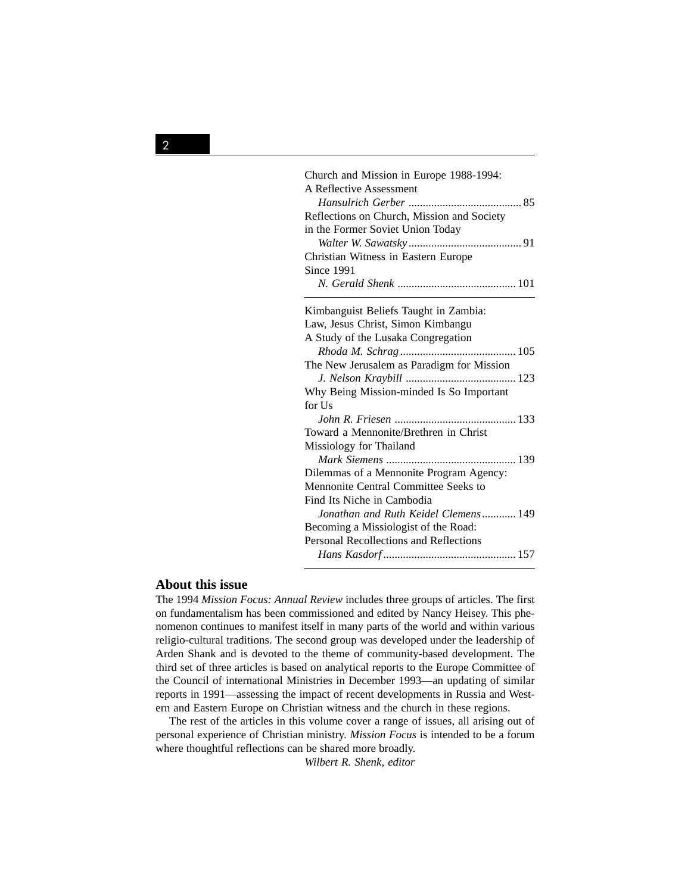Church and Mission in Europe 1988-1994: A Reflective Assessment
*Hansulrich Gerber* ........................................ 85

Reflections on Church, Mission and Society in the Former Soviet Union Today
*Walter W. Sawatsky* ........................................ 91

Christian Witness in Eastern Europe Since 1991
*N. Gerald Shenk* ........................................ 101

---

Kimbanguist Beliefs Taught in Zambia: Law, Jesus Christ, Simon Kimbangu A Study of the Lusaka Congregation
*Rhoda M. Schrag* ........................................ 105

The New Jerusalem as Paradigm for Mission
*J. Nelson Kraybill* ........................................ 123

Why Being Mission-minded Is So Important for Us
*John R. Friesen* ........................................ 133

Toward a Mennonite/Brethren in Christ Missiology for Thailand
*Mark Siemens* ........................................ 139

Dilemmas of a Mennonite Program Agency: Mennonite Central Committee Seeks to Find Its Niche in Cambodia
*Jonathan and Ruth Keidel Clemens* ............ 149

Becoming a Missiologist of the Road: Personal Recollections and Reflections
*Hans Kasdorf* ........................................ 157

---

## About this issue

The 1994 *Mission Focus: Annual Review* includes three groups of articles. The first on fundamentalism has been commissioned and edited by Nancy Heisey. This phenomenon continues to manifest itself in many parts of the world and within various religio-cultural traditions. The second group was developed under the leadership of Arden Shank and is devoted to the theme of community-based development. The third set of three articles is based on analytical reports to the Europe Committee of the Council of international Ministries in December 1993—an updating of similar reports in 1991—assessing the impact of recent developments in Russia and Western and Eastern Europe on Christian witness and the church in these regions.

The rest of the articles in this volume cover a range of issues, all arising out of personal experience of Christian ministry. *Mission Focus* is intended to be a forum where thoughtful reflections can be shared more broadly.

*Wilbert R. Shenk, editor*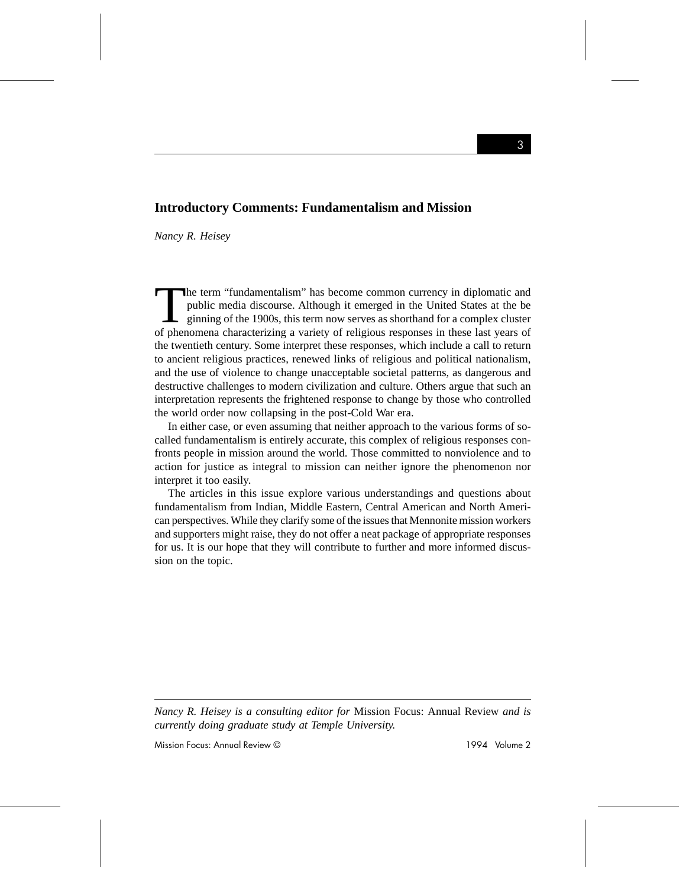## Introductory Comments: Fundamentalism and Mission

*Nancy R. Heisey*

The term "fundamentalism" has become common currency in diplomatic and public media discourse. Although it emerged in the United States at the beginning of the 1900s, this term now serves as shorthand for a complex cluster of phenomena characterizing a variety of religious responses in these last years of the twentieth century. Some interpret these responses, which include a call to return to ancient religious practices, renewed links of religious and political nationalism, and the use of violence to change unacceptable societal patterns, as dangerous and destructive challenges to modern civilization and culture. Others argue that such an interpretation represents the frightened response to change by those who controlled the world order now collapsing in the post-Cold War era.

In either case, or even assuming that neither approach to the various forms of so-called fundamentalism is entirely accurate, this complex of religious responses confronts people in mission around the world. Those committed to nonviolence and to action for justice as integral to mission can neither ignore the phenomenon nor interpret it too easily.

The articles in this issue explore various understandings and questions about fundamentalism from Indian, Middle Eastern, Central American and North American perspectives. While they clarify some of the issues that Mennonite mission workers and supporters might raise, they do not offer a neat package of appropriate responses for us. It is our hope that they will contribute to further and more informed discussion on the topic.

---

*Nancy R. Heisey is a consulting editor for* Mission Focus: Annual Review *and is currently doing graduate study at Temple University.*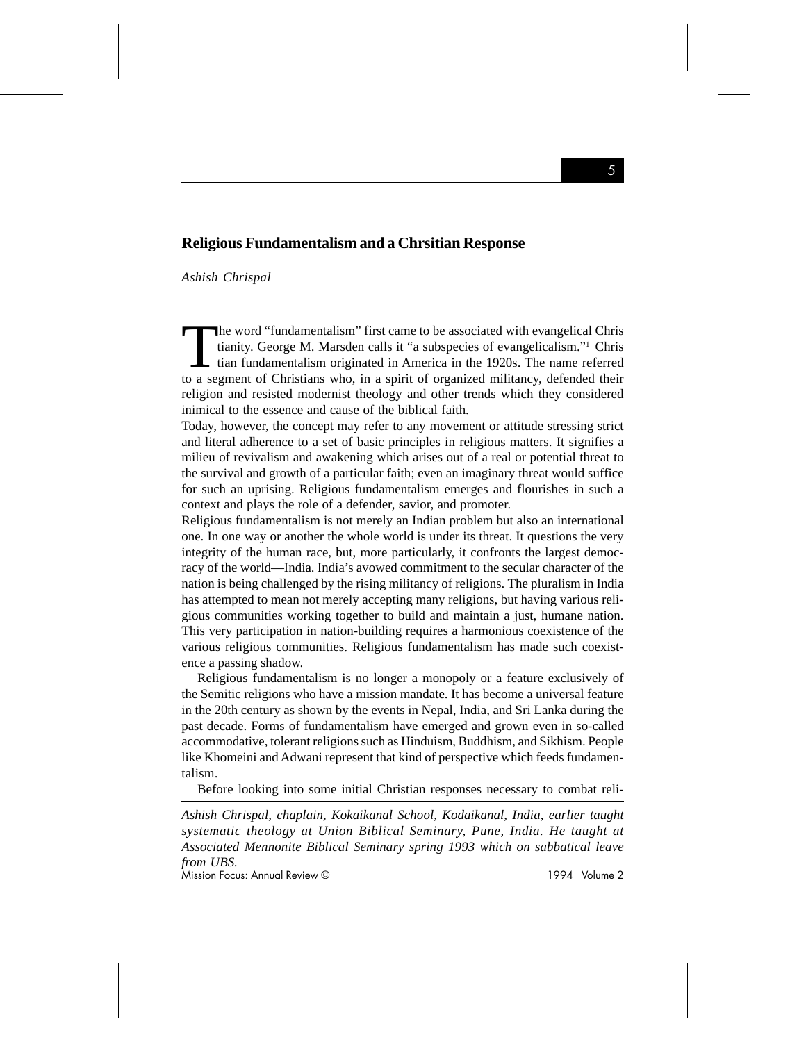## Religious Fundamentalism and a Chrsitian Response

*Ashish Chrispal*

The word "fundamentalism" first came to be associated with evangelical Christianity. George M. Marsden calls it "a subspecies of evangelicalism."[1] Christian fundamentalism originated in America in the 1920s. The name referred to a segment of Christians who, in a spirit of organized militancy, defended their religion and resisted modernist theology and other trends which they considered inimical to the essence and cause of the biblical faith.

Today, however, the concept may refer to any movement or attitude stressing strict and literal adherence to a set of basic principles in religious matters. It signifies a milieu of revivalism and awakening which arises out of a real or potential threat to the survival and growth of a particular faith; even an imaginary threat would suffice for such an uprising. Religious fundamentalism emerges and flourishes in such a context and plays the role of a defender, savior, and promoter.

Religious fundamentalism is not merely an Indian problem but also an international one. In one way or another the whole world is under its threat. It questions the very integrity of the human race, but, more particularly, it confronts the largest democracy of the world—India. India's avowed commitment to the secular character of the nation is being challenged by the rising militancy of religions. The pluralism in India has attempted to mean not merely accepting many religions, but having various religious communities working together to build and maintain a just, humane nation. This very participation in nation-building requires a harmonious coexistence of the various religious communities. Religious fundamentalism has made such coexistence a passing shadow.

Religious fundamentalism is no longer a monopoly or a feature exclusively of the Semitic religions who have a mission mandate. It has become a universal feature in the 20th century as shown by the events in Nepal, India, and Sri Lanka during the past decade. Forms of fundamentalism have emerged and grown even in so-called accommodative, tolerant religions such as Hinduism, Buddhism, and Sikhism. People like Khomeini and Adwani represent that kind of perspective which feeds fundamentalism.

Before looking into some initial Christian responses necessary to combat reli-

*Ashish Chrispal, chaplain, Kokaikanal School, Kodaikanal, India, earlier taught systematic theology at Union Biblical Seminary, Pune, India. He taught at Associated Mennonite Biblical Seminary spring 1993 which on sabbatical leave from UBS.*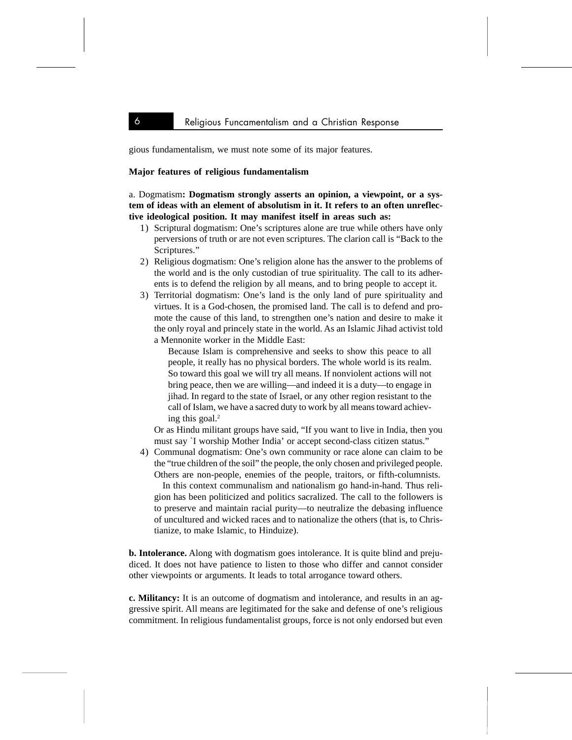gious fundamentalism, we must note some of its major features.

**Major features of religious fundamentalism**

a. Dogmatism**: Dogmatism strongly asserts an opinion, a viewpoint, or a system of ideas with an element of absolutism in it. It refers to an often unreflective ideological position. It may manifest itself in areas such as:**

1) Scriptural dogmatism: One's scriptures alone are true while others have only perversions of truth or are not even scriptures. The clarion call is "Back to the Scriptures."
2) Religious dogmatism: One's religion alone has the answer to the problems of the world and is the only custodian of true spirituality. The call to its adherents is to defend the religion by all means, and to bring people to accept it.
3) Territorial dogmatism: One's land is the only land of pure spirituality and virtues. It is a God-chosen, the promised land. The call is to defend and promote the cause of this land, to strengthen one's nation and desire to make it the only royal and princely state in the world. As an Islamic Jihad activist told a Mennonite worker in the Middle East:

   > Because Islam is comprehensive and seeks to show this peace to all people, it really has no physical borders. The whole world is its realm. So toward this goal we will try all means. If nonviolent actions will not bring peace, then we are willing—and indeed it is a duty—to engage in jihad. In regard to the state of Israel, or any other region resistant to the call of Islam, we have a sacred duty to work by all means toward achieving this goal.[2]

   Or as Hindu militant groups have said, "If you want to live in India, then you must say `I worship Mother India' or accept second-class citizen status."
4) Communal dogmatism: One's own community or race alone can claim to be the "true children of the soil" the people, the only chosen and privileged people. Others are non-people, enemies of the people, traitors, or fifth-columnists.

   In this context communalism and nationalism go hand-in-hand. Thus religion has been politicized and politics sacralized. The call to the followers is to preserve and maintain racial purity—to neutralize the debasing influence of uncultured and wicked races and to nationalize the others (that is, to Christianize, to make Islamic, to Hinduize).

**b. Intolerance.** Along with dogmatism goes intolerance. It is quite blind and prejudiced. It does not have patience to listen to those who differ and cannot consider other viewpoints or arguments. It leads to total arrogance toward others.

**c. Militancy:** It is an outcome of dogmatism and intolerance, and results in an aggressive spirit. All means are legitimated for the sake and defense of one's religious commitment. In religious fundamentalist groups, force is not only endorsed but even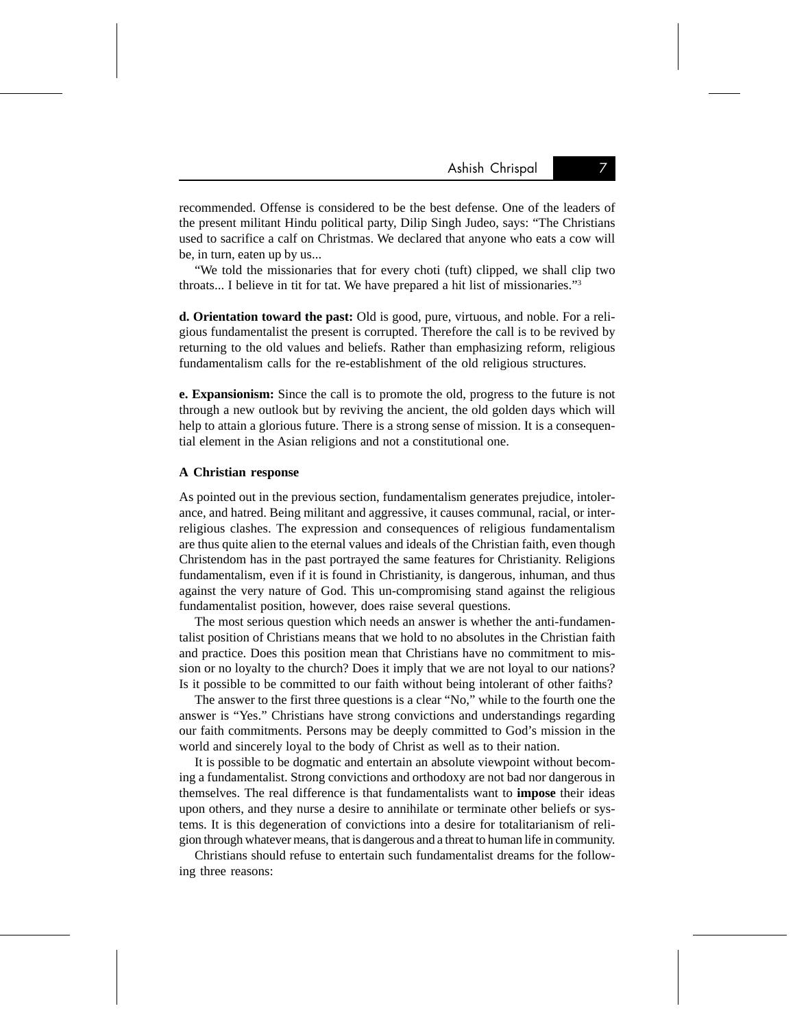recommended. Offense is considered to be the best defense. One of the leaders of the present militant Hindu political party, Dilip Singh Judeo, says: "The Christians used to sacrifice a calf on Christmas. We declared that anyone who eats a cow will be, in turn, eaten up by us...

"We told the missionaries that for every choti (tuft) clipped, we shall clip two throats... I believe in tit for tat. We have prepared a hit list of missionaries."[3]

**d. Orientation toward the past:** Old is good, pure, virtuous, and noble. For a religious fundamentalist the present is corrupted. Therefore the call is to be revived by returning to the old values and beliefs. Rather than emphasizing reform, religious fundamentalism calls for the re-establishment of the old religious structures.

**e. Expansionism:** Since the call is to promote the old, progress to the future is not through a new outlook but by reviving the ancient, the old golden days which will help to attain a glorious future. There is a strong sense of mission. It is a consequential element in the Asian religions and not a constitutional one.

#### A Christian response

As pointed out in the previous section, fundamentalism generates prejudice, intolerance, and hatred. Being militant and aggressive, it causes communal, racial, or inter-religious clashes. The expression and consequences of religious fundamentalism are thus quite alien to the eternal values and ideals of the Christian faith, even though Christendom has in the past portrayed the same features for Christianity. Religions fundamentalism, even if it is found in Christianity, is dangerous, inhuman, and thus against the very nature of God. This un-compromising stand against the religious fundamentalist position, however, does raise several questions.

The most serious question which needs an answer is whether the anti-fundamentalist position of Christians means that we hold to no absolutes in the Christian faith and practice. Does this position mean that Christians have no commitment to mission or no loyalty to the church? Does it imply that we are not loyal to our nations? Is it possible to be committed to our faith without being intolerant of other faiths?

The answer to the first three questions is a clear "No," while to the fourth one the answer is "Yes." Christians have strong convictions and understandings regarding our faith commitments. Persons may be deeply committed to God's mission in the world and sincerely loyal to the body of Christ as well as to their nation.

It is possible to be dogmatic and entertain an absolute viewpoint without becoming a fundamentalist. Strong convictions and orthodoxy are not bad nor dangerous in themselves. The real difference is that fundamentalists want to **impose** their ideas upon others, and they nurse a desire to annihilate or terminate other beliefs or systems. It is this degeneration of convictions into a desire for totalitarianism of religion through whatever means, that is dangerous and a threat to human life in community.

Christians should refuse to entertain such fundamentalist dreams for the following three reasons: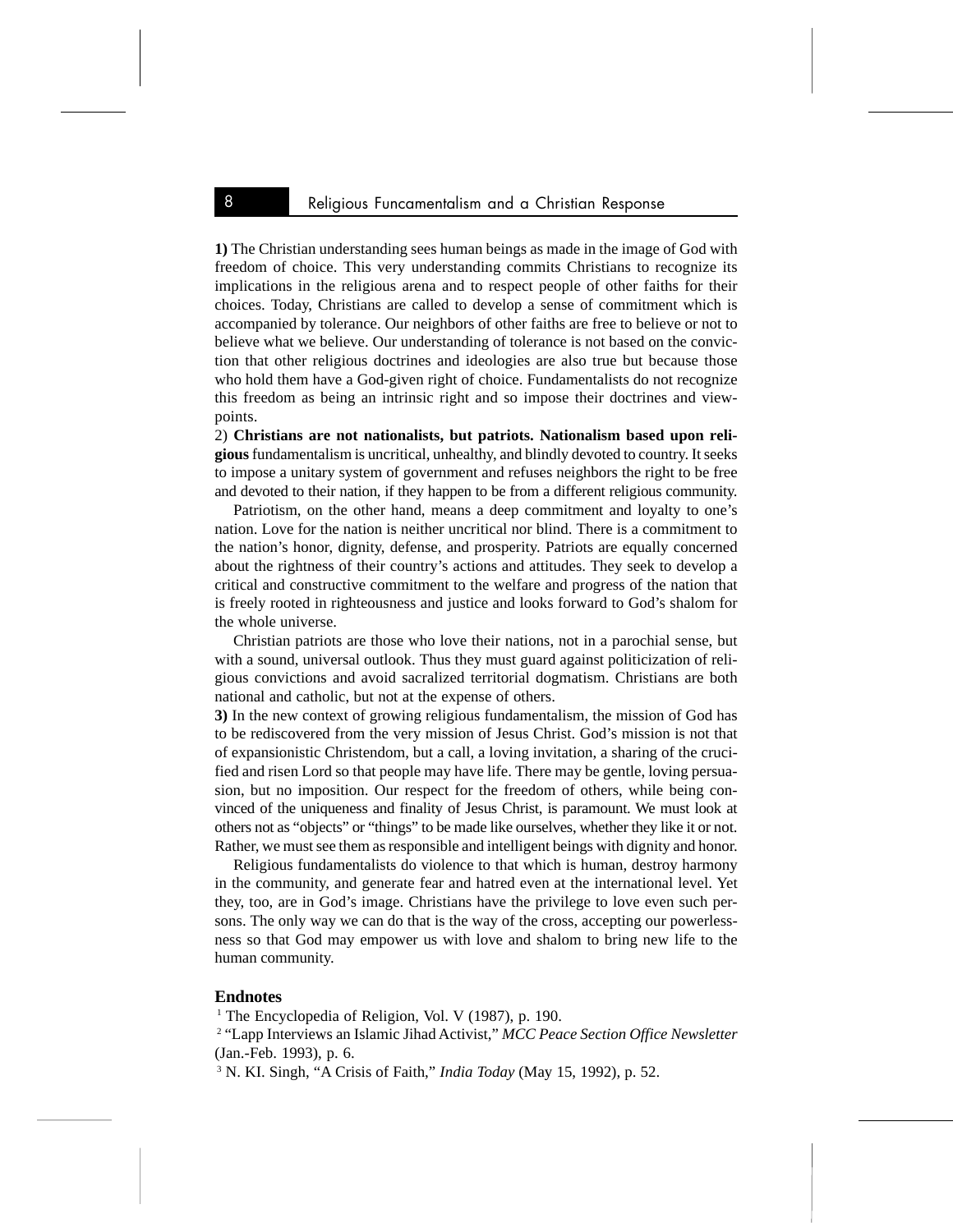**1)** The Christian understanding sees human beings as made in the image of God with freedom of choice. This very understanding commits Christians to recognize its implications in the religious arena and to respect people of other faiths for their choices. Today, Christians are called to develop a sense of commitment which is accompanied by tolerance. Our neighbors of other faiths are free to believe or not to believe what we believe. Our understanding of tolerance is not based on the conviction that other religious doctrines and ideologies are also true but because those who hold them have a God-given right of choice. Fundamentalists do not recognize this freedom as being an intrinsic right and so impose their doctrines and viewpoints.

2) **Christians are not nationalists, but patriots. Nationalism based upon religious** fundamentalism is uncritical, unhealthy, and blindly devoted to country. It seeks to impose a unitary system of government and refuses neighbors the right to be free and devoted to their nation, if they happen to be from a different religious community.

Patriotism, on the other hand, means a deep commitment and loyalty to one's nation. Love for the nation is neither uncritical nor blind. There is a commitment to the nation's honor, dignity, defense, and prosperity. Patriots are equally concerned about the rightness of their country's actions and attitudes. They seek to develop a critical and constructive commitment to the welfare and progress of the nation that is freely rooted in righteousness and justice and looks forward to God's shalom for the whole universe.

Christian patriots are those who love their nations, not in a parochial sense, but with a sound, universal outlook. Thus they must guard against politicization of religious convictions and avoid sacralized territorial dogmatism. Christians are both national and catholic, but not at the expense of others.

**3)** In the new context of growing religious fundamentalism, the mission of God has to be rediscovered from the very mission of Jesus Christ. God's mission is not that of expansionistic Christendom, but a call, a loving invitation, a sharing of the crucified and risen Lord so that people may have life. There may be gentle, loving persuasion, but no imposition. Our respect for the freedom of others, while being convinced of the uniqueness and finality of Jesus Christ, is paramount. We must look at others not as "objects" or "things" to be made like ourselves, whether they like it or not. Rather, we must see them as responsible and intelligent beings with dignity and honor.

Religious fundamentalists do violence to that which is human, destroy harmony in the community, and generate fear and hatred even at the international level. Yet they, too, are in God's image. Christians have the privilege to love even such persons. The only way we can do that is the way of the cross, accepting our powerlessness so that God may empower us with love and shalom to bring new life to the human community.

## Endnotes

[1] The Encyclopedia of Religion, Vol. V (1987), p. 190.

[2] "Lapp Interviews an Islamic Jihad Activist," *MCC Peace Section Office Newsletter* (Jan.-Feb. 1993), p. 6.

[3] N. KI. Singh, "A Crisis of Faith," *India Today* (May 15, 1992), p. 52.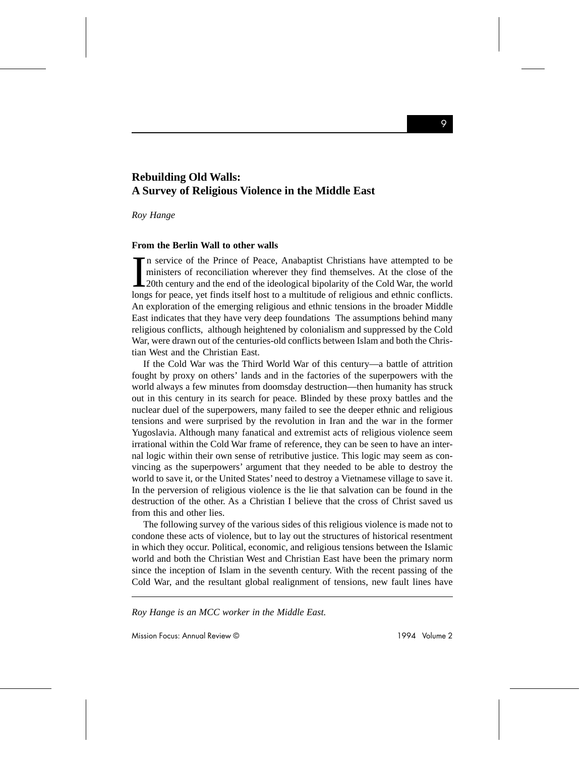# Rebuilding Old Walls: A Survey of Religious Violence in the Middle East

*Roy Hange*

### From the Berlin Wall to other walls

In service of the Prince of Peace, Anabaptist Christians have attempted to be ministers of reconciliation wherever they find themselves. At the close of the 20th century and the end of the ideological bipolarity of the Cold War, the world longs for peace, yet finds itself host to a multitude of religious and ethnic conflicts. An exploration of the emerging religious and ethnic tensions in the broader Middle East indicates that they have very deep foundations The assumptions behind many religious conflicts, although heightened by colonialism and suppressed by the Cold War, were drawn out of the centuries-old conflicts between Islam and both the Christian West and the Christian East.

If the Cold War was the Third World War of this century—a battle of attrition fought by proxy on others' lands and in the factories of the superpowers with the world always a few minutes from doomsday destruction—then humanity has struck out in this century in its search for peace. Blinded by these proxy battles and the nuclear duel of the superpowers, many failed to see the deeper ethnic and religious tensions and were surprised by the revolution in Iran and the war in the former Yugoslavia. Although many fanatical and extremist acts of religious violence seem irrational within the Cold War frame of reference, they can be seen to have an internal logic within their own sense of retributive justice. This logic may seem as convincing as the superpowers' argument that they needed to be able to destroy the world to save it, or the United States' need to destroy a Vietnamese village to save it. In the perversion of religious violence is the lie that salvation can be found in the destruction of the other. As a Christian I believe that the cross of Christ saved us from this and other lies.

The following survey of the various sides of this religious violence is made not to condone these acts of violence, but to lay out the structures of historical resentment in which they occur. Political, economic, and religious tensions between the Islamic world and both the Christian West and Christian East have been the primary norm since the inception of Islam in the seventh century. With the recent passing of the Cold War, and the resultant global realignment of tensions, new fault lines have

---

*Roy Hange is an MCC worker in the Middle East.*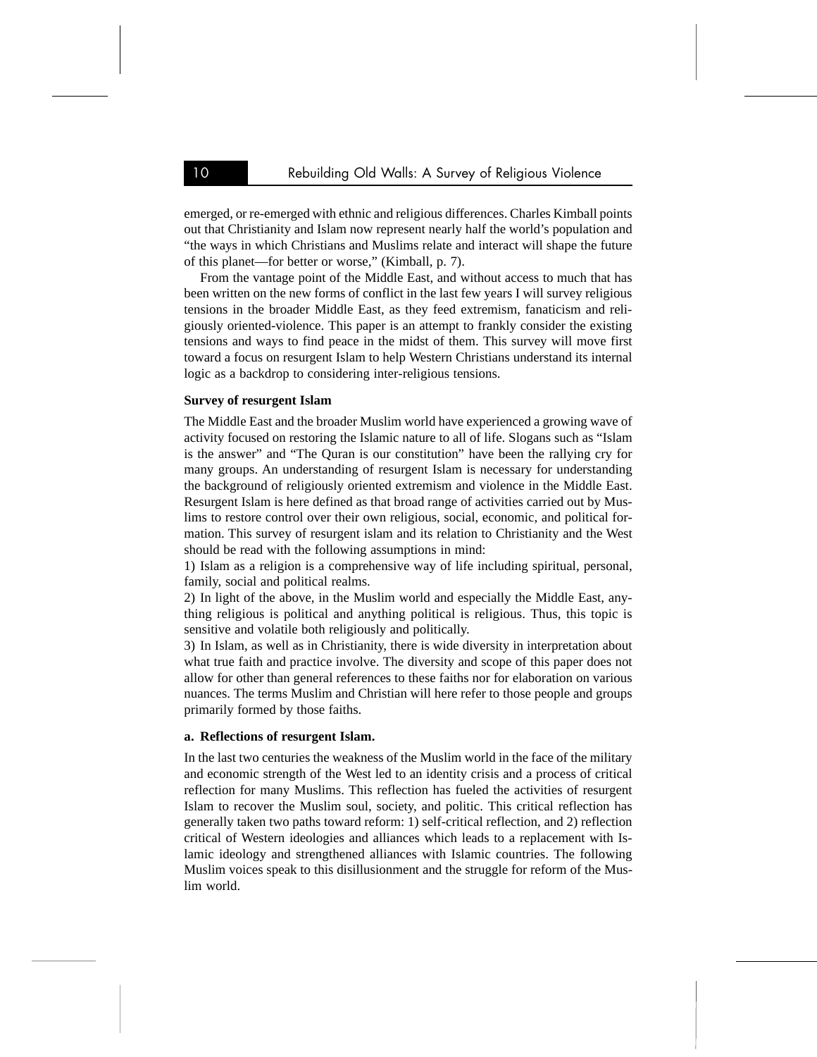emerged, or re-emerged with ethnic and religious differences. Charles Kimball points out that Christianity and Islam now represent nearly half the world's population and "the ways in which Christians and Muslims relate and interact will shape the future of this planet—for better or worse," (Kimball, p. 7).

From the vantage point of the Middle East, and without access to much that has been written on the new forms of conflict in the last few years I will survey religious tensions in the broader Middle East, as they feed extremism, fanaticism and religiously oriented-violence. This paper is an attempt to frankly consider the existing tensions and ways to find peace in the midst of them. This survey will move first toward a focus on resurgent Islam to help Western Christians understand its internal logic as a backdrop to considering inter-religious tensions.

**Survey of resurgent Islam**

The Middle East and the broader Muslim world have experienced a growing wave of activity focused on restoring the Islamic nature to all of life. Slogans such as "Islam is the answer" and "The Quran is our constitution" have been the rallying cry for many groups. An understanding of resurgent Islam is necessary for understanding the background of religiously oriented extremism and violence in the Middle East. Resurgent Islam is here defined as that broad range of activities carried out by Muslims to restore control over their own religious, social, economic, and political formation. This survey of resurgent islam and its relation to Christianity and the West should be read with the following assumptions in mind:

1) Islam as a religion is a comprehensive way of life including spiritual, personal, family, social and political realms.
2) In light of the above, in the Muslim world and especially the Middle East, anything religious is political and anything political is religious. Thus, this topic is sensitive and volatile both religiously and politically.
3) In Islam, as well as in Christianity, there is wide diversity in interpretation about what true faith and practice involve. The diversity and scope of this paper does not allow for other than general references to these faiths nor for elaboration on various nuances. The terms Muslim and Christian will here refer to those people and groups primarily formed by those faiths.

**a. Reflections of resurgent Islam.**

In the last two centuries the weakness of the Muslim world in the face of the military and economic strength of the West led to an identity crisis and a process of critical reflection for many Muslims. This reflection has fueled the activities of resurgent Islam to recover the Muslim soul, society, and politic. This critical reflection has generally taken two paths toward reform: 1) self-critical reflection, and 2) reflection critical of Western ideologies and alliances which leads to a replacement with Islamic ideology and strengthened alliances with Islamic countries. The following Muslim voices speak to this disillusionment and the struggle for reform of the Muslim world.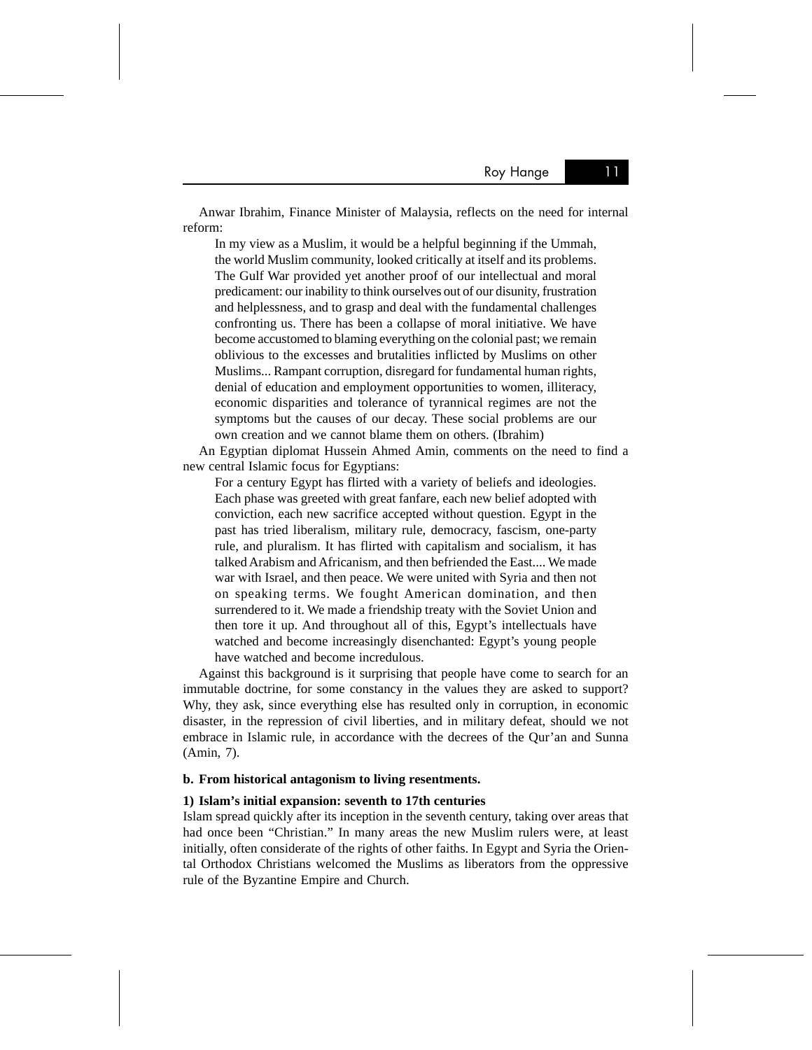Anwar Ibrahim, Finance Minister of Malaysia, reflects on the need for internal reform:

> In my view as a Muslim, it would be a helpful beginning if the Ummah, the world Muslim community, looked critically at itself and its problems. The Gulf War provided yet another proof of our intellectual and moral predicament: our inability to think ourselves out of our disunity, frustration and helplessness, and to grasp and deal with the fundamental challenges confronting us. There has been a collapse of moral initiative. We have become accustomed to blaming everything on the colonial past; we remain oblivious to the excesses and brutalities inflicted by Muslims on other Muslims... Rampant corruption, disregard for fundamental human rights, denial of education and employment opportunities to women, illiteracy, economic disparities and tolerance of tyrannical regimes are not the symptoms but the causes of our decay. These social problems are our own creation and we cannot blame them on others. (Ibrahim)

An Egyptian diplomat Hussein Ahmed Amin, comments on the need to find a new central Islamic focus for Egyptians:

> For a century Egypt has flirted with a variety of beliefs and ideologies. Each phase was greeted with great fanfare, each new belief adopted with conviction, each new sacrifice accepted without question. Egypt in the past has tried liberalism, military rule, democracy, fascism, one-party rule, and pluralism. It has flirted with capitalism and socialism, it has talked Arabism and Africanism, and then befriended the East.... We made war with Israel, and then peace. We were united with Syria and then not on speaking terms. We fought American domination, and then surrendered to it. We made a friendship treaty with the Soviet Union and then tore it up. And throughout all of this, Egypt's intellectuals have watched and become increasingly disenchanted: Egypt's young people have watched and become incredulous.

Against this background is it surprising that people have come to search for an immutable doctrine, for some constancy in the values they are asked to support? Why, they ask, since everything else has resulted only in corruption, in economic disaster, in the repression of civil liberties, and in military defeat, should we not embrace in Islamic rule, in accordance with the decrees of the Qur'an and Sunna (Amin, 7).

**b. From historical antagonism to living resentments.**

**1) Islam's initial expansion: seventh to 17th centuries**

Islam spread quickly after its inception in the seventh century, taking over areas that had once been "Christian." In many areas the new Muslim rulers were, at least initially, often considerate of the rights of other faiths. In Egypt and Syria the Oriental Orthodox Christians welcomed the Muslims as liberators from the oppressive rule of the Byzantine Empire and Church.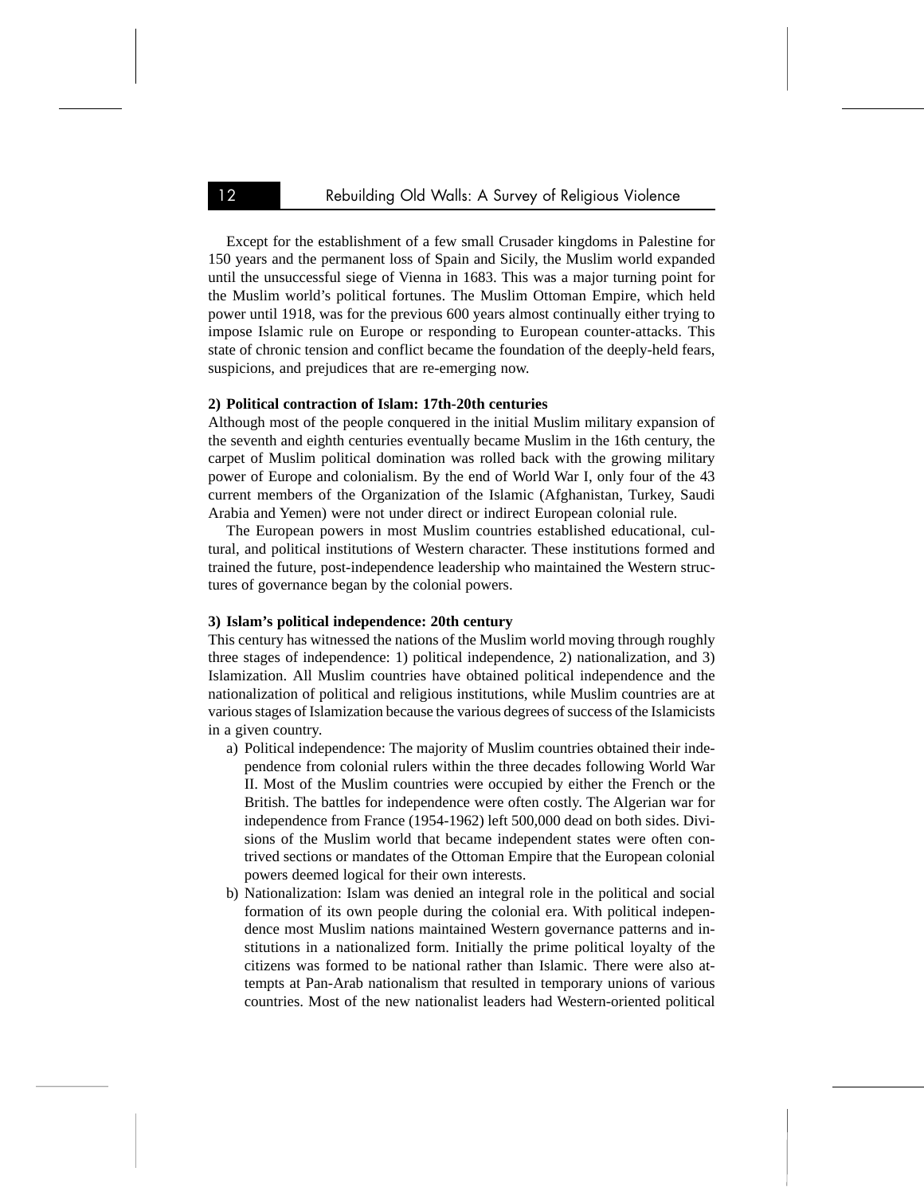Except for the establishment of a few small Crusader kingdoms in Palestine for 150 years and the permanent loss of Spain and Sicily, the Muslim world expanded until the unsuccessful siege of Vienna in 1683. This was a major turning point for the Muslim world's political fortunes. The Muslim Ottoman Empire, which held power until 1918, was for the previous 600 years almost continually either trying to impose Islamic rule on Europe or responding to European counter-attacks. This state of chronic tension and conflict became the foundation of the deeply-held fears, suspicions, and prejudices that are re-emerging now.

**2) Political contraction of Islam: 17th-20th centuries**

Although most of the people conquered in the initial Muslim military expansion of the seventh and eighth centuries eventually became Muslim in the 16th century, the carpet of Muslim political domination was rolled back with the growing military power of Europe and colonialism. By the end of World War I, only four of the 43 current members of the Organization of the Islamic (Afghanistan, Turkey, Saudi Arabia and Yemen) were not under direct or indirect European colonial rule.

The European powers in most Muslim countries established educational, cultural, and political institutions of Western character. These institutions formed and trained the future, post-independence leadership who maintained the Western structures of governance began by the colonial powers.

**3) Islam's political independence: 20th century**

This century has witnessed the nations of the Muslim world moving through roughly three stages of independence: 1) political independence, 2) nationalization, and 3) Islamization. All Muslim countries have obtained political independence and the nationalization of political and religious institutions, while Muslim countries are at various stages of Islamization because the various degrees of success of the Islamicists in a given country.

a) Political independence: The majority of Muslim countries obtained their independence from colonial rulers within the three decades following World War II. Most of the Muslim countries were occupied by either the French or the British. The battles for independence were often costly. The Algerian war for independence from France (1954-1962) left 500,000 dead on both sides. Divisions of the Muslim world that became independent states were often contrived sections or mandates of the Ottoman Empire that the European colonial powers deemed logical for their own interests.

b) Nationalization: Islam was denied an integral role in the political and social formation of its own people during the colonial era. With political independence most Muslim nations maintained Western governance patterns and institutions in a nationalized form. Initially the prime political loyalty of the citizens was formed to be national rather than Islamic. There were also attempts at Pan-Arab nationalism that resulted in temporary unions of various countries. Most of the new nationalist leaders had Western-oriented political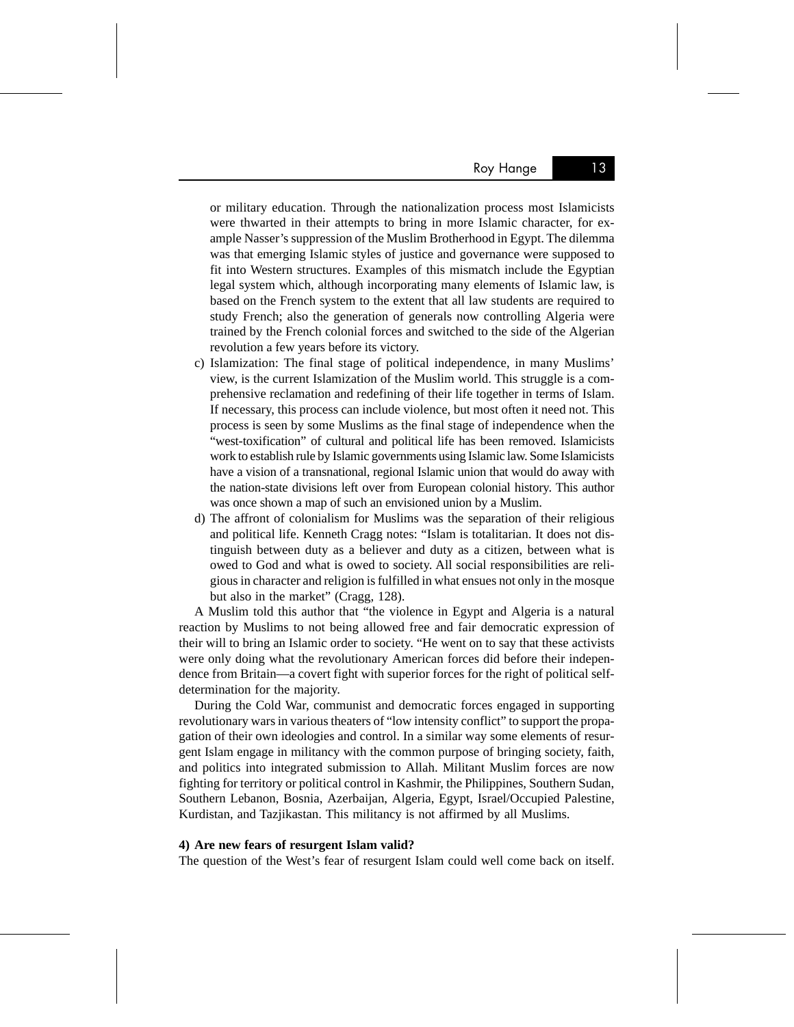or military education. Through the nationalization process most Islamicists were thwarted in their attempts to bring in more Islamic character, for example Nasser's suppression of the Muslim Brotherhood in Egypt. The dilemma was that emerging Islamic styles of justice and governance were supposed to fit into Western structures. Examples of this mismatch include the Egyptian legal system which, although incorporating many elements of Islamic law, is based on the French system to the extent that all law students are required to study French; also the generation of generals now controlling Algeria were trained by the French colonial forces and switched to the side of the Algerian revolution a few years before its victory.

c) Islamization: The final stage of political independence, in many Muslims' view, is the current Islamization of the Muslim world. This struggle is a comprehensive reclamation and redefining of their life together in terms of Islam. If necessary, this process can include violence, but most often it need not. This process is seen by some Muslims as the final stage of independence when the "west-toxification" of cultural and political life has been removed. Islamicists work to establish rule by Islamic governments using Islamic law. Some Islamicists have a vision of a transnational, regional Islamic union that would do away with the nation-state divisions left over from European colonial history. This author was once shown a map of such an envisioned union by a Muslim.

d) The affront of colonialism for Muslims was the separation of their religious and political life. Kenneth Cragg notes: "Islam is totalitarian. It does not distinguish between duty as a believer and duty as a citizen, between what is owed to God and what is owed to society. All social responsibilities are religious in character and religion is fulfilled in what ensues not only in the mosque but also in the market" (Cragg, 128).

A Muslim told this author that "the violence in Egypt and Algeria is a natural reaction by Muslims to not being allowed free and fair democratic expression of their will to bring an Islamic order to society. "He went on to say that these activists were only doing what the revolutionary American forces did before their independence from Britain—a covert fight with superior forces for the right of political self-determination for the majority.

During the Cold War, communist and democratic forces engaged in supporting revolutionary wars in various theaters of "low intensity conflict" to support the propagation of their own ideologies and control. In a similar way some elements of resurgent Islam engage in militancy with the common purpose of bringing society, faith, and politics into integrated submission to Allah. Militant Muslim forces are now fighting for territory or political control in Kashmir, the Philippines, Southern Sudan, Southern Lebanon, Bosnia, Azerbaijan, Algeria, Egypt, Israel/Occupied Palestine, Kurdistan, and Tazjikastan. This militancy is not affirmed by all Muslims.

**4) Are new fears of resurgent Islam valid?**

The question of the West's fear of resurgent Islam could well come back on itself.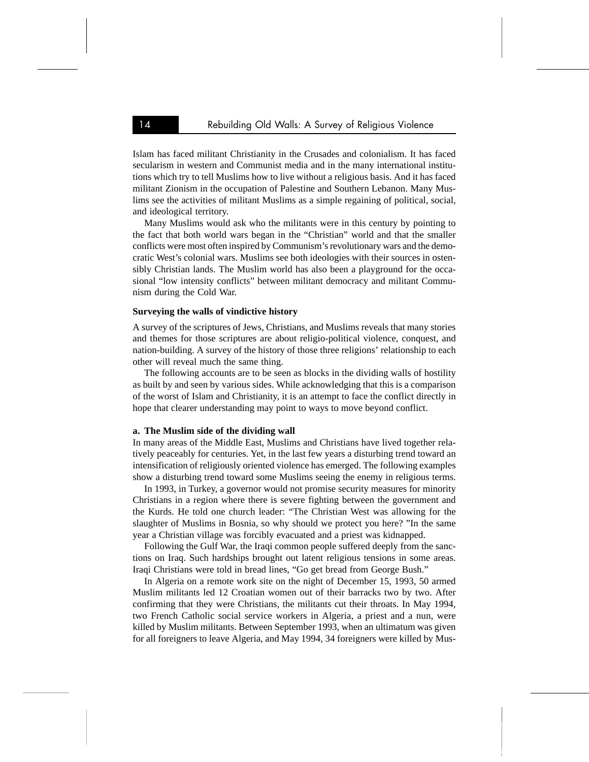Islam has faced militant Christianity in the Crusades and colonialism. It has faced secularism in western and Communist media and in the many international institutions which try to tell Muslims how to live without a religious basis. And it has faced militant Zionism in the occupation of Palestine and Southern Lebanon. Many Muslims see the activities of militant Muslims as a simple regaining of political, social, and ideological territory.

Many Muslims would ask who the militants were in this century by pointing to the fact that both world wars began in the "Christian" world and that the smaller conflicts were most often inspired by Communism's revolutionary wars and the democratic West's colonial wars. Muslims see both ideologies with their sources in ostensibly Christian lands. The Muslim world has also been a playground for the occasional "low intensity conflicts" between militant democracy and militant Communism during the Cold War.

**Surveying the walls of vindictive history**

A survey of the scriptures of Jews, Christians, and Muslims reveals that many stories and themes for those scriptures are about religio-political violence, conquest, and nation-building. A survey of the history of those three religions' relationship to each other will reveal much the same thing.

The following accounts are to be seen as blocks in the dividing walls of hostility as built by and seen by various sides. While acknowledging that this is a comparison of the worst of Islam and Christianity, it is an attempt to face the conflict directly in hope that clearer understanding may point to ways to move beyond conflict.

**a. The Muslim side of the dividing wall**

In many areas of the Middle East, Muslims and Christians have lived together relatively peaceably for centuries. Yet, in the last few years a disturbing trend toward an intensification of religiously oriented violence has emerged. The following examples show a disturbing trend toward some Muslims seeing the enemy in religious terms.

In 1993, in Turkey, a governor would not promise security measures for minority Christians in a region where there is severe fighting between the government and the Kurds. He told one church leader: "The Christian West was allowing for the slaughter of Muslims in Bosnia, so why should we protect you here? "In the same year a Christian village was forcibly evacuated and a priest was kidnapped.

Following the Gulf War, the Iraqi common people suffered deeply from the sanctions on Iraq. Such hardships brought out latent religious tensions in some areas. Iraqi Christians were told in bread lines, "Go get bread from George Bush."

In Algeria on a remote work site on the night of December 15, 1993, 50 armed Muslim militants led 12 Croatian women out of their barracks two by two. After confirming that they were Christians, the militants cut their throats. In May 1994, two French Catholic social service workers in Algeria, a priest and a nun, were killed by Muslim militants. Between September 1993, when an ultimatum was given for all foreigners to leave Algeria, and May 1994, 34 foreigners were killed by Mus-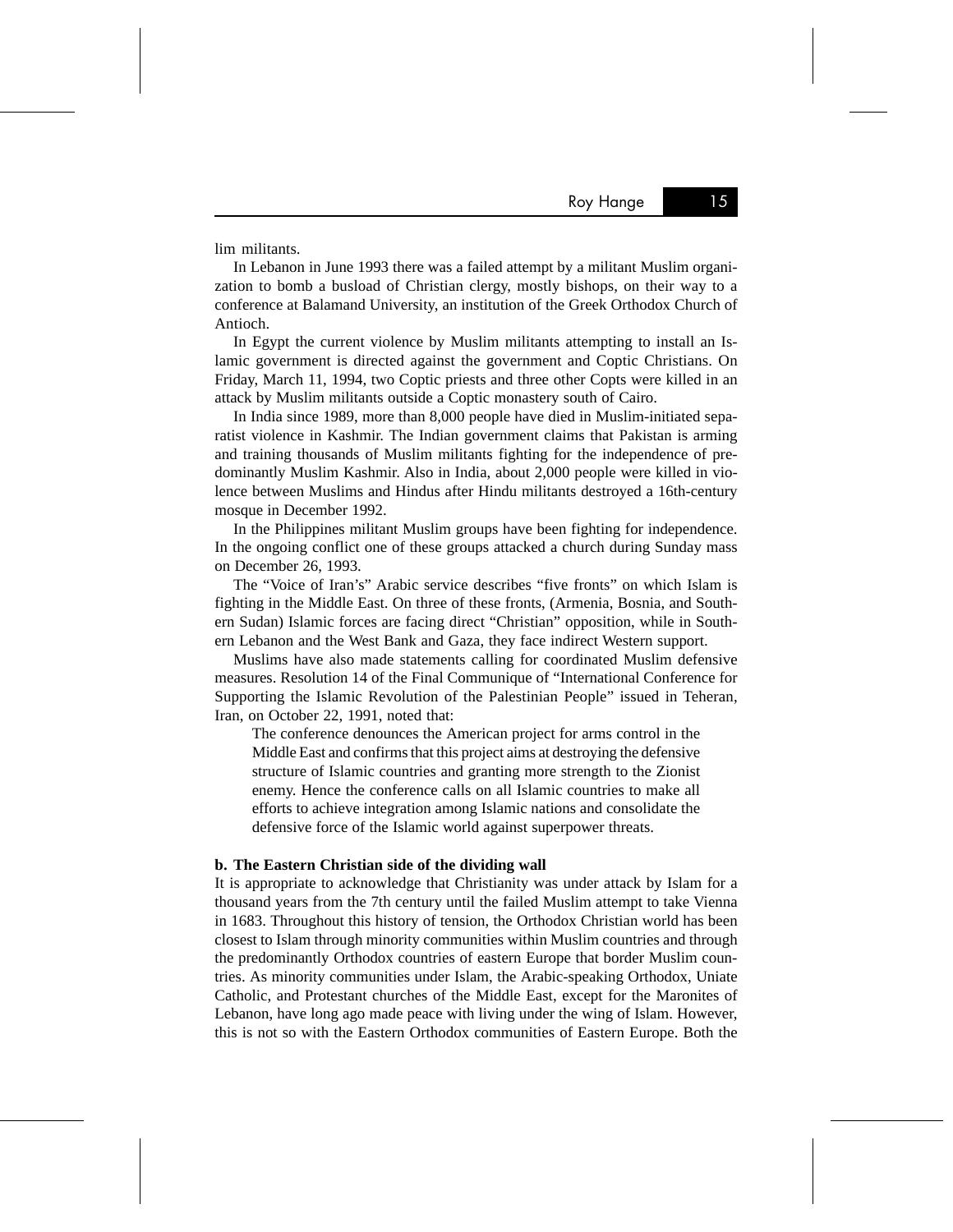lim militants.

In Lebanon in June 1993 there was a failed attempt by a militant Muslim organization to bomb a busload of Christian clergy, mostly bishops, on their way to a conference at Balamand University, an institution of the Greek Orthodox Church of Antioch.

In Egypt the current violence by Muslim militants attempting to install an Islamic government is directed against the government and Coptic Christians. On Friday, March 11, 1994, two Coptic priests and three other Copts were killed in an attack by Muslim militants outside a Coptic monastery south of Cairo.

In India since 1989, more than 8,000 people have died in Muslim-initiated separatist violence in Kashmir. The Indian government claims that Pakistan is arming and training thousands of Muslim militants fighting for the independence of predominantly Muslim Kashmir. Also in India, about 2,000 people were killed in violence between Muslims and Hindus after Hindu militants destroyed a 16th-century mosque in December 1992.

In the Philippines militant Muslim groups have been fighting for independence. In the ongoing conflict one of these groups attacked a church during Sunday mass on December 26, 1993.

The "Voice of Iran's" Arabic service describes "five fronts" on which Islam is fighting in the Middle East. On three of these fronts, (Armenia, Bosnia, and Southern Sudan) Islamic forces are facing direct "Christian" opposition, while in Southern Lebanon and the West Bank and Gaza, they face indirect Western support.

Muslims have also made statements calling for coordinated Muslim defensive measures. Resolution 14 of the Final Communique of "International Conference for Supporting the Islamic Revolution of the Palestinian People" issued in Teheran, Iran, on October 22, 1991, noted that:

> The conference denounces the American project for arms control in the Middle East and confirms that this project aims at destroying the defensive structure of Islamic countries and granting more strength to the Zionist enemy. Hence the conference calls on all Islamic countries to make all efforts to achieve integration among Islamic nations and consolidate the defensive force of the Islamic world against superpower threats.

**b. The Eastern Christian side of the dividing wall**

It is appropriate to acknowledge that Christianity was under attack by Islam for a thousand years from the 7th century until the failed Muslim attempt to take Vienna in 1683. Throughout this history of tension, the Orthodox Christian world has been closest to Islam through minority communities within Muslim countries and through the predominantly Orthodox countries of eastern Europe that border Muslim countries. As minority communities under Islam, the Arabic-speaking Orthodox, Uniate Catholic, and Protestant churches of the Middle East, except for the Maronites of Lebanon, have long ago made peace with living under the wing of Islam. However, this is not so with the Eastern Orthodox communities of Eastern Europe. Both the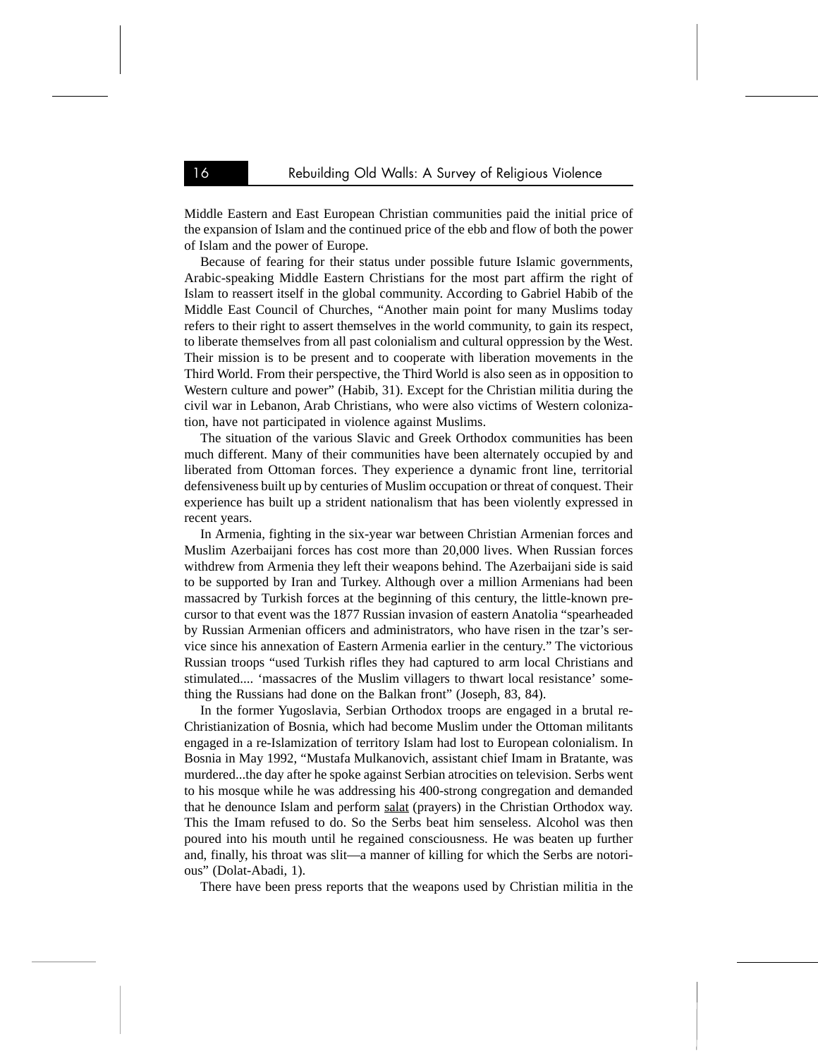Middle Eastern and East European Christian communities paid the initial price of the expansion of Islam and the continued price of the ebb and flow of both the power of Islam and the power of Europe.

Because of fearing for their status under possible future Islamic governments, Arabic-speaking Middle Eastern Christians for the most part affirm the right of Islam to reassert itself in the global community. According to Gabriel Habib of the Middle East Council of Churches, "Another main point for many Muslims today refers to their right to assert themselves in the world community, to gain its respect, to liberate themselves from all past colonialism and cultural oppression by the West. Their mission is to be present and to cooperate with liberation movements in the Third World. From their perspective, the Third World is also seen as in opposition to Western culture and power" (Habib, 31). Except for the Christian militia during the civil war in Lebanon, Arab Christians, who were also victims of Western colonization, have not participated in violence against Muslims.

The situation of the various Slavic and Greek Orthodox communities has been much different. Many of their communities have been alternately occupied by and liberated from Ottoman forces. They experience a dynamic front line, territorial defensiveness built up by centuries of Muslim occupation or threat of conquest. Their experience has built up a strident nationalism that has been violently expressed in recent years.

In Armenia, fighting in the six-year war between Christian Armenian forces and Muslim Azerbaijani forces has cost more than 20,000 lives. When Russian forces withdrew from Armenia they left their weapons behind. The Azerbaijani side is said to be supported by Iran and Turkey. Although over a million Armenians had been massacred by Turkish forces at the beginning of this century, the little-known precursor to that event was the 1877 Russian invasion of eastern Anatolia "spearheaded by Russian Armenian officers and administrators, who have risen in the tzar's service since his annexation of Eastern Armenia earlier in the century." The victorious Russian troops "used Turkish rifles they had captured to arm local Christians and stimulated.... 'massacres of the Muslim villagers to thwart local resistance' something the Russians had done on the Balkan front" (Joseph, 83, 84).

In the former Yugoslavia, Serbian Orthodox troops are engaged in a brutal re-Christianization of Bosnia, which had become Muslim under the Ottoman militants engaged in a re-Islamization of territory Islam had lost to European colonialism. In Bosnia in May 1992, "Mustafa Mulkanovich, assistant chief Imam in Bratante, was murdered...the day after he spoke against Serbian atrocities on television. Serbs went to his mosque while he was addressing his 400-strong congregation and demanded that he denounce Islam and perform salat (prayers) in the Christian Orthodox way. This the Imam refused to do. So the Serbs beat him senseless. Alcohol was then poured into his mouth until he regained consciousness. He was beaten up further and, finally, his throat was slit—a manner of killing for which the Serbs are notorious" (Dolat-Abadi, 1).

There have been press reports that the weapons used by Christian militia in the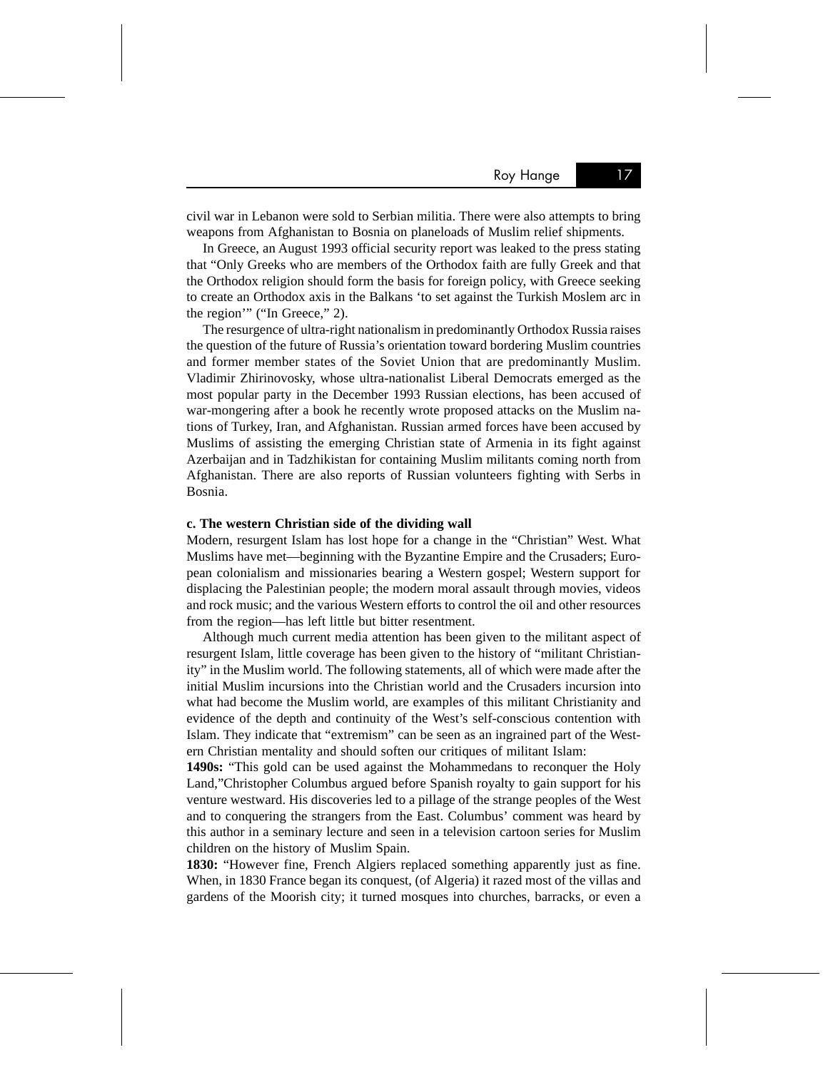civil war in Lebanon were sold to Serbian militia. There were also attempts to bring weapons from Afghanistan to Bosnia on planeloads of Muslim relief shipments.

In Greece, an August 1993 official security report was leaked to the press stating that "Only Greeks who are members of the Orthodox faith are fully Greek and that the Orthodox religion should form the basis for foreign policy, with Greece seeking to create an Orthodox axis in the Balkans 'to set against the Turkish Moslem arc in the region'" ("In Greece," 2).

The resurgence of ultra-right nationalism in predominantly Orthodox Russia raises the question of the future of Russia's orientation toward bordering Muslim countries and former member states of the Soviet Union that are predominantly Muslim. Vladimir Zhirinovosky, whose ultra-nationalist Liberal Democrats emerged as the most popular party in the December 1993 Russian elections, has been accused of war-mongering after a book he recently wrote proposed attacks on the Muslim nations of Turkey, Iran, and Afghanistan. Russian armed forces have been accused by Muslims of assisting the emerging Christian state of Armenia in its fight against Azerbaijan and in Tadzhikistan for containing Muslim militants coming north from Afghanistan. There are also reports of Russian volunteers fighting with Serbs in Bosnia.

**c. The western Christian side of the dividing wall**

Modern, resurgent Islam has lost hope for a change in the "Christian" West. What Muslims have met—beginning with the Byzantine Empire and the Crusaders; European colonialism and missionaries bearing a Western gospel; Western support for displacing the Palestinian people; the modern moral assault through movies, videos and rock music; and the various Western efforts to control the oil and other resources from the region—has left little but bitter resentment.

Although much current media attention has been given to the militant aspect of resurgent Islam, little coverage has been given to the history of "militant Christianity" in the Muslim world. The following statements, all of which were made after the initial Muslim incursions into the Christian world and the Crusaders incursion into what had become the Muslim world, are examples of this militant Christianity and evidence of the depth and continuity of the West's self-conscious contention with Islam. They indicate that "extremism" can be seen as an ingrained part of the Western Christian mentality and should soften our critiques of militant Islam:

**1490s:** "This gold can be used against the Mohammedans to reconquer the Holy Land,"Christopher Columbus argued before Spanish royalty to gain support for his venture westward. His discoveries led to a pillage of the strange peoples of the West and to conquering the strangers from the East. Columbus' comment was heard by this author in a seminary lecture and seen in a television cartoon series for Muslim children on the history of Muslim Spain.

**1830:** "However fine, French Algiers replaced something apparently just as fine. When, in 1830 France began its conquest, (of Algeria) it razed most of the villas and gardens of the Moorish city; it turned mosques into churches, barracks, or even a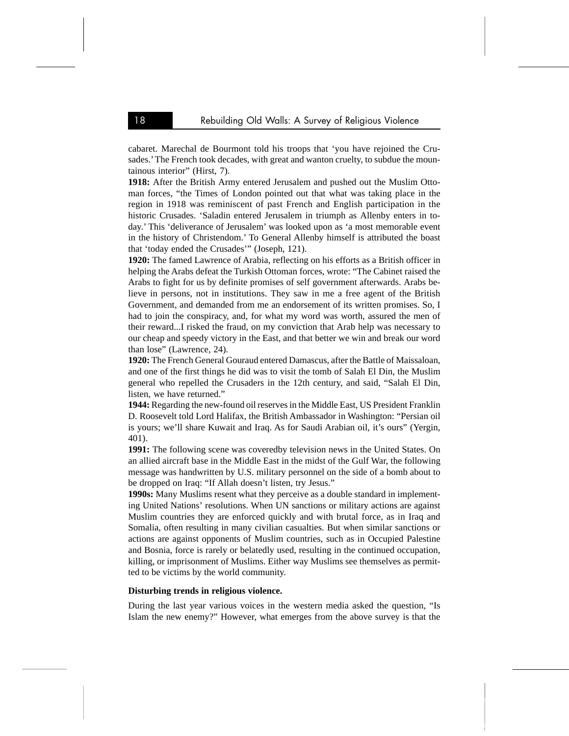cabaret. Marechal de Bourmont told his troops that 'you have rejoined the Crusades.' The French took decades, with great and wanton cruelty, to subdue the mountainous interior" (Hirst, 7).

**1918:** After the British Army entered Jerusalem and pushed out the Muslim Ottoman forces, "the Times of London pointed out that what was taking place in the region in 1918 was reminiscent of past French and English participation in the historic Crusades. 'Saladin entered Jerusalem in triumph as Allenby enters in today.' This 'deliverance of Jerusalem' was looked upon as 'a most memorable event in the history of Christendom.' To General Allenby himself is attributed the boast that 'today ended the Crusades'" (Joseph, 121).

**1920:** The famed Lawrence of Arabia, reflecting on his efforts as a British officer in helping the Arabs defeat the Turkish Ottoman forces, wrote: "The Cabinet raised the Arabs to fight for us by definite promises of self government afterwards. Arabs believe in persons, not in institutions. They saw in me a free agent of the British Government, and demanded from me an endorsement of its written promises. So, I had to join the conspiracy, and, for what my word was worth, assured the men of their reward...I risked the fraud, on my conviction that Arab help was necessary to our cheap and speedy victory in the East, and that better we win and break our word than lose" (Lawrence, 24).

**1920:** The French General Gouraud entered Damascus, after the Battle of Maissaloan, and one of the first things he did was to visit the tomb of Salah El Din, the Muslim general who repelled the Crusaders in the 12th century, and said, "Salah El Din, listen, we have returned."

**1944:** Regarding the new-found oil reserves in the Middle East, US President Franklin D. Roosevelt told Lord Halifax, the British Ambassador in Washington: "Persian oil is yours; we'll share Kuwait and Iraq. As for Saudi Arabian oil, it's ours" (Yergin, 401).

**1991:** The following scene was coveredby television news in the United States. On an allied aircraft base in the Middle East in the midst of the Gulf War, the following message was handwritten by U.S. military personnel on the side of a bomb about to be dropped on Iraq: "If Allah doesn't listen, try Jesus."

**1990s:** Many Muslims resent what they perceive as a double standard in implementing United Nations' resolutions. When UN sanctions or military actions are against Muslim countries they are enforced quickly and with brutal force, as in Iraq and Somalia, often resulting in many civilian casualties. But when similar sanctions or actions are against opponents of Muslim countries, such as in Occupied Palestine and Bosnia, force is rarely or belatedly used, resulting in the continued occupation, killing, or imprisonment of Muslims. Either way Muslims see themselves as permitted to be victims by the world community.

**Disturbing trends in religious violence.**

During the last year various voices in the western media asked the question, "Is Islam the new enemy?" However, what emerges from the above survey is that the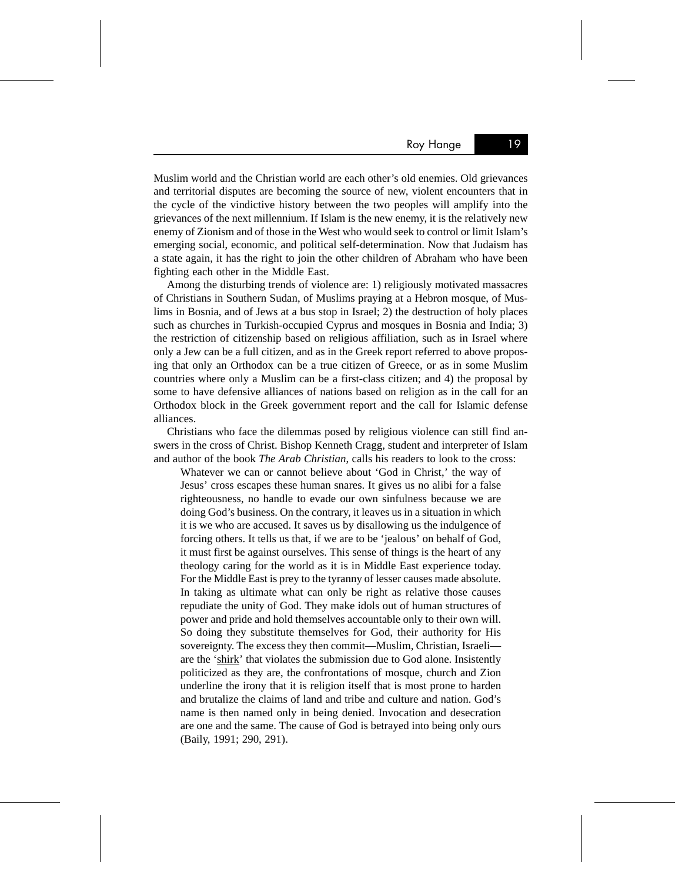Muslim world and the Christian world are each other's old enemies. Old grievances and territorial disputes are becoming the source of new, violent encounters that in the cycle of the vindictive history between the two peoples will amplify into the grievances of the next millennium. If Islam is the new enemy, it is the relatively new enemy of Zionism and of those in the West who would seek to control or limit Islam's emerging social, economic, and political self-determination. Now that Judaism has a state again, it has the right to join the other children of Abraham who have been fighting each other in the Middle East.

Among the disturbing trends of violence are: 1) religiously motivated massacres of Christians in Southern Sudan, of Muslims praying at a Hebron mosque, of Muslims in Bosnia, and of Jews at a bus stop in Israel; 2) the destruction of holy places such as churches in Turkish-occupied Cyprus and mosques in Bosnia and India; 3) the restriction of citizenship based on religious affiliation, such as in Israel where only a Jew can be a full citizen, and as in the Greek report referred to above proposing that only an Orthodox can be a true citizen of Greece, or as in some Muslim countries where only a Muslim can be a first-class citizen; and 4) the proposal by some to have defensive alliances of nations based on religion as in the call for an Orthodox block in the Greek government report and the call for Islamic defense alliances.

Christians who face the dilemmas posed by religious violence can still find answers in the cross of Christ. Bishop Kenneth Cragg, student and interpreter of Islam and author of the book *The Arab Christian*, calls his readers to look to the cross:

> Whatever we can or cannot believe about 'God in Christ,' the way of Jesus' cross escapes these human snares. It gives us no alibi for a false righteousness, no handle to evade our own sinfulness because we are doing God's business. On the contrary, it leaves us in a situation in which it is we who are accused. It saves us by disallowing us the indulgence of forcing others. It tells us that, if we are to be 'jealous' on behalf of God, it must first be against ourselves. This sense of things is the heart of any theology caring for the world as it is in Middle East experience today. For the Middle East is prey to the tyranny of lesser causes made absolute. In taking as ultimate what can only be right as relative those causes repudiate the unity of God. They make idols out of human structures of power and pride and hold themselves accountable only to their own will. So doing they substitute themselves for God, their authority for His sovereignty. The excess they then commit—Muslim, Christian, Israeli—are the '<u>shirk</u>' that violates the submission due to God alone. Insistently politicized as they are, the confrontations of mosque, church and Zion underline the irony that it is religion itself that is most prone to harden and brutalize the claims of land and tribe and culture and nation. God's name is then named only in being denied. Invocation and desecration are one and the same. The cause of God is betrayed into being only ours (Baily, 1991; 290, 291).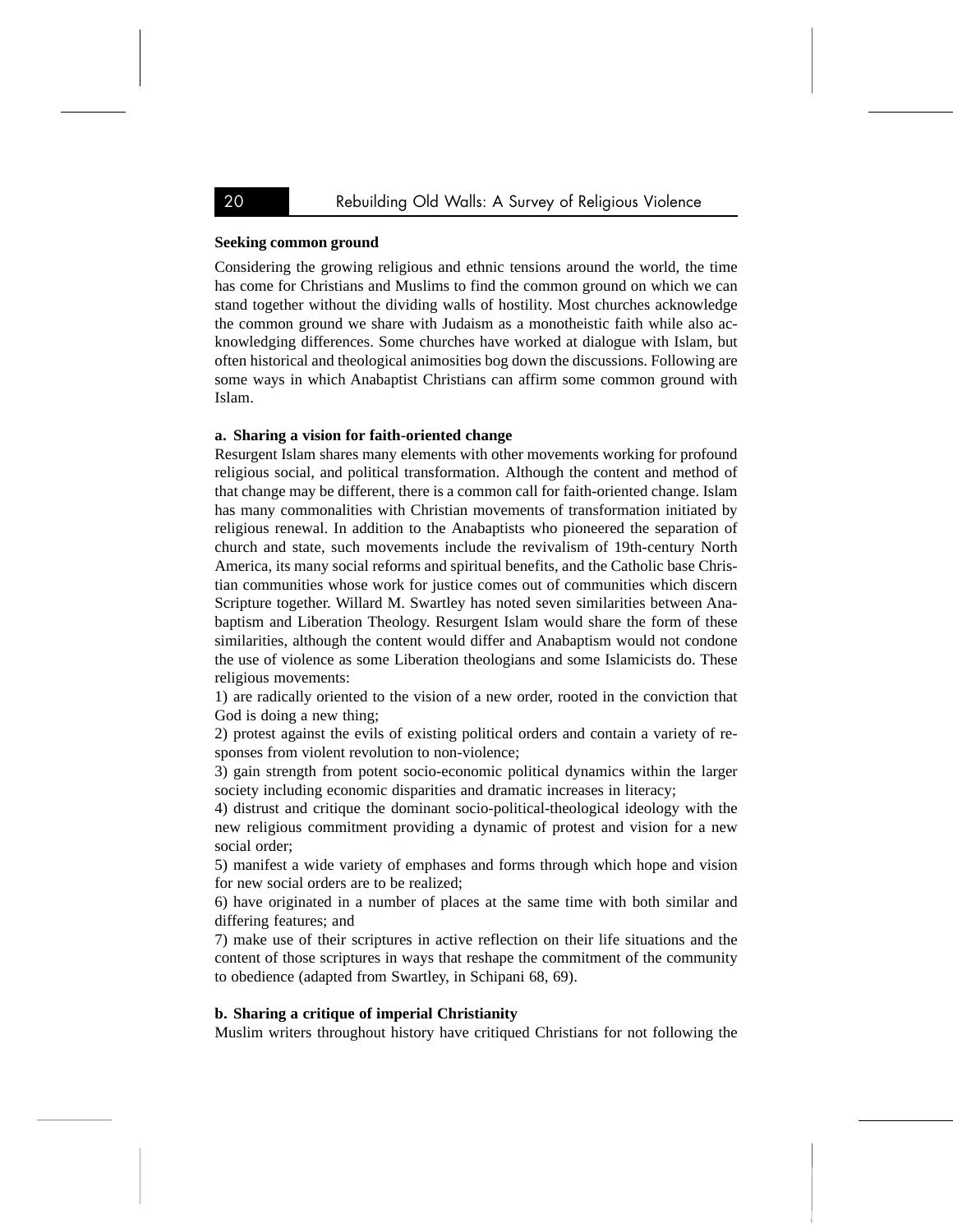**Seeking common ground**

Considering the growing religious and ethnic tensions around the world, the time has come for Christians and Muslims to find the common ground on which we can stand together without the dividing walls of hostility. Most churches acknowledge the common ground we share with Judaism as a monotheistic faith while also acknowledging differences. Some churches have worked at dialogue with Islam, but often historical and theological animosities bog down the discussions. Following are some ways in which Anabaptist Christians can affirm some common ground with Islam.

**a. Sharing a vision for faith-oriented change**

Resurgent Islam shares many elements with other movements working for profound religious social, and political transformation. Although the content and method of that change may be different, there is a common call for faith-oriented change. Islam has many commonalities with Christian movements of transformation initiated by religious renewal. In addition to the Anabaptists who pioneered the separation of church and state, such movements include the revivalism of 19th-century North America, its many social reforms and spiritual benefits, and the Catholic base Christian communities whose work for justice comes out of communities which discern Scripture together. Willard M. Swartley has noted seven similarities between Anabaptism and Liberation Theology. Resurgent Islam would share the form of these similarities, although the content would differ and Anabaptism would not condone the use of violence as some Liberation theologians and some Islamicists do. These religious movements:

1) are radically oriented to the vision of a new order, rooted in the conviction that God is doing a new thing;

2) protest against the evils of existing political orders and contain a variety of responses from violent revolution to non-violence;

3) gain strength from potent socio-economic political dynamics within the larger society including economic disparities and dramatic increases in literacy;

4) distrust and critique the dominant socio-political-theological ideology with the new religious commitment providing a dynamic of protest and vision for a new social order;

5) manifest a wide variety of emphases and forms through which hope and vision for new social orders are to be realized;

6) have originated in a number of places at the same time with both similar and differing features; and

7) make use of their scriptures in active reflection on their life situations and the content of those scriptures in ways that reshape the commitment of the community to obedience (adapted from Swartley, in Schipani 68, 69).

**b. Sharing a critique of imperial Christianity**

Muslim writers throughout history have critiqued Christians for not following the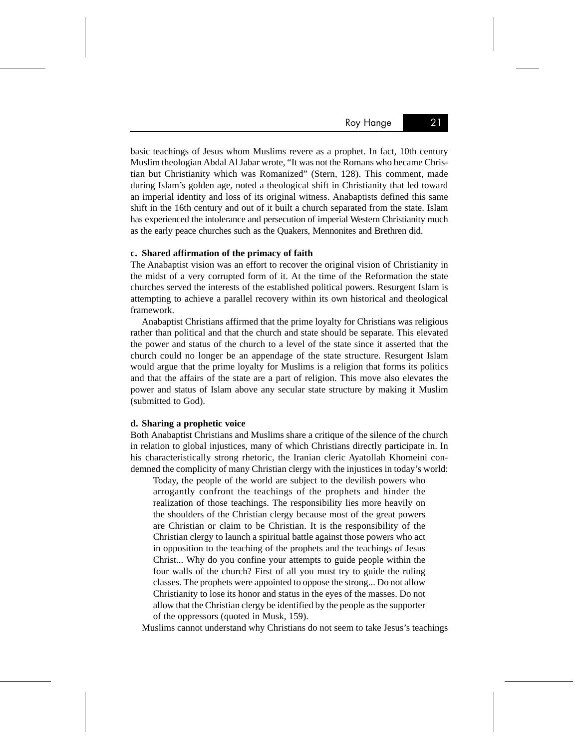basic teachings of Jesus whom Muslims revere as a prophet. In fact, 10th century Muslim theologian Abdal Al Jabar wrote, "It was not the Romans who became Christian but Christianity which was Romanized" (Stern, 128). This comment, made during Islam's golden age, noted a theological shift in Christianity that led toward an imperial identity and loss of its original witness. Anabaptists defined this same shift in the 16th century and out of it built a church separated from the state. Islam has experienced the intolerance and persecution of imperial Western Christianity much as the early peace churches such as the Quakers, Mennonites and Brethren did.

**c. Shared affirmation of the primacy of faith**

The Anabaptist vision was an effort to recover the original vision of Christianity in the midst of a very corrupted form of it. At the time of the Reformation the state churches served the interests of the established political powers. Resurgent Islam is attempting to achieve a parallel recovery within its own historical and theological framework.

Anabaptist Christians affirmed that the prime loyalty for Christians was religious rather than political and that the church and state should be separate. This elevated the power and status of the church to a level of the state since it asserted that the church could no longer be an appendage of the state structure. Resurgent Islam would argue that the prime loyalty for Muslims is a religion that forms its politics and that the affairs of the state are a part of religion. This move also elevates the power and status of Islam above any secular state structure by making it Muslim (submitted to God).

**d. Sharing a prophetic voice**

Both Anabaptist Christians and Muslims share a critique of the silence of the church in relation to global injustices, many of which Christians directly participate in. In his characteristically strong rhetoric, the Iranian cleric Ayatollah Khomeini condemned the complicity of many Christian clergy with the injustices in today's world:

> Today, the people of the world are subject to the devilish powers who arrogantly confront the teachings of the prophets and hinder the realization of those teachings. The responsibility lies more heavily on the shoulders of the Christian clergy because most of the great powers are Christian or claim to be Christian. It is the responsibility of the Christian clergy to launch a spiritual battle against those powers who act in opposition to the teaching of the prophets and the teachings of Jesus Christ... Why do you confine your attempts to guide people within the four walls of the church? First of all you must try to guide the ruling classes. The prophets were appointed to oppose the strong... Do not allow Christianity to lose its honor and status in the eyes of the masses. Do not allow that the Christian clergy be identified by the people as the supporter of the oppressors (quoted in Musk, 159).

Muslims cannot understand why Christians do not seem to take Jesus's teachings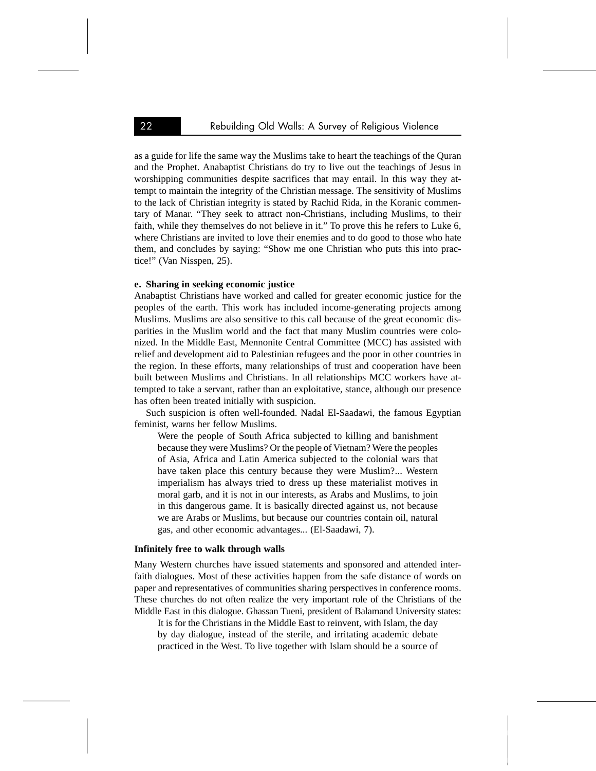as a guide for life the same way the Muslims take to heart the teachings of the Quran and the Prophet. Anabaptist Christians do try to live out the teachings of Jesus in worshipping communities despite sacrifices that may entail. In this way they attempt to maintain the integrity of the Christian message. The sensitivity of Muslims to the lack of Christian integrity is stated by Rachid Rida, in the Koranic commentary of Manar. "They seek to attract non-Christians, including Muslims, to their faith, while they themselves do not believe in it." To prove this he refers to Luke 6, where Christians are invited to love their enemies and to do good to those who hate them, and concludes by saying: "Show me one Christian who puts this into practice!" (Van Nisspen, 25).

**e. Sharing in seeking economic justice**

Anabaptist Christians have worked and called for greater economic justice for the peoples of the earth. This work has included income-generating projects among Muslims. Muslims are also sensitive to this call because of the great economic disparities in the Muslim world and the fact that many Muslim countries were colonized. In the Middle East, Mennonite Central Committee (MCC) has assisted with relief and development aid to Palestinian refugees and the poor in other countries in the region. In these efforts, many relationships of trust and cooperation have been built between Muslims and Christians. In all relationships MCC workers have attempted to take a servant, rather than an exploitative, stance, although our presence has often been treated initially with suspicion.

Such suspicion is often well-founded. Nadal El-Saadawi, the famous Egyptian feminist, warns her fellow Muslims.

> Were the people of South Africa subjected to killing and banishment because they were Muslims? Or the people of Vietnam? Were the peoples of Asia, Africa and Latin America subjected to the colonial wars that have taken place this century because they were Muslim?... Western imperialism has always tried to dress up these materialist motives in moral garb, and it is not in our interests, as Arabs and Muslims, to join in this dangerous game. It is basically directed against us, not because we are Arabs or Muslims, but because our countries contain oil, natural gas, and other economic advantages... (El-Saadawi, 7).

**Infinitely free to walk through walls**

Many Western churches have issued statements and sponsored and attended interfaith dialogues. Most of these activities happen from the safe distance of words on paper and representatives of communities sharing perspectives in conference rooms. These churches do not often realize the very important role of the Christians of the Middle East in this dialogue. Ghassan Tueni, president of Balamand University states:

> It is for the Christians in the Middle East to reinvent, with Islam, the day by day dialogue, instead of the sterile, and irritating academic debate practiced in the West. To live together with Islam should be a source of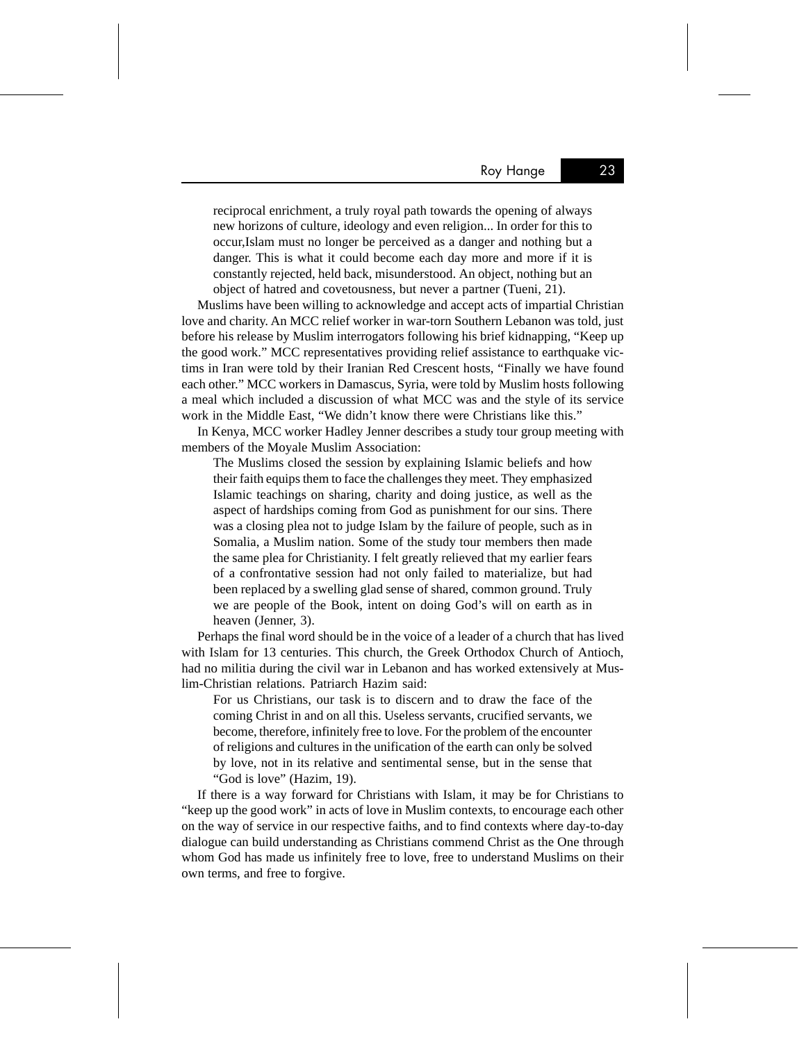> reciprocal enrichment, a truly royal path towards the opening of always new horizons of culture, ideology and even religion... In order for this to occur,Islam must no longer be perceived as a danger and nothing but a danger. This is what it could become each day more and more if it is constantly rejected, held back, misunderstood. An object, nothing but an object of hatred and covetousness, but never a partner (Tueni, 21).

Muslims have been willing to acknowledge and accept acts of impartial Christian love and charity. An MCC relief worker in war-torn Southern Lebanon was told, just before his release by Muslim interrogators following his brief kidnapping, "Keep up the good work." MCC representatives providing relief assistance to earthquake victims in Iran were told by their Iranian Red Crescent hosts, "Finally we have found each other." MCC workers in Damascus, Syria, were told by Muslim hosts following a meal which included a discussion of what MCC was and the style of its service work in the Middle East, "We didn't know there were Christians like this."

In Kenya, MCC worker Hadley Jenner describes a study tour group meeting with members of the Moyale Muslim Association:

> The Muslims closed the session by explaining Islamic beliefs and how their faith equips them to face the challenges they meet. They emphasized Islamic teachings on sharing, charity and doing justice, as well as the aspect of hardships coming from God as punishment for our sins. There was a closing plea not to judge Islam by the failure of people, such as in Somalia, a Muslim nation. Some of the study tour members then made the same plea for Christianity. I felt greatly relieved that my earlier fears of a confrontative session had not only failed to materialize, but had been replaced by a swelling glad sense of shared, common ground. Truly we are people of the Book, intent on doing God's will on earth as in heaven (Jenner, 3).

Perhaps the final word should be in the voice of a leader of a church that has lived with Islam for 13 centuries. This church, the Greek Orthodox Church of Antioch, had no militia during the civil war in Lebanon and has worked extensively at Muslim-Christian relations. Patriarch Hazim said:

> For us Christians, our task is to discern and to draw the face of the coming Christ in and on all this. Useless servants, crucified servants, we become, therefore, infinitely free to love. For the problem of the encounter of religions and cultures in the unification of the earth can only be solved by love, not in its relative and sentimental sense, but in the sense that "God is love" (Hazim, 19).

If there is a way forward for Christians with Islam, it may be for Christians to "keep up the good work" in acts of love in Muslim contexts, to encourage each other on the way of service in our respective faiths, and to find contexts where day-to-day dialogue can build understanding as Christians commend Christ as the One through whom God has made us infinitely free to love, free to understand Muslims on their own terms, and free to forgive.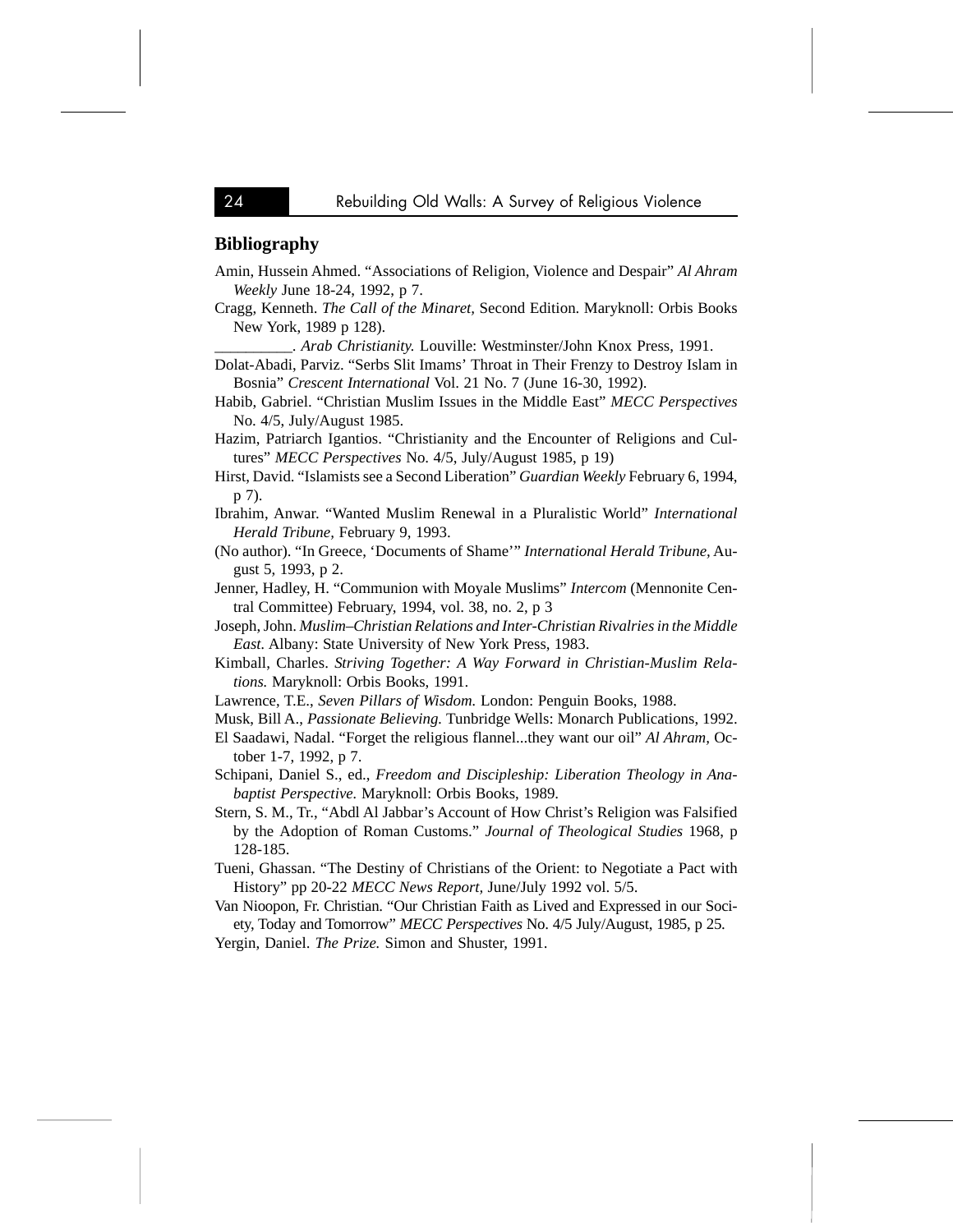## Bibliography

Amin, Hussein Ahmed. "Associations of Religion, Violence and Despair" *Al Ahram Weekly* June 18-24, 1992, p 7.

Cragg, Kenneth. *The Call of the Minaret,* Second Edition. Maryknoll: Orbis Books New York, 1989 p 128).

__________. *Arab Christianity.* Louville: Westminster/John Knox Press, 1991.

Dolat-Abadi, Parviz. "Serbs Slit Imams' Throat in Their Frenzy to Destroy Islam in Bosnia" *Crescent International* Vol. 21 No. 7 (June 16-30, 1992).

Habib, Gabriel. "Christian Muslim Issues in the Middle East" *MECC Perspectives* No. 4/5, July/August 1985.

Hazim, Patriarch Igantios. "Christianity and the Encounter of Religions and Cultures" *MECC Perspectives* No. 4/5, July/August 1985, p 19)

Hirst, David. "Islamists see a Second Liberation" *Guardian Weekly* February 6, 1994, p 7).

Ibrahim, Anwar. "Wanted Muslim Renewal in a Pluralistic World" *International Herald Tribune,* February 9, 1993.

(No author). "In Greece, 'Documents of Shame'" *International Herald Tribune,* August 5, 1993, p 2.

Jenner, Hadley, H. "Communion with Moyale Muslims" *Intercom* (Mennonite Central Committee) February, 1994, vol. 38, no. 2, p 3

Joseph, John. *Muslim–Christian Relations and Inter-Christian Rivalries in the Middle East.* Albany: State University of New York Press, 1983.

Kimball, Charles. *Striving Together: A Way Forward in Christian-Muslim Relations.* Maryknoll: Orbis Books, 1991.

Lawrence, T.E., *Seven Pillars of Wisdom.* London: Penguin Books, 1988.

Musk, Bill A., *Passionate Believing.* Tunbridge Wells: Monarch Publications, 1992.

El Saadawi, Nadal. "Forget the religious flannel...they want our oil" *Al Ahram,* October 1-7, 1992, p 7.

Schipani, Daniel S., ed., *Freedom and Discipleship: Liberation Theology in Anabaptist Perspective.* Maryknoll: Orbis Books, 1989.

Stern, S. M., Tr., "Abdl Al Jabbar's Account of How Christ's Religion was Falsified by the Adoption of Roman Customs." *Journal of Theological Studies* 1968, p 128-185.

Tueni, Ghassan. "The Destiny of Christians of the Orient: to Negotiate a Pact with History" pp 20-22 *MECC News Report,* June/July 1992 vol. 5/5.

Van Nioopon, Fr. Christian. "Our Christian Faith as Lived and Expressed in our Society, Today and Tomorrow" *MECC Perspectives* No. 4/5 July/August, 1985, p 25.

Yergin, Daniel. *The Prize.* Simon and Shuster, 1991.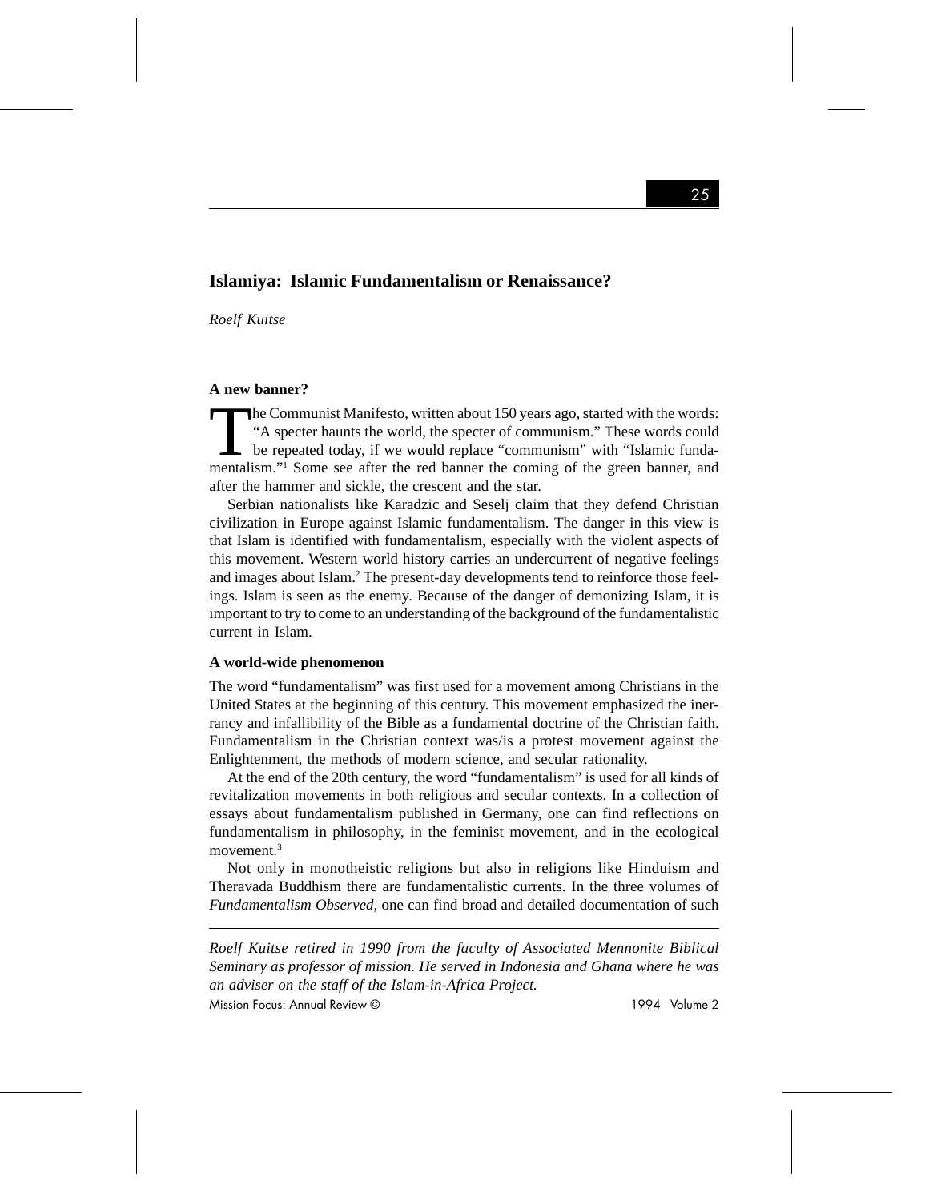## Islamiya: Islamic Fundamentalism or Renaissance?

*Roelf Kuitse*

### A new banner?

The Communist Manifesto, written about 150 years ago, started with the words: "A specter haunts the world, the specter of communism." These words could be repeated today, if we would replace "communism" with "Islamic fundamentalism."[1] Some see after the red banner the coming of the green banner, and after the hammer and sickle, the crescent and the star.

Serbian nationalists like Karadzic and Seselj claim that they defend Christian civilization in Europe against Islamic fundamentalism. The danger in this view is that Islam is identified with fundamentalism, especially with the violent aspects of this movement. Western world history carries an undercurrent of negative feelings and images about Islam.[2] The present-day developments tend to reinforce those feelings. Islam is seen as the enemy. Because of the danger of demonizing Islam, it is important to try to come to an understanding of the background of the fundamentalistic current in Islam.

### A world-wide phenomenon

The word "fundamentalism" was first used for a movement among Christians in the United States at the beginning of this century. This movement emphasized the inerrancy and infallibility of the Bible as a fundamental doctrine of the Christian faith. Fundamentalism in the Christian context was/is a protest movement against the Enlightenment, the methods of modern science, and secular rationality.

At the end of the 20th century, the word "fundamentalism" is used for all kinds of revitalization movements in both religious and secular contexts. In a collection of essays about fundamentalism published in Germany, one can find reflections on fundamentalism in philosophy, in the feminist movement, and in the ecological movement.[3]

Not only in monotheistic religions but also in religions like Hinduism and Theravada Buddhism there are fundamentalistic currents. In the three volumes of *Fundamentalism Observed,* one can find broad and detailed documentation of such

---

*Roelf Kuitse retired in 1990 from the faculty of Associated Mennonite Biblical Seminary as professor of mission. He served in Indonesia and Ghana where he was an adviser on the staff of the Islam-in-Africa Project.*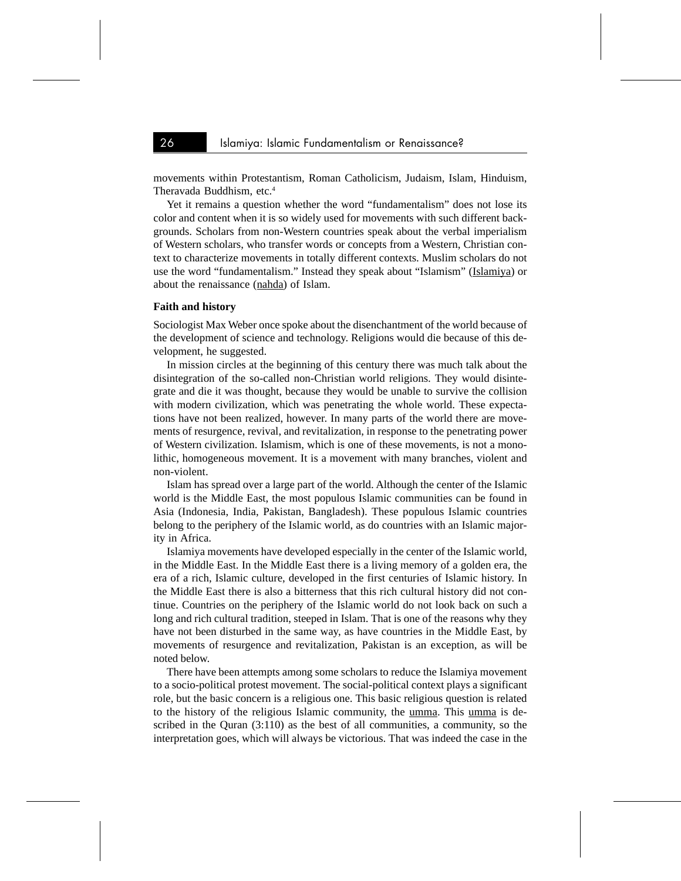movements within Protestantism, Roman Catholicism, Judaism, Islam, Hinduism, Theravada Buddhism, etc.[4]

Yet it remains a question whether the word "fundamentalism" does not lose its color and content when it is so widely used for movements with such different backgrounds. Scholars from non-Western countries speak about the verbal imperialism of Western scholars, who transfer words or concepts from a Western, Christian context to characterize movements in totally different contexts. Muslim scholars do not use the word "fundamentalism." Instead they speak about "Islamism" (Islamiya) or about the renaissance (nahda) of Islam.

**Faith and history**

Sociologist Max Weber once spoke about the disenchantment of the world because of the development of science and technology. Religions would die because of this development, he suggested.

In mission circles at the beginning of this century there was much talk about the disintegration of the so-called non-Christian world religions. They would disintegrate and die it was thought, because they would be unable to survive the collision with modern civilization, which was penetrating the whole world. These expectations have not been realized, however. In many parts of the world there are movements of resurgence, revival, and revitalization, in response to the penetrating power of Western civilization. Islamism, which is one of these movements, is not a monolithic, homogeneous movement. It is a movement with many branches, violent and non-violent.

Islam has spread over a large part of the world. Although the center of the Islamic world is the Middle East, the most populous Islamic communities can be found in Asia (Indonesia, India, Pakistan, Bangladesh). These populous Islamic countries belong to the periphery of the Islamic world, as do countries with an Islamic majority in Africa.

Islamiya movements have developed especially in the center of the Islamic world, in the Middle East. In the Middle East there is a living memory of a golden era, the era of a rich, Islamic culture, developed in the first centuries of Islamic history. In the Middle East there is also a bitterness that this rich cultural history did not continue. Countries on the periphery of the Islamic world do not look back on such a long and rich cultural tradition, steeped in Islam. That is one of the reasons why they have not been disturbed in the same way, as have countries in the Middle East, by movements of resurgence and revitalization, Pakistan is an exception, as will be noted below.

There have been attempts among some scholars to reduce the Islamiya movement to a socio-political protest movement. The social-political context plays a significant role, but the basic concern is a religious one. This basic religious question is related to the history of the religious Islamic community, the umma. This umma is described in the Quran (3:110) as the best of all communities, a community, so the interpretation goes, which will always be victorious. That was indeed the case in the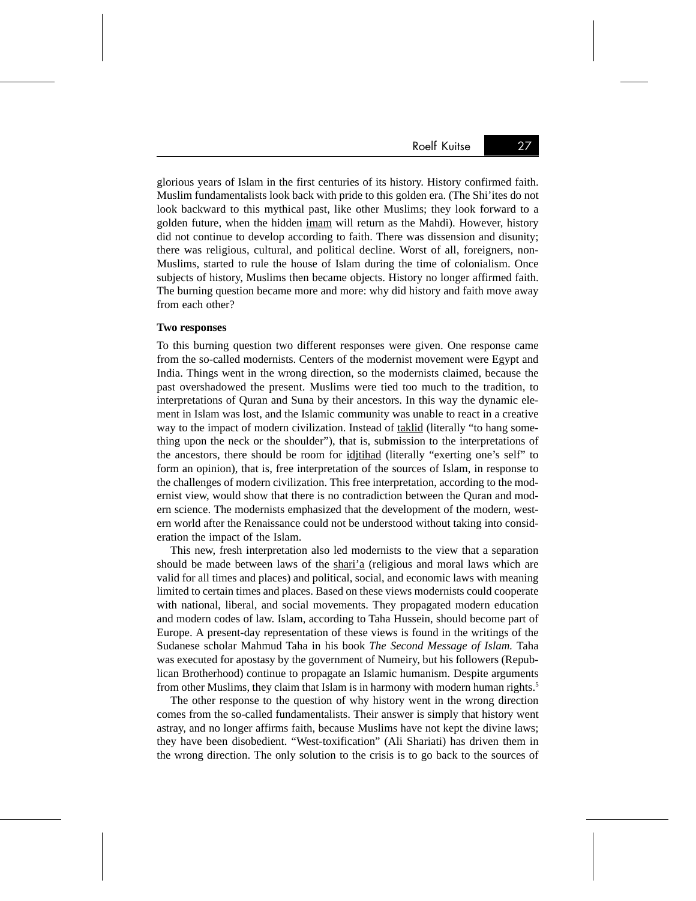glorious years of Islam in the first centuries of its history. History confirmed faith. Muslim fundamentalists look back with pride to this golden era. (The Shi'ites do not look backward to this mythical past, like other Muslims; they look forward to a golden future, when the hidden imam will return as the Mahdi). However, history did not continue to develop according to faith. There was dissension and disunity; there was religious, cultural, and political decline. Worst of all, foreigners, non-Muslims, started to rule the house of Islam during the time of colonialism. Once subjects of history, Muslims then became objects. History no longer affirmed faith. The burning question became more and more: why did history and faith move away from each other?

**Two responses**

To this burning question two different responses were given. One response came from the so-called modernists. Centers of the modernist movement were Egypt and India. Things went in the wrong direction, so the modernists claimed, because the past overshadowed the present. Muslims were tied too much to the tradition, to interpretations of Quran and Suna by their ancestors. In this way the dynamic element in Islam was lost, and the Islamic community was unable to react in a creative way to the impact of modern civilization. Instead of taklid (literally "to hang something upon the neck or the shoulder"), that is, submission to the interpretations of the ancestors, there should be room for idjtihad (literally "exerting one's self" to form an opinion), that is, free interpretation of the sources of Islam, in response to the challenges of modern civilization. This free interpretation, according to the modernist view, would show that there is no contradiction between the Quran and modern science. The modernists emphasized that the development of the modern, western world after the Renaissance could not be understood without taking into consideration the impact of the Islam.

This new, fresh interpretation also led modernists to the view that a separation should be made between laws of the shari'a (religious and moral laws which are valid for all times and places) and political, social, and economic laws with meaning limited to certain times and places. Based on these views modernists could cooperate with national, liberal, and social movements. They propagated modern education and modern codes of law. Islam, according to Taha Hussein, should become part of Europe. A present-day representation of these views is found in the writings of the Sudanese scholar Mahmud Taha in his book *The Second Message of Islam.* Taha was executed for apostasy by the government of Numeiry, but his followers (Republican Brotherhood) continue to propagate an Islamic humanism. Despite arguments from other Muslims, they claim that Islam is in harmony with modern human rights.[5]

The other response to the question of why history went in the wrong direction comes from the so-called fundamentalists. Their answer is simply that history went astray, and no longer affirms faith, because Muslims have not kept the divine laws; they have been disobedient. "West-toxification" (Ali Shariati) has driven them in the wrong direction. The only solution to the crisis is to go back to the sources of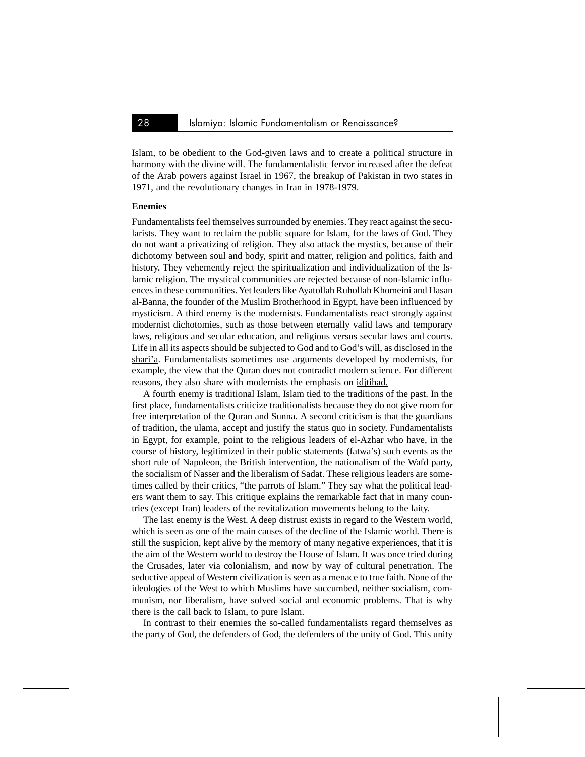Islam, to be obedient to the God-given laws and to create a political structure in harmony with the divine will. The fundamentalistic fervor increased after the defeat of the Arab powers against Israel in 1967, the breakup of Pakistan in two states in 1971, and the revolutionary changes in Iran in 1978-1979.

**Enemies**

Fundamentalists feel themselves surrounded by enemies. They react against the secularists. They want to reclaim the public square for Islam, for the laws of God. They do not want a privatizing of religion. They also attack the mystics, because of their dichotomy between soul and body, spirit and matter, religion and politics, faith and history. They vehemently reject the spiritualization and individualization of the Islamic religion. The mystical communities are rejected because of non-Islamic influences in these communities. Yet leaders like Ayatollah Ruhollah Khomeini and Hasan al-Banna, the founder of the Muslim Brotherhood in Egypt, have been influenced by mysticism. A third enemy is the modernists. Fundamentalists react strongly against modernist dichotomies, such as those between eternally valid laws and temporary laws, religious and secular education, and religious versus secular laws and courts. Life in all its aspects should be subjected to God and to God's will, as disclosed in the shari'a. Fundamentalists sometimes use arguments developed by modernists, for example, the view that the Quran does not contradict modern science. For different reasons, they also share with modernists the emphasis on idjtihad.

A fourth enemy is traditional Islam, Islam tied to the traditions of the past. In the first place, fundamentalists criticize traditionalists because they do not give room for free interpretation of the Quran and Sunna. A second criticism is that the guardians of tradition, the ulama, accept and justify the status quo in society. Fundamentalists in Egypt, for example, point to the religious leaders of el-Azhar who have, in the course of history, legitimized in their public statements (fatwa's) such events as the short rule of Napoleon, the British intervention, the nationalism of the Wafd party, the socialism of Nasser and the liberalism of Sadat. These religious leaders are sometimes called by their critics, "the parrots of Islam." They say what the political leaders want them to say. This critique explains the remarkable fact that in many countries (except Iran) leaders of the revitalization movements belong to the laity.

The last enemy is the West. A deep distrust exists in regard to the Western world, which is seen as one of the main causes of the decline of the Islamic world. There is still the suspicion, kept alive by the memory of many negative experiences, that it is the aim of the Western world to destroy the House of Islam. It was once tried during the Crusades, later via colonialism, and now by way of cultural penetration. The seductive appeal of Western civilization is seen as a menace to true faith. None of the ideologies of the West to which Muslims have succumbed, neither socialism, communism, nor liberalism, have solved social and economic problems. That is why there is the call back to Islam, to pure Islam.

In contrast to their enemies the so-called fundamentalists regard themselves as the party of God, the defenders of God, the defenders of the unity of God. This unity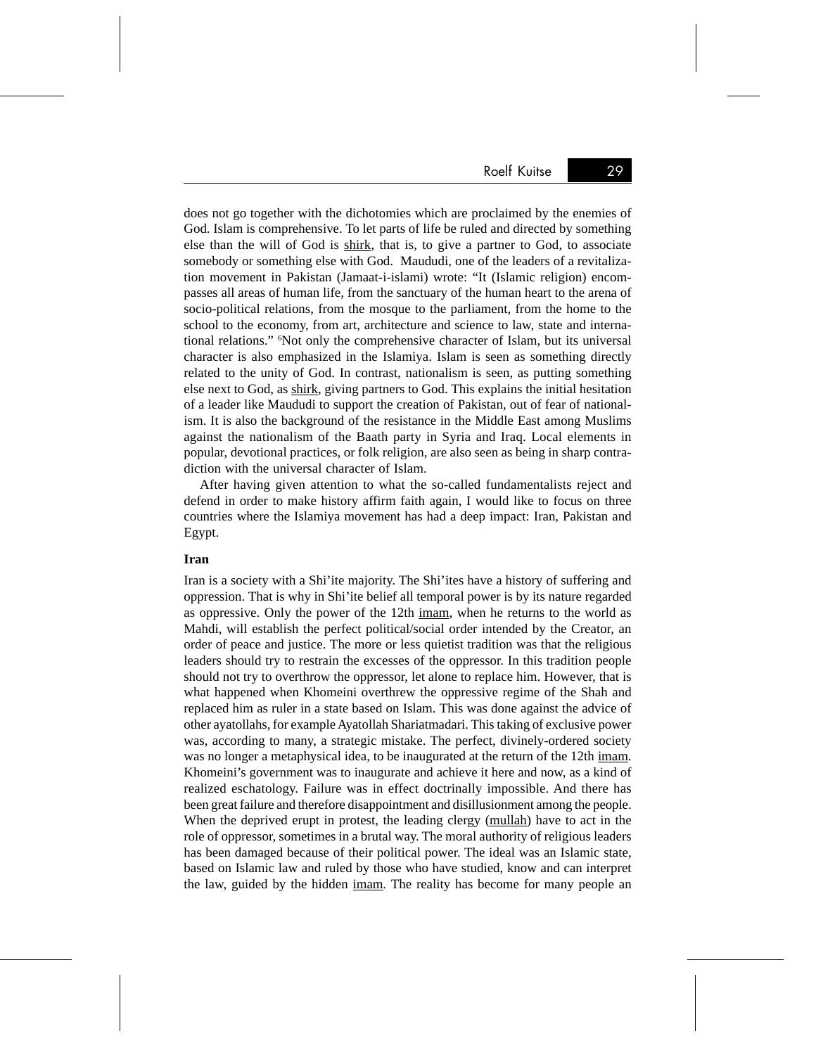does not go together with the dichotomies which are proclaimed by the enemies of God. Islam is comprehensive. To let parts of life be ruled and directed by something else than the will of God is shirk, that is, to give a partner to God, to associate somebody or something else with God. Maududi, one of the leaders of a revitalization movement in Pakistan (Jamaat-i-islami) wrote: "It (Islamic religion) encompasses all areas of human life, from the sanctuary of the human heart to the arena of socio-political relations, from the mosque to the parliament, from the home to the school to the economy, from art, architecture and science to law, state and international relations." [6]Not only the comprehensive character of Islam, but its universal character is also emphasized in the Islamiya. Islam is seen as something directly related to the unity of God. In contrast, nationalism is seen, as putting something else next to God, as shirk, giving partners to God. This explains the initial hesitation of a leader like Maududi to support the creation of Pakistan, out of fear of nationalism. It is also the background of the resistance in the Middle East among Muslims against the nationalism of the Baath party in Syria and Iraq. Local elements in popular, devotional practices, or folk religion, are also seen as being in sharp contradiction with the universal character of Islam.

After having given attention to what the so-called fundamentalists reject and defend in order to make history affirm faith again, I would like to focus on three countries where the Islamiya movement has had a deep impact: Iran, Pakistan and Egypt.

**Iran**

Iran is a society with a Shi'ite majority. The Shi'ites have a history of suffering and oppression. That is why in Shi'ite belief all temporal power is by its nature regarded as oppressive. Only the power of the 12th imam, when he returns to the world as Mahdi, will establish the perfect political/social order intended by the Creator, an order of peace and justice. The more or less quietist tradition was that the religious leaders should try to restrain the excesses of the oppressor. In this tradition people should not try to overthrow the oppressor, let alone to replace him. However, that is what happened when Khomeini overthrew the oppressive regime of the Shah and replaced him as ruler in a state based on Islam. This was done against the advice of other ayatollahs, for example Ayatollah Shariatmadari. This taking of exclusive power was, according to many, a strategic mistake. The perfect, divinely-ordered society was no longer a metaphysical idea, to be inaugurated at the return of the 12th imam. Khomeini's government was to inaugurate and achieve it here and now, as a kind of realized eschatology. Failure was in effect doctrinally impossible. And there has been great failure and therefore disappointment and disillusionment among the people. When the deprived erupt in protest, the leading clergy (mullah) have to act in the role of oppressor, sometimes in a brutal way. The moral authority of religious leaders has been damaged because of their political power. The ideal was an Islamic state, based on Islamic law and ruled by those who have studied, know and can interpret the law, guided by the hidden imam. The reality has become for many people an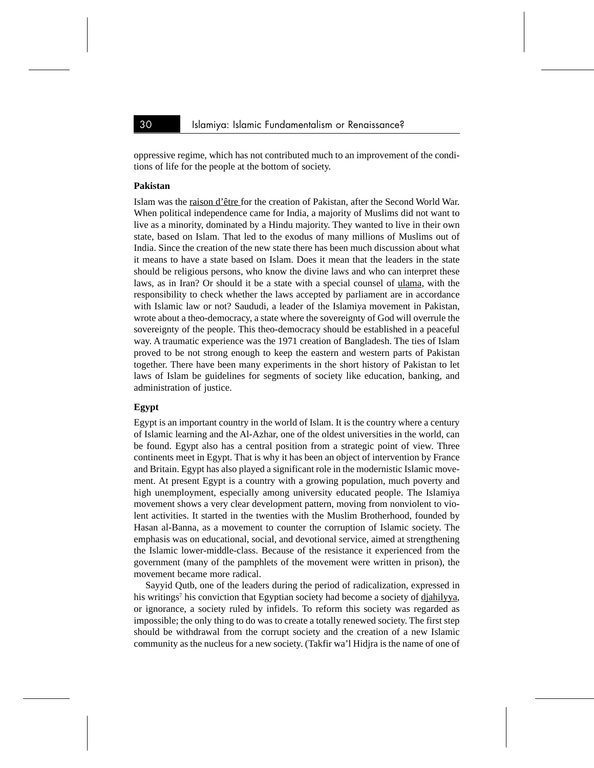oppressive regime, which has not contributed much to an improvement of the conditions of life for the people at the bottom of society.

**Pakistan**

Islam was the raison d'être for the creation of Pakistan, after the Second World War. When political independence came for India, a majority of Muslims did not want to live as a minority, dominated by a Hindu majority. They wanted to live in their own state, based on Islam. That led to the exodus of many millions of Muslims out of India. Since the creation of the new state there has been much discussion about what it means to have a state based on Islam. Does it mean that the leaders in the state should be religious persons, who know the divine laws and who can interpret these laws, as in Iran? Or should it be a state with a special counsel of ulama, with the responsibility to check whether the laws accepted by parliament are in accordance with Islamic law or not? Saududi, a leader of the Islamiya movement in Pakistan, wrote about a theo-democracy, a state where the sovereignty of God will overrule the sovereignty of the people. This theo-democracy should be established in a peaceful way. A traumatic experience was the 1971 creation of Bangladesh. The ties of Islam proved to be not strong enough to keep the eastern and western parts of Pakistan together. There have been many experiments in the short history of Pakistan to let laws of Islam be guidelines for segments of society like education, banking, and administration of justice.

**Egypt**

Egypt is an important country in the world of Islam. It is the country where a century of Islamic learning and the Al-Azhar, one of the oldest universities in the world, can be found. Egypt also has a central position from a strategic point of view. Three continents meet in Egypt. That is why it has been an object of intervention by France and Britain. Egypt has also played a significant role in the modernistic Islamic movement. At present Egypt is a country with a growing population, much poverty and high unemployment, especially among university educated people. The Islamiya movement shows a very clear development pattern, moving from nonviolent to violent activities. It started in the twenties with the Muslim Brotherhood, founded by Hasan al-Banna, as a movement to counter the corruption of Islamic society. The emphasis was on educational, social, and devotional service, aimed at strengthening the Islamic lower-middle-class. Because of the resistance it experienced from the government (many of the pamphlets of the movement were written in prison), the movement became more radical.

Sayyid Qutb, one of the leaders during the period of radicalization, expressed in his writings[7] his conviction that Egyptian society had become a society of djahilyya, or ignorance, a society ruled by infidels. To reform this society was regarded as impossible; the only thing to do was to create a totally renewed society. The first step should be withdrawal from the corrupt society and the creation of a new Islamic community as the nucleus for a new society. (Takfir wa'l Hidjra is the name of one of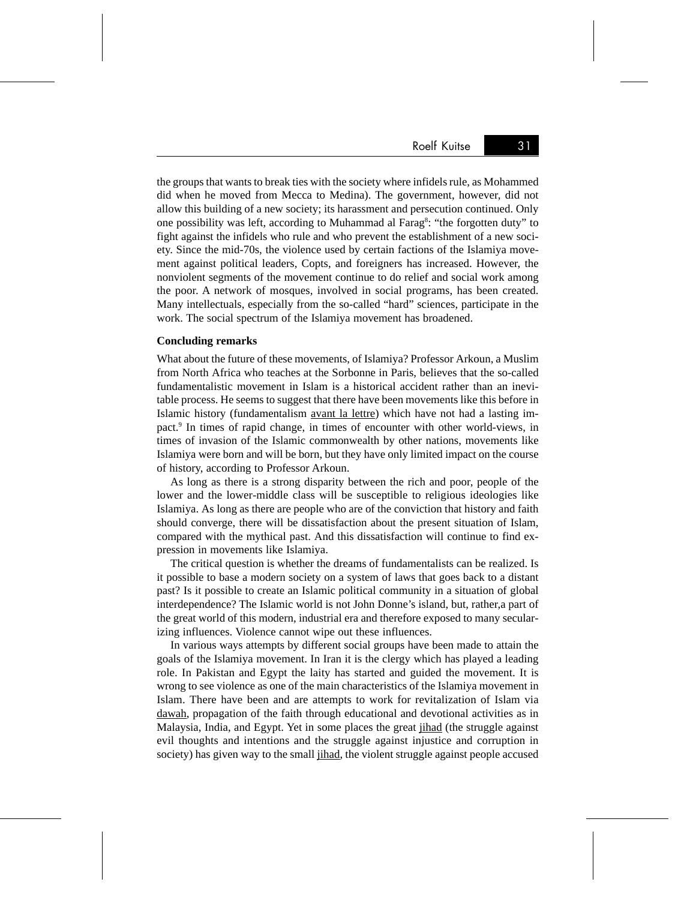the groups that wants to break ties with the society where infidels rule, as Mohammed did when he moved from Mecca to Medina). The government, however, did not allow this building of a new society; its harassment and persecution continued. Only one possibility was left, according to Muhammad al Farag[8]: "the forgotten duty" to fight against the infidels who rule and who prevent the establishment of a new society. Since the mid-70s, the violence used by certain factions of the Islamiya movement against political leaders, Copts, and foreigners has increased. However, the nonviolent segments of the movement continue to do relief and social work among the poor. A network of mosques, involved in social programs, has been created. Many intellectuals, especially from the so-called "hard" sciences, participate in the work. The social spectrum of the Islamiya movement has broadened.

**Concluding remarks**

What about the future of these movements, of Islamiya? Professor Arkoun, a Muslim from North Africa who teaches at the Sorbonne in Paris, believes that the so-called fundamentalistic movement in Islam is a historical accident rather than an inevitable process. He seems to suggest that there have been movements like this before in Islamic history (fundamentalism avant la lettre) which have not had a lasting impact.[9] In times of rapid change, in times of encounter with other world-views, in times of invasion of the Islamic commonwealth by other nations, movements like Islamiya were born and will be born, but they have only limited impact on the course of history, according to Professor Arkoun.

As long as there is a strong disparity between the rich and poor, people of the lower and the lower-middle class will be susceptible to religious ideologies like Islamiya. As long as there are people who are of the conviction that history and faith should converge, there will be dissatisfaction about the present situation of Islam, compared with the mythical past. And this dissatisfaction will continue to find expression in movements like Islamiya.

The critical question is whether the dreams of fundamentalists can be realized. Is it possible to base a modern society on a system of laws that goes back to a distant past? Is it possible to create an Islamic political community in a situation of global interdependence? The Islamic world is not John Donne's island, but, rather,a part of the great world of this modern, industrial era and therefore exposed to many secularizing influences. Violence cannot wipe out these influences.

In various ways attempts by different social groups have been made to attain the goals of the Islamiya movement. In Iran it is the clergy which has played a leading role. In Pakistan and Egypt the laity has started and guided the movement. It is wrong to see violence as one of the main characteristics of the Islamiya movement in Islam. There have been and are attempts to work for revitalization of Islam via dawah, propagation of the faith through educational and devotional activities as in Malaysia, India, and Egypt. Yet in some places the great jihad (the struggle against evil thoughts and intentions and the struggle against injustice and corruption in society) has given way to the small jihad, the violent struggle against people accused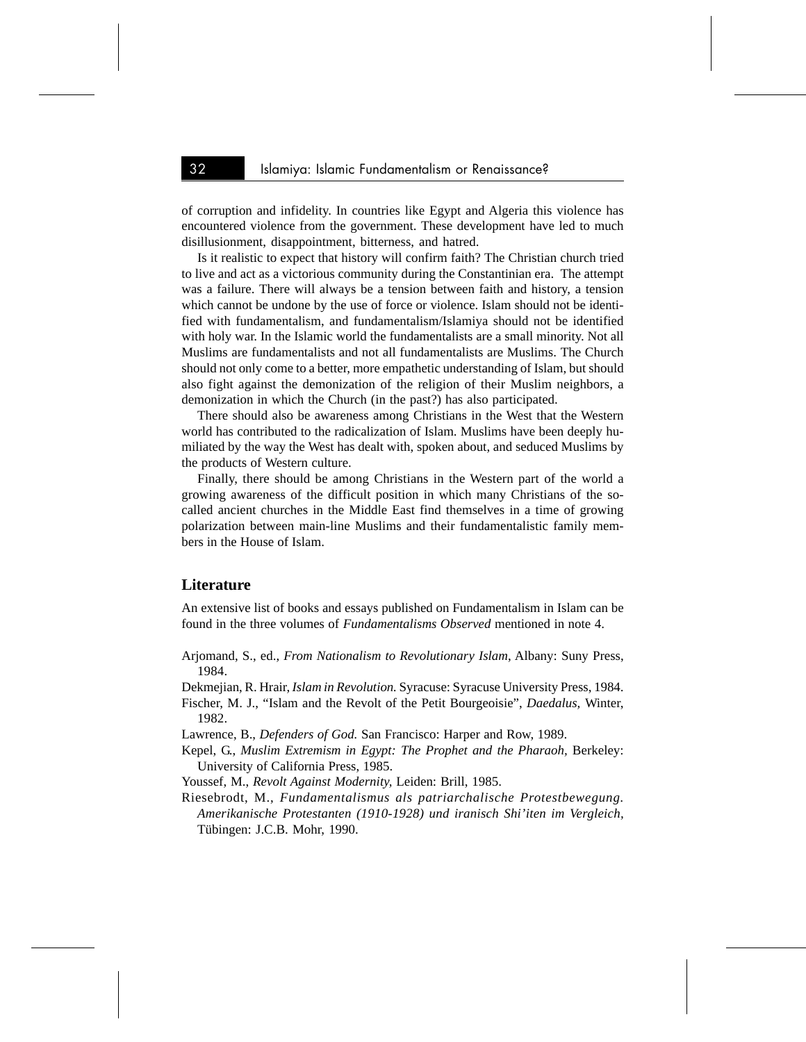of corruption and infidelity. In countries like Egypt and Algeria this violence has encountered violence from the government. These development have led to much disillusionment, disappointment, bitterness, and hatred.

Is it realistic to expect that history will confirm faith? The Christian church tried to live and act as a victorious community during the Constantinian era. The attempt was a failure. There will always be a tension between faith and history, a tension which cannot be undone by the use of force or violence. Islam should not be identified with fundamentalism, and fundamentalism/Islamiya should not be identified with holy war. In the Islamic world the fundamentalists are a small minority. Not all Muslims are fundamentalists and not all fundamentalists are Muslims. The Church should not only come to a better, more empathetic understanding of Islam, but should also fight against the demonization of the religion of their Muslim neighbors, a demonization in which the Church (in the past?) has also participated.

There should also be awareness among Christians in the West that the Western world has contributed to the radicalization of Islam. Muslims have been deeply humiliated by the way the West has dealt with, spoken about, and seduced Muslims by the products of Western culture.

Finally, there should be among Christians in the Western part of the world a growing awareness of the difficult position in which many Christians of the so-called ancient churches in the Middle East find themselves in a time of growing polarization between main-line Muslims and their fundamentalistic family members in the House of Islam.

## Literature

An extensive list of books and essays published on Fundamentalism in Islam can be found in the three volumes of *Fundamentalisms Observed* mentioned in note 4.

Arjomand, S., ed., *From Nationalism to Revolutionary Islam*, Albany: Suny Press, 1984.

Dekmejian, R. Hrair, *Islam in Revolution.* Syracuse: Syracuse University Press, 1984.

Fischer, M. J., "Islam and the Revolt of the Petit Bourgeoisie", *Daedalus,* Winter, 1982.

Lawrence, B., *Defenders of God.* San Francisco: Harper and Row, 1989.

Kepel, G., *Muslim Extremism in Egypt: The Prophet and the Pharaoh,* Berkeley: University of California Press, 1985.

Youssef, M., *Revolt Against Modernity*, Leiden: Brill, 1985.

Riesebrodt, M., *Fundamentalismus als patriarchalische Protestbewegung. Amerikanische Protestanten (1910-1928) und iranisch Shi'iten im Vergleich,* Tübingen: J.C.B. Mohr, 1990.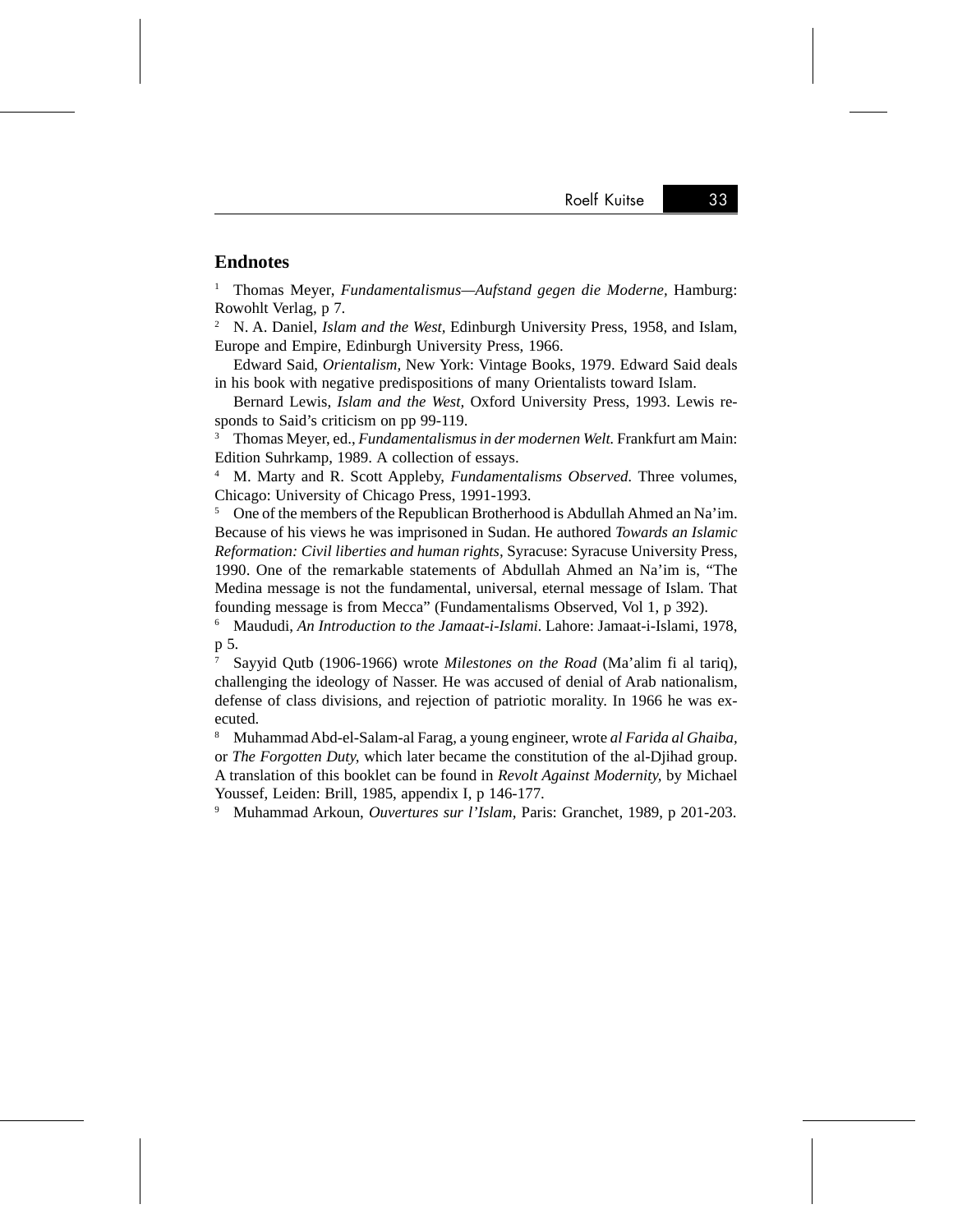## Endnotes

[1] Thomas Meyer, *Fundamentalismus—Aufstand gegen die Moderne,* Hamburg: Rowohlt Verlag, p 7.

[2] N. A. Daniel, *Islam and the West,* Edinburgh University Press, 1958, and Islam, Europe and Empire, Edinburgh University Press, 1966.

Edward Said, *Orientalism,* New York: Vintage Books, 1979. Edward Said deals in his book with negative predispositions of many Orientalists toward Islam.

Bernard Lewis, *Islam and the West,* Oxford University Press, 1993. Lewis responds to Said's criticism on pp 99-119.

[3] Thomas Meyer, ed., *Fundamentalismus in der modernen Welt.* Frankfurt am Main: Edition Suhrkamp, 1989. A collection of essays.

[4] M. Marty and R. Scott Appleby, *Fundamentalisms Observed.* Three volumes, Chicago: University of Chicago Press, 1991-1993.

[5] One of the members of the Republican Brotherhood is Abdullah Ahmed an Na'im. Because of his views he was imprisoned in Sudan. He authored *Towards an Islamic Reformation: Civil liberties and human rights,* Syracuse: Syracuse University Press, 1990. One of the remarkable statements of Abdullah Ahmed an Na'im is, "The Medina message is not the fundamental, universal, eternal message of Islam. That founding message is from Mecca" (Fundamentalisms Observed, Vol 1, p 392).

[6] Maududi, *An Introduction to the Jamaat-i-Islami.* Lahore: Jamaat-i-Islami, 1978, p 5.

[7] Sayyid Qutb (1906-1966) wrote *Milestones on the Road* (Ma'alim fi al tariq), challenging the ideology of Nasser. He was accused of denial of Arab nationalism, defense of class divisions, and rejection of patriotic morality. In 1966 he was executed.

[8] Muhammad Abd-el-Salam-al Farag, a young engineer, wrote *al Farida al Ghaiba,* or *The Forgotten Duty,* which later became the constitution of the al-Djihad group. A translation of this booklet can be found in *Revolt Against Modernity,* by Michael Youssef, Leiden: Brill, 1985, appendix I, p 146-177.

[9] Muhammad Arkoun, *Ouvertures sur l'Islam,* Paris: Granchet, 1989, p 201-203.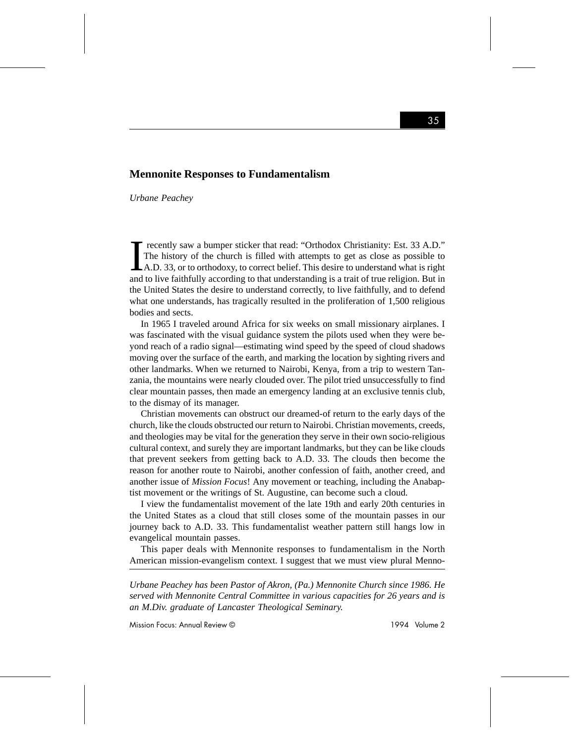## Mennonite Responses to Fundamentalism

*Urbane Peachey*

I recently saw a bumper sticker that read: "Orthodox Christianity: Est. 33 A.D." The history of the church is filled with attempts to get as close as possible to A.D. 33, or to orthodoxy, to correct belief. This desire to understand what is right and to live faithfully according to that understanding is a trait of true religion. But in the United States the desire to understand correctly, to live faithfully, and to defend what one understands, has tragically resulted in the proliferation of 1,500 religious bodies and sects.

In 1965 I traveled around Africa for six weeks on small missionary airplanes. I was fascinated with the visual guidance system the pilots used when they were beyond reach of a radio signal—estimating wind speed by the speed of cloud shadows moving over the surface of the earth, and marking the location by sighting rivers and other landmarks. When we returned to Nairobi, Kenya, from a trip to western Tanzania, the mountains were nearly clouded over. The pilot tried unsuccessfully to find clear mountain passes, then made an emergency landing at an exclusive tennis club, to the dismay of its manager.

Christian movements can obstruct our dreamed-of return to the early days of the church, like the clouds obstructed our return to Nairobi. Christian movements, creeds, and theologies may be vital for the generation they serve in their own socio-religious cultural context, and surely they are important landmarks, but they can be like clouds that prevent seekers from getting back to A.D. 33. The clouds then become the reason for another route to Nairobi, another confession of faith, another creed, and another issue of *Mission Focus*! Any movement or teaching, including the Anabaptist movement or the writings of St. Augustine, can become such a cloud.

I view the fundamentalist movement of the late 19th and early 20th centuries in the United States as a cloud that still closes some of the mountain passes in our journey back to A.D. 33. This fundamentalist weather pattern still hangs low in evangelical mountain passes.

This paper deals with Mennonite responses to fundamentalism in the North American mission-evangelism context. I suggest that we must view plural Menno-

*Urbane Peachey has been Pastor of Akron, (Pa.) Mennonite Church since 1986. He served with Mennonite Central Committee in various capacities for 26 years and is an M.Div. graduate of Lancaster Theological Seminary.*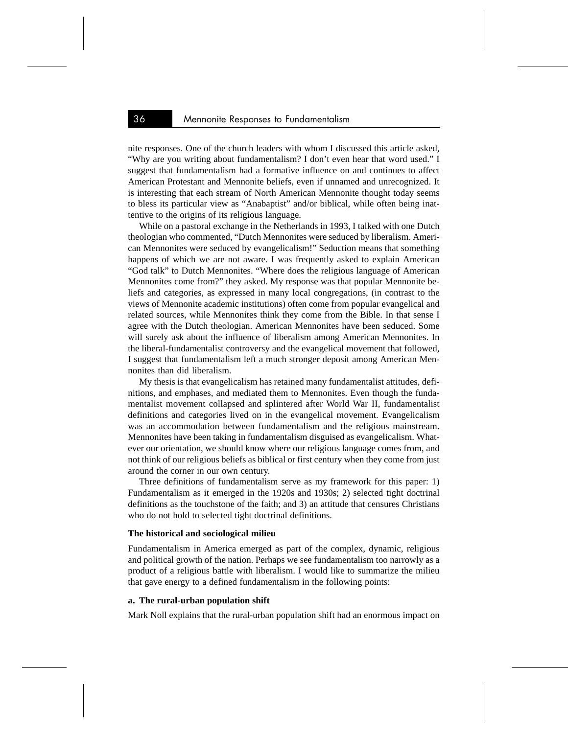nite responses. One of the church leaders with whom I discussed this article asked, "Why are you writing about fundamentalism? I don't even hear that word used." I suggest that fundamentalism had a formative influence on and continues to affect American Protestant and Mennonite beliefs, even if unnamed and unrecognized. It is interesting that each stream of North American Mennonite thought today seems to bless its particular view as "Anabaptist" and/or biblical, while often being inattentive to the origins of its religious language.

While on a pastoral exchange in the Netherlands in 1993, I talked with one Dutch theologian who commented, "Dutch Mennonites were seduced by liberalism. American Mennonites were seduced by evangelicalism!" Seduction means that something happens of which we are not aware. I was frequently asked to explain American "God talk" to Dutch Mennonites. "Where does the religious language of American Mennonites come from?" they asked. My response was that popular Mennonite beliefs and categories, as expressed in many local congregations, (in contrast to the views of Mennonite academic institutions) often come from popular evangelical and related sources, while Mennonites think they come from the Bible. In that sense I agree with the Dutch theologian. American Mennonites have been seduced. Some will surely ask about the influence of liberalism among American Mennonites. In the liberal-fundamentalist controversy and the evangelical movement that followed, I suggest that fundamentalism left a much stronger deposit among American Mennonites than did liberalism.

My thesis is that evangelicalism has retained many fundamentalist attitudes, definitions, and emphases, and mediated them to Mennonites. Even though the fundamentalist movement collapsed and splintered after World War II, fundamentalist definitions and categories lived on in the evangelical movement. Evangelicalism was an accommodation between fundamentalism and the religious mainstream. Mennonites have been taking in fundamentalism disguised as evangelicalism. Whatever our orientation, we should know where our religious language comes from, and not think of our religious beliefs as biblical or first century when they come from just around the corner in our own century.

Three definitions of fundamentalism serve as my framework for this paper: 1) Fundamentalism as it emerged in the 1920s and 1930s; 2) selected tight doctrinal definitions as the touchstone of the faith; and 3) an attitude that censures Christians who do not hold to selected tight doctrinal definitions.

**The historical and sociological milieu**

Fundamentalism in America emerged as part of the complex, dynamic, religious and political growth of the nation. Perhaps we see fundamentalism too narrowly as a product of a religious battle with liberalism. I would like to summarize the milieu that gave energy to a defined fundamentalism in the following points:

**a. The rural-urban population shift**

Mark Noll explains that the rural-urban population shift had an enormous impact on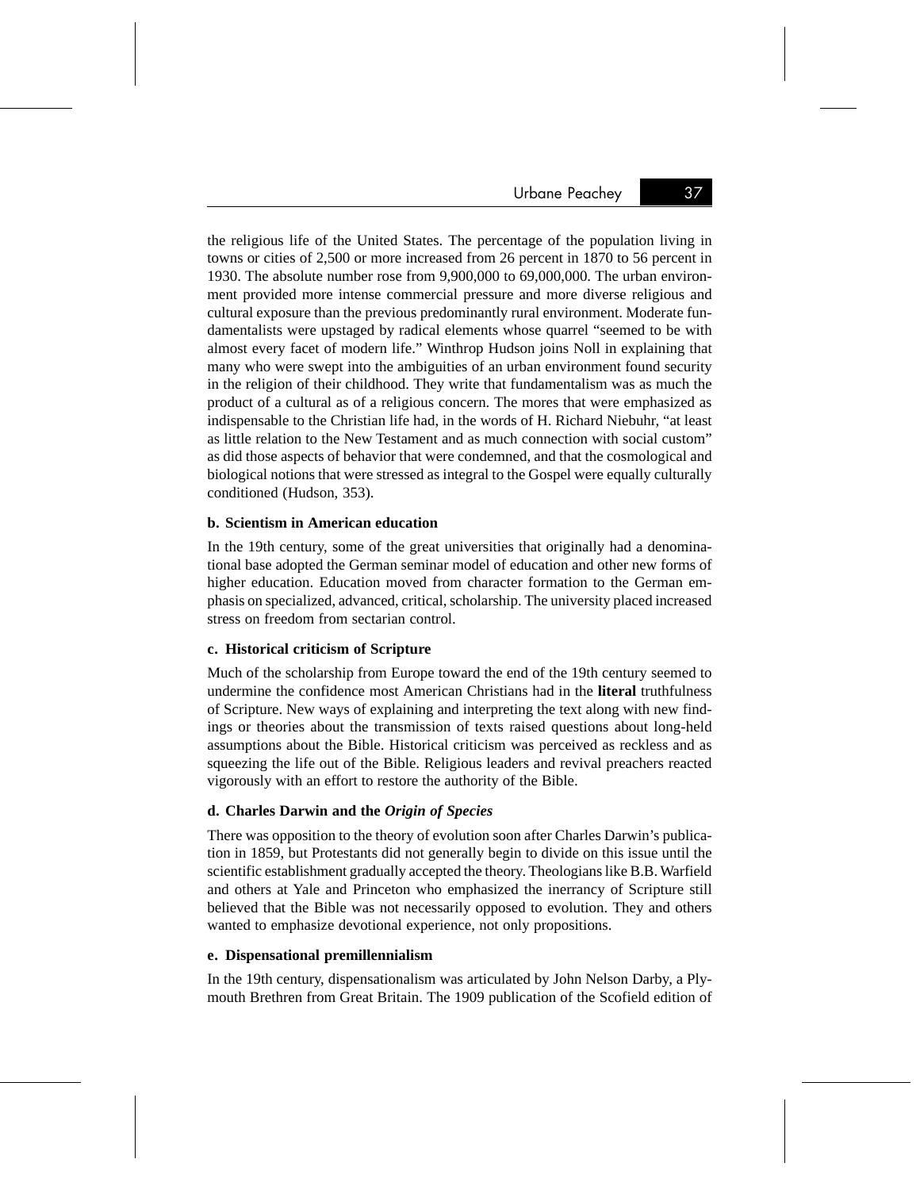the religious life of the United States. The percentage of the population living in towns or cities of 2,500 or more increased from 26 percent in 1870 to 56 percent in 1930. The absolute number rose from 9,900,000 to 69,000,000. The urban environment provided more intense commercial pressure and more diverse religious and cultural exposure than the previous predominantly rural environment. Moderate fundamentalists were upstaged by radical elements whose quarrel "seemed to be with almost every facet of modern life." Winthrop Hudson joins Noll in explaining that many who were swept into the ambiguities of an urban environment found security in the religion of their childhood. They write that fundamentalism was as much the product of a cultural as of a religious concern. The mores that were emphasized as indispensable to the Christian life had, in the words of H. Richard Niebuhr, "at least as little relation to the New Testament and as much connection with social custom" as did those aspects of behavior that were condemned, and that the cosmological and biological notions that were stressed as integral to the Gospel were equally culturally conditioned (Hudson, 353).

**b. Scientism in American education**

In the 19th century, some of the great universities that originally had a denominational base adopted the German seminar model of education and other new forms of higher education. Education moved from character formation to the German emphasis on specialized, advanced, critical, scholarship. The university placed increased stress on freedom from sectarian control.

**c. Historical criticism of Scripture**

Much of the scholarship from Europe toward the end of the 19th century seemed to undermine the confidence most American Christians had in the **literal** truthfulness of Scripture. New ways of explaining and interpreting the text along with new findings or theories about the transmission of texts raised questions about long-held assumptions about the Bible. Historical criticism was perceived as reckless and as squeezing the life out of the Bible. Religious leaders and revival preachers reacted vigorously with an effort to restore the authority of the Bible.

**d. Charles Darwin and the *Origin of Species***

There was opposition to the theory of evolution soon after Charles Darwin's publication in 1859, but Protestants did not generally begin to divide on this issue until the scientific establishment gradually accepted the theory. Theologians like B.B. Warfield and others at Yale and Princeton who emphasized the inerrancy of Scripture still believed that the Bible was not necessarily opposed to evolution. They and others wanted to emphasize devotional experience, not only propositions.

**e. Dispensational premillennialism**

In the 19th century, dispensationalism was articulated by John Nelson Darby, a Plymouth Brethren from Great Britain. The 1909 publication of the Scofield edition of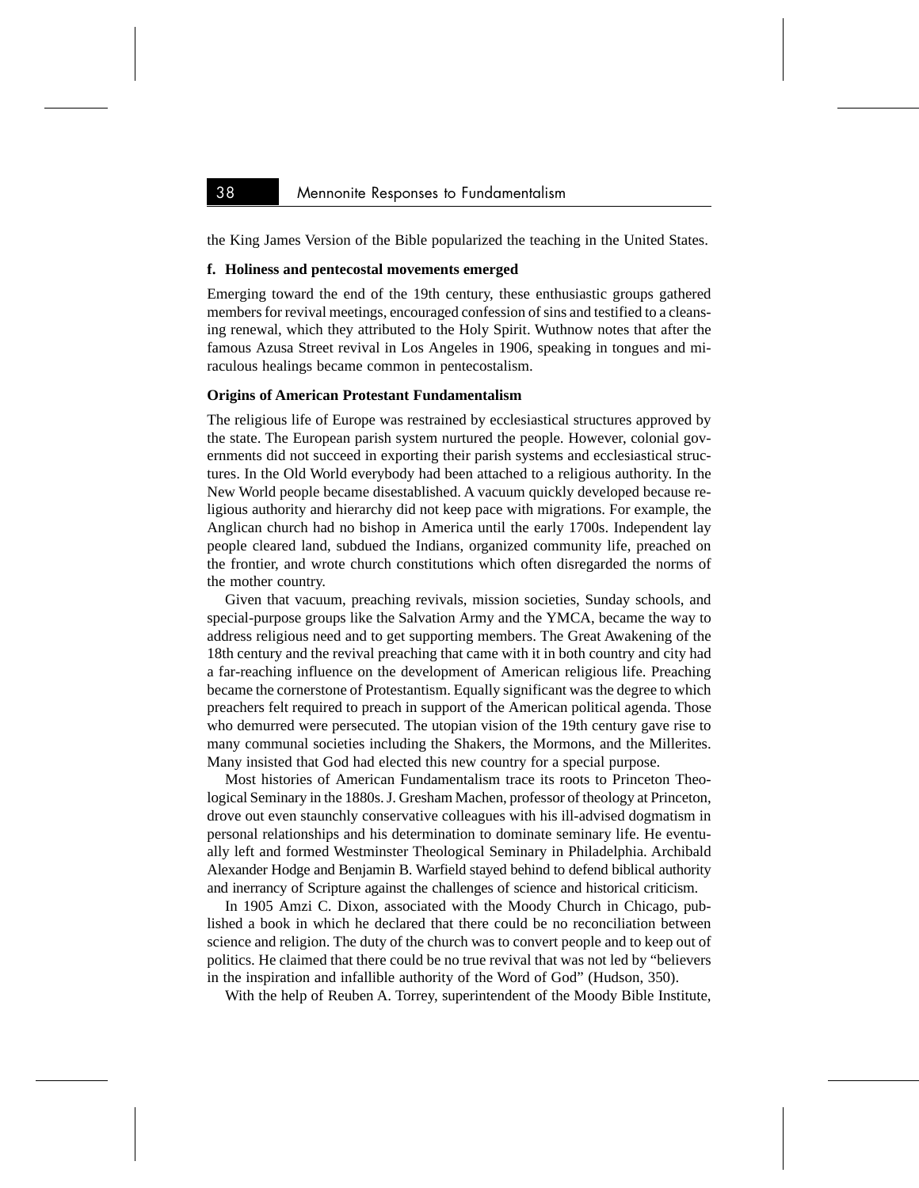the King James Version of the Bible popularized the teaching in the United States.

**f. Holiness and pentecostal movements emerged**

Emerging toward the end of the 19th century, these enthusiastic groups gathered members for revival meetings, encouraged confession of sins and testified to a cleansing renewal, which they attributed to the Holy Spirit. Wuthnow notes that after the famous Azusa Street revival in Los Angeles in 1906, speaking in tongues and miraculous healings became common in pentecostalism.

**Origins of American Protestant Fundamentalism**

The religious life of Europe was restrained by ecclesiastical structures approved by the state. The European parish system nurtured the people. However, colonial governments did not succeed in exporting their parish systems and ecclesiastical structures. In the Old World everybody had been attached to a religious authority. In the New World people became disestablished. A vacuum quickly developed because religious authority and hierarchy did not keep pace with migrations. For example, the Anglican church had no bishop in America until the early 1700s. Independent lay people cleared land, subdued the Indians, organized community life, preached on the frontier, and wrote church constitutions which often disregarded the norms of the mother country.

Given that vacuum, preaching revivals, mission societies, Sunday schools, and special-purpose groups like the Salvation Army and the YMCA, became the way to address religious need and to get supporting members. The Great Awakening of the 18th century and the revival preaching that came with it in both country and city had a far-reaching influence on the development of American religious life. Preaching became the cornerstone of Protestantism. Equally significant was the degree to which preachers felt required to preach in support of the American political agenda. Those who demurred were persecuted. The utopian vision of the 19th century gave rise to many communal societies including the Shakers, the Mormons, and the Millerites. Many insisted that God had elected this new country for a special purpose.

Most histories of American Fundamentalism trace its roots to Princeton Theological Seminary in the 1880s. J. Gresham Machen, professor of theology at Princeton, drove out even staunchly conservative colleagues with his ill-advised dogmatism in personal relationships and his determination to dominate seminary life. He eventually left and formed Westminster Theological Seminary in Philadelphia. Archibald Alexander Hodge and Benjamin B. Warfield stayed behind to defend biblical authority and inerrancy of Scripture against the challenges of science and historical criticism.

In 1905 Amzi C. Dixon, associated with the Moody Church in Chicago, published a book in which he declared that there could be no reconciliation between science and religion. The duty of the church was to convert people and to keep out of politics. He claimed that there could be no true revival that was not led by "believers in the inspiration and infallible authority of the Word of God" (Hudson, 350).

With the help of Reuben A. Torrey, superintendent of the Moody Bible Institute,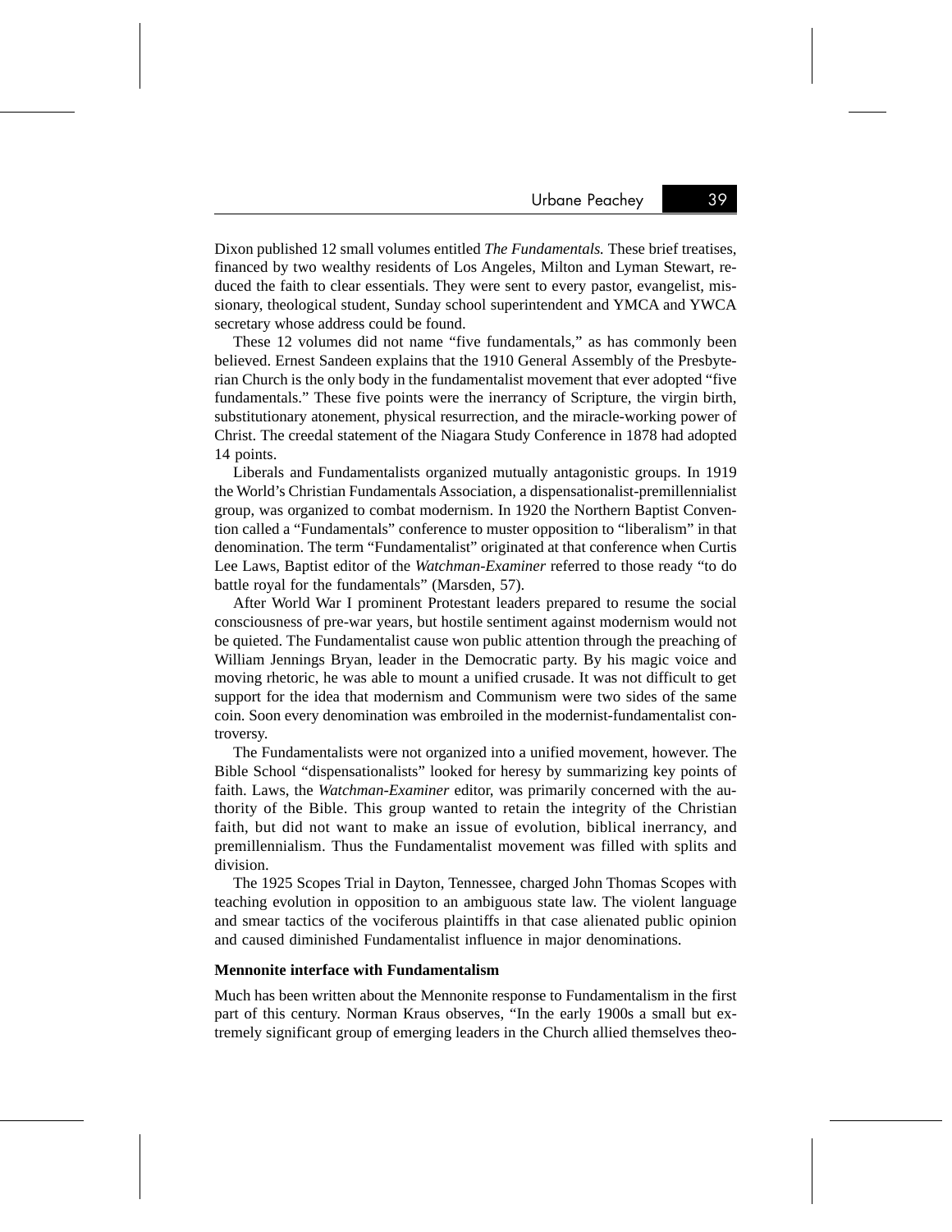Dixon published 12 small volumes entitled *The Fundamentals.* These brief treatises, financed by two wealthy residents of Los Angeles, Milton and Lyman Stewart, reduced the faith to clear essentials. They were sent to every pastor, evangelist, missionary, theological student, Sunday school superintendent and YMCA and YWCA secretary whose address could be found.

These 12 volumes did not name "five fundamentals," as has commonly been believed. Ernest Sandeen explains that the 1910 General Assembly of the Presbyterian Church is the only body in the fundamentalist movement that ever adopted "five fundamentals." These five points were the inerrancy of Scripture, the virgin birth, substitutionary atonement, physical resurrection, and the miracle-working power of Christ. The creedal statement of the Niagara Study Conference in 1878 had adopted 14 points.

Liberals and Fundamentalists organized mutually antagonistic groups. In 1919 the World's Christian Fundamentals Association, a dispensationalist-premillennialist group, was organized to combat modernism. In 1920 the Northern Baptist Convention called a "Fundamentals" conference to muster opposition to "liberalism" in that denomination. The term "Fundamentalist" originated at that conference when Curtis Lee Laws, Baptist editor of the *Watchman-Examiner* referred to those ready "to do battle royal for the fundamentals" (Marsden, 57).

After World War I prominent Protestant leaders prepared to resume the social consciousness of pre-war years, but hostile sentiment against modernism would not be quieted. The Fundamentalist cause won public attention through the preaching of William Jennings Bryan, leader in the Democratic party. By his magic voice and moving rhetoric, he was able to mount a unified crusade. It was not difficult to get support for the idea that modernism and Communism were two sides of the same coin. Soon every denomination was embroiled in the modernist-fundamentalist controversy.

The Fundamentalists were not organized into a unified movement, however. The Bible School "dispensationalists" looked for heresy by summarizing key points of faith. Laws, the *Watchman-Examiner* editor, was primarily concerned with the authority of the Bible. This group wanted to retain the integrity of the Christian faith, but did not want to make an issue of evolution, biblical inerrancy, and premillennialism. Thus the Fundamentalist movement was filled with splits and division.

The 1925 Scopes Trial in Dayton, Tennessee, charged John Thomas Scopes with teaching evolution in opposition to an ambiguous state law. The violent language and smear tactics of the vociferous plaintiffs in that case alienated public opinion and caused diminished Fundamentalist influence in major denominations.

**Mennonite interface with Fundamentalism**

Much has been written about the Mennonite response to Fundamentalism in the first part of this century. Norman Kraus observes, "In the early 1900s a small but extremely significant group of emerging leaders in the Church allied themselves theo-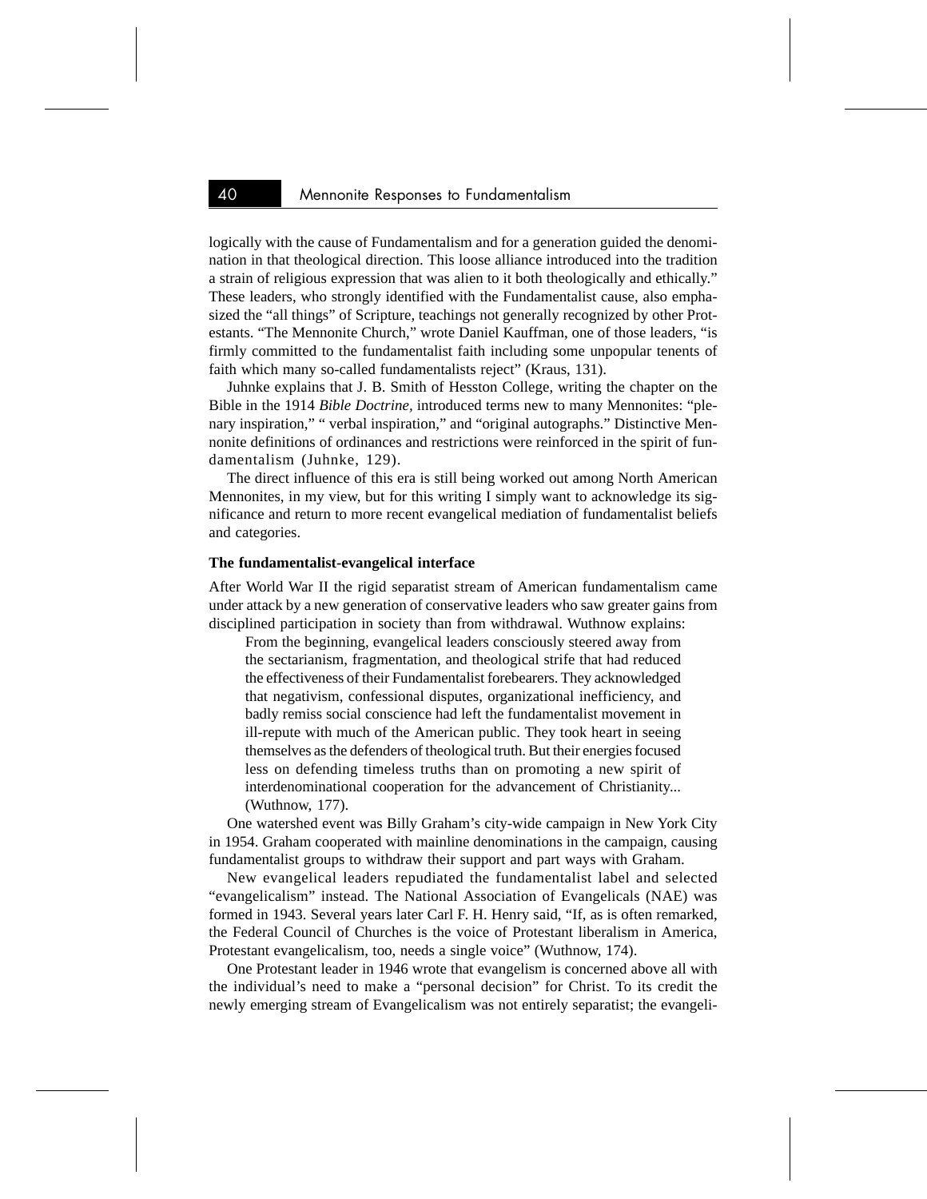logically with the cause of Fundamentalism and for a generation guided the denomination in that theological direction. This loose alliance introduced into the tradition a strain of religious expression that was alien to it both theologically and ethically." These leaders, who strongly identified with the Fundamentalist cause, also emphasized the "all things" of Scripture, teachings not generally recognized by other Protestants. "The Mennonite Church," wrote Daniel Kauffman, one of those leaders, "is firmly committed to the fundamentalist faith including some unpopular tenents of faith which many so-called fundamentalists reject" (Kraus, 131).

Juhnke explains that J. B. Smith of Hesston College, writing the chapter on the Bible in the 1914 *Bible Doctrine,* introduced terms new to many Mennonites: "plenary inspiration," " verbal inspiration," and "original autographs." Distinctive Mennonite definitions of ordinances and restrictions were reinforced in the spirit of fundamentalism (Juhnke, 129).

The direct influence of this era is still being worked out among North American Mennonites, in my view, but for this writing I simply want to acknowledge its significance and return to more recent evangelical mediation of fundamentalist beliefs and categories.

**The fundamentalist-evangelical interface**

After World War II the rigid separatist stream of American fundamentalism came under attack by a new generation of conservative leaders who saw greater gains from disciplined participation in society than from withdrawal. Wuthnow explains:

> From the beginning, evangelical leaders consciously steered away from the sectarianism, fragmentation, and theological strife that had reduced the effectiveness of their Fundamentalist forebearers. They acknowledged that negativism, confessional disputes, organizational inefficiency, and badly remiss social conscience had left the fundamentalist movement in ill-repute with much of the American public. They took heart in seeing themselves as the defenders of theological truth. But their energies focused less on defending timeless truths than on promoting a new spirit of interdenominational cooperation for the advancement of Christianity... (Wuthnow, 177).

One watershed event was Billy Graham's city-wide campaign in New York City in 1954. Graham cooperated with mainline denominations in the campaign, causing fundamentalist groups to withdraw their support and part ways with Graham.

New evangelical leaders repudiated the fundamentalist label and selected "evangelicalism" instead. The National Association of Evangelicals (NAE) was formed in 1943. Several years later Carl F. H. Henry said, "If, as is often remarked, the Federal Council of Churches is the voice of Protestant liberalism in America, Protestant evangelicalism, too, needs a single voice" (Wuthnow, 174).

One Protestant leader in 1946 wrote that evangelism is concerned above all with the individual's need to make a "personal decision" for Christ. To its credit the newly emerging stream of Evangelicalism was not entirely separatist; the evangeli-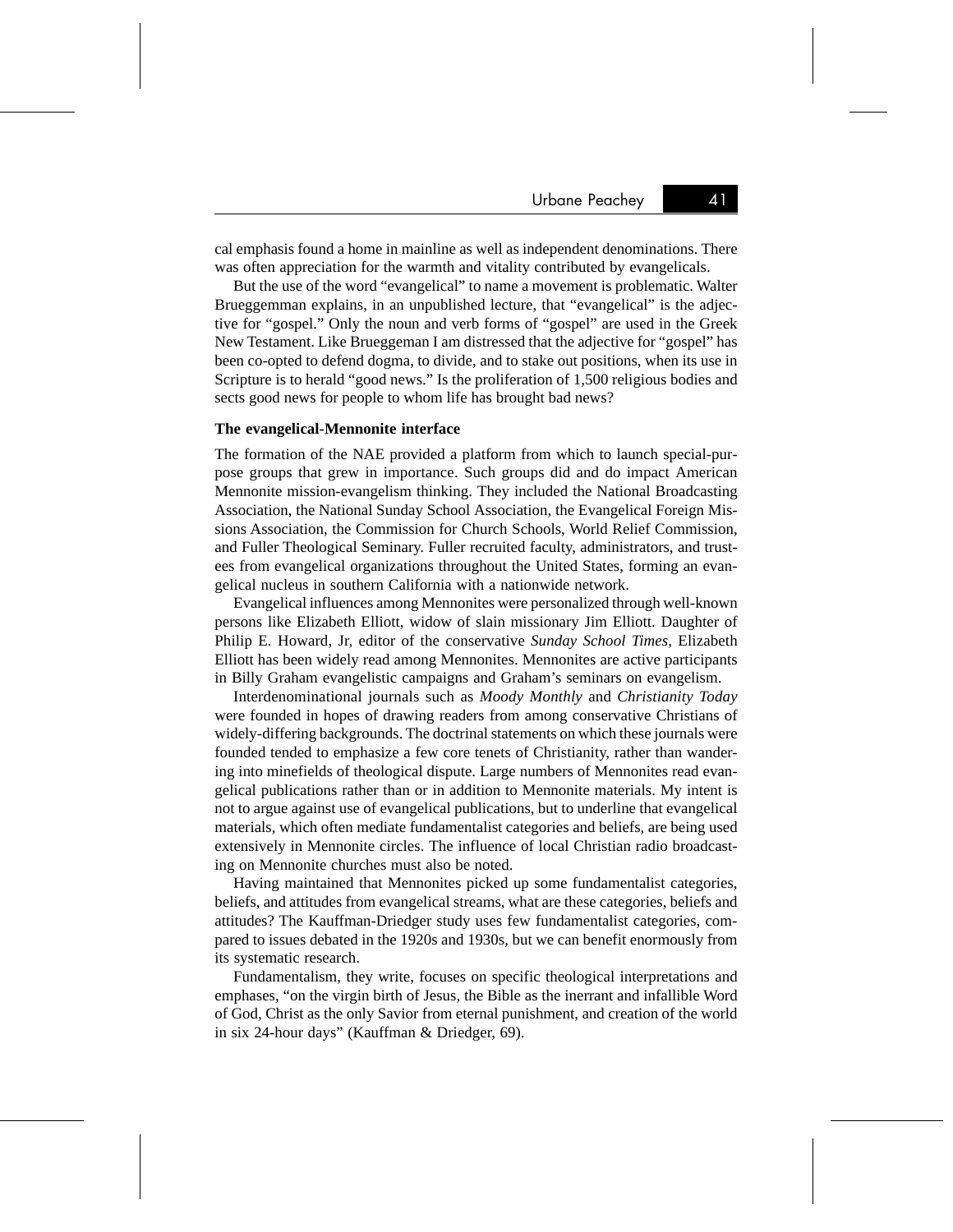cal emphasis found a home in mainline as well as independent denominations. There was often appreciation for the warmth and vitality contributed by evangelicals.

But the use of the word "evangelical" to name a movement is problematic. Walter Brueggemman explains, in an unpublished lecture, that "evangelical" is the adjective for "gospel." Only the noun and verb forms of "gospel" are used in the Greek New Testament. Like Brueggeman I am distressed that the adjective for "gospel" has been co-opted to defend dogma, to divide, and to stake out positions, when its use in Scripture is to herald "good news." Is the proliferation of 1,500 religious bodies and sects good news for people to whom life has brought bad news?

**The evangelical-Mennonite interface**

The formation of the NAE provided a platform from which to launch special-purpose groups that grew in importance. Such groups did and do impact American Mennonite mission-evangelism thinking. They included the National Broadcasting Association, the National Sunday School Association, the Evangelical Foreign Missions Association, the Commission for Church Schools, World Relief Commission, and Fuller Theological Seminary. Fuller recruited faculty, administrators, and trustees from evangelical organizations throughout the United States, forming an evangelical nucleus in southern California with a nationwide network.

Evangelical influences among Mennonites were personalized through well-known persons like Elizabeth Elliott, widow of slain missionary Jim Elliott. Daughter of Philip E. Howard, Jr, editor of the conservative *Sunday School Times,* Elizabeth Elliott has been widely read among Mennonites. Mennonites are active participants in Billy Graham evangelistic campaigns and Graham's seminars on evangelism.

Interdenominational journals such as *Moody Monthly* and *Christianity Today* were founded in hopes of drawing readers from among conservative Christians of widely-differing backgrounds. The doctrinal statements on which these journals were founded tended to emphasize a few core tenets of Christianity, rather than wandering into minefields of theological dispute. Large numbers of Mennonites read evangelical publications rather than or in addition to Mennonite materials. My intent is not to argue against use of evangelical publications, but to underline that evangelical materials, which often mediate fundamentalist categories and beliefs, are being used extensively in Mennonite circles. The influence of local Christian radio broadcasting on Mennonite churches must also be noted.

Having maintained that Mennonites picked up some fundamentalist categories, beliefs, and attitudes from evangelical streams, what are these categories, beliefs and attitudes? The Kauffman-Driedger study uses few fundamentalist categories, compared to issues debated in the 1920s and 1930s, but we can benefit enormously from its systematic research.

Fundamentalism, they write, focuses on specific theological interpretations and emphases, "on the virgin birth of Jesus, the Bible as the inerrant and infallible Word of God, Christ as the only Savior from eternal punishment, and creation of the world in six 24-hour days" (Kauffman & Driedger, 69).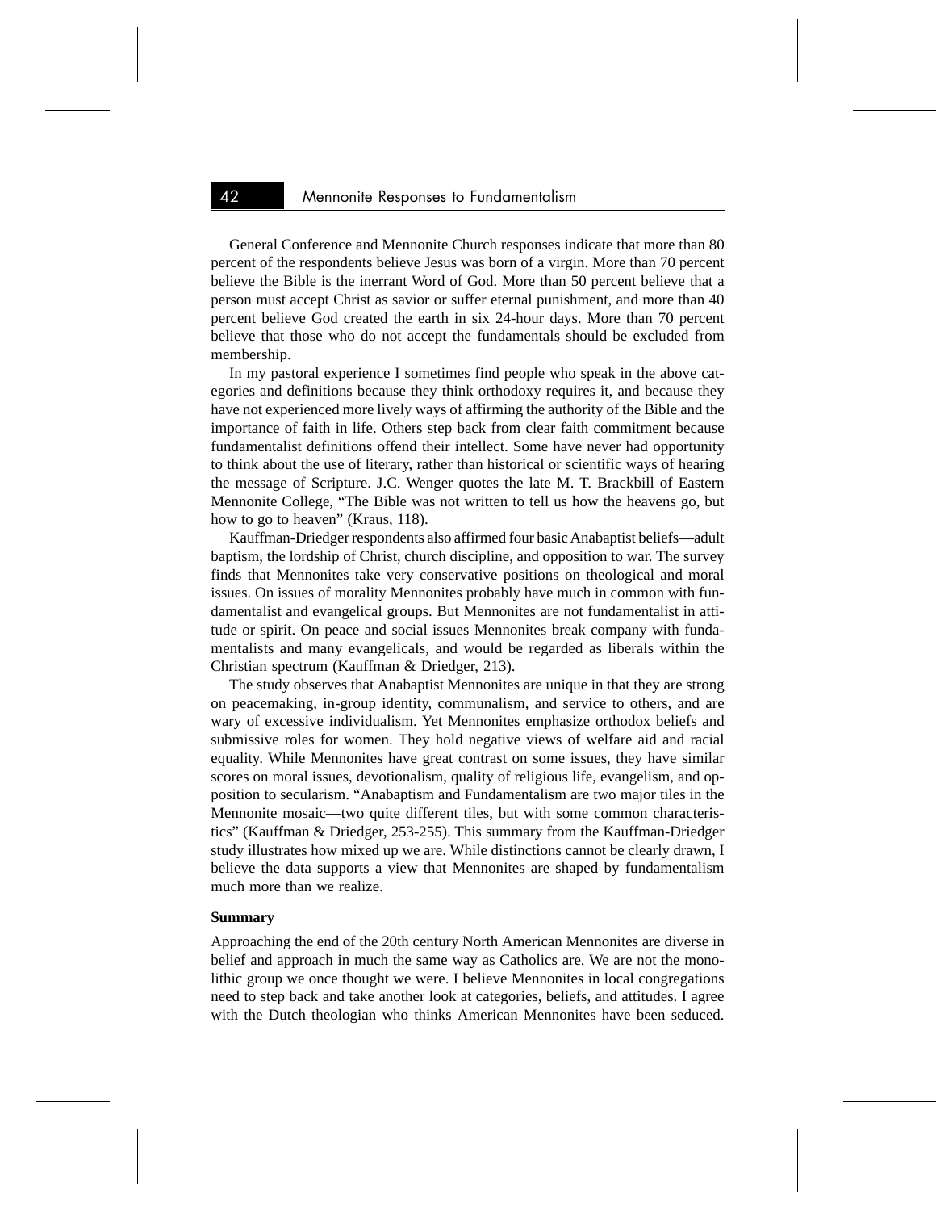General Conference and Mennonite Church responses indicate that more than 80 percent of the respondents believe Jesus was born of a virgin. More than 70 percent believe the Bible is the inerrant Word of God. More than 50 percent believe that a person must accept Christ as savior or suffer eternal punishment, and more than 40 percent believe God created the earth in six 24-hour days. More than 70 percent believe that those who do not accept the fundamentals should be excluded from membership.

In my pastoral experience I sometimes find people who speak in the above categories and definitions because they think orthodoxy requires it, and because they have not experienced more lively ways of affirming the authority of the Bible and the importance of faith in life. Others step back from clear faith commitment because fundamentalist definitions offend their intellect. Some have never had opportunity to think about the use of literary, rather than historical or scientific ways of hearing the message of Scripture. J.C. Wenger quotes the late M. T. Brackbill of Eastern Mennonite College, "The Bible was not written to tell us how the heavens go, but how to go to heaven" (Kraus, 118).

Kauffman-Driedger respondents also affirmed four basic Anabaptist beliefs—adult baptism, the lordship of Christ, church discipline, and opposition to war. The survey finds that Mennonites take very conservative positions on theological and moral issues. On issues of morality Mennonites probably have much in common with fundamentalist and evangelical groups. But Mennonites are not fundamentalist in attitude or spirit. On peace and social issues Mennonites break company with fundamentalists and many evangelicals, and would be regarded as liberals within the Christian spectrum (Kauffman & Driedger, 213).

The study observes that Anabaptist Mennonites are unique in that they are strong on peacemaking, in-group identity, communalism, and service to others, and are wary of excessive individualism. Yet Mennonites emphasize orthodox beliefs and submissive roles for women. They hold negative views of welfare aid and racial equality. While Mennonites have great contrast on some issues, they have similar scores on moral issues, devotionalism, quality of religious life, evangelism, and opposition to secularism. "Anabaptism and Fundamentalism are two major tiles in the Mennonite mosaic—two quite different tiles, but with some common characteristics" (Kauffman & Driedger, 253-255). This summary from the Kauffman-Driedger study illustrates how mixed up we are. While distinctions cannot be clearly drawn, I believe the data supports a view that Mennonites are shaped by fundamentalism much more than we realize.

**Summary**

Approaching the end of the 20th century North American Mennonites are diverse in belief and approach in much the same way as Catholics are. We are not the monolithic group we once thought we were. I believe Mennonites in local congregations need to step back and take another look at categories, beliefs, and attitudes. I agree with the Dutch theologian who thinks American Mennonites have been seduced.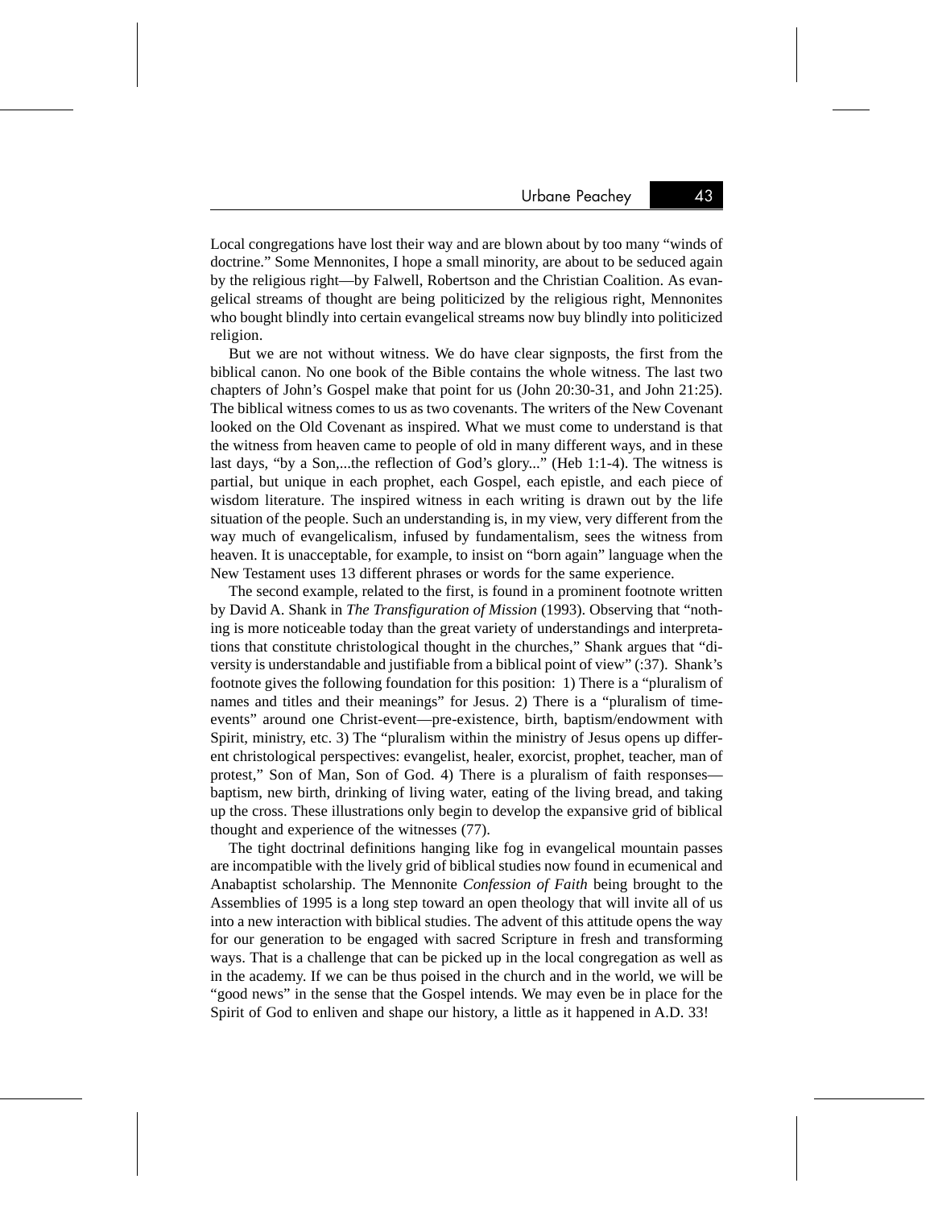Local congregations have lost their way and are blown about by too many "winds of doctrine." Some Mennonites, I hope a small minority, are about to be seduced again by the religious right—by Falwell, Robertson and the Christian Coalition. As evangelical streams of thought are being politicized by the religious right, Mennonites who bought blindly into certain evangelical streams now buy blindly into politicized religion.

But we are not without witness. We do have clear signposts, the first from the biblical canon. No one book of the Bible contains the whole witness. The last two chapters of John's Gospel make that point for us (John 20:30-31, and John 21:25). The biblical witness comes to us as two covenants. The writers of the New Covenant looked on the Old Covenant as inspired. What we must come to understand is that the witness from heaven came to people of old in many different ways, and in these last days, "by a Son,...the reflection of God's glory..." (Heb 1:1-4). The witness is partial, but unique in each prophet, each Gospel, each epistle, and each piece of wisdom literature. The inspired witness in each writing is drawn out by the life situation of the people. Such an understanding is, in my view, very different from the way much of evangelicalism, infused by fundamentalism, sees the witness from heaven. It is unacceptable, for example, to insist on "born again" language when the New Testament uses 13 different phrases or words for the same experience.

The second example, related to the first, is found in a prominent footnote written by David A. Shank in *The Transfiguration of Mission* (1993). Observing that "nothing is more noticeable today than the great variety of understandings and interpretations that constitute christological thought in the churches," Shank argues that "diversity is understandable and justifiable from a biblical point of view" (:37). Shank's footnote gives the following foundation for this position: 1) There is a "pluralism of names and titles and their meanings" for Jesus. 2) There is a "pluralism of time-events" around one Christ-event—pre-existence, birth, baptism/endowment with Spirit, ministry, etc. 3) The "pluralism within the ministry of Jesus opens up different christological perspectives: evangelist, healer, exorcist, prophet, teacher, man of protest," Son of Man, Son of God. 4) There is a pluralism of faith responses—baptism, new birth, drinking of living water, eating of the living bread, and taking up the cross. These illustrations only begin to develop the expansive grid of biblical thought and experience of the witnesses (77).

The tight doctrinal definitions hanging like fog in evangelical mountain passes are incompatible with the lively grid of biblical studies now found in ecumenical and Anabaptist scholarship. The Mennonite *Confession of Faith* being brought to the Assemblies of 1995 is a long step toward an open theology that will invite all of us into a new interaction with biblical studies. The advent of this attitude opens the way for our generation to be engaged with sacred Scripture in fresh and transforming ways. That is a challenge that can be picked up in the local congregation as well as in the academy. If we can be thus poised in the church and in the world, we will be "good news" in the sense that the Gospel intends. We may even be in place for the Spirit of God to enliven and shape our history, a little as it happened in A.D. 33!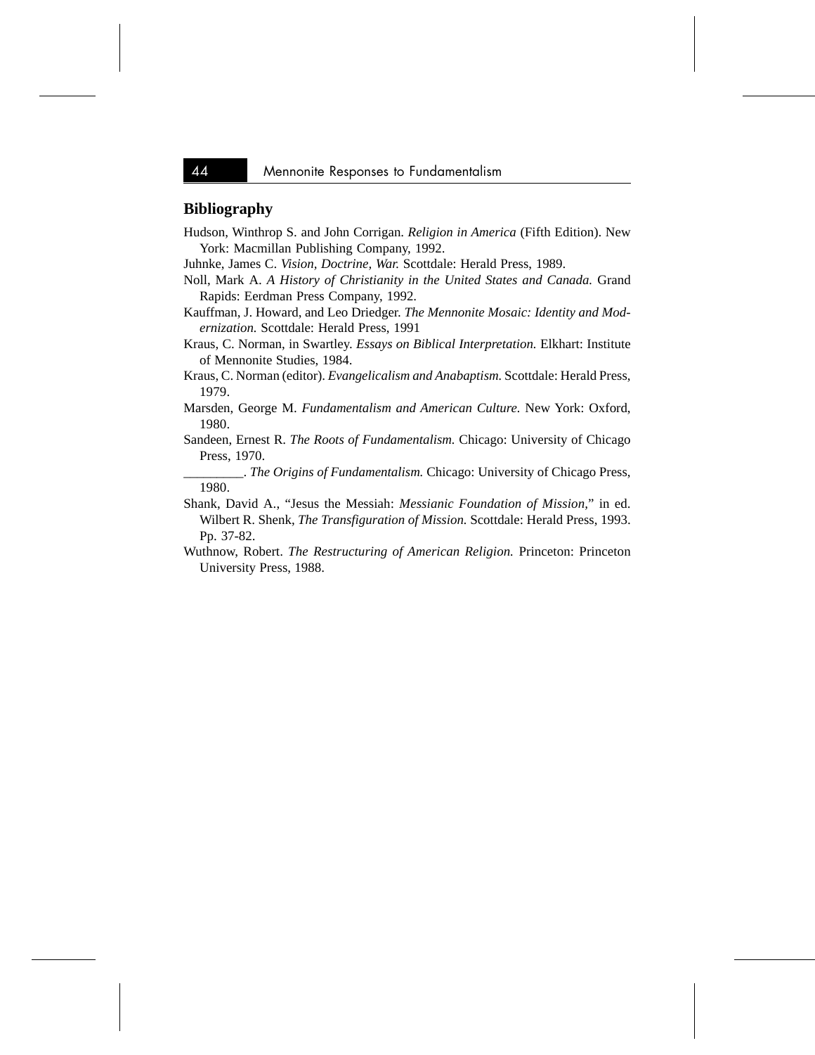## Bibliography

Hudson, Winthrop S. and John Corrigan. *Religion in America* (Fifth Edition). New York: Macmillan Publishing Company, 1992.

Juhnke, James C. *Vision, Doctrine, War.* Scottdale: Herald Press, 1989.

Noll, Mark A. *A History of Christianity in the United States and Canada.* Grand Rapids: Eerdman Press Company, 1992.

Kauffman, J. Howard, and Leo Driedger. *The Mennonite Mosaic: Identity and Modernization.* Scottdale: Herald Press, 1991

Kraus, C. Norman, in Swartley. *Essays on Biblical Interpretation.* Elkhart: Institute of Mennonite Studies, 1984.

Kraus, C. Norman (editor). *Evangelicalism and Anabaptism.* Scottdale: Herald Press, 1979.

Marsden, George M. *Fundamentalism and American Culture.* New York: Oxford, 1980.

Sandeen, Ernest R. *The Roots of Fundamentalism.* Chicago: University of Chicago Press, 1970.

_________. *The Origins of Fundamentalism.* Chicago: University of Chicago Press, 1980.

Shank, David A., "Jesus the Messiah: *Messianic Foundation of Mission,*" in ed. Wilbert R. Shenk, *The Transfiguration of Mission.* Scottdale: Herald Press, 1993. Pp. 37-82.

Wuthnow, Robert. *The Restructuring of American Religion.* Princeton: Princeton University Press, 1988.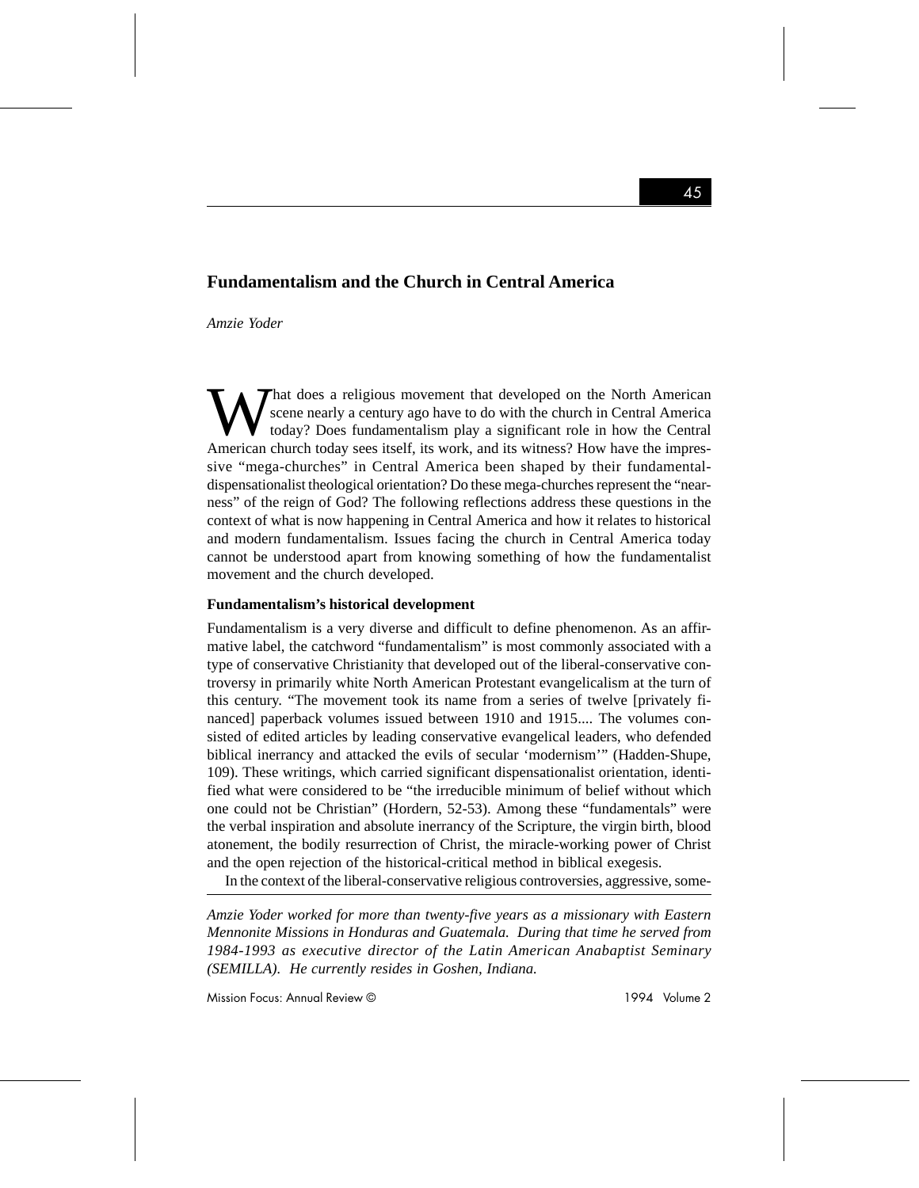# Fundamentalism and the Church in Central America

*Amzie Yoder*

What does a religious movement that developed on the North American scene nearly a century ago have to do with the church in Central America today? Does fundamentalism play a significant role in how the Central American church today sees itself, its work, and its witness? How have the impressive "mega-churches" in Central America been shaped by their fundamental-dispensationalist theological orientation? Do these mega-churches represent the "nearness" of the reign of God? The following reflections address these questions in the context of what is now happening in Central America and how it relates to historical and modern fundamentalism. Issues facing the church in Central America today cannot be understood apart from knowing something of how the fundamentalist movement and the church developed.

### Fundamentalism's historical development

Fundamentalism is a very diverse and difficult to define phenomenon. As an affirmative label, the catchword "fundamentalism" is most commonly associated with a type of conservative Christianity that developed out of the liberal-conservative controversy in primarily white North American Protestant evangelicalism at the turn of this century. "The movement took its name from a series of twelve [privately financed] paperback volumes issued between 1910 and 1915.... The volumes consisted of edited articles by leading conservative evangelical leaders, who defended biblical inerrancy and attacked the evils of secular 'modernism'" (Hadden-Shupe, 109). These writings, which carried significant dispensationalist orientation, identified what were considered to be "the irreducible minimum of belief without which one could not be Christian" (Hordern, 52-53). Among these "fundamentals" were the verbal inspiration and absolute inerrancy of the Scripture, the virgin birth, blood atonement, the bodily resurrection of Christ, the miracle-working power of Christ and the open rejection of the historical-critical method in biblical exegesis.

In the context of the liberal-conservative religious controversies, aggressive, some-

---

*Amzie Yoder worked for more than twenty-five years as a missionary with Eastern Mennonite Missions in Honduras and Guatemala. During that time he served from 1984-1993 as executive director of the Latin American Anabaptist Seminary (SEMILLA). He currently resides in Goshen, Indiana.*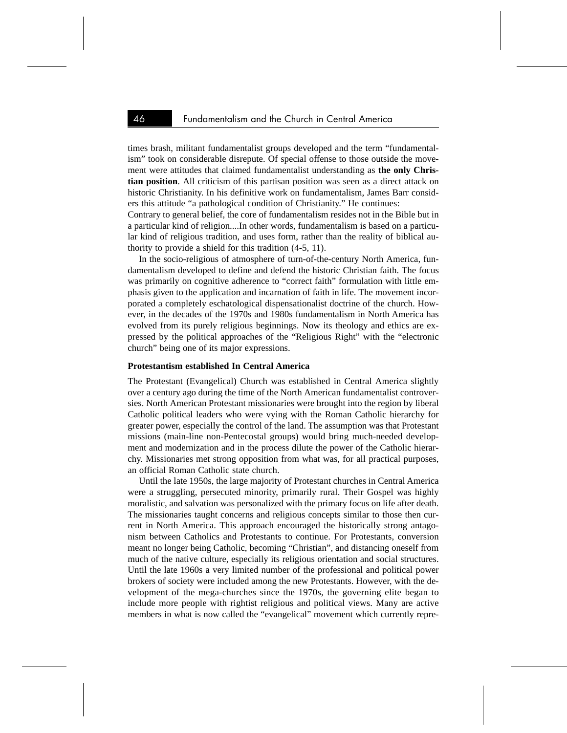times brash, militant fundamentalist groups developed and the term "fundamentalism" took on considerable disrepute. Of special offense to those outside the movement were attitudes that claimed fundamentalist understanding as **the only Christian position**. All criticism of this partisan position was seen as a direct attack on historic Christianity. In his definitive work on fundamentalism, James Barr considers this attitude "a pathological condition of Christianity." He continues:

Contrary to general belief, the core of fundamentalism resides not in the Bible but in a particular kind of religion....In other words, fundamentalism is based on a particular kind of religious tradition, and uses form, rather than the reality of biblical authority to provide a shield for this tradition (4-5, 11).

In the socio-religious of atmosphere of turn-of-the-century North America, fundamentalism developed to define and defend the historic Christian faith. The focus was primarily on cognitive adherence to "correct faith" formulation with little emphasis given to the application and incarnation of faith in life. The movement incorporated a completely eschatological dispensationalist doctrine of the church. However, in the decades of the 1970s and 1980s fundamentalism in North America has evolved from its purely religious beginnings. Now its theology and ethics are expressed by the political approaches of the "Religious Right" with the "electronic church" being one of its major expressions.

**Protestantism established In Central America**

The Protestant (Evangelical) Church was established in Central America slightly over a century ago during the time of the North American fundamentalist controversies. North American Protestant missionaries were brought into the region by liberal Catholic political leaders who were vying with the Roman Catholic hierarchy for greater power, especially the control of the land. The assumption was that Protestant missions (main-line non-Pentecostal groups) would bring much-needed development and modernization and in the process dilute the power of the Catholic hierarchy. Missionaries met strong opposition from what was, for all practical purposes, an official Roman Catholic state church.

Until the late 1950s, the large majority of Protestant churches in Central America were a struggling, persecuted minority, primarily rural. Their Gospel was highly moralistic, and salvation was personalized with the primary focus on life after death. The missionaries taught concerns and religious concepts similar to those then current in North America. This approach encouraged the historically strong antagonism between Catholics and Protestants to continue. For Protestants, conversion meant no longer being Catholic, becoming "Christian", and distancing oneself from much of the native culture, especially its religious orientation and social structures. Until the late 1960s a very limited number of the professional and political power brokers of society were included among the new Protestants. However, with the development of the mega-churches since the 1970s, the governing elite began to include more people with rightist religious and political views. Many are active members in what is now called the "evangelical" movement which currently repre-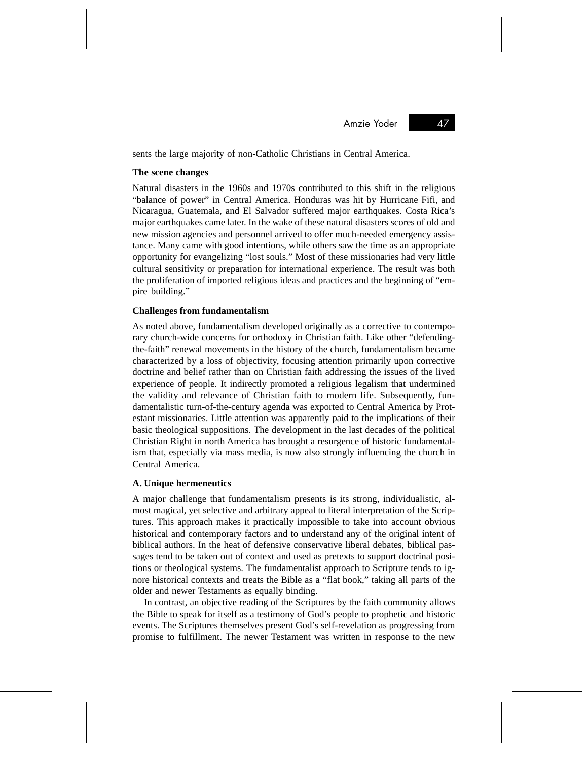sents the large majority of non-Catholic Christians in Central America.

**The scene changes**

Natural disasters in the 1960s and 1970s contributed to this shift in the religious "balance of power" in Central America. Honduras was hit by Hurricane Fifi, and Nicaragua, Guatemala, and El Salvador suffered major earthquakes. Costa Rica's major earthquakes came later. In the wake of these natural disasters scores of old and new mission agencies and personnel arrived to offer much-needed emergency assistance. Many came with good intentions, while others saw the time as an appropriate opportunity for evangelizing "lost souls." Most of these missionaries had very little cultural sensitivity or preparation for international experience. The result was both the proliferation of imported religious ideas and practices and the beginning of "empire building."

**Challenges from fundamentalism**

As noted above, fundamentalism developed originally as a corrective to contemporary church-wide concerns for orthodoxy in Christian faith. Like other "defending-the-faith" renewal movements in the history of the church, fundamentalism became characterized by a loss of objectivity, focusing attention primarily upon corrective doctrine and belief rather than on Christian faith addressing the issues of the lived experience of people. It indirectly promoted a religious legalism that undermined the validity and relevance of Christian faith to modern life. Subsequently, fundamentalistic turn-of-the-century agenda was exported to Central America by Protestant missionaries. Little attention was apparently paid to the implications of their basic theological suppositions. The development in the last decades of the political Christian Right in north America has brought a resurgence of historic fundamentalism that, especially via mass media, is now also strongly influencing the church in Central America.

**A. Unique hermeneutics**

A major challenge that fundamentalism presents is its strong, individualistic, almost magical, yet selective and arbitrary appeal to literal interpretation of the Scriptures. This approach makes it practically impossible to take into account obvious historical and contemporary factors and to understand any of the original intent of biblical authors. In the heat of defensive conservative liberal debates, biblical passages tend to be taken out of context and used as pretexts to support doctrinal positions or theological systems. The fundamentalist approach to Scripture tends to ignore historical contexts and treats the Bible as a "flat book," taking all parts of the older and newer Testaments as equally binding.

In contrast, an objective reading of the Scriptures by the faith community allows the Bible to speak for itself as a testimony of God's people to prophetic and historic events. The Scriptures themselves present God's self-revelation as progressing from promise to fulfillment. The newer Testament was written in response to the new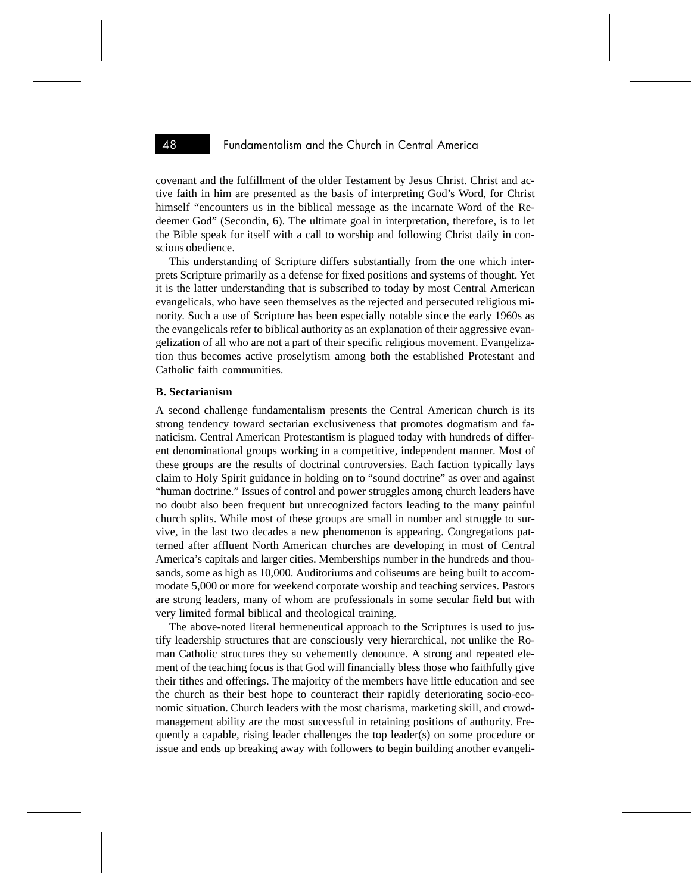covenant and the fulfillment of the older Testament by Jesus Christ. Christ and active faith in him are presented as the basis of interpreting God's Word, for Christ himself "encounters us in the biblical message as the incarnate Word of the Redeemer God" (Secondin, 6). The ultimate goal in interpretation, therefore, is to let the Bible speak for itself with a call to worship and following Christ daily in conscious obedience.

This understanding of Scripture differs substantially from the one which interprets Scripture primarily as a defense for fixed positions and systems of thought. Yet it is the latter understanding that is subscribed to today by most Central American evangelicals, who have seen themselves as the rejected and persecuted religious minority. Such a use of Scripture has been especially notable since the early 1960s as the evangelicals refer to biblical authority as an explanation of their aggressive evangelization of all who are not a part of their specific religious movement. Evangelization thus becomes active proselytism among both the established Protestant and Catholic faith communities.

**B. Sectarianism**

A second challenge fundamentalism presents the Central American church is its strong tendency toward sectarian exclusiveness that promotes dogmatism and fanaticism. Central American Protestantism is plagued today with hundreds of different denominational groups working in a competitive, independent manner. Most of these groups are the results of doctrinal controversies. Each faction typically lays claim to Holy Spirit guidance in holding on to "sound doctrine" as over and against "human doctrine." Issues of control and power struggles among church leaders have no doubt also been frequent but unrecognized factors leading to the many painful church splits. While most of these groups are small in number and struggle to survive, in the last two decades a new phenomenon is appearing. Congregations patterned after affluent North American churches are developing in most of Central America's capitals and larger cities. Memberships number in the hundreds and thousands, some as high as 10,000. Auditoriums and coliseums are being built to accommodate 5,000 or more for weekend corporate worship and teaching services. Pastors are strong leaders, many of whom are professionals in some secular field but with very limited formal biblical and theological training.

The above-noted literal hermeneutical approach to the Scriptures is used to justify leadership structures that are consciously very hierarchical, not unlike the Roman Catholic structures they so vehemently denounce. A strong and repeated element of the teaching focus is that God will financially bless those who faithfully give their tithes and offerings. The majority of the members have little education and see the church as their best hope to counteract their rapidly deteriorating socio-economic situation. Church leaders with the most charisma, marketing skill, and crowd-management ability are the most successful in retaining positions of authority. Frequently a capable, rising leader challenges the top leader(s) on some procedure or issue and ends up breaking away with followers to begin building another evangeli-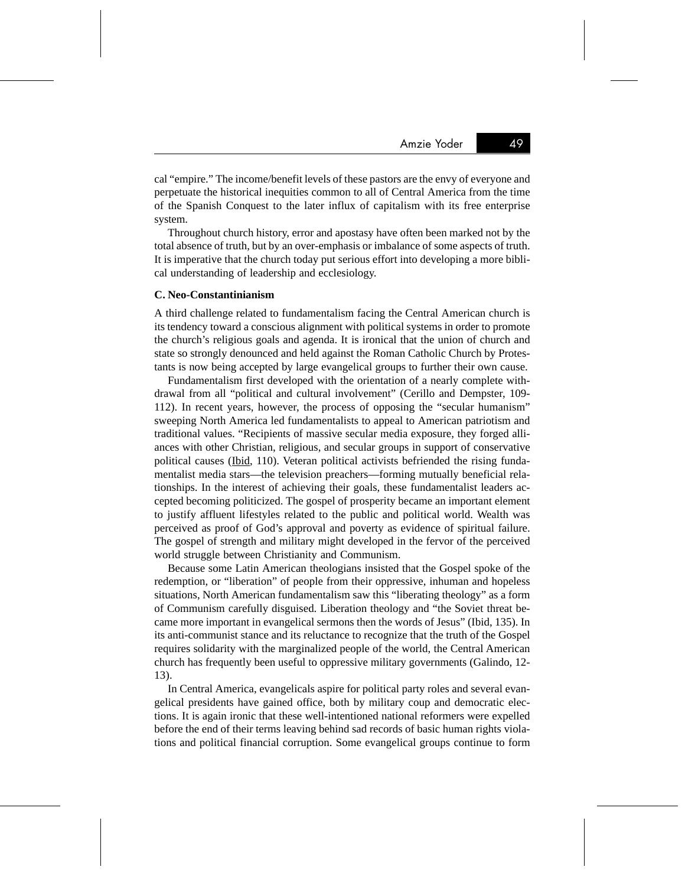cal "empire." The income/benefit levels of these pastors are the envy of everyone and perpetuate the historical inequities common to all of Central America from the time of the Spanish Conquest to the later influx of capitalism with its free enterprise system.

Throughout church history, error and apostasy have often been marked not by the total absence of truth, but by an over-emphasis or imbalance of some aspects of truth. It is imperative that the church today put serious effort into developing a more biblical understanding of leadership and ecclesiology.

**C. Neo-Constantinianism**

A third challenge related to fundamentalism facing the Central American church is its tendency toward a conscious alignment with political systems in order to promote the church's religious goals and agenda. It is ironical that the union of church and state so strongly denounced and held against the Roman Catholic Church by Protestants is now being accepted by large evangelical groups to further their own cause.

Fundamentalism first developed with the orientation of a nearly complete withdrawal from all "political and cultural involvement" (Cerillo and Dempster, 109-112). In recent years, however, the process of opposing the "secular humanism" sweeping North America led fundamentalists to appeal to American patriotism and traditional values. "Recipients of massive secular media exposure, they forged alliances with other Christian, religious, and secular groups in support of conservative political causes (Ibid, 110). Veteran political activists befriended the rising fundamentalist media stars—the television preachers—forming mutually beneficial relationships. In the interest of achieving their goals, these fundamentalist leaders accepted becoming politicized. The gospel of prosperity became an important element to justify affluent lifestyles related to the public and political world. Wealth was perceived as proof of God's approval and poverty as evidence of spiritual failure. The gospel of strength and military might developed in the fervor of the perceived world struggle between Christianity and Communism.

Because some Latin American theologians insisted that the Gospel spoke of the redemption, or "liberation" of people from their oppressive, inhuman and hopeless situations, North American fundamentalism saw this "liberating theology" as a form of Communism carefully disguised. Liberation theology and "the Soviet threat became more important in evangelical sermons then the words of Jesus" (Ibid, 135). In its anti-communist stance and its reluctance to recognize that the truth of the Gospel requires solidarity with the marginalized people of the world, the Central American church has frequently been useful to oppressive military governments (Galindo, 12-13).

In Central America, evangelicals aspire for political party roles and several evangelical presidents have gained office, both by military coup and democratic elections. It is again ironic that these well-intentioned national reformers were expelled before the end of their terms leaving behind sad records of basic human rights violations and political financial corruption. Some evangelical groups continue to form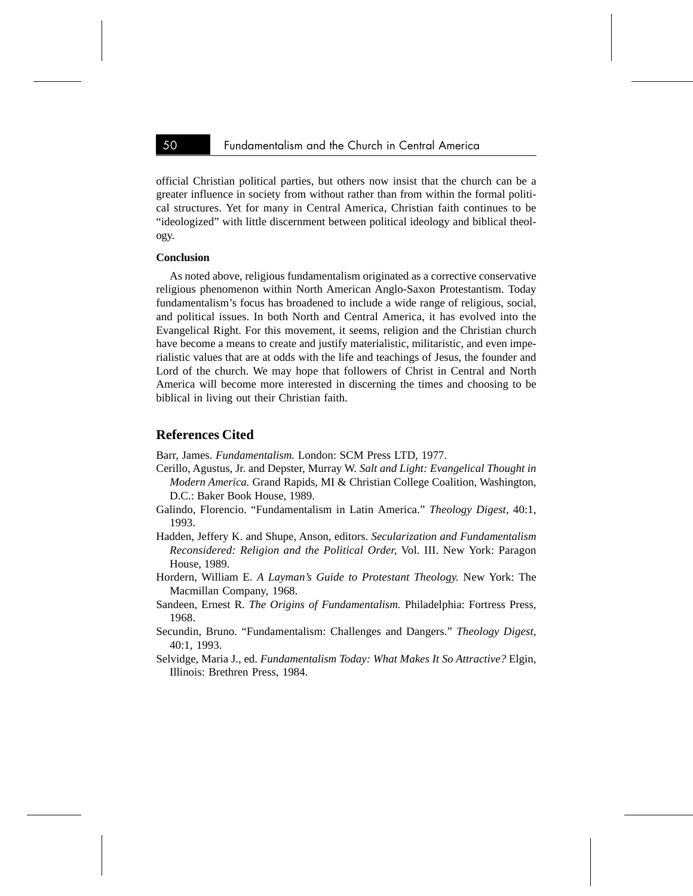official Christian political parties, but others now insist that the church can be a greater influence in society from without rather than from within the formal political structures. Yet for many in Central America, Christian faith continues to be "ideologized" with little discernment between political ideology and biblical theology.

**Conclusion**

As noted above, religious fundamentalism originated as a corrective conservative religious phenomenon within North American Anglo-Saxon Protestantism. Today fundamentalism's focus has broadened to include a wide range of religious, social, and political issues. In both North and Central America, it has evolved into the Evangelical Right. For this movement, it seems, religion and the Christian church have become a means to create and justify materialistic, militaristic, and even imperialistic values that are at odds with the life and teachings of Jesus, the founder and Lord of the church. We may hope that followers of Christ in Central and North America will become more interested in discerning the times and choosing to be biblical in living out their Christian faith.

## References Cited

Barr, James. *Fundamentalism.* London: SCM Press LTD, 1977.

Cerillo, Agustus, Jr. and Depster, Murray W. *Salt and Light: Evangelical Thought in Modern America.* Grand Rapids, MI & Christian College Coalition, Washington, D.C.: Baker Book House, 1989.

Galindo, Florencio. "Fundamentalism in Latin America." *Theology Digest,* 40:1, 1993.

Hadden, Jeffery K. and Shupe, Anson, editors. *Secularization and Fundamentalism Reconsidered: Religion and the Political Order,* Vol. III. New York: Paragon House, 1989.

Hordern, William E. *A Layman's Guide to Protestant Theology.* New York: The Macmillan Company, 1968.

Sandeen, Ernest R. *The Origins of Fundamentalism.* Philadelphia: Fortress Press, 1968.

Secundin, Bruno. "Fundamentalism: Challenges and Dangers." *Theology Digest,* 40:1, 1993.

Selvidge, Maria J., ed. *Fundamentalism Today: What Makes It So Attractive?* Elgin, Illinois: Brethren Press, 1984.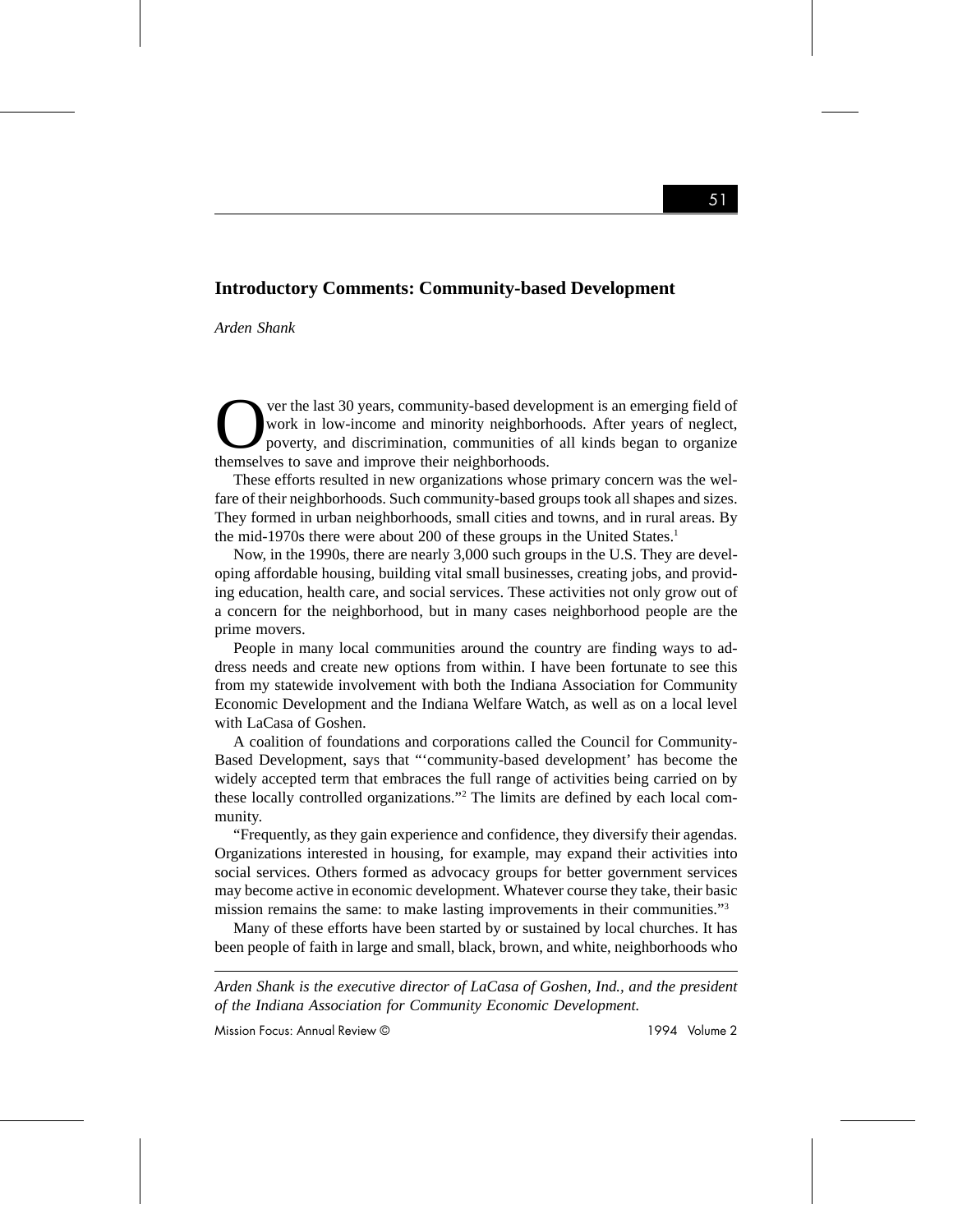## Introductory Comments: Community-based Development

*Arden Shank*

Over the last 30 years, community-based development is an emerging field of work in low-income and minority neighborhoods. After years of neglect, poverty, and discrimination, communities of all kinds began to organize themselves to save and improve their neighborhoods.

These efforts resulted in new organizations whose primary concern was the welfare of their neighborhoods. Such community-based groups took all shapes and sizes. They formed in urban neighborhoods, small cities and towns, and in rural areas. By the mid-1970s there were about 200 of these groups in the United States.[1]

Now, in the 1990s, there are nearly 3,000 such groups in the U.S. They are developing affordable housing, building vital small businesses, creating jobs, and providing education, health care, and social services. These activities not only grow out of a concern for the neighborhood, but in many cases neighborhood people are the prime movers.

People in many local communities around the country are finding ways to address needs and create new options from within. I have been fortunate to see this from my statewide involvement with both the Indiana Association for Community Economic Development and the Indiana Welfare Watch, as well as on a local level with LaCasa of Goshen.

A coalition of foundations and corporations called the Council for Community-Based Development, says that "'community-based development' has become the widely accepted term that embraces the full range of activities being carried on by these locally controlled organizations."[2] The limits are defined by each local community.

"Frequently, as they gain experience and confidence, they diversify their agendas. Organizations interested in housing, for example, may expand their activities into social services. Others formed as advocacy groups for better government services may become active in economic development. Whatever course they take, their basic mission remains the same: to make lasting improvements in their communities."[3]

Many of these efforts have been started by or sustained by local churches. It has been people of faith in large and small, black, brown, and white, neighborhoods who

---

*Arden Shank is the executive director of LaCasa of Goshen, Ind., and the president of the Indiana Association for Community Economic Development.*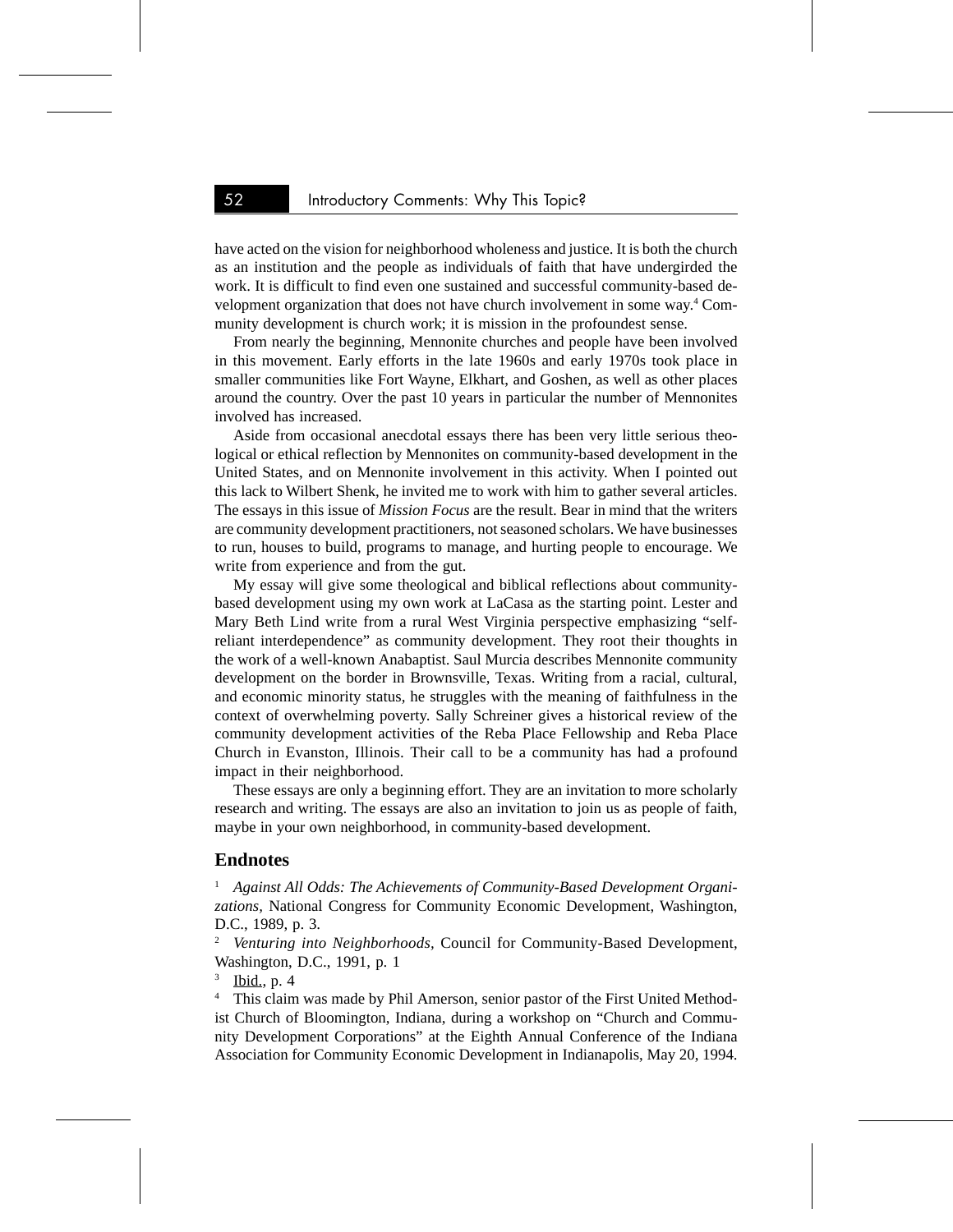have acted on the vision for neighborhood wholeness and justice. It is both the church as an institution and the people as individuals of faith that have undergirded the work. It is difficult to find even one sustained and successful community-based development organization that does not have church involvement in some way.[4] Community development is church work; it is mission in the profoundest sense.

From nearly the beginning, Mennonite churches and people have been involved in this movement. Early efforts in the late 1960s and early 1970s took place in smaller communities like Fort Wayne, Elkhart, and Goshen, as well as other places around the country. Over the past 10 years in particular the number of Mennonites involved has increased.

Aside from occasional anecdotal essays there has been very little serious theological or ethical reflection by Mennonites on community-based development in the United States, and on Mennonite involvement in this activity. When I pointed out this lack to Wilbert Shenk, he invited me to work with him to gather several articles. The essays in this issue of *Mission Focus* are the result. Bear in mind that the writers are community development practitioners, not seasoned scholars. We have businesses to run, houses to build, programs to manage, and hurting people to encourage. We write from experience and from the gut.

My essay will give some theological and biblical reflections about community-based development using my own work at LaCasa as the starting point. Lester and Mary Beth Lind write from a rural West Virginia perspective emphasizing "self-reliant interdependence" as community development. They root their thoughts in the work of a well-known Anabaptist. Saul Murcia describes Mennonite community development on the border in Brownsville, Texas. Writing from a racial, cultural, and economic minority status, he struggles with the meaning of faithfulness in the context of overwhelming poverty. Sally Schreiner gives a historical review of the community development activities of the Reba Place Fellowship and Reba Place Church in Evanston, Illinois. Their call to be a community has had a profound impact in their neighborhood.

These essays are only a beginning effort. They are an invitation to more scholarly research and writing. The essays are also an invitation to join us as people of faith, maybe in your own neighborhood, in community-based development.

## Endnotes

[1] *Against All Odds: The Achievements of Community-Based Development Organizations,* National Congress for Community Economic Development, Washington, D.C., 1989, p. 3.

[2] *Venturing into Neighborhoods,* Council for Community-Based Development, Washington, D.C., 1991, p. 1

[3] Ibid., p. 4

[4] This claim was made by Phil Amerson, senior pastor of the First United Methodist Church of Bloomington, Indiana, during a workshop on "Church and Community Development Corporations" at the Eighth Annual Conference of the Indiana Association for Community Economic Development in Indianapolis, May 20, 1994.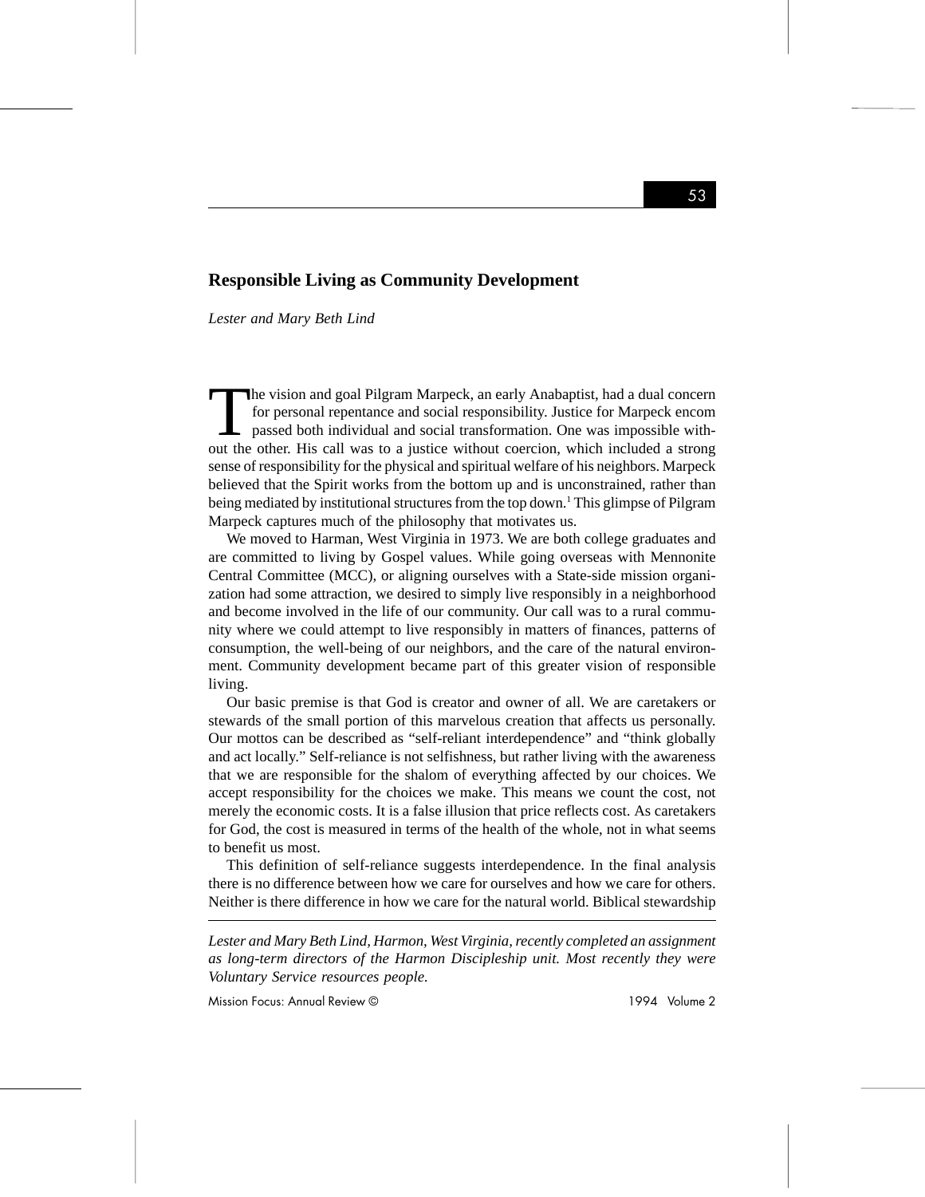# Responsible Living as Community Development

*Lester and Mary Beth Lind*

The vision and goal Pilgram Marpeck, an early Anabaptist, had a dual concern for personal repentance and social responsibility. Justice for Marpeck encompassed both individual and social transformation. One was impossible without the other. His call was to a justice without coercion, which included a strong sense of responsibility for the physical and spiritual welfare of his neighbors. Marpeck believed that the Spirit works from the bottom up and is unconstrained, rather than being mediated by institutional structures from the top down.[1] This glimpse of Pilgram Marpeck captures much of the philosophy that motivates us.

We moved to Harman, West Virginia in 1973. We are both college graduates and are committed to living by Gospel values. While going overseas with Mennonite Central Committee (MCC), or aligning ourselves with a State-side mission organization had some attraction, we desired to simply live responsibly in a neighborhood and become involved in the life of our community. Our call was to a rural community where we could attempt to live responsibly in matters of finances, patterns of consumption, the well-being of our neighbors, and the care of the natural environment. Community development became part of this greater vision of responsible living.

Our basic premise is that God is creator and owner of all. We are caretakers or stewards of the small portion of this marvelous creation that affects us personally. Our mottos can be described as "self-reliant interdependence" and "think globally and act locally." Self-reliance is not selfishness, but rather living with the awareness that we are responsible for the shalom of everything affected by our choices. We accept responsibility for the choices we make. This means we count the cost, not merely the economic costs. It is a false illusion that price reflects cost. As caretakers for God, the cost is measured in terms of the health of the whole, not in what seems to benefit us most.

This definition of self-reliance suggests interdependence. In the final analysis there is no difference between how we care for ourselves and how we care for others. Neither is there difference in how we care for the natural world. Biblical stewardship

---

*Lester and Mary Beth Lind, Harmon, West Virginia, recently completed an assignment as long-term directors of the Harmon Discipleship unit. Most recently they were Voluntary Service resources people.*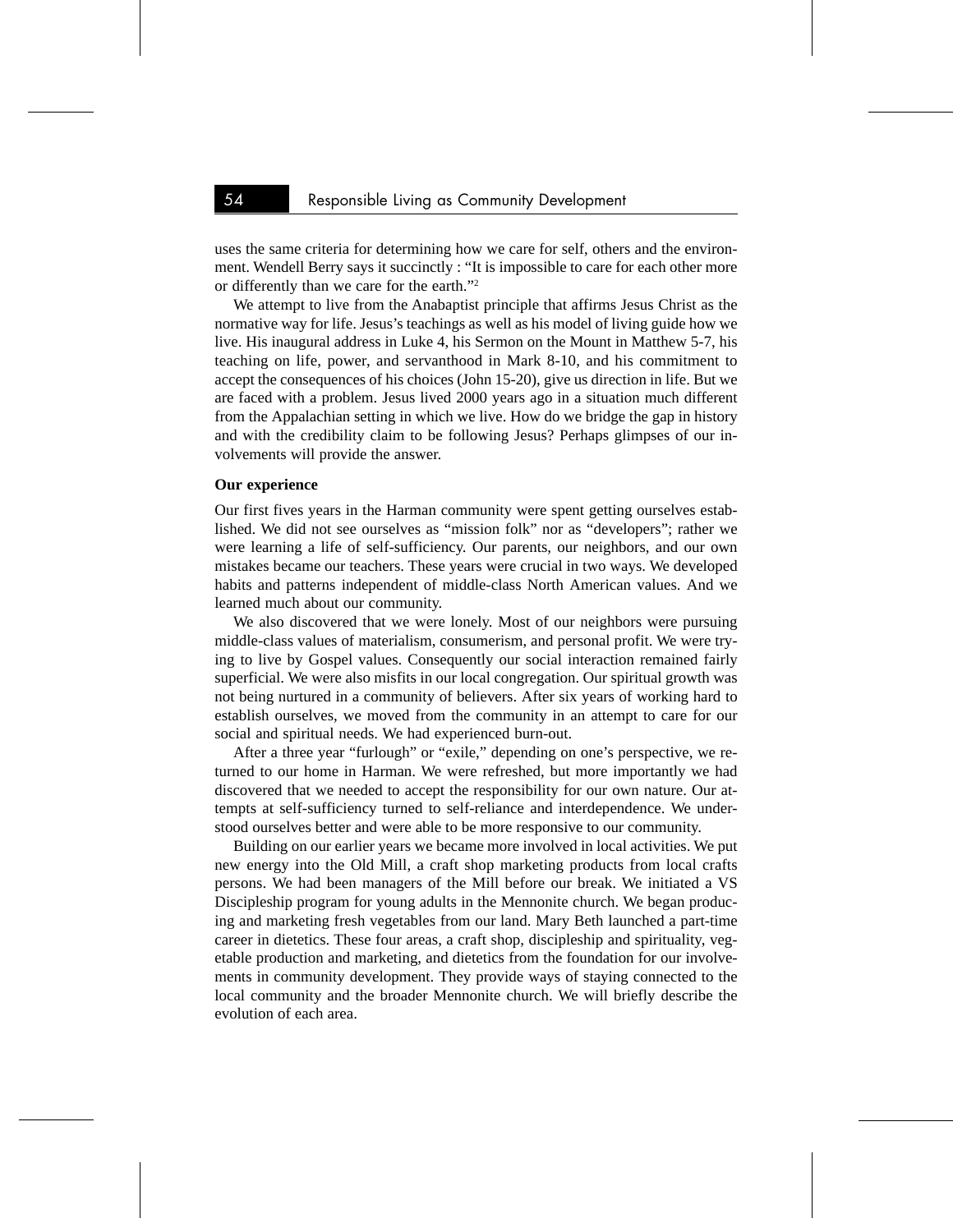uses the same criteria for determining how we care for self, others and the environment. Wendell Berry says it succinctly : "It is impossible to care for each other more or differently than we care for the earth."[2]

We attempt to live from the Anabaptist principle that affirms Jesus Christ as the normative way for life. Jesus's teachings as well as his model of living guide how we live. His inaugural address in Luke 4, his Sermon on the Mount in Matthew 5-7, his teaching on life, power, and servanthood in Mark 8-10, and his commitment to accept the consequences of his choices (John 15-20), give us direction in life. But we are faced with a problem. Jesus lived 2000 years ago in a situation much different from the Appalachian setting in which we live. How do we bridge the gap in history and with the credibility claim to be following Jesus? Perhaps glimpses of our involvements will provide the answer.

**Our experience**

Our first fives years in the Harman community were spent getting ourselves established. We did not see ourselves as "mission folk" nor as "developers"; rather we were learning a life of self-sufficiency. Our parents, our neighbors, and our own mistakes became our teachers. These years were crucial in two ways. We developed habits and patterns independent of middle-class North American values. And we learned much about our community.

We also discovered that we were lonely. Most of our neighbors were pursuing middle-class values of materialism, consumerism, and personal profit. We were trying to live by Gospel values. Consequently our social interaction remained fairly superficial. We were also misfits in our local congregation. Our spiritual growth was not being nurtured in a community of believers. After six years of working hard to establish ourselves, we moved from the community in an attempt to care for our social and spiritual needs. We had experienced burn-out.

After a three year "furlough" or "exile," depending on one's perspective, we returned to our home in Harman. We were refreshed, but more importantly we had discovered that we needed to accept the responsibility for our own nature. Our attempts at self-sufficiency turned to self-reliance and interdependence. We understood ourselves better and were able to be more responsive to our community.

Building on our earlier years we became more involved in local activities. We put new energy into the Old Mill, a craft shop marketing products from local crafts persons. We had been managers of the Mill before our break. We initiated a VS Discipleship program for young adults in the Mennonite church. We began producing and marketing fresh vegetables from our land. Mary Beth launched a part-time career in dietetics. These four areas, a craft shop, discipleship and spirituality, vegetable production and marketing, and dietetics from the foundation for our involvements in community development. They provide ways of staying connected to the local community and the broader Mennonite church. We will briefly describe the evolution of each area.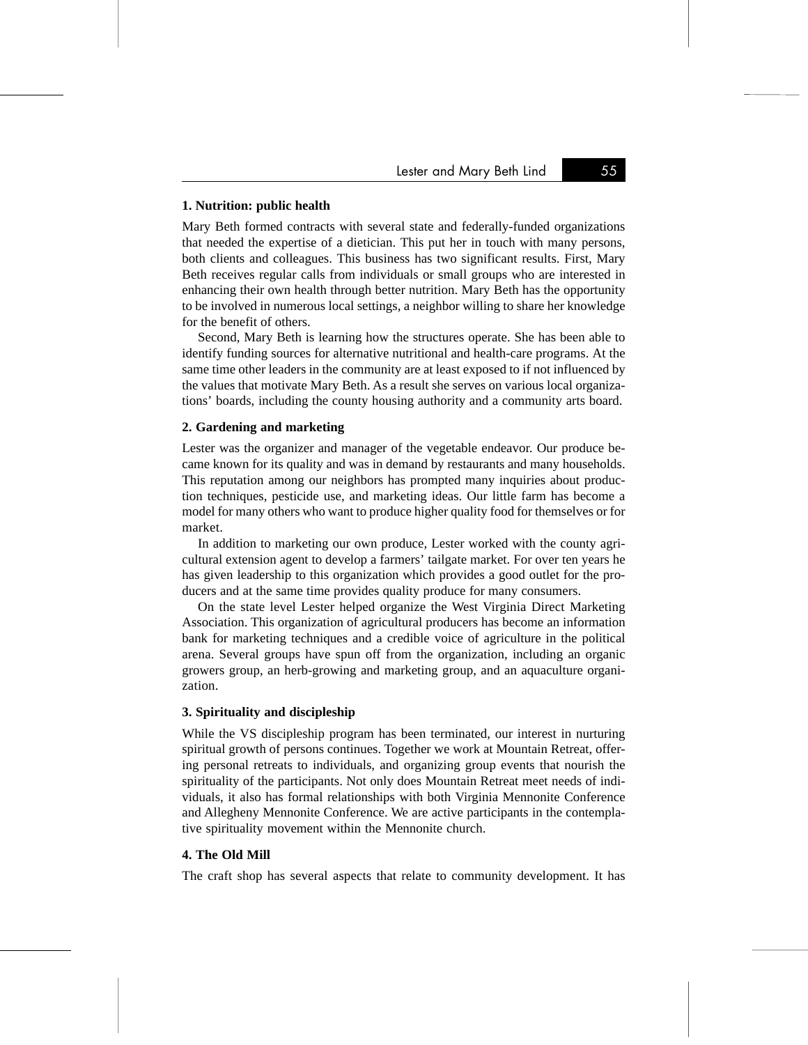**1. Nutrition: public health**

Mary Beth formed contracts with several state and federally-funded organizations that needed the expertise of a dietician. This put her in touch with many persons, both clients and colleagues. This business has two significant results. First, Mary Beth receives regular calls from individuals or small groups who are interested in enhancing their own health through better nutrition. Mary Beth has the opportunity to be involved in numerous local settings, a neighbor willing to share her knowledge for the benefit of others.

Second, Mary Beth is learning how the structures operate. She has been able to identify funding sources for alternative nutritional and health-care programs. At the same time other leaders in the community are at least exposed to if not influenced by the values that motivate Mary Beth. As a result she serves on various local organizations' boards, including the county housing authority and a community arts board.

**2. Gardening and marketing**

Lester was the organizer and manager of the vegetable endeavor. Our produce became known for its quality and was in demand by restaurants and many households. This reputation among our neighbors has prompted many inquiries about production techniques, pesticide use, and marketing ideas. Our little farm has become a model for many others who want to produce higher quality food for themselves or for market.

In addition to marketing our own produce, Lester worked with the county agricultural extension agent to develop a farmers' tailgate market. For over ten years he has given leadership to this organization which provides a good outlet for the producers and at the same time provides quality produce for many consumers.

On the state level Lester helped organize the West Virginia Direct Marketing Association. This organization of agricultural producers has become an information bank for marketing techniques and a credible voice of agriculture in the political arena. Several groups have spun off from the organization, including an organic growers group, an herb-growing and marketing group, and an aquaculture organization.

**3. Spirituality and discipleship**

While the VS discipleship program has been terminated, our interest in nurturing spiritual growth of persons continues. Together we work at Mountain Retreat, offering personal retreats to individuals, and organizing group events that nourish the spirituality of the participants. Not only does Mountain Retreat meet needs of individuals, it also has formal relationships with both Virginia Mennonite Conference and Allegheny Mennonite Conference. We are active participants in the contemplative spirituality movement within the Mennonite church.

**4. The Old Mill**

The craft shop has several aspects that relate to community development. It has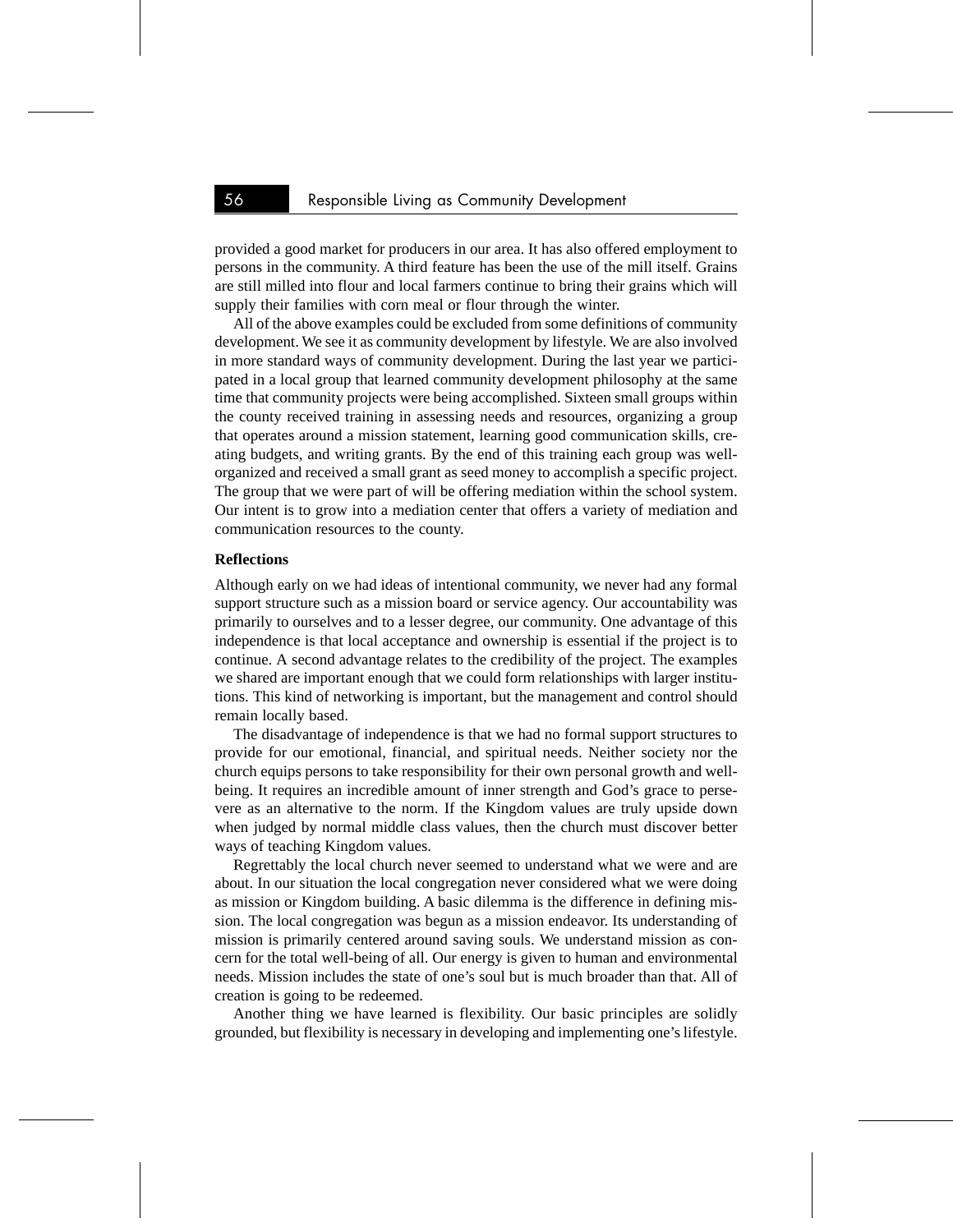provided a good market for producers in our area. It has also offered employment to persons in the community. A third feature has been the use of the mill itself. Grains are still milled into flour and local farmers continue to bring their grains which will supply their families with corn meal or flour through the winter.

All of the above examples could be excluded from some definitions of community development. We see it as community development by lifestyle. We are also involved in more standard ways of community development. During the last year we participated in a local group that learned community development philosophy at the same time that community projects were being accomplished. Sixteen small groups within the county received training in assessing needs and resources, organizing a group that operates around a mission statement, learning good communication skills, creating budgets, and writing grants. By the end of this training each group was well-organized and received a small grant as seed money to accomplish a specific project. The group that we were part of will be offering mediation within the school system. Our intent is to grow into a mediation center that offers a variety of mediation and communication resources to the county.

**Reflections**

Although early on we had ideas of intentional community, we never had any formal support structure such as a mission board or service agency. Our accountability was primarily to ourselves and to a lesser degree, our community. One advantage of this independence is that local acceptance and ownership is essential if the project is to continue. A second advantage relates to the credibility of the project. The examples we shared are important enough that we could form relationships with larger institutions. This kind of networking is important, but the management and control should remain locally based.

The disadvantage of independence is that we had no formal support structures to provide for our emotional, financial, and spiritual needs. Neither society nor the church equips persons to take responsibility for their own personal growth and well-being. It requires an incredible amount of inner strength and God's grace to persevere as an alternative to the norm. If the Kingdom values are truly upside down when judged by normal middle class values, then the church must discover better ways of teaching Kingdom values.

Regrettably the local church never seemed to understand what we were and are about. In our situation the local congregation never considered what we were doing as mission or Kingdom building. A basic dilemma is the difference in defining mission. The local congregation was begun as a mission endeavor. Its understanding of mission is primarily centered around saving souls. We understand mission as concern for the total well-being of all. Our energy is given to human and environmental needs. Mission includes the state of one's soul but is much broader than that. All of creation is going to be redeemed.

Another thing we have learned is flexibility. Our basic principles are solidly grounded, but flexibility is necessary in developing and implementing one's lifestyle.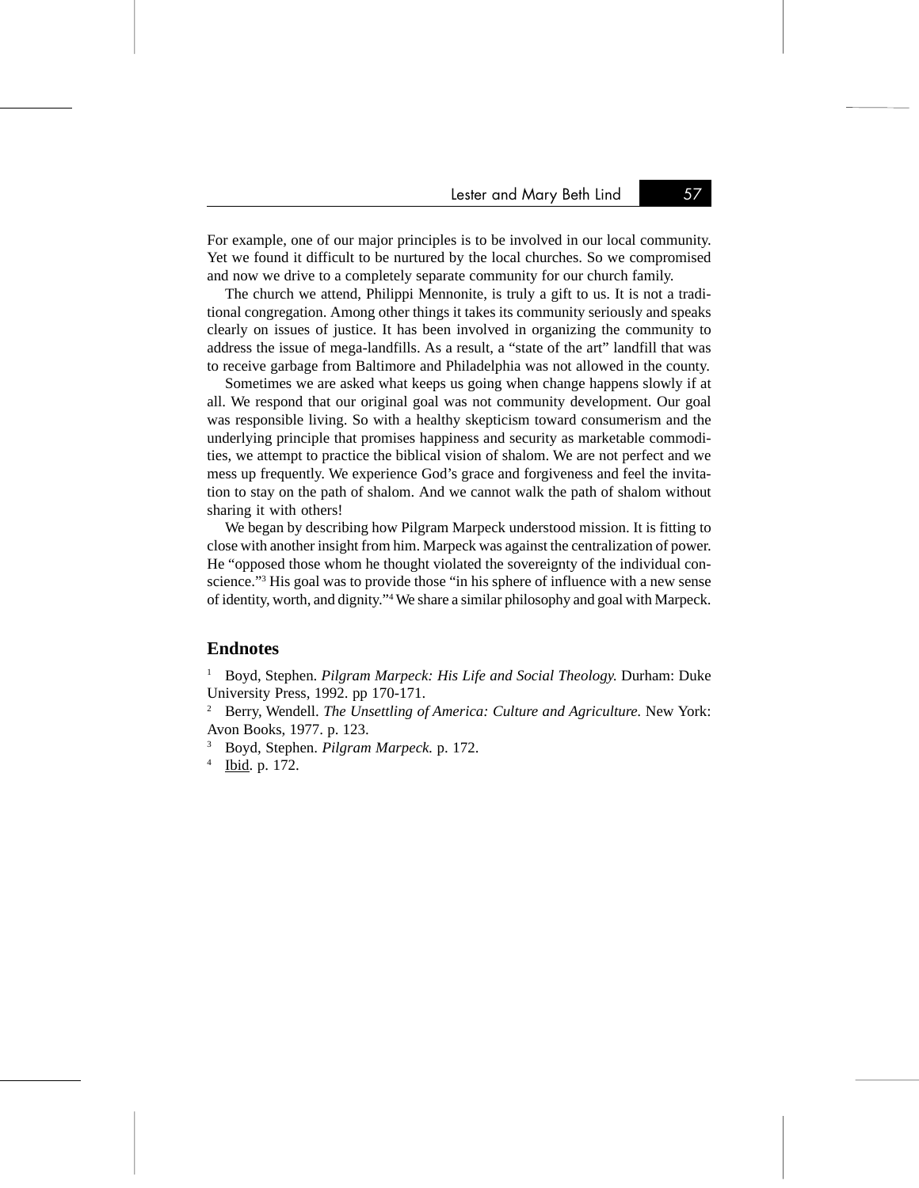For example, one of our major principles is to be involved in our local community. Yet we found it difficult to be nurtured by the local churches. So we compromised and now we drive to a completely separate community for our church family.

The church we attend, Philippi Mennonite, is truly a gift to us. It is not a traditional congregation. Among other things it takes its community seriously and speaks clearly on issues of justice. It has been involved in organizing the community to address the issue of mega-landfills. As a result, a "state of the art" landfill that was to receive garbage from Baltimore and Philadelphia was not allowed in the county.

Sometimes we are asked what keeps us going when change happens slowly if at all. We respond that our original goal was not community development. Our goal was responsible living. So with a healthy skepticism toward consumerism and the underlying principle that promises happiness and security as marketable commodities, we attempt to practice the biblical vision of shalom. We are not perfect and we mess up frequently. We experience God's grace and forgiveness and feel the invitation to stay on the path of shalom. And we cannot walk the path of shalom without sharing it with others!

We began by describing how Pilgram Marpeck understood mission. It is fitting to close with another insight from him. Marpeck was against the centralization of power. He "opposed those whom he thought violated the sovereignty of the individual conscience."[3] His goal was to provide those "in his sphere of influence with a new sense of identity, worth, and dignity."[4] We share a similar philosophy and goal with Marpeck.

## Endnotes

[1] Boyd, Stephen. *Pilgram Marpeck: His Life and Social Theology.* Durham: Duke University Press, 1992. pp 170-171.

[2] Berry, Wendell. *The Unsettling of America: Culture and Agriculture.* New York: Avon Books, 1977. p. 123.

[3] Boyd, Stephen. *Pilgram Marpeck.* p. 172.

[4] Ibid. p. 172.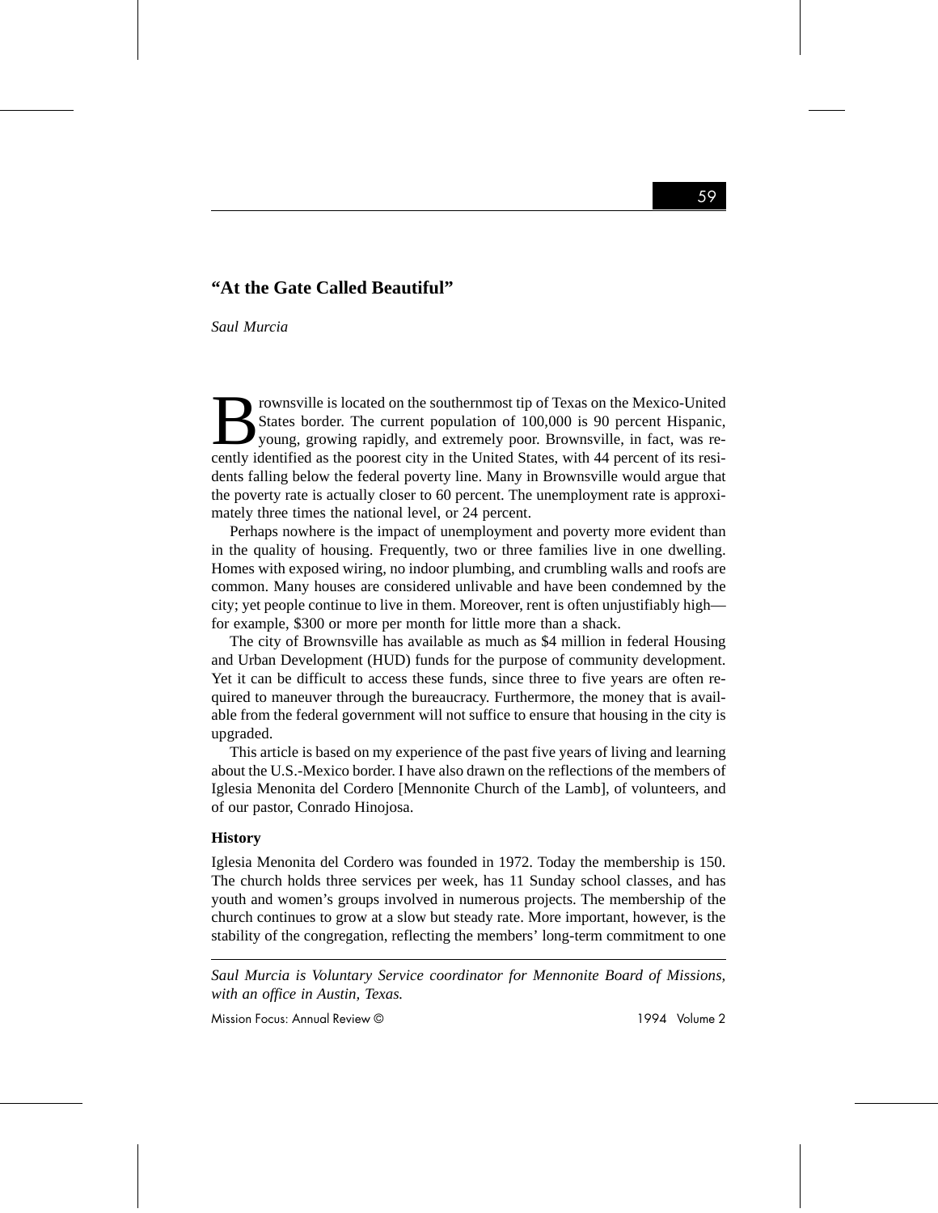## "At the Gate Called Beautiful"

*Saul Murcia*

Brownsville is located on the southernmost tip of Texas on the Mexico-United States border. The current population of 100,000 is 90 percent Hispanic, young, growing rapidly, and extremely poor. Brownsville, in fact, was recently identified as the poorest city in the United States, with 44 percent of its residents falling below the federal poverty line. Many in Brownsville would argue that the poverty rate is actually closer to 60 percent. The unemployment rate is approximately three times the national level, or 24 percent.

Perhaps nowhere is the impact of unemployment and poverty more evident than in the quality of housing. Frequently, two or three families live in one dwelling. Homes with exposed wiring, no indoor plumbing, and crumbling walls and roofs are common. Many houses are considered unlivable and have been condemned by the city; yet people continue to live in them. Moreover, rent is often unjustifiably high—for example, $300 or more per month for little more than a shack.

The city of Brownsville has available as much as $4 million in federal Housing and Urban Development (HUD) funds for the purpose of community development. Yet it can be difficult to access these funds, since three to five years are often required to maneuver through the bureaucracy. Furthermore, the money that is available from the federal government will not suffice to ensure that housing in the city is upgraded.

This article is based on my experience of the past five years of living and learning about the U.S.-Mexico border. I have also drawn on the reflections of the members of Iglesia Menonita del Cordero [Mennonite Church of the Lamb], of volunteers, and of our pastor, Conrado Hinojosa.

### History

Iglesia Menonita del Cordero was founded in 1972. Today the membership is 150. The church holds three services per week, has 11 Sunday school classes, and has youth and women's groups involved in numerous projects. The membership of the church continues to grow at a slow but steady rate. More important, however, is the stability of the congregation, reflecting the members' long-term commitment to one

---

*Saul Murcia is Voluntary Service coordinator for Mennonite Board of Missions, with an office in Austin, Texas.*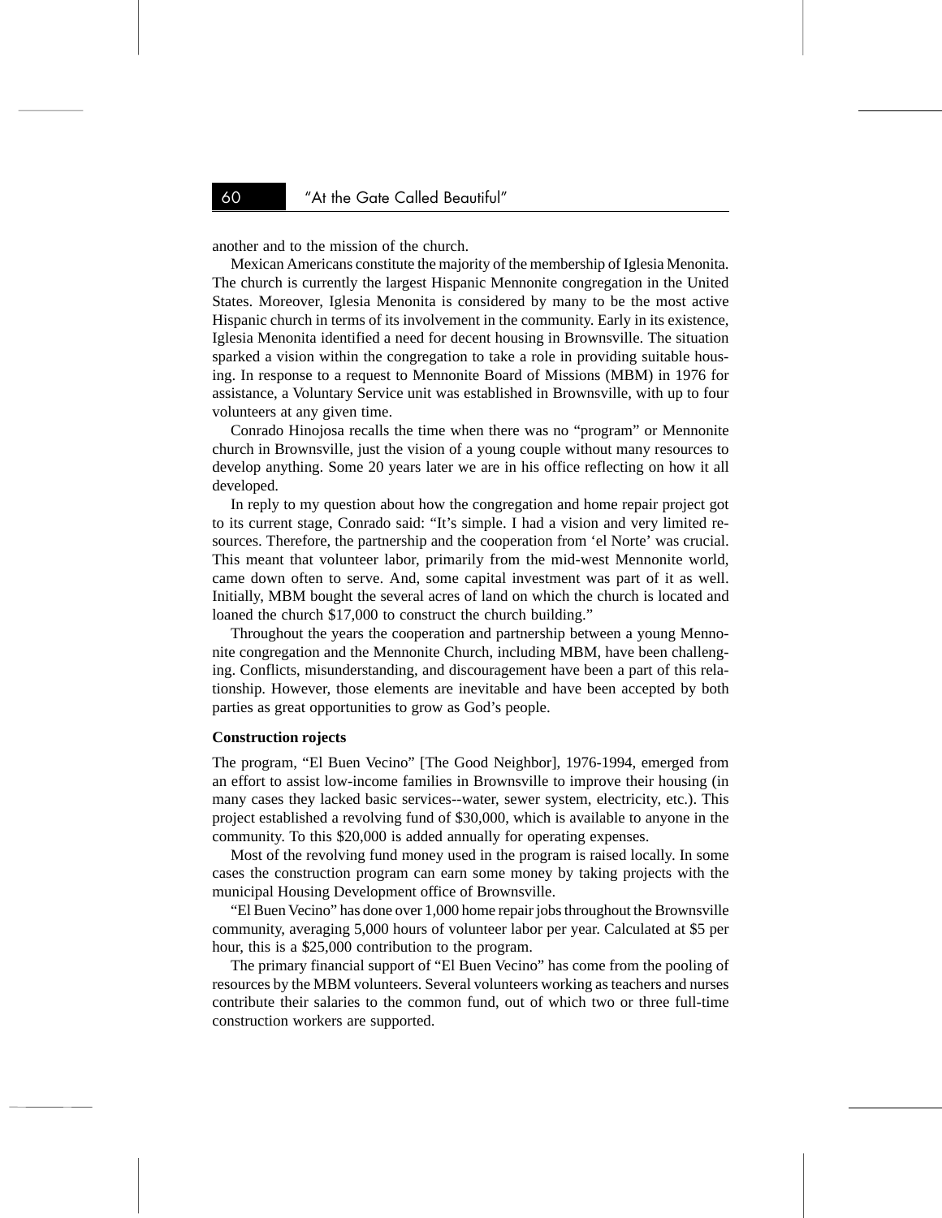another and to the mission of the church.

Mexican Americans constitute the majority of the membership of Iglesia Menonita. The church is currently the largest Hispanic Mennonite congregation in the United States. Moreover, Iglesia Menonita is considered by many to be the most active Hispanic church in terms of its involvement in the community. Early in its existence, Iglesia Menonita identified a need for decent housing in Brownsville. The situation sparked a vision within the congregation to take a role in providing suitable housing. In response to a request to Mennonite Board of Missions (MBM) in 1976 for assistance, a Voluntary Service unit was established in Brownsville, with up to four volunteers at any given time.

Conrado Hinojosa recalls the time when there was no "program" or Mennonite church in Brownsville, just the vision of a young couple without many resources to develop anything. Some 20 years later we are in his office reflecting on how it all developed.

In reply to my question about how the congregation and home repair project got to its current stage, Conrado said: "It's simple. I had a vision and very limited resources. Therefore, the partnership and the cooperation from 'el Norte' was crucial. This meant that volunteer labor, primarily from the mid-west Mennonite world, came down often to serve. And, some capital investment was part of it as well. Initially, MBM bought the several acres of land on which the church is located and loaned the church $17,000 to construct the church building."

Throughout the years the cooperation and partnership between a young Mennonite congregation and the Mennonite Church, including MBM, have been challenging. Conflicts, misunderstanding, and discouragement have been a part of this relationship. However, those elements are inevitable and have been accepted by both parties as great opportunities to grow as God's people.

**Construction rojects**

The program, "El Buen Vecino" [The Good Neighbor], 1976-1994, emerged from an effort to assist low-income families in Brownsville to improve their housing (in many cases they lacked basic services--water, sewer system, electricity, etc.). This project established a revolving fund of $30,000, which is available to anyone in the community. To this $20,000 is added annually for operating expenses.

Most of the revolving fund money used in the program is raised locally. In some cases the construction program can earn some money by taking projects with the municipal Housing Development office of Brownsville.

"El Buen Vecino" has done over 1,000 home repair jobs throughout the Brownsville community, averaging 5,000 hours of volunteer labor per year. Calculated at $5 per hour, this is a $25,000 contribution to the program.

The primary financial support of "El Buen Vecino" has come from the pooling of resources by the MBM volunteers. Several volunteers working as teachers and nurses contribute their salaries to the common fund, out of which two or three full-time construction workers are supported.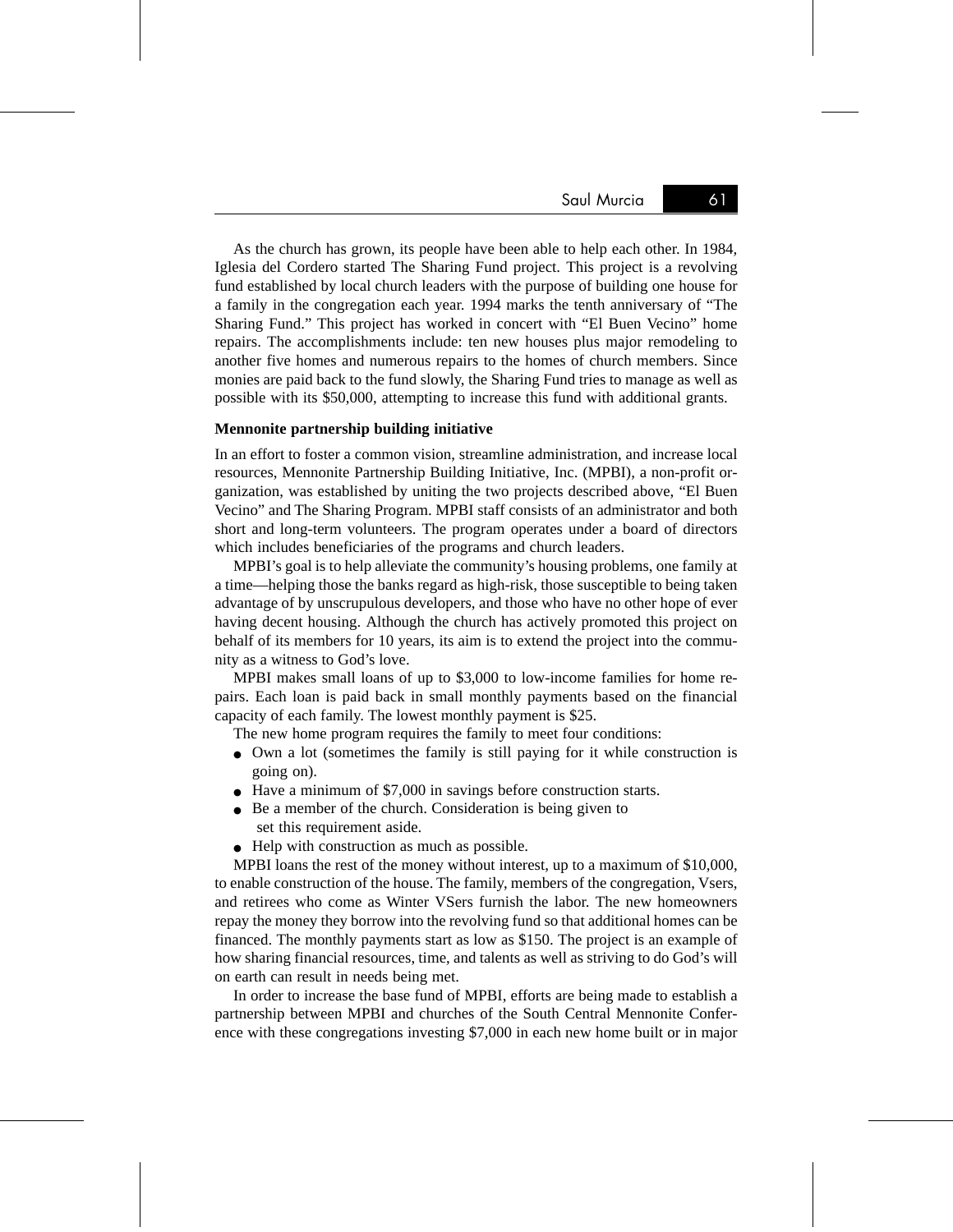As the church has grown, its people have been able to help each other. In 1984, Iglesia del Cordero started The Sharing Fund project. This project is a revolving fund established by local church leaders with the purpose of building one house for a family in the congregation each year. 1994 marks the tenth anniversary of "The Sharing Fund." This project has worked in concert with "El Buen Vecino" home repairs. The accomplishments include: ten new houses plus major remodeling to another five homes and numerous repairs to the homes of church members. Since monies are paid back to the fund slowly, the Sharing Fund tries to manage as well as possible with its $50,000, attempting to increase this fund with additional grants.

**Mennonite partnership building initiative**

In an effort to foster a common vision, streamline administration, and increase local resources, Mennonite Partnership Building Initiative, Inc. (MPBI), a non-profit organization, was established by uniting the two projects described above, "El Buen Vecino" and The Sharing Program. MPBI staff consists of an administrator and both short and long-term volunteers. The program operates under a board of directors which includes beneficiaries of the programs and church leaders.

MPBI's goal is to help alleviate the community's housing problems, one family at a time—helping those the banks regard as high-risk, those susceptible to being taken advantage of by unscrupulous developers, and those who have no other hope of ever having decent housing. Although the church has actively promoted this project on behalf of its members for 10 years, its aim is to extend the project into the community as a witness to God's love.

MPBI makes small loans of up to $3,000 to low-income families for home repairs. Each loan is paid back in small monthly payments based on the financial capacity of each family. The lowest monthly payment is $25.

The new home program requires the family to meet four conditions:

- Own a lot (sometimes the family is still paying for it while construction is going on).
- Have a minimum of $7,000 in savings before construction starts.
- Be a member of the church. Consideration is being given to set this requirement aside.
- Help with construction as much as possible.

MPBI loans the rest of the money without interest, up to a maximum of $10,000, to enable construction of the house. The family, members of the congregation, Vsers, and retirees who come as Winter VSers furnish the labor. The new homeowners repay the money they borrow into the revolving fund so that additional homes can be financed. The monthly payments start as low as $150. The project is an example of how sharing financial resources, time, and talents as well as striving to do God's will on earth can result in needs being met.

In order to increase the base fund of MPBI, efforts are being made to establish a partnership between MPBI and churches of the South Central Mennonite Conference with these congregations investing $7,000 in each new home built or in major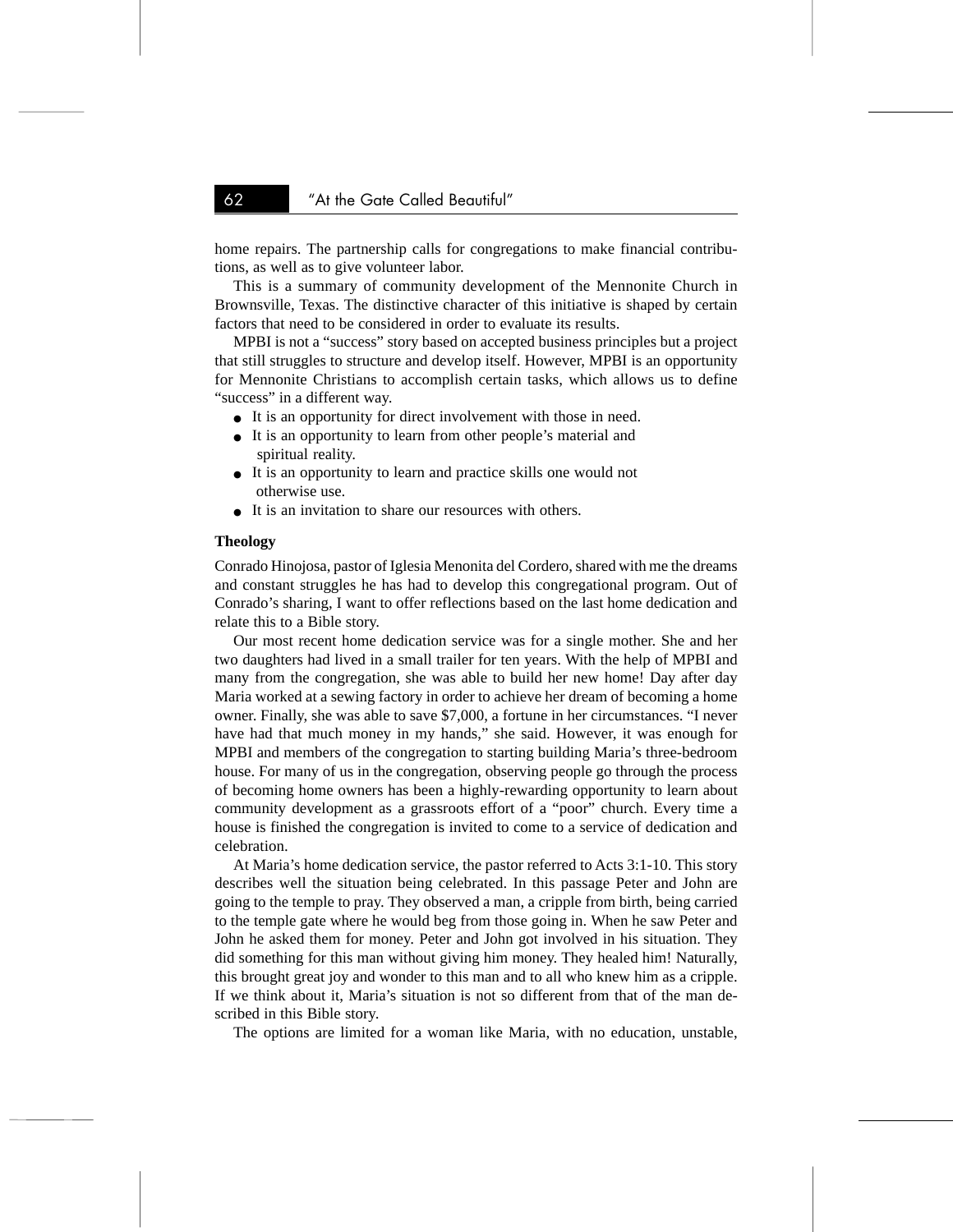home repairs. The partnership calls for congregations to make financial contributions, as well as to give volunteer labor.

This is a summary of community development of the Mennonite Church in Brownsville, Texas. The distinctive character of this initiative is shaped by certain factors that need to be considered in order to evaluate its results.

MPBI is not a "success" story based on accepted business principles but a project that still struggles to structure and develop itself. However, MPBI is an opportunity for Mennonite Christians to accomplish certain tasks, which allows us to define "success" in a different way.

- It is an opportunity for direct involvement with those in need.
- It is an opportunity to learn from other people's material and spiritual reality.
- It is an opportunity to learn and practice skills one would not otherwise use.
- It is an invitation to share our resources with others.

**Theology**

Conrado Hinojosa, pastor of Iglesia Menonita del Cordero, shared with me the dreams and constant struggles he has had to develop this congregational program. Out of Conrado's sharing, I want to offer reflections based on the last home dedication and relate this to a Bible story.

Our most recent home dedication service was for a single mother. She and her two daughters had lived in a small trailer for ten years. With the help of MPBI and many from the congregation, she was able to build her new home! Day after day Maria worked at a sewing factory in order to achieve her dream of becoming a home owner. Finally, she was able to save $7,000, a fortune in her circumstances. "I never have had that much money in my hands," she said. However, it was enough for MPBI and members of the congregation to starting building Maria's three-bedroom house. For many of us in the congregation, observing people go through the process of becoming home owners has been a highly-rewarding opportunity to learn about community development as a grassroots effort of a "poor" church. Every time a house is finished the congregation is invited to come to a service of dedication and celebration.

At Maria's home dedication service, the pastor referred to Acts 3:1-10. This story describes well the situation being celebrated. In this passage Peter and John are going to the temple to pray. They observed a man, a cripple from birth, being carried to the temple gate where he would beg from those going in. When he saw Peter and John he asked them for money. Peter and John got involved in his situation. They did something for this man without giving him money. They healed him! Naturally, this brought great joy and wonder to this man and to all who knew him as a cripple. If we think about it, Maria's situation is not so different from that of the man described in this Bible story.

The options are limited for a woman like Maria, with no education, unstable,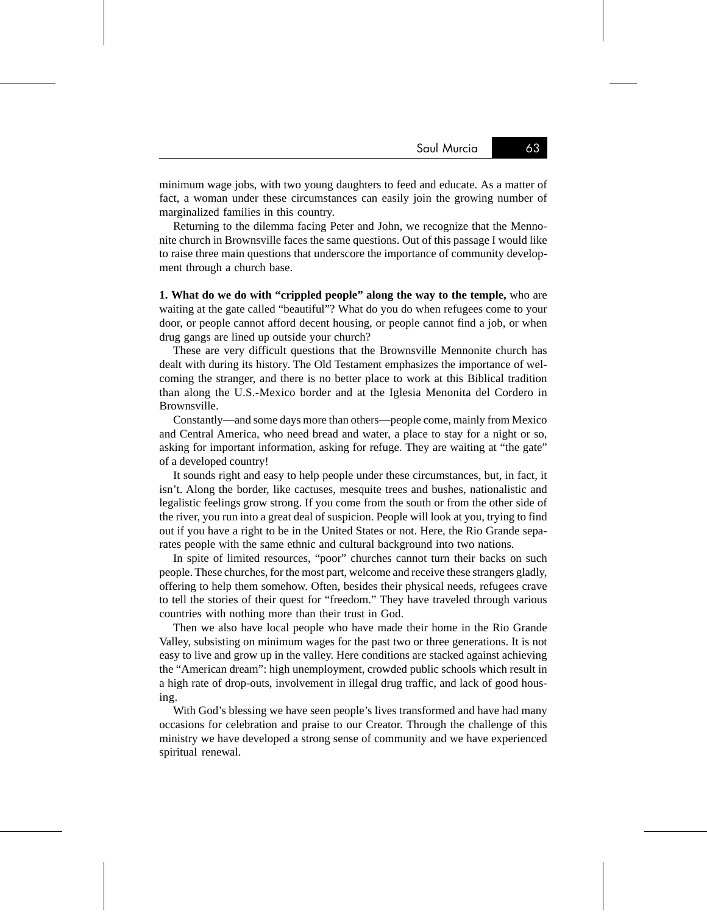minimum wage jobs, with two young daughters to feed and educate. As a matter of fact, a woman under these circumstances can easily join the growing number of marginalized families in this country.

Returning to the dilemma facing Peter and John, we recognize that the Mennonite church in Brownsville faces the same questions. Out of this passage I would like to raise three main questions that underscore the importance of community development through a church base.

**1. What do we do with "crippled people" along the way to the temple,** who are waiting at the gate called "beautiful"? What do you do when refugees come to your door, or people cannot afford decent housing, or people cannot find a job, or when drug gangs are lined up outside your church?

These are very difficult questions that the Brownsville Mennonite church has dealt with during its history. The Old Testament emphasizes the importance of welcoming the stranger, and there is no better place to work at this Biblical tradition than along the U.S.-Mexico border and at the Iglesia Menonita del Cordero in Brownsville.

Constantly—and some days more than others—people come, mainly from Mexico and Central America, who need bread and water, a place to stay for a night or so, asking for important information, asking for refuge. They are waiting at "the gate" of a developed country!

It sounds right and easy to help people under these circumstances, but, in fact, it isn't. Along the border, like cactuses, mesquite trees and bushes, nationalistic and legalistic feelings grow strong. If you come from the south or from the other side of the river, you run into a great deal of suspicion. People will look at you, trying to find out if you have a right to be in the United States or not. Here, the Rio Grande separates people with the same ethnic and cultural background into two nations.

In spite of limited resources, "poor" churches cannot turn their backs on such people. These churches, for the most part, welcome and receive these strangers gladly, offering to help them somehow. Often, besides their physical needs, refugees crave to tell the stories of their quest for "freedom." They have traveled through various countries with nothing more than their trust in God.

Then we also have local people who have made their home in the Rio Grande Valley, subsisting on minimum wages for the past two or three generations. It is not easy to live and grow up in the valley. Here conditions are stacked against achieving the "American dream": high unemployment, crowded public schools which result in a high rate of drop-outs, involvement in illegal drug traffic, and lack of good housing.

With God's blessing we have seen people's lives transformed and have had many occasions for celebration and praise to our Creator. Through the challenge of this ministry we have developed a strong sense of community and we have experienced spiritual renewal.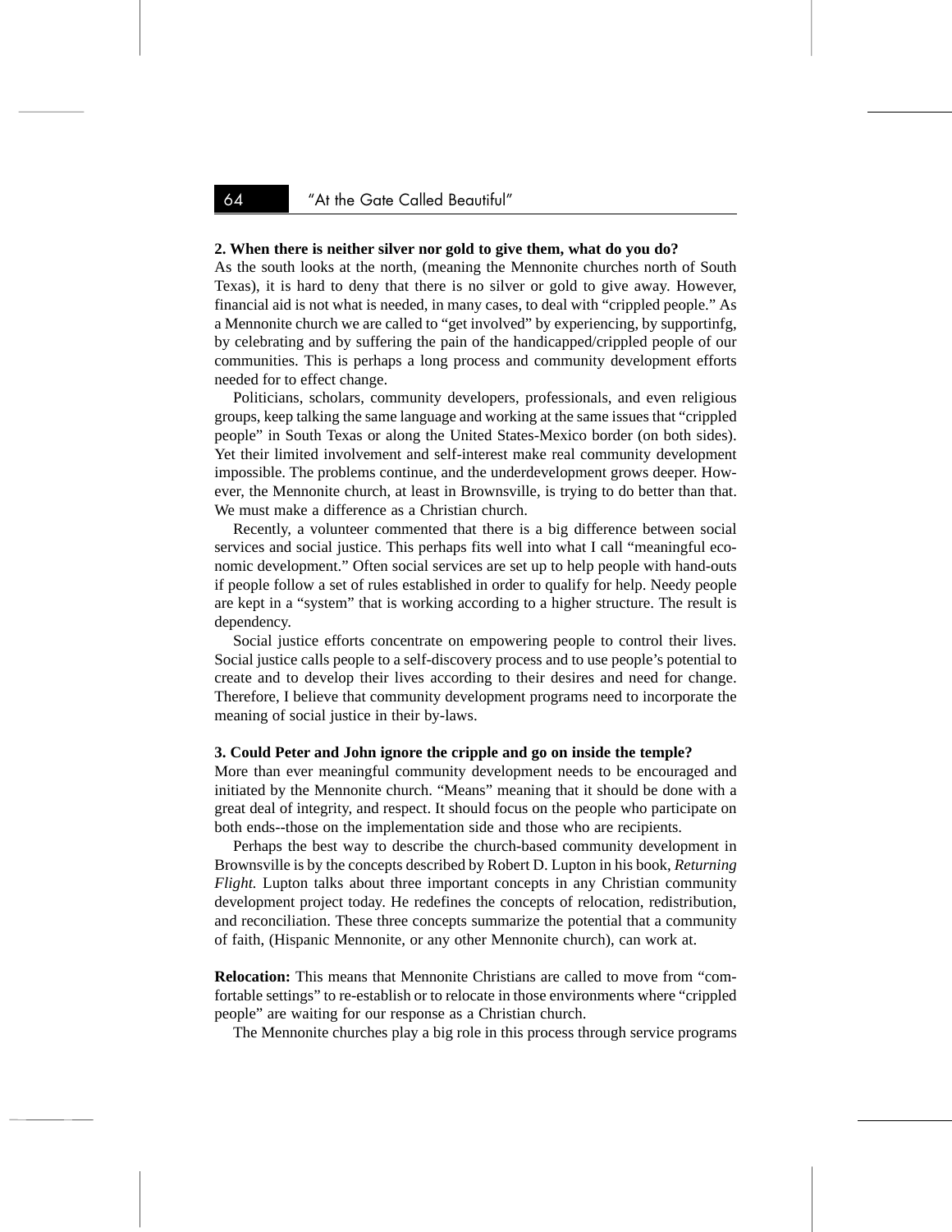**2. When there is neither silver nor gold to give them, what do you do?**

As the south looks at the north, (meaning the Mennonite churches north of South Texas), it is hard to deny that there is no silver or gold to give away. However, financial aid is not what is needed, in many cases, to deal with "crippled people." As a Mennonite church we are called to "get involved" by experiencing, by supportinfg, by celebrating and by suffering the pain of the handicapped/crippled people of our communities. This is perhaps a long process and community development efforts needed for to effect change.

Politicians, scholars, community developers, professionals, and even religious groups, keep talking the same language and working at the same issues that "crippled people" in South Texas or along the United States-Mexico border (on both sides). Yet their limited involvement and self-interest make real community development impossible. The problems continue, and the underdevelopment grows deeper. However, the Mennonite church, at least in Brownsville, is trying to do better than that. We must make a difference as a Christian church.

Recently, a volunteer commented that there is a big difference between social services and social justice. This perhaps fits well into what I call "meaningful economic development." Often social services are set up to help people with hand-outs if people follow a set of rules established in order to qualify for help. Needy people are kept in a "system" that is working according to a higher structure. The result is dependency.

Social justice efforts concentrate on empowering people to control their lives. Social justice calls people to a self-discovery process and to use people's potential to create and to develop their lives according to their desires and need for change. Therefore, I believe that community development programs need to incorporate the meaning of social justice in their by-laws.

**3. Could Peter and John ignore the cripple and go on inside the temple?**

More than ever meaningful community development needs to be encouraged and initiated by the Mennonite church. "Means" meaning that it should be done with a great deal of integrity, and respect. It should focus on the people who participate on both ends--those on the implementation side and those who are recipients.

Perhaps the best way to describe the church-based community development in Brownsville is by the concepts described by Robert D. Lupton in his book, *Returning Flight.* Lupton talks about three important concepts in any Christian community development project today. He redefines the concepts of relocation, redistribution, and reconciliation. These three concepts summarize the potential that a community of faith, (Hispanic Mennonite, or any other Mennonite church), can work at.

**Relocation:** This means that Mennonite Christians are called to move from "comfortable settings" to re-establish or to relocate in those environments where "crippled people" are waiting for our response as a Christian church.

The Mennonite churches play a big role in this process through service programs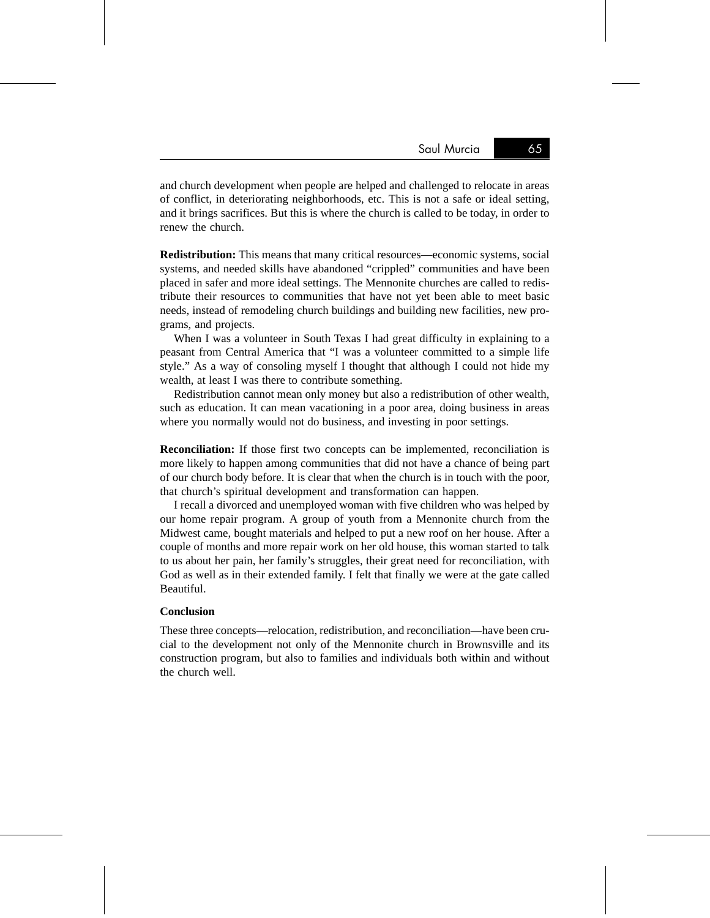and church development when people are helped and challenged to relocate in areas of conflict, in deteriorating neighborhoods, etc. This is not a safe or ideal setting, and it brings sacrifices. But this is where the church is called to be today, in order to renew the church.

**Redistribution:** This means that many critical resources—economic systems, social systems, and needed skills have abandoned "crippled" communities and have been placed in safer and more ideal settings. The Mennonite churches are called to redistribute their resources to communities that have not yet been able to meet basic needs, instead of remodeling church buildings and building new facilities, new programs, and projects.

When I was a volunteer in South Texas I had great difficulty in explaining to a peasant from Central America that "I was a volunteer committed to a simple life style." As a way of consoling myself I thought that although I could not hide my wealth, at least I was there to contribute something.

Redistribution cannot mean only money but also a redistribution of other wealth, such as education. It can mean vacationing in a poor area, doing business in areas where you normally would not do business, and investing in poor settings.

**Reconciliation:** If those first two concepts can be implemented, reconciliation is more likely to happen among communities that did not have a chance of being part of our church body before. It is clear that when the church is in touch with the poor, that church's spiritual development and transformation can happen.

I recall a divorced and unemployed woman with five children who was helped by our home repair program. A group of youth from a Mennonite church from the Midwest came, bought materials and helped to put a new roof on her house. After a couple of months and more repair work on her old house, this woman started to talk to us about her pain, her family's struggles, their great need for reconciliation, with God as well as in their extended family. I felt that finally we were at the gate called Beautiful.

### Conclusion

These three concepts—relocation, redistribution, and reconciliation—have been crucial to the development not only of the Mennonite church in Brownsville and its construction program, but also to families and individuals both within and without the church well.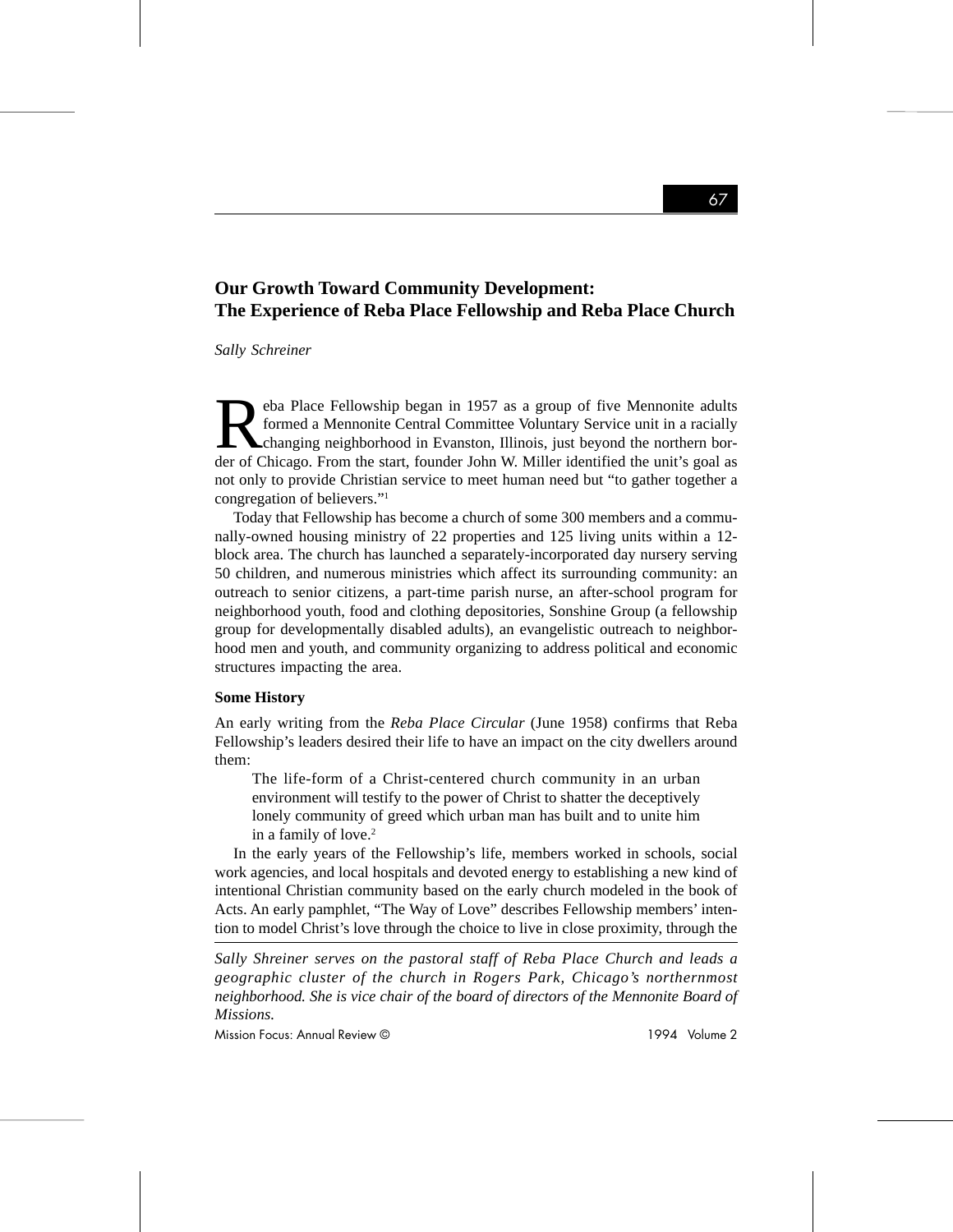# Our Growth Toward Community Development: The Experience of Reba Place Fellowship and Reba Place Church

*Sally Schreiner*

Reba Place Fellowship began in 1957 as a group of five Mennonite adults formed a Mennonite Central Committee Voluntary Service unit in a racially changing neighborhood in Evanston, Illinois, just beyond the northern border of Chicago. From the start, founder John W. Miller identified the unit's goal as not only to provide Christian service to meet human need but "to gather together a congregation of believers."[1]

Today that Fellowship has become a church of some 300 members and a communally-owned housing ministry of 22 properties and 125 living units within a 12-block area. The church has launched a separately-incorporated day nursery serving 50 children, and numerous ministries which affect its surrounding community: an outreach to senior citizens, a part-time parish nurse, an after-school program for neighborhood youth, food and clothing depositories, Sonshine Group (a fellowship group for developmentally disabled adults), an evangelistic outreach to neighborhood men and youth, and community organizing to address political and economic structures impacting the area.

### Some History

An early writing from the *Reba Place Circular* (June 1958) confirms that Reba Fellowship's leaders desired their life to have an impact on the city dwellers around them:

> The life-form of a Christ-centered church community in an urban environment will testify to the power of Christ to shatter the deceptively lonely community of greed which urban man has built and to unite him in a family of love.[2]

In the early years of the Fellowship's life, members worked in schools, social work agencies, and local hospitals and devoted energy to establishing a new kind of intentional Christian community based on the early church modeled in the book of Acts. An early pamphlet, "The Way of Love" describes Fellowship members' intention to model Christ's love through the choice to live in close proximity, through the

---

*Sally Shreiner serves on the pastoral staff of Reba Place Church and leads a geographic cluster of the church in Rogers Park, Chicago's northernmost neighborhood. She is vice chair of the board of directors of the Mennonite Board of Missions.*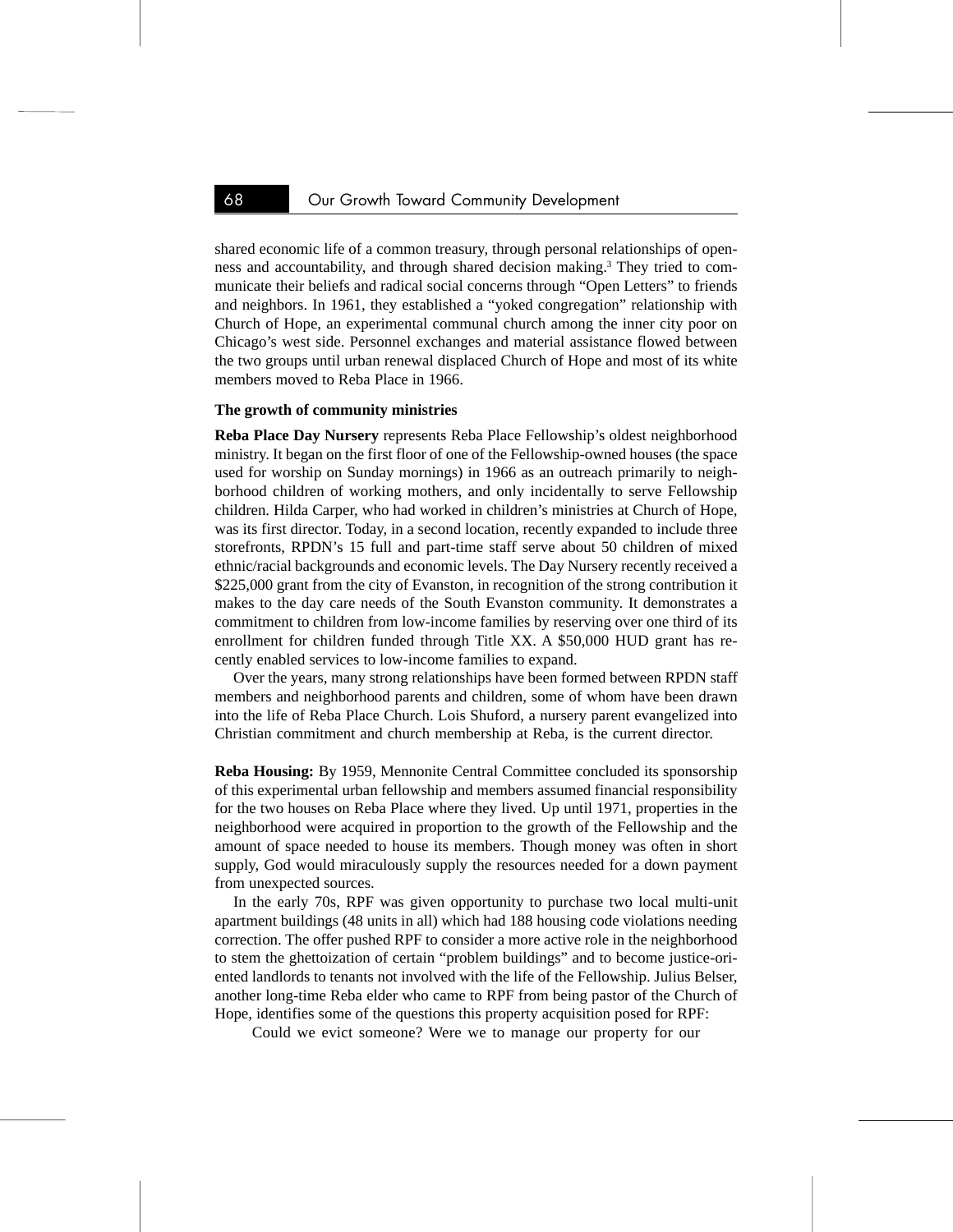shared economic life of a common treasury, through personal relationships of openness and accountability, and through shared decision making.[3] They tried to communicate their beliefs and radical social concerns through "Open Letters" to friends and neighbors. In 1961, they established a "yoked congregation" relationship with Church of Hope, an experimental communal church among the inner city poor on Chicago's west side. Personnel exchanges and material assistance flowed between the two groups until urban renewal displaced Church of Hope and most of its white members moved to Reba Place in 1966.

**The growth of community ministries**

**Reba Place Day Nursery** represents Reba Place Fellowship's oldest neighborhood ministry. It began on the first floor of one of the Fellowship-owned houses (the space used for worship on Sunday mornings) in 1966 as an outreach primarily to neighborhood children of working mothers, and only incidentally to serve Fellowship children. Hilda Carper, who had worked in children's ministries at Church of Hope, was its first director. Today, in a second location, recently expanded to include three storefronts, RPDN's 15 full and part-time staff serve about 50 children of mixed ethnic/racial backgrounds and economic levels. The Day Nursery recently received a $225,000 grant from the city of Evanston, in recognition of the strong contribution it makes to the day care needs of the South Evanston community. It demonstrates a commitment to children from low-income families by reserving over one third of its enrollment for children funded through Title XX. A $50,000 HUD grant has recently enabled services to low-income families to expand.

Over the years, many strong relationships have been formed between RPDN staff members and neighborhood parents and children, some of whom have been drawn into the life of Reba Place Church. Lois Shuford, a nursery parent evangelized into Christian commitment and church membership at Reba, is the current director.

**Reba Housing:** By 1959, Mennonite Central Committee concluded its sponsorship of this experimental urban fellowship and members assumed financial responsibility for the two houses on Reba Place where they lived. Up until 1971, properties in the neighborhood were acquired in proportion to the growth of the Fellowship and the amount of space needed to house its members. Though money was often in short supply, God would miraculously supply the resources needed for a down payment from unexpected sources.

In the early 70s, RPF was given opportunity to purchase two local multi-unit apartment buildings (48 units in all) which had 188 housing code violations needing correction. The offer pushed RPF to consider a more active role in the neighborhood to stem the ghettoization of certain "problem buildings" and to become justice-oriented landlords to tenants not involved with the life of the Fellowship. Julius Belser, another long-time Reba elder who came to RPF from being pastor of the Church of Hope, identifies some of the questions this property acquisition posed for RPF:

> Could we evict someone? Were we to manage our property for our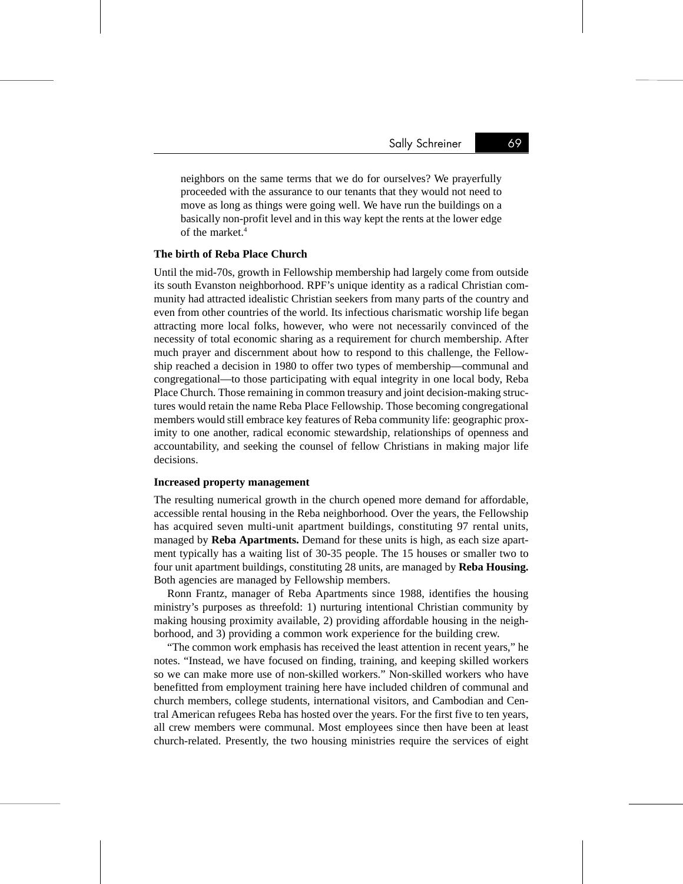> neighbors on the same terms that we do for ourselves? We prayerfully proceeded with the assurance to our tenants that they would not need to move as long as things were going well. We have run the buildings on a basically non-profit level and in this way kept the rents at the lower edge of the market.[4]

**The birth of Reba Place Church**

Until the mid-70s, growth in Fellowship membership had largely come from outside its south Evanston neighborhood. RPF's unique identity as a radical Christian community had attracted idealistic Christian seekers from many parts of the country and even from other countries of the world. Its infectious charismatic worship life began attracting more local folks, however, who were not necessarily convinced of the necessity of total economic sharing as a requirement for church membership. After much prayer and discernment about how to respond to this challenge, the Fellowship reached a decision in 1980 to offer two types of membership—communal and congregational—to those participating with equal integrity in one local body, Reba Place Church. Those remaining in common treasury and joint decision-making structures would retain the name Reba Place Fellowship. Those becoming congregational members would still embrace key features of Reba community life: geographic proximity to one another, radical economic stewardship, relationships of openness and accountability, and seeking the counsel of fellow Christians in making major life decisions.

**Increased property management**

The resulting numerical growth in the church opened more demand for affordable, accessible rental housing in the Reba neighborhood. Over the years, the Fellowship has acquired seven multi-unit apartment buildings, constituting 97 rental units, managed by **Reba Apartments.** Demand for these units is high, as each size apartment typically has a waiting list of 30-35 people. The 15 houses or smaller two to four unit apartment buildings, constituting 28 units, are managed by **Reba Housing.** Both agencies are managed by Fellowship members.

Ronn Frantz, manager of Reba Apartments since 1988, identifies the housing ministry's purposes as threefold: 1) nurturing intentional Christian community by making housing proximity available, 2) providing affordable housing in the neighborhood, and 3) providing a common work experience for the building crew.

"The common work emphasis has received the least attention in recent years," he notes. "Instead, we have focused on finding, training, and keeping skilled workers so we can make more use of non-skilled workers." Non-skilled workers who have benefitted from employment training here have included children of communal and church members, college students, international visitors, and Cambodian and Central American refugees Reba has hosted over the years. For the first five to ten years, all crew members were communal. Most employees since then have been at least church-related. Presently, the two housing ministries require the services of eight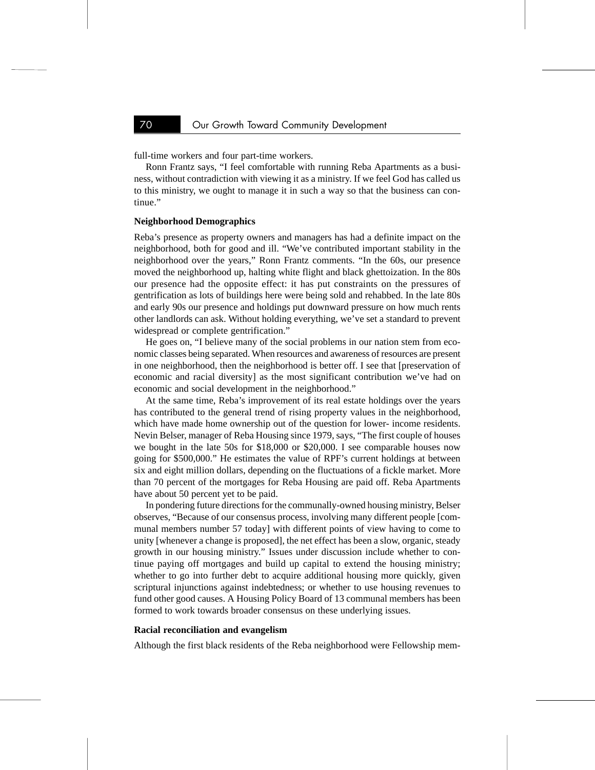full-time workers and four part-time workers.

Ronn Frantz says, "I feel comfortable with running Reba Apartments as a business, without contradiction with viewing it as a ministry. If we feel God has called us to this ministry, we ought to manage it in such a way so that the business can continue."

**Neighborhood Demographics**

Reba's presence as property owners and managers has had a definite impact on the neighborhood, both for good and ill. "We've contributed important stability in the neighborhood over the years," Ronn Frantz comments. "In the 60s, our presence moved the neighborhood up, halting white flight and black ghettoization. In the 80s our presence had the opposite effect: it has put constraints on the pressures of gentrification as lots of buildings here were being sold and rehabbed. In the late 80s and early 90s our presence and holdings put downward pressure on how much rents other landlords can ask. Without holding everything, we've set a standard to prevent widespread or complete gentrification."

He goes on, "I believe many of the social problems in our nation stem from economic classes being separated. When resources and awareness of resources are present in one neighborhood, then the neighborhood is better off. I see that [preservation of economic and racial diversity] as the most significant contribution we've had on economic and social development in the neighborhood."

At the same time, Reba's improvement of its real estate holdings over the years has contributed to the general trend of rising property values in the neighborhood, which have made home ownership out of the question for lower- income residents. Nevin Belser, manager of Reba Housing since 1979, says, "The first couple of houses we bought in the late 50s for $18,000 or $20,000. I see comparable houses now going for $500,000." He estimates the value of RPF's current holdings at between six and eight million dollars, depending on the fluctuations of a fickle market. More than 70 percent of the mortgages for Reba Housing are paid off. Reba Apartments have about 50 percent yet to be paid.

In pondering future directions for the communally-owned housing ministry, Belser observes, "Because of our consensus process, involving many different people [communal members number 57 today] with different points of view having to come to unity [whenever a change is proposed], the net effect has been a slow, organic, steady growth in our housing ministry." Issues under discussion include whether to continue paying off mortgages and build up capital to extend the housing ministry; whether to go into further debt to acquire additional housing more quickly, given scriptural injunctions against indebtedness; or whether to use housing revenues to fund other good causes. A Housing Policy Board of 13 communal members has been formed to work towards broader consensus on these underlying issues.

**Racial reconciliation and evangelism**

Although the first black residents of the Reba neighborhood were Fellowship mem-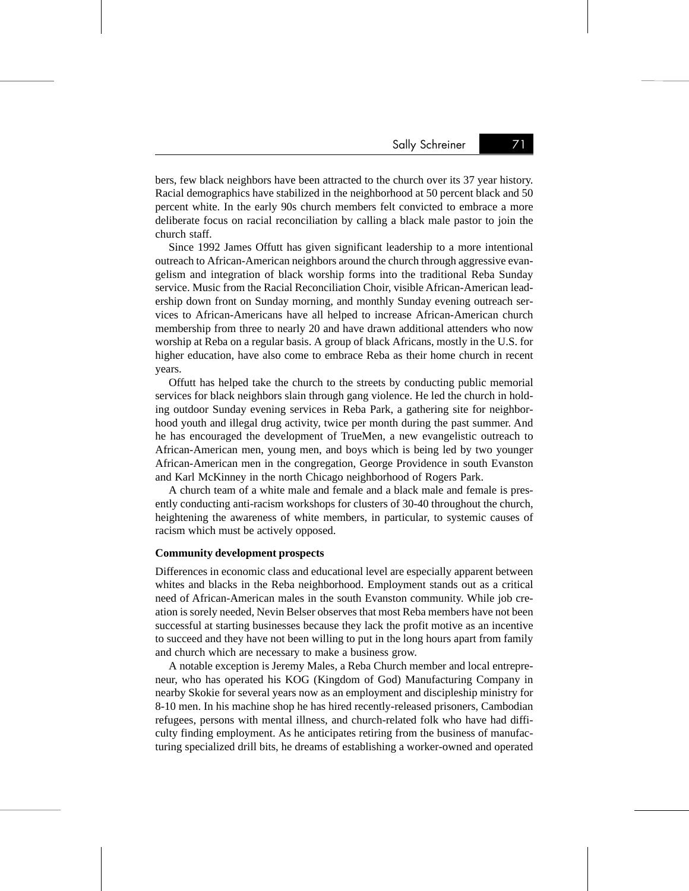bers, few black neighbors have been attracted to the church over its 37 year history. Racial demographics have stabilized in the neighborhood at 50 percent black and 50 percent white. In the early 90s church members felt convicted to embrace a more deliberate focus on racial reconciliation by calling a black male pastor to join the church staff.

Since 1992 James Offutt has given significant leadership to a more intentional outreach to African-American neighbors around the church through aggressive evangelism and integration of black worship forms into the traditional Reba Sunday service. Music from the Racial Reconciliation Choir, visible African-American leadership down front on Sunday morning, and monthly Sunday evening outreach services to African-Americans have all helped to increase African-American church membership from three to nearly 20 and have drawn additional attenders who now worship at Reba on a regular basis. A group of black Africans, mostly in the U.S. for higher education, have also come to embrace Reba as their home church in recent years.

Offutt has helped take the church to the streets by conducting public memorial services for black neighbors slain through gang violence. He led the church in holding outdoor Sunday evening services in Reba Park, a gathering site for neighborhood youth and illegal drug activity, twice per month during the past summer. And he has encouraged the development of TrueMen, a new evangelistic outreach to African-American men, young men, and boys which is being led by two younger African-American men in the congregation, George Providence in south Evanston and Karl McKinney in the north Chicago neighborhood of Rogers Park.

A church team of a white male and female and a black male and female is presently conducting anti-racism workshops for clusters of 30-40 throughout the church, heightening the awareness of white members, in particular, to systemic causes of racism which must be actively opposed.

**Community development prospects**

Differences in economic class and educational level are especially apparent between whites and blacks in the Reba neighborhood. Employment stands out as a critical need of African-American males in the south Evanston community. While job creation is sorely needed, Nevin Belser observes that most Reba members have not been successful at starting businesses because they lack the profit motive as an incentive to succeed and they have not been willing to put in the long hours apart from family and church which are necessary to make a business grow.

A notable exception is Jeremy Males, a Reba Church member and local entrepreneur, who has operated his KOG (Kingdom of God) Manufacturing Company in nearby Skokie for several years now as an employment and discipleship ministry for 8-10 men. In his machine shop he has hired recently-released prisoners, Cambodian refugees, persons with mental illness, and church-related folk who have had difficulty finding employment. As he anticipates retiring from the business of manufacturing specialized drill bits, he dreams of establishing a worker-owned and operated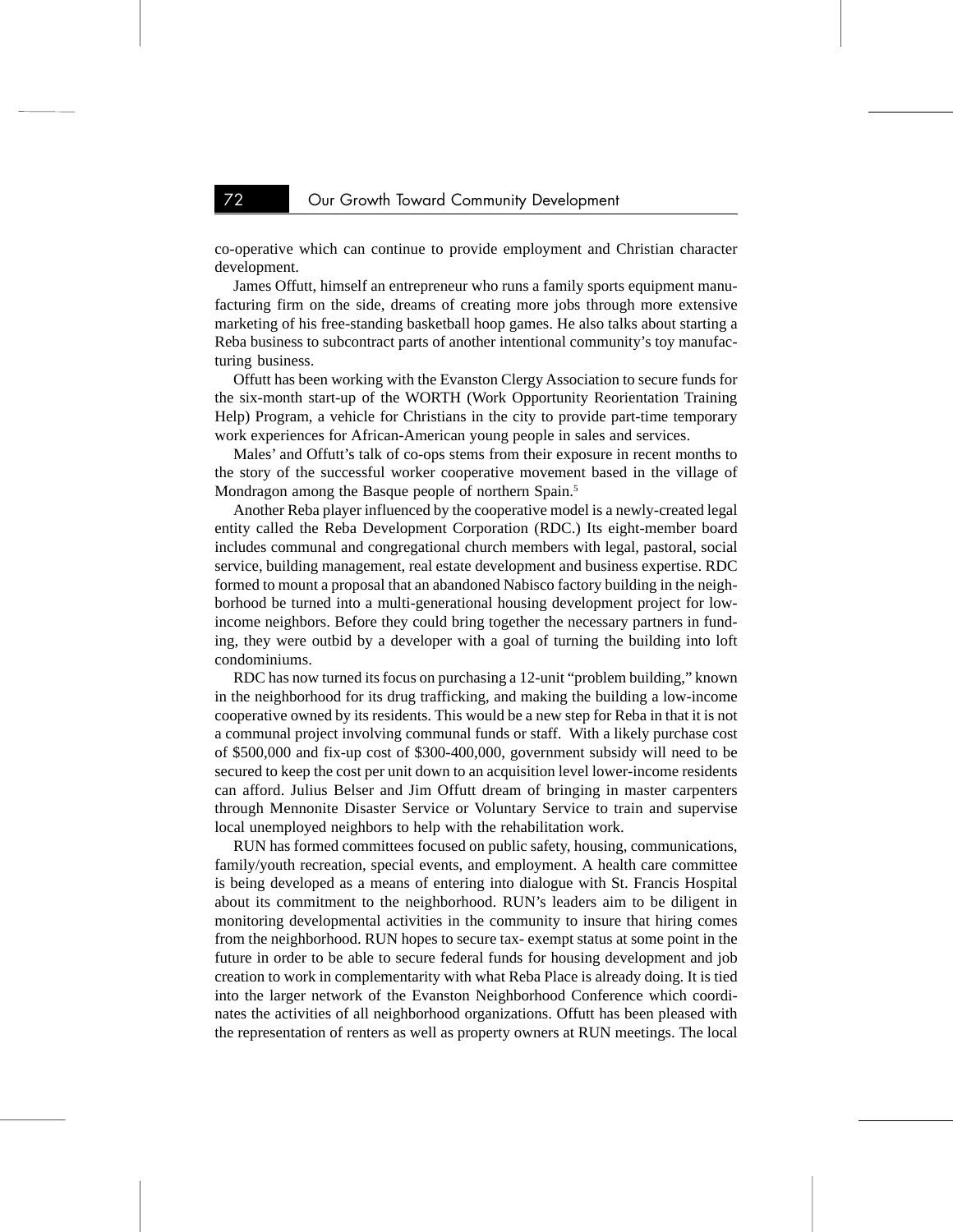co-operative which can continue to provide employment and Christian character development.

James Offutt, himself an entrepreneur who runs a family sports equipment manufacturing firm on the side, dreams of creating more jobs through more extensive marketing of his free-standing basketball hoop games. He also talks about starting a Reba business to subcontract parts of another intentional community's toy manufacturing business.

Offutt has been working with the Evanston Clergy Association to secure funds for the six-month start-up of the WORTH (Work Opportunity Reorientation Training Help) Program, a vehicle for Christians in the city to provide part-time temporary work experiences for African-American young people in sales and services.

Males' and Offutt's talk of co-ops stems from their exposure in recent months to the story of the successful worker cooperative movement based in the village of Mondragon among the Basque people of northern Spain.[5]

Another Reba player influenced by the cooperative model is a newly-created legal entity called the Reba Development Corporation (RDC.) Its eight-member board includes communal and congregational church members with legal, pastoral, social service, building management, real estate development and business expertise. RDC formed to mount a proposal that an abandoned Nabisco factory building in the neighborhood be turned into a multi-generational housing development project for low-income neighbors. Before they could bring together the necessary partners in funding, they were outbid by a developer with a goal of turning the building into loft condominiums.

RDC has now turned its focus on purchasing a 12-unit "problem building," known in the neighborhood for its drug trafficking, and making the building a low-income cooperative owned by its residents. This would be a new step for Reba in that it is not a communal project involving communal funds or staff. With a likely purchase cost of $500,000 and fix-up cost of $300-400,000, government subsidy will need to be secured to keep the cost per unit down to an acquisition level lower-income residents can afford. Julius Belser and Jim Offutt dream of bringing in master carpenters through Mennonite Disaster Service or Voluntary Service to train and supervise local unemployed neighbors to help with the rehabilitation work.

RUN has formed committees focused on public safety, housing, communications, family/youth recreation, special events, and employment. A health care committee is being developed as a means of entering into dialogue with St. Francis Hospital about its commitment to the neighborhood. RUN's leaders aim to be diligent in monitoring developmental activities in the community to insure that hiring comes from the neighborhood. RUN hopes to secure tax- exempt status at some point in the future in order to be able to secure federal funds for housing development and job creation to work in complementarity with what Reba Place is already doing. It is tied into the larger network of the Evanston Neighborhood Conference which coordinates the activities of all neighborhood organizations. Offutt has been pleased with the representation of renters as well as property owners at RUN meetings. The local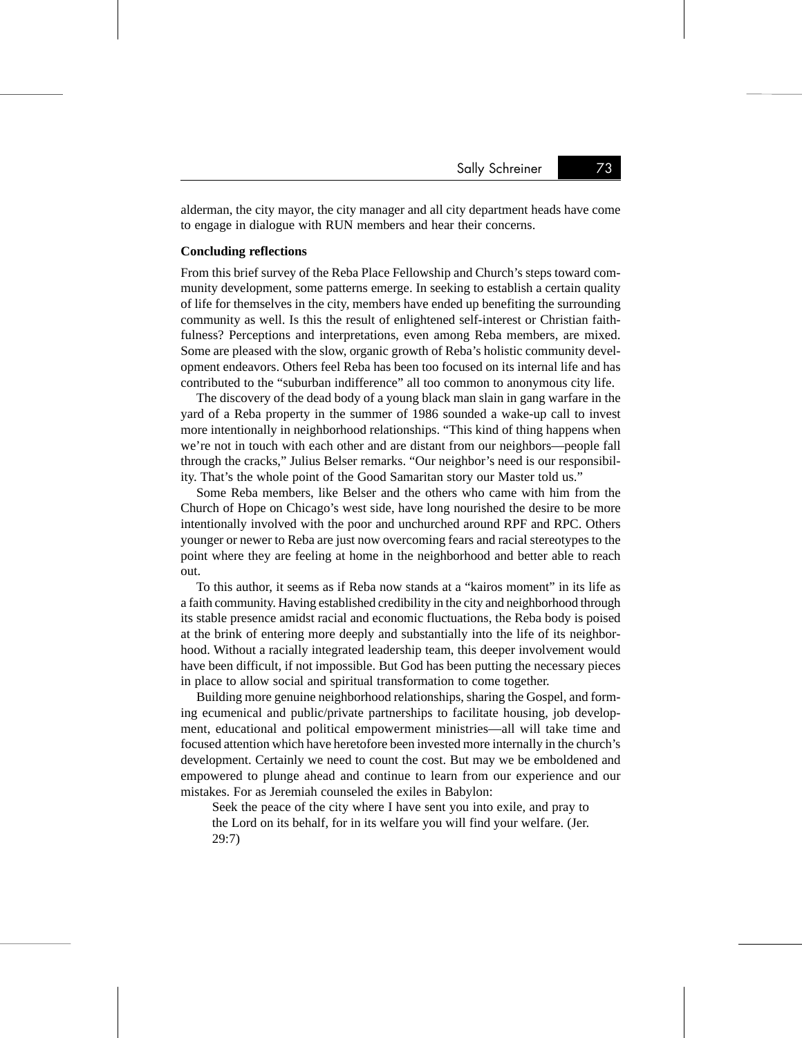alderman, the city mayor, the city manager and all city department heads have come to engage in dialogue with RUN members and hear their concerns.

### Concluding reflections

From this brief survey of the Reba Place Fellowship and Church's steps toward community development, some patterns emerge. In seeking to establish a certain quality of life for themselves in the city, members have ended up benefiting the surrounding community as well. Is this the result of enlightened self-interest or Christian faithfulness? Perceptions and interpretations, even among Reba members, are mixed. Some are pleased with the slow, organic growth of Reba's holistic community development endeavors. Others feel Reba has been too focused on its internal life and has contributed to the "suburban indifference" all too common to anonymous city life.

The discovery of the dead body of a young black man slain in gang warfare in the yard of a Reba property in the summer of 1986 sounded a wake-up call to invest more intentionally in neighborhood relationships. "This kind of thing happens when we're not in touch with each other and are distant from our neighbors—people fall through the cracks," Julius Belser remarks. "Our neighbor's need is our responsibility. That's the whole point of the Good Samaritan story our Master told us."

Some Reba members, like Belser and the others who came with him from the Church of Hope on Chicago's west side, have long nourished the desire to be more intentionally involved with the poor and unchurched around RPF and RPC. Others younger or newer to Reba are just now overcoming fears and racial stereotypes to the point where they are feeling at home in the neighborhood and better able to reach out.

To this author, it seems as if Reba now stands at a "kairos moment" in its life as a faith community. Having established credibility in the city and neighborhood through its stable presence amidst racial and economic fluctuations, the Reba body is poised at the brink of entering more deeply and substantially into the life of its neighborhood. Without a racially integrated leadership team, this deeper involvement would have been difficult, if not impossible. But God has been putting the necessary pieces in place to allow social and spiritual transformation to come together.

Building more genuine neighborhood relationships, sharing the Gospel, and forming ecumenical and public/private partnerships to facilitate housing, job development, educational and political empowerment ministries—all will take time and focused attention which have heretofore been invested more internally in the church's development. Certainly we need to count the cost. But may we be emboldened and empowered to plunge ahead and continue to learn from our experience and our mistakes. For as Jeremiah counseled the exiles in Babylon:

> Seek the peace of the city where I have sent you into exile, and pray to the Lord on its behalf, for in its welfare you will find your welfare. (Jer. 29:7)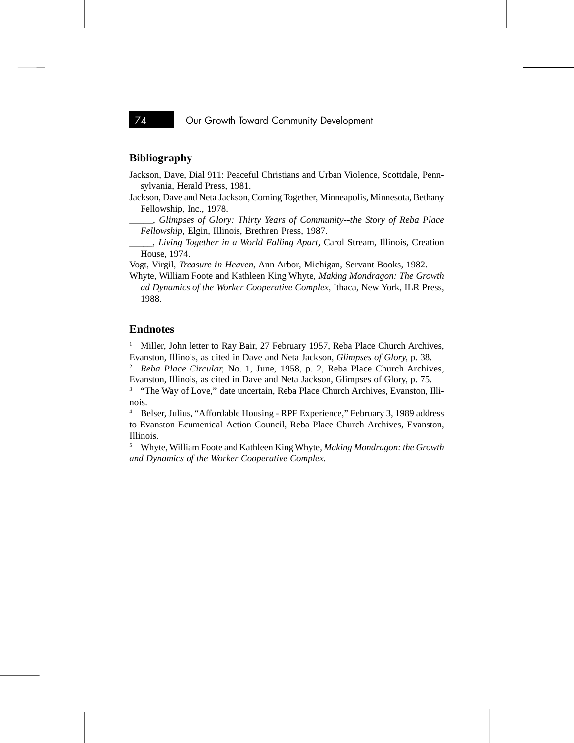## Bibliography

Jackson, Dave, Dial 911: Peaceful Christians and Urban Violence, Scottdale, Pennsylvania, Herald Press, 1981.

Jackson, Dave and Neta Jackson, Coming Together, Minneapolis, Minnesota, Bethany Fellowship, Inc., 1978.

_____, *Glimpses of Glory: Thirty Years of Community--the Story of Reba Place Fellowship,* Elgin, Illinois, Brethren Press, 1987.

_____, *Living Together in a World Falling Apart,* Carol Stream, Illinois, Creation House, 1974.

Vogt, Virgil, *Treasure in Heaven,* Ann Arbor, Michigan, Servant Books, 1982.

Whyte, William Foote and Kathleen King Whyte, *Making Mondragon: The Growth ad Dynamics of the Worker Cooperative Complex,* Ithaca, New York, ILR Press, 1988.

## Endnotes

[1] Miller, John letter to Ray Bair, 27 February 1957, Reba Place Church Archives, Evanston, Illinois, as cited in Dave and Neta Jackson, *Glimpses of Glory,* p. 38.

[2] *Reba Place Circular,* No. 1, June, 1958, p. 2, Reba Place Church Archives, Evanston, Illinois, as cited in Dave and Neta Jackson, Glimpses of Glory, p. 75.

[3] "The Way of Love," date uncertain, Reba Place Church Archives, Evanston, Illinois.

[4] Belser, Julius, "Affordable Housing - RPF Experience," February 3, 1989 address to Evanston Ecumenical Action Council, Reba Place Church Archives, Evanston, Illinois.

[5] Whyte, William Foote and Kathleen King Whyte, *Making Mondragon: the Growth and Dynamics of the Worker Cooperative Complex.*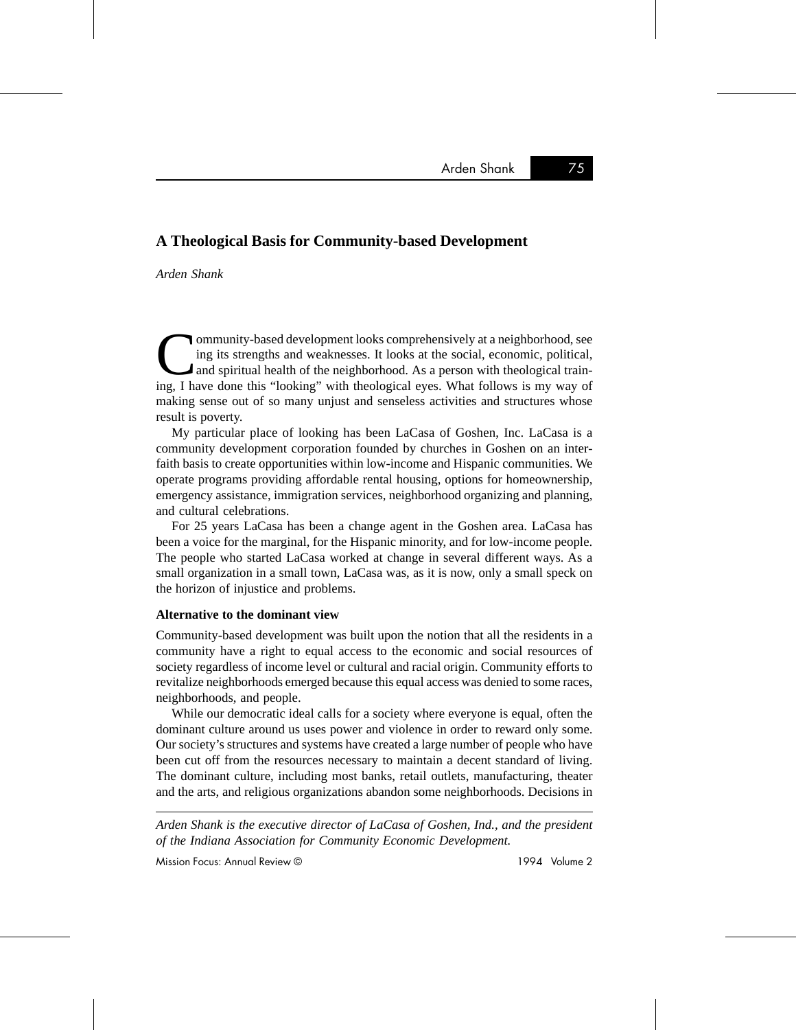## A Theological Basis for Community-based Development

*Arden Shank*

Community-based development looks comprehensively at a neighborhood, seeing its strengths and weaknesses. It looks at the social, economic, political, and spiritual health of the neighborhood. As a person with theological training, I have done this "looking" with theological eyes. What follows is my way of making sense out of so many unjust and senseless activities and structures whose result is poverty.

My particular place of looking has been LaCasa of Goshen, Inc. LaCasa is a community development corporation founded by churches in Goshen on an interfaith basis to create opportunities within low-income and Hispanic communities. We operate programs providing affordable rental housing, options for homeownership, emergency assistance, immigration services, neighborhood organizing and planning, and cultural celebrations.

For 25 years LaCasa has been a change agent in the Goshen area. LaCasa has been a voice for the marginal, for the Hispanic minority, and for low-income people. The people who started LaCasa worked at change in several different ways. As a small organization in a small town, LaCasa was, as it is now, only a small speck on the horizon of injustice and problems.

### Alternative to the dominant view

Community-based development was built upon the notion that all the residents in a community have a right to equal access to the economic and social resources of society regardless of income level or cultural and racial origin. Community efforts to revitalize neighborhoods emerged because this equal access was denied to some races, neighborhoods, and people.

While our democratic ideal calls for a society where everyone is equal, often the dominant culture around us uses power and violence in order to reward only some. Our society's structures and systems have created a large number of people who have been cut off from the resources necessary to maintain a decent standard of living. The dominant culture, including most banks, retail outlets, manufacturing, theater and the arts, and religious organizations abandon some neighborhoods. Decisions in

---

*Arden Shank is the executive director of LaCasa of Goshen, Ind., and the president of the Indiana Association for Community Economic Development.*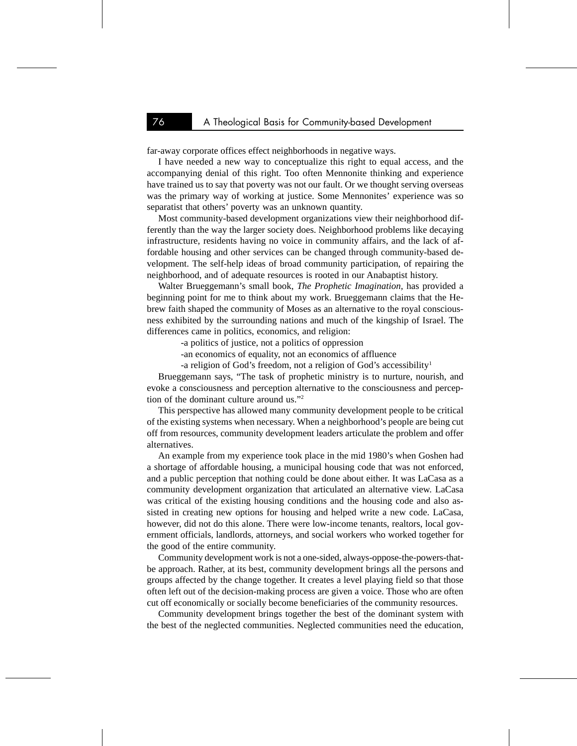far-away corporate offices effect neighborhoods in negative ways.

I have needed a new way to conceptualize this right to equal access, and the accompanying denial of this right. Too often Mennonite thinking and experience have trained us to say that poverty was not our fault. Or we thought serving overseas was the primary way of working at justice. Some Mennonites' experience was so separatist that others' poverty was an unknown quantity.

Most community-based development organizations view their neighborhood differently than the way the larger society does. Neighborhood problems like decaying infrastructure, residents having no voice in community affairs, and the lack of affordable housing and other services can be changed through community-based development. The self-help ideas of broad community participation, of repairing the neighborhood, and of adequate resources is rooted in our Anabaptist history.

Walter Brueggemann's small book, *The Prophetic Imagination*, has provided a beginning point for me to think about my work. Brueggemann claims that the Hebrew faith shaped the community of Moses as an alternative to the royal consciousness exhibited by the surrounding nations and much of the kingship of Israel. The differences came in politics, economics, and religion:

-a politics of justice, not a politics of oppression

-an economics of equality, not an economics of affluence

-a religion of God's freedom, not a religion of God's accessibility[1]

Brueggemann says, "The task of prophetic ministry is to nurture, nourish, and evoke a consciousness and perception alternative to the consciousness and perception of the dominant culture around us."[2]

This perspective has allowed many community development people to be critical of the existing systems when necessary. When a neighborhood's people are being cut off from resources, community development leaders articulate the problem and offer alternatives.

An example from my experience took place in the mid 1980's when Goshen had a shortage of affordable housing, a municipal housing code that was not enforced, and a public perception that nothing could be done about either. It was LaCasa as a community development organization that articulated an alternative view. LaCasa was critical of the existing housing conditions and the housing code and also assisted in creating new options for housing and helped write a new code. LaCasa, however, did not do this alone. There were low-income tenants, realtors, local government officials, landlords, attorneys, and social workers who worked together for the good of the entire community.

Community development work is not a one-sided, always-oppose-the-powers-that-be approach. Rather, at its best, community development brings all the persons and groups affected by the change together. It creates a level playing field so that those often left out of the decision-making process are given a voice. Those who are often cut off economically or socially become beneficiaries of the community resources.

Community development brings together the best of the dominant system with the best of the neglected communities. Neglected communities need the education,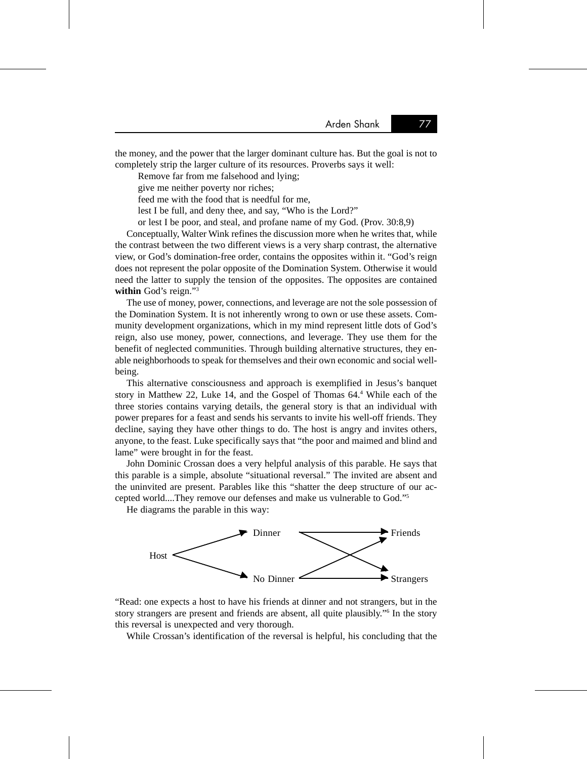the money, and the power that the larger dominant culture has. But the goal is not to completely strip the larger culture of its resources. Proverbs says it well:

> Remove far from me falsehood and lying;
> give me neither poverty nor riches;
> feed me with the food that is needful for me,
> lest I be full, and deny thee, and say, "Who is the Lord?"
> or lest I be poor, and steal, and profane name of my God. (Prov. 30:8,9)

Conceptually, Walter Wink refines the discussion more when he writes that, while the contrast between the two different views is a very sharp contrast, the alternative view, or God's domination-free order, contains the opposites within it. "God's reign does not represent the polar opposite of the Domination System. Otherwise it would need the latter to supply the tension of the opposites. The opposites are contained **within** God's reign."[3]

The use of money, power, connections, and leverage are not the sole possession of the Domination System. It is not inherently wrong to own or use these assets. Community development organizations, which in my mind represent little dots of God's reign, also use money, power, connections, and leverage. They use them for the benefit of neglected communities. Through building alternative structures, they enable neighborhoods to speak for themselves and their own economic and social well-being.

This alternative consciousness and approach is exemplified in Jesus's banquet story in Matthew 22, Luke 14, and the Gospel of Thomas 64.[4] While each of the three stories contains varying details, the general story is that an individual with power prepares for a feast and sends his servants to invite his well-off friends. They decline, saying they have other things to do. The host is angry and invites others, anyone, to the feast. Luke specifically says that "the poor and maimed and blind and lame" were brought in for the feast.

John Dominic Crossan does a very helpful analysis of this parable. He says that this parable is a simple, absolute "situational reversal." The invited are absent and the uninvited are present. Parables like this "shatter the deep structure of our accepted world....They remove our defenses and make us vulnerable to God."[5]

He diagrams the parable in this way:

```
              ┌──▶ Dinner    ─────────▶ Friends
      Host ───┤                  ╲ ╱
              └──▶ No Dinner ─────────▶ Strangers
```

"Read: one expects a host to have his friends at dinner and not strangers, but in the story strangers are present and friends are absent, all quite plausibly."[6] In the story this reversal is unexpected and very thorough.

While Crossan's identification of the reversal is helpful, his concluding that the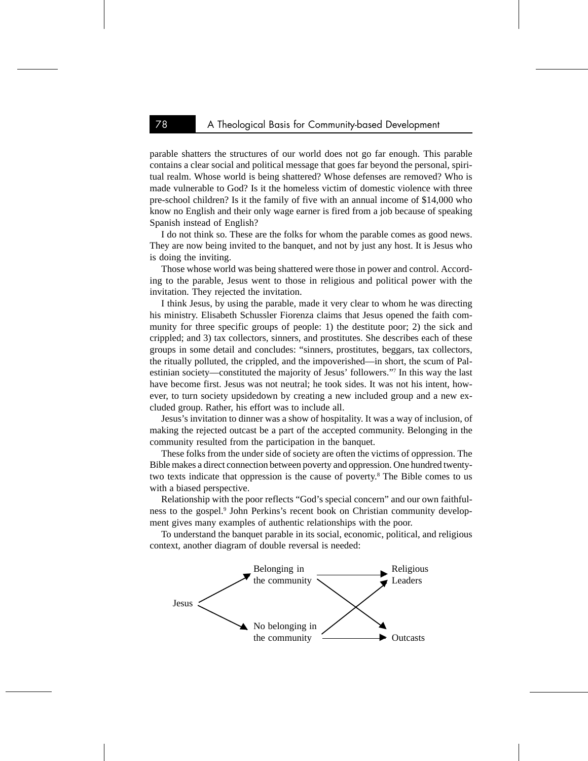parable shatters the structures of our world does not go far enough. This parable contains a clear social and political message that goes far beyond the personal, spiritual realm. Whose world is being shattered? Whose defenses are removed? Who is made vulnerable to God? Is it the homeless victim of domestic violence with three pre-school children? Is it the family of five with an annual income of $14,000 who know no English and their only wage earner is fired from a job because of speaking Spanish instead of English?

I do not think so. These are the folks for whom the parable comes as good news. They are now being invited to the banquet, and not by just any host. It is Jesus who is doing the inviting.

Those whose world was being shattered were those in power and control. According to the parable, Jesus went to those in religious and political power with the invitation. They rejected the invitation.

I think Jesus, by using the parable, made it very clear to whom he was directing his ministry. Elisabeth Schussler Fiorenza claims that Jesus opened the faith community for three specific groups of people: 1) the destitute poor; 2) the sick and crippled; and 3) tax collectors, sinners, and prostitutes. She describes each of these groups in some detail and concludes: "sinners, prostitutes, beggars, tax collectors, the ritually polluted, the crippled, and the impoverished—in short, the scum of Palestinian society—constituted the majority of Jesus' followers."[7] In this way the last have become first. Jesus was not neutral; he took sides. It was not his intent, however, to turn society upsidedown by creating a new included group and a new excluded group. Rather, his effort was to include all.

Jesus's invitation to dinner was a show of hospitality. It was a way of inclusion, of making the rejected outcast be a part of the accepted community. Belonging in the community resulted from the participation in the banquet.

These folks from the under side of society are often the victims of oppression. The Bible makes a direct connection between poverty and oppression. One hundred twenty-two texts indicate that oppression is the cause of poverty.[8] The Bible comes to us with a biased perspective.

Relationship with the poor reflects "God's special concern" and our own faithfulness to the gospel.[9] John Perkins's recent book on Christian community development gives many examples of authentic relationships with the poor.

To understand the banquet parable in its social, economic, political, and religious context, another diagram of double reversal is needed:

```
              Belonging in      ------->  Religious
          /   the community    \     /     Leaders
Jesus                            \ /
                                 / \
          \   No belonging in  /     \
              the community     ------->  Outcasts
```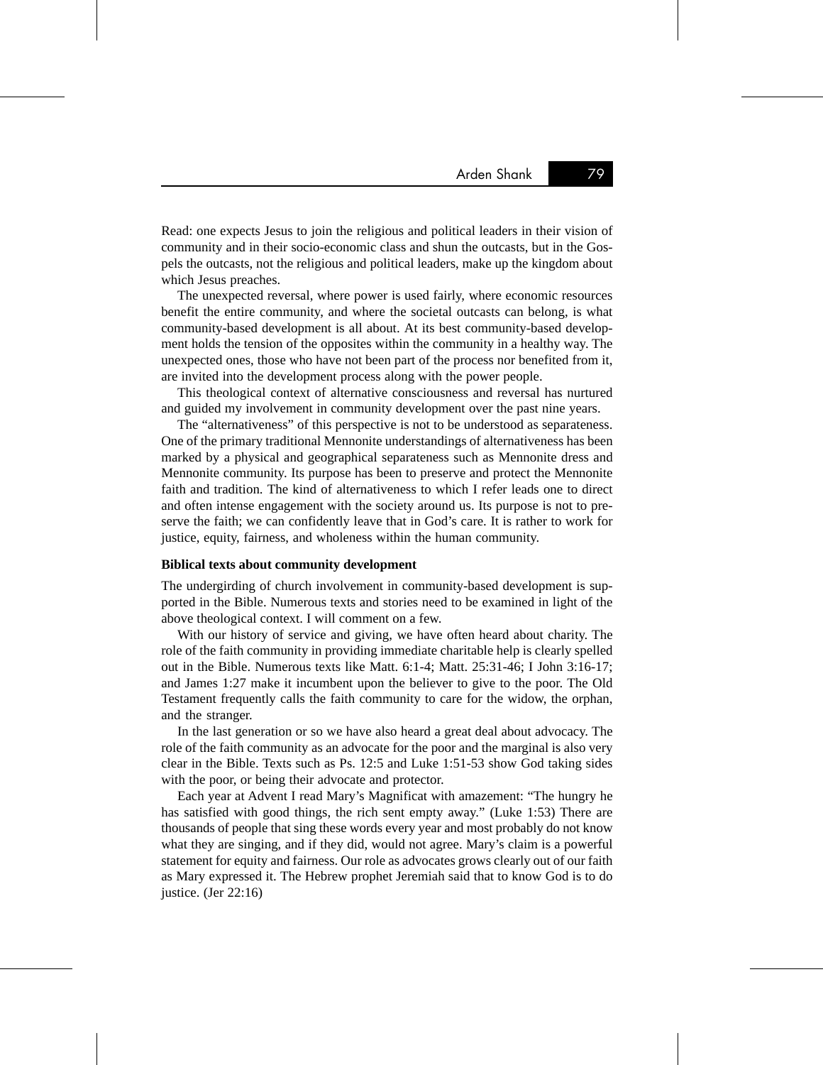Read: one expects Jesus to join the religious and political leaders in their vision of community and in their socio-economic class and shun the outcasts, but in the Gospels the outcasts, not the religious and political leaders, make up the kingdom about which Jesus preaches.

The unexpected reversal, where power is used fairly, where economic resources benefit the entire community, and where the societal outcasts can belong, is what community-based development is all about. At its best community-based development holds the tension of the opposites within the community in a healthy way. The unexpected ones, those who have not been part of the process nor benefited from it, are invited into the development process along with the power people.

This theological context of alternative consciousness and reversal has nurtured and guided my involvement in community development over the past nine years.

The "alternativeness" of this perspective is not to be understood as separateness. One of the primary traditional Mennonite understandings of alternativeness has been marked by a physical and geographical separateness such as Mennonite dress and Mennonite community. Its purpose has been to preserve and protect the Mennonite faith and tradition. The kind of alternativeness to which I refer leads one to direct and often intense engagement with the society around us. Its purpose is not to preserve the faith; we can confidently leave that in God's care. It is rather to work for justice, equity, fairness, and wholeness within the human community.

**Biblical texts about community development**

The undergirding of church involvement in community-based development is supported in the Bible. Numerous texts and stories need to be examined in light of the above theological context. I will comment on a few.

With our history of service and giving, we have often heard about charity. The role of the faith community in providing immediate charitable help is clearly spelled out in the Bible. Numerous texts like Matt. 6:1-4; Matt. 25:31-46; I John 3:16-17; and James 1:27 make it incumbent upon the believer to give to the poor. The Old Testament frequently calls the faith community to care for the widow, the orphan, and the stranger.

In the last generation or so we have also heard a great deal about advocacy. The role of the faith community as an advocate for the poor and the marginal is also very clear in the Bible. Texts such as Ps. 12:5 and Luke 1:51-53 show God taking sides with the poor, or being their advocate and protector.

Each year at Advent I read Mary's Magnificat with amazement: "The hungry he has satisfied with good things, the rich sent empty away." (Luke 1:53) There are thousands of people that sing these words every year and most probably do not know what they are singing, and if they did, would not agree. Mary's claim is a powerful statement for equity and fairness. Our role as advocates grows clearly out of our faith as Mary expressed it. The Hebrew prophet Jeremiah said that to know God is to do justice. (Jer 22:16)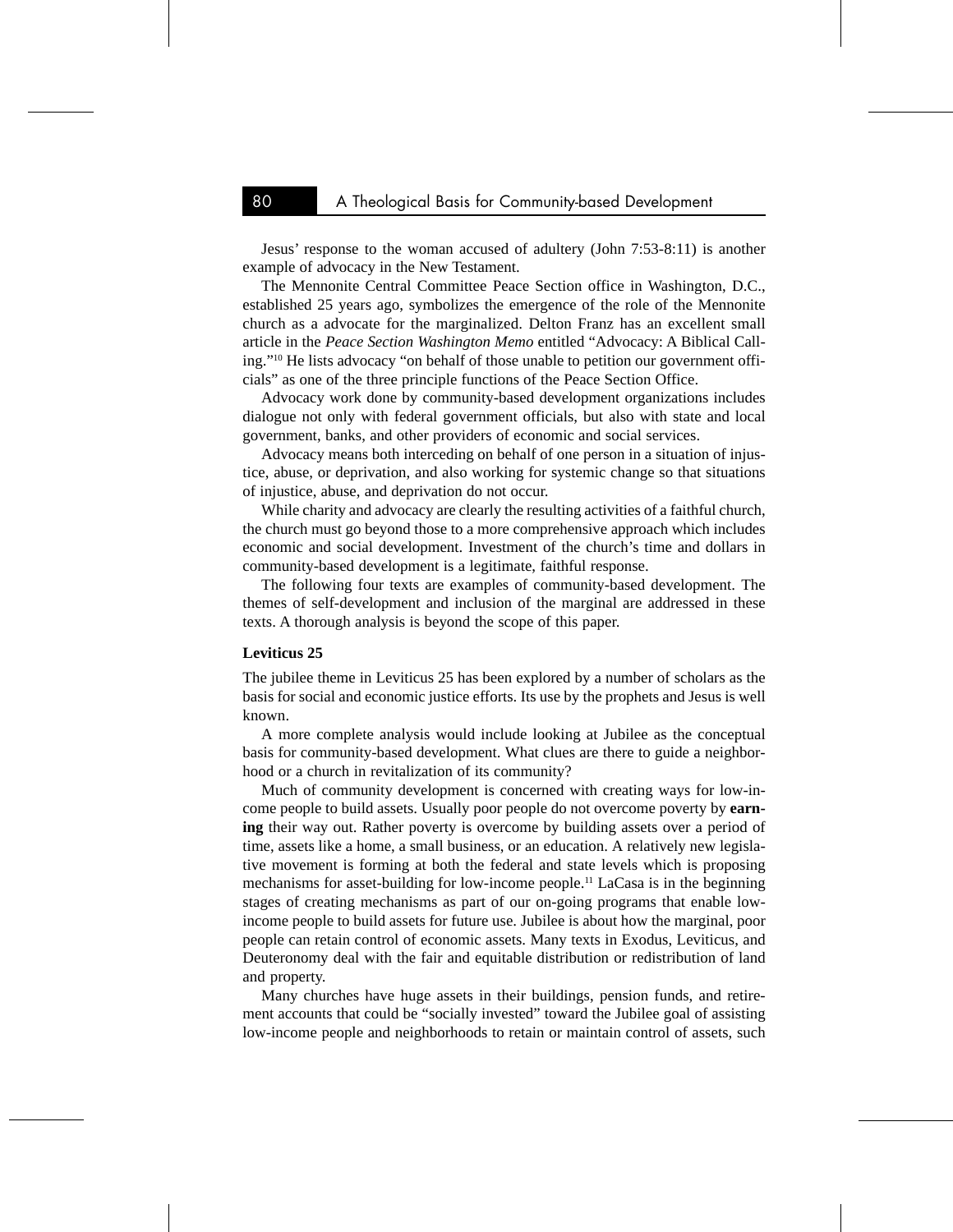Jesus' response to the woman accused of adultery (John 7:53-8:11) is another example of advocacy in the New Testament.

The Mennonite Central Committee Peace Section office in Washington, D.C., established 25 years ago, symbolizes the emergence of the role of the Mennonite church as a advocate for the marginalized. Delton Franz has an excellent small article in the *Peace Section Washington Memo* entitled "Advocacy: A Biblical Calling."[10] He lists advocacy "on behalf of those unable to petition our government officials" as one of the three principle functions of the Peace Section Office.

Advocacy work done by community-based development organizations includes dialogue not only with federal government officials, but also with state and local government, banks, and other providers of economic and social services.

Advocacy means both interceding on behalf of one person in a situation of injustice, abuse, or deprivation, and also working for systemic change so that situations of injustice, abuse, and deprivation do not occur.

While charity and advocacy are clearly the resulting activities of a faithful church, the church must go beyond those to a more comprehensive approach which includes economic and social development. Investment of the church's time and dollars in community-based development is a legitimate, faithful response.

The following four texts are examples of community-based development. The themes of self-development and inclusion of the marginal are addressed in these texts. A thorough analysis is beyond the scope of this paper.

**Leviticus 25**

The jubilee theme in Leviticus 25 has been explored by a number of scholars as the basis for social and economic justice efforts. Its use by the prophets and Jesus is well known.

A more complete analysis would include looking at Jubilee as the conceptual basis for community-based development. What clues are there to guide a neighborhood or a church in revitalization of its community?

Much of community development is concerned with creating ways for low-income people to build assets. Usually poor people do not overcome poverty by **earning** their way out. Rather poverty is overcome by building assets over a period of time, assets like a home, a small business, or an education. A relatively new legislative movement is forming at both the federal and state levels which is proposing mechanisms for asset-building for low-income people.[11] LaCasa is in the beginning stages of creating mechanisms as part of our on-going programs that enable low-income people to build assets for future use. Jubilee is about how the marginal, poor people can retain control of economic assets. Many texts in Exodus, Leviticus, and Deuteronomy deal with the fair and equitable distribution or redistribution of land and property.

Many churches have huge assets in their buildings, pension funds, and retirement accounts that could be "socially invested" toward the Jubilee goal of assisting low-income people and neighborhoods to retain or maintain control of assets, such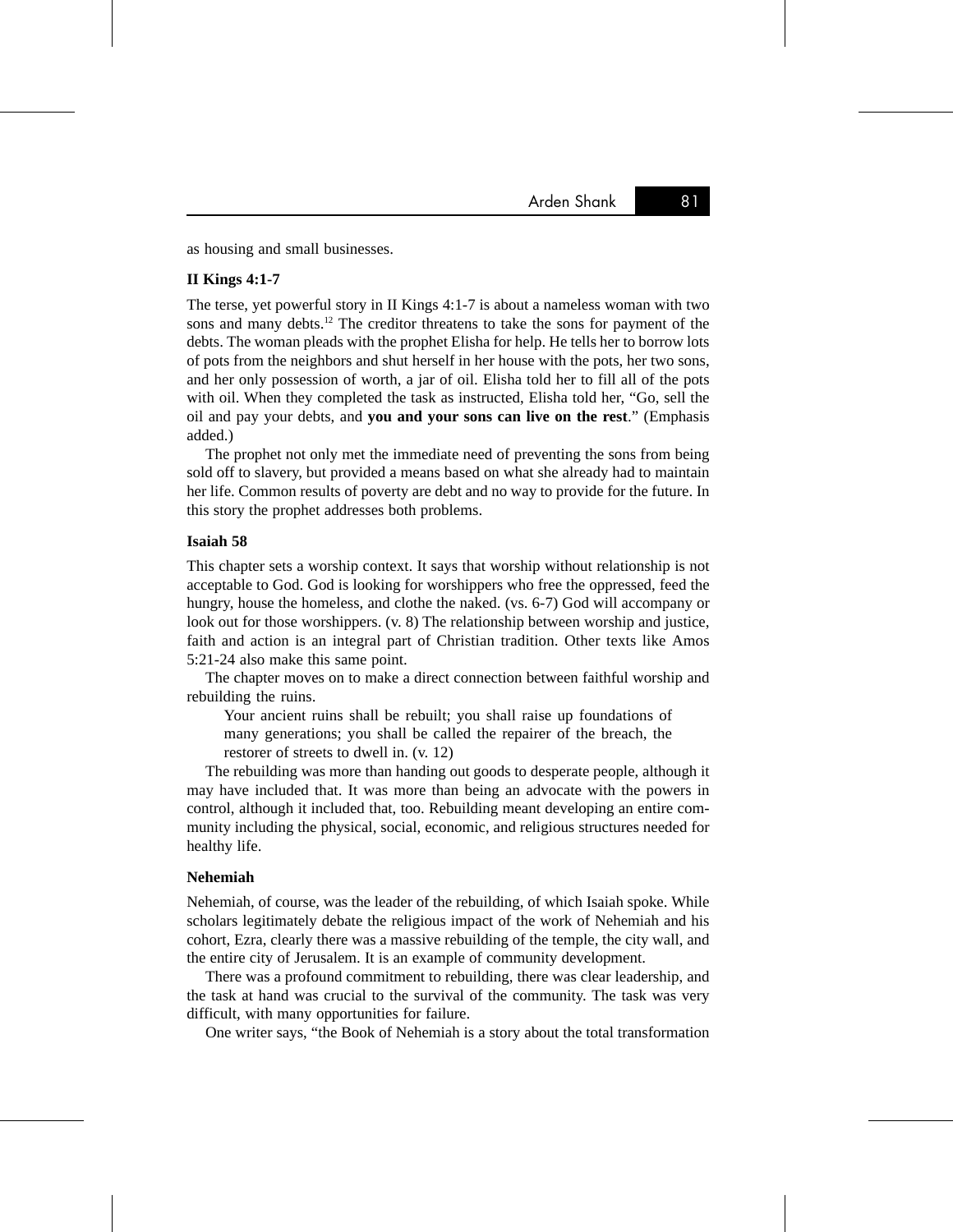as housing and small businesses.

### II Kings 4:1-7

The terse, yet powerful story in II Kings 4:1-7 is about a nameless woman with two sons and many debts.[12] The creditor threatens to take the sons for payment of the debts. The woman pleads with the prophet Elisha for help. He tells her to borrow lots of pots from the neighbors and shut herself in her house with the pots, her two sons, and her only possession of worth, a jar of oil. Elisha told her to fill all of the pots with oil. When they completed the task as instructed, Elisha told her, "Go, sell the oil and pay your debts, and **you and your sons can live on the rest**." (Emphasis added.)

The prophet not only met the immediate need of preventing the sons from being sold off to slavery, but provided a means based on what she already had to maintain her life. Common results of poverty are debt and no way to provide for the future. In this story the prophet addresses both problems.

### Isaiah 58

This chapter sets a worship context. It says that worship without relationship is not acceptable to God. God is looking for worshippers who free the oppressed, feed the hungry, house the homeless, and clothe the naked. (vs. 6-7) God will accompany or look out for those worshippers. (v. 8) The relationship between worship and justice, faith and action is an integral part of Christian tradition. Other texts like Amos 5:21-24 also make this same point.

The chapter moves on to make a direct connection between faithful worship and rebuilding the ruins.

> Your ancient ruins shall be rebuilt; you shall raise up foundations of many generations; you shall be called the repairer of the breach, the restorer of streets to dwell in. (v. 12)

The rebuilding was more than handing out goods to desperate people, although it may have included that. It was more than being an advocate with the powers in control, although it included that, too. Rebuilding meant developing an entire community including the physical, social, economic, and religious structures needed for healthy life.

### Nehemiah

Nehemiah, of course, was the leader of the rebuilding, of which Isaiah spoke. While scholars legitimately debate the religious impact of the work of Nehemiah and his cohort, Ezra, clearly there was a massive rebuilding of the temple, the city wall, and the entire city of Jerusalem. It is an example of community development.

There was a profound commitment to rebuilding, there was clear leadership, and the task at hand was crucial to the survival of the community. The task was very difficult, with many opportunities for failure.

One writer says, "the Book of Nehemiah is a story about the total transformation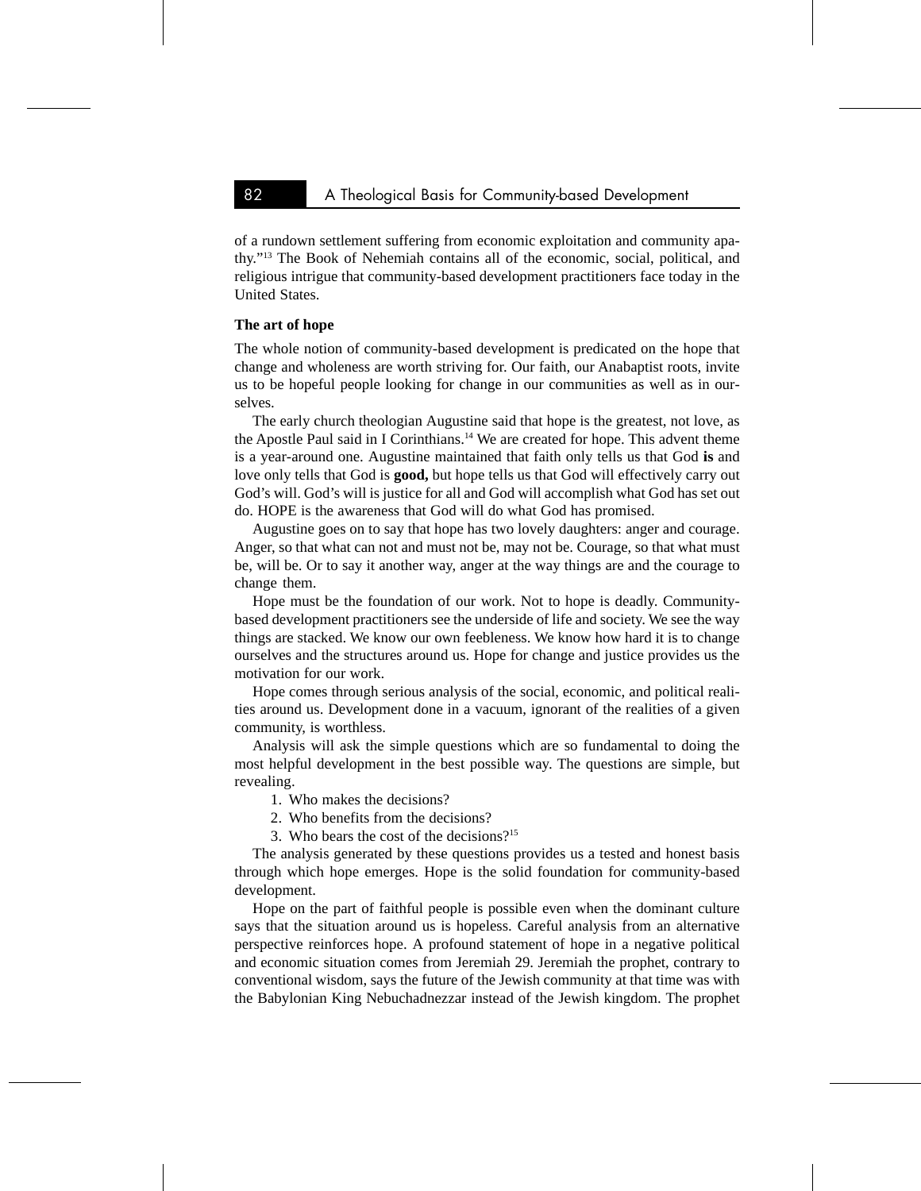of a rundown settlement suffering from economic exploitation and community apathy."[13] The Book of Nehemiah contains all of the economic, social, political, and religious intrigue that community-based development practitioners face today in the United States.

**The art of hope**

The whole notion of community-based development is predicated on the hope that change and wholeness are worth striving for. Our faith, our Anabaptist roots, invite us to be hopeful people looking for change in our communities as well as in ourselves.

The early church theologian Augustine said that hope is the greatest, not love, as the Apostle Paul said in I Corinthians.[14] We are created for hope. This advent theme is a year-around one. Augustine maintained that faith only tells us that God **is** and love only tells that God is **good,** but hope tells us that God will effectively carry out God's will. God's will is justice for all and God will accomplish what God has set out do. HOPE is the awareness that God will do what God has promised.

Augustine goes on to say that hope has two lovely daughters: anger and courage. Anger, so that what can not and must not be, may not be. Courage, so that what must be, will be. Or to say it another way, anger at the way things are and the courage to change them.

Hope must be the foundation of our work. Not to hope is deadly. Community-based development practitioners see the underside of life and society. We see the way things are stacked. We know our own feebleness. We know how hard it is to change ourselves and the structures around us. Hope for change and justice provides us the motivation for our work.

Hope comes through serious analysis of the social, economic, and political realities around us. Development done in a vacuum, ignorant of the realities of a given community, is worthless.

Analysis will ask the simple questions which are so fundamental to doing the most helpful development in the best possible way. The questions are simple, but revealing.

1. Who makes the decisions?
2. Who benefits from the decisions?
3. Who bears the cost of the decisions?[15]

The analysis generated by these questions provides us a tested and honest basis through which hope emerges. Hope is the solid foundation for community-based development.

Hope on the part of faithful people is possible even when the dominant culture says that the situation around us is hopeless. Careful analysis from an alternative perspective reinforces hope. A profound statement of hope in a negative political and economic situation comes from Jeremiah 29. Jeremiah the prophet, contrary to conventional wisdom, says the future of the Jewish community at that time was with the Babylonian King Nebuchadnezzar instead of the Jewish kingdom. The prophet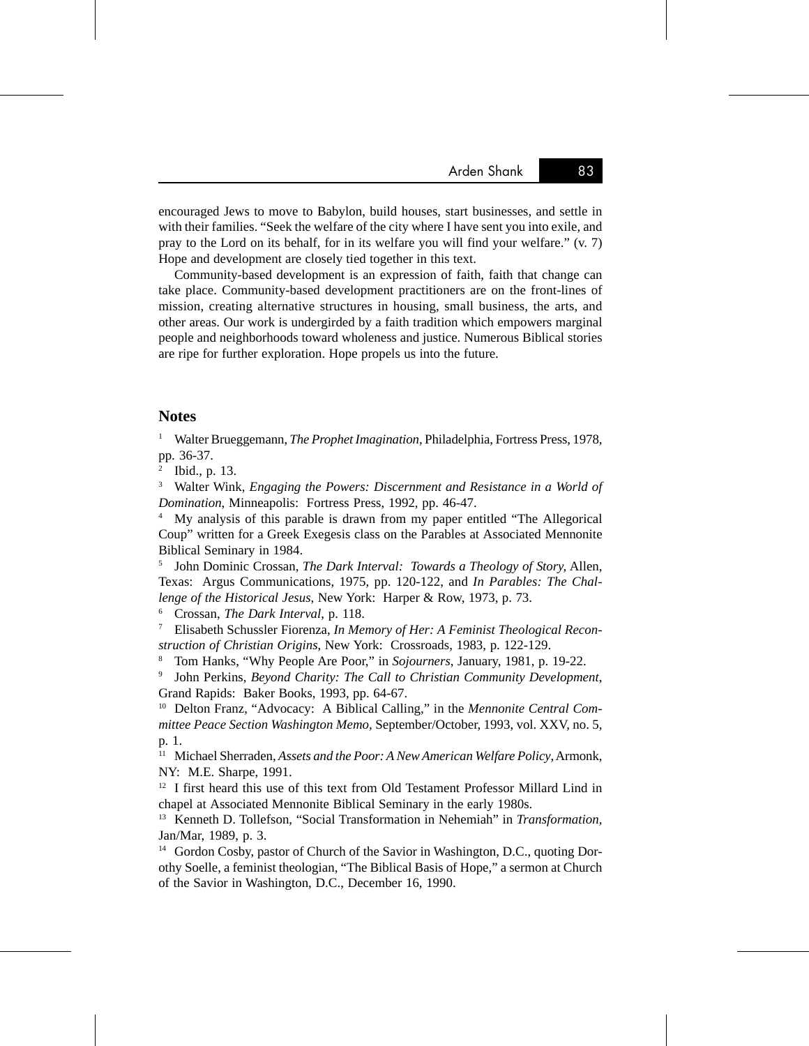encouraged Jews to move to Babylon, build houses, start businesses, and settle in with their families. "Seek the welfare of the city where I have sent you into exile, and pray to the Lord on its behalf, for in its welfare you will find your welfare." (v. 7) Hope and development are closely tied together in this text.

Community-based development is an expression of faith, faith that change can take place. Community-based development practitioners are on the front-lines of mission, creating alternative structures in housing, small business, the arts, and other areas. Our work is undergirded by a faith tradition which empowers marginal people and neighborhoods toward wholeness and justice. Numerous Biblical stories are ripe for further exploration. Hope propels us into the future.

## Notes

[1] Walter Brueggemann, *The Prophet Imagination*, Philadelphia, Fortress Press, 1978, pp. 36-37.

[2] Ibid., p. 13.

[3] Walter Wink, *Engaging the Powers: Discernment and Resistance in a World of Domination*, Minneapolis: Fortress Press, 1992, pp. 46-47.

[4] My analysis of this parable is drawn from my paper entitled "The Allegorical Coup" written for a Greek Exegesis class on the Parables at Associated Mennonite Biblical Seminary in 1984.

[5] John Dominic Crossan, *The Dark Interval: Towards a Theology of Story,* Allen, Texas: Argus Communications, 1975, pp. 120-122, and *In Parables: The Challenge of the Historical Jesus*, New York: Harper & Row, 1973, p. 73.

[6] Crossan, *The Dark Interval*, p. 118.

[7] Elisabeth Schussler Fiorenza, *In Memory of Her: A Feminist Theological Reconstruction of Christian Origins*, New York: Crossroads, 1983, p. 122-129.

[8] Tom Hanks, "Why People Are Poor," in *Sojourners*, January, 1981, p. 19-22.

[9] John Perkins, *Beyond Charity: The Call to Christian Community Development*, Grand Rapids: Baker Books, 1993, pp. 64-67.

[10] Delton Franz, "Advocacy: A Biblical Calling," in the *Mennonite Central Committee Peace Section Washington Memo,* September/October, 1993, vol. XXV, no. 5, p. 1.

[11] Michael Sherraden, *Assets and the Poor: A New American Welfare Policy*, Armonk, NY: M.E. Sharpe, 1991.

[12] I first heard this use of this text from Old Testament Professor Millard Lind in chapel at Associated Mennonite Biblical Seminary in the early 1980s.

[13] Kenneth D. Tollefson, "Social Transformation in Nehemiah" in *Transformation*, Jan/Mar, 1989, p. 3.

[14] Gordon Cosby, pastor of Church of the Savior in Washington, D.C., quoting Dorothy Soelle, a feminist theologian, "The Biblical Basis of Hope," a sermon at Church of the Savior in Washington, D.C., December 16, 1990.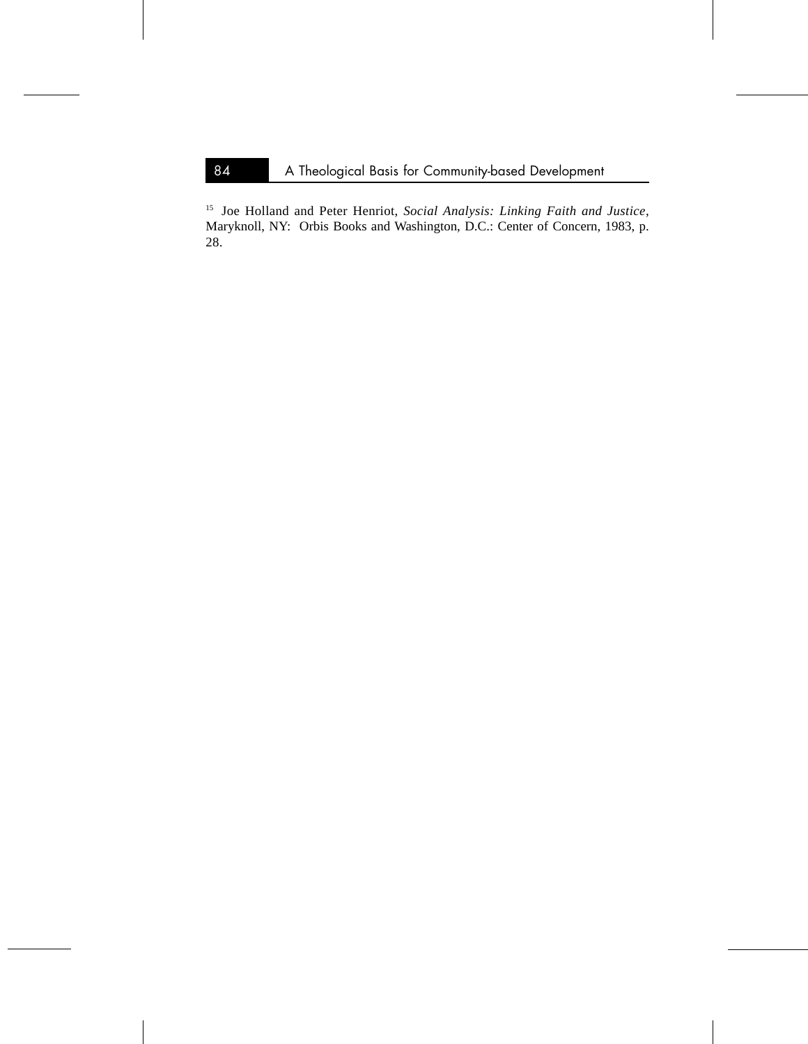[15] Joe Holland and Peter Henriot, *Social Analysis: Linking Faith and Justice*, Maryknoll, NY: Orbis Books and Washington, D.C.: Center of Concern, 1983, p. 28.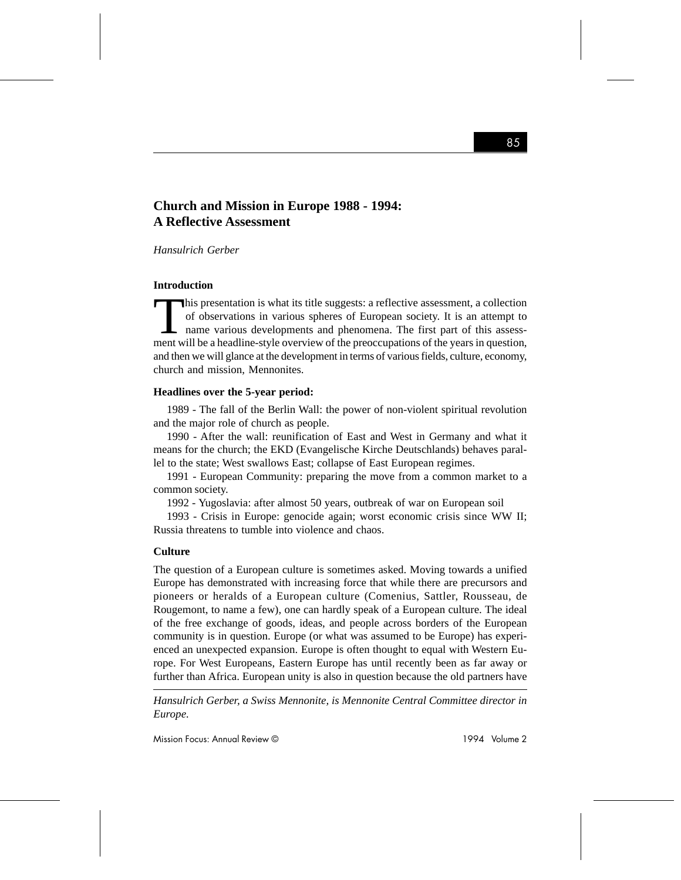# Church and Mission in Europe 1988 - 1994: A Reflective Assessment

*Hansulrich Gerber*

### Introduction

This presentation is what its title suggests: a reflective assessment, a collection of observations in various spheres of European society. It is an attempt to name various developments and phenomena. The first part of this assessment will be a headline-style overview of the preoccupations of the years in question, and then we will glance at the development in terms of various fields, culture, economy, church and mission, Mennonites.

### Headlines over the 5-year period:

1989 - The fall of the Berlin Wall: the power of non-violent spiritual revolution and the major role of church as people.

1990 - After the wall: reunification of East and West in Germany and what it means for the church; the EKD (Evangelische Kirche Deutschlands) behaves parallel to the state; West swallows East; collapse of East European regimes.

1991 - European Community: preparing the move from a common market to a common society.

1992 - Yugoslavia: after almost 50 years, outbreak of war on European soil

1993 - Crisis in Europe: genocide again; worst economic crisis since WW II; Russia threatens to tumble into violence and chaos.

### Culture

The question of a European culture is sometimes asked. Moving towards a unified Europe has demonstrated with increasing force that while there are precursors and pioneers or heralds of a European culture (Comenius, Sattler, Rousseau, de Rougemont, to name a few), one can hardly speak of a European culture. The ideal of the free exchange of goods, ideas, and people across borders of the European community is in question. Europe (or what was assumed to be Europe) has experienced an unexpected expansion. Europe is often thought to equal with Western Europe. For West Europeans, Eastern Europe has until recently been as far away or further than Africa. European unity is also in question because the old partners have

---

*Hansulrich Gerber, a Swiss Mennonite, is Mennonite Central Committee director in Europe.*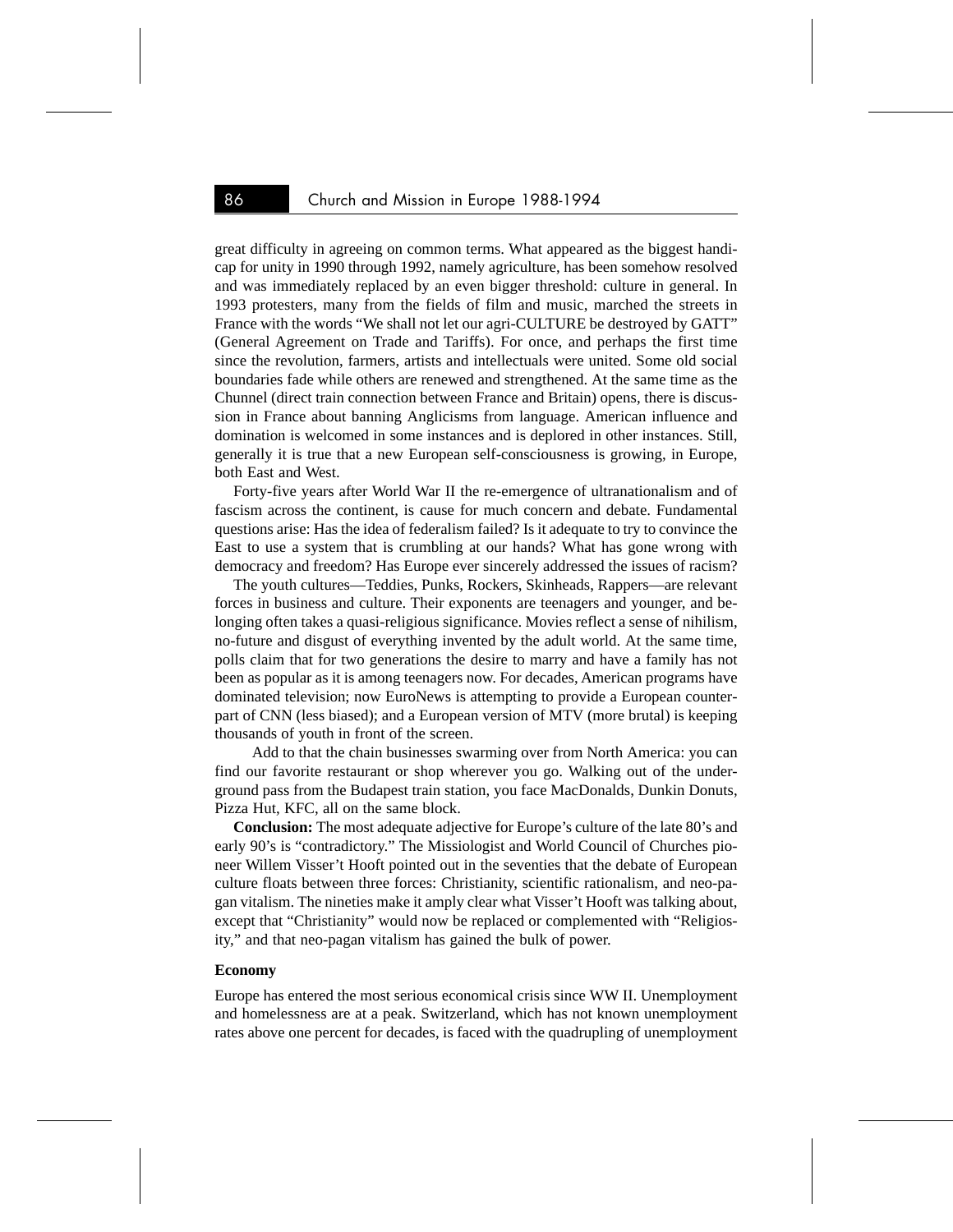great difficulty in agreeing on common terms. What appeared as the biggest handicap for unity in 1990 through 1992, namely agriculture, has been somehow resolved and was immediately replaced by an even bigger threshold: culture in general. In 1993 protesters, many from the fields of film and music, marched the streets in France with the words "We shall not let our agri-CULTURE be destroyed by GATT" (General Agreement on Trade and Tariffs). For once, and perhaps the first time since the revolution, farmers, artists and intellectuals were united. Some old social boundaries fade while others are renewed and strengthened. At the same time as the Chunnel (direct train connection between France and Britain) opens, there is discussion in France about banning Anglicisms from language. American influence and domination is welcomed in some instances and is deplored in other instances. Still, generally it is true that a new European self-consciousness is growing, in Europe, both East and West.

Forty-five years after World War II the re-emergence of ultranationalism and of fascism across the continent, is cause for much concern and debate. Fundamental questions arise: Has the idea of federalism failed? Is it adequate to try to convince the East to use a system that is crumbling at our hands? What has gone wrong with democracy and freedom? Has Europe ever sincerely addressed the issues of racism?

The youth cultures—Teddies, Punks, Rockers, Skinheads, Rappers—are relevant forces in business and culture. Their exponents are teenagers and younger, and belonging often takes a quasi-religious significance. Movies reflect a sense of nihilism, no-future and disgust of everything invented by the adult world. At the same time, polls claim that for two generations the desire to marry and have a family has not been as popular as it is among teenagers now. For decades, American programs have dominated television; now EuroNews is attempting to provide a European counterpart of CNN (less biased); and a European version of MTV (more brutal) is keeping thousands of youth in front of the screen.

Add to that the chain businesses swarming over from North America: you can find our favorite restaurant or shop wherever you go. Walking out of the underground pass from the Budapest train station, you face MacDonalds, Dunkin Donuts, Pizza Hut, KFC, all on the same block.

**Conclusion:** The most adequate adjective for Europe's culture of the late 80's and early 90's is "contradictory." The Missiologist and World Council of Churches pioneer Willem Visser't Hooft pointed out in the seventies that the debate of European culture floats between three forces: Christianity, scientific rationalism, and neo-pagan vitalism. The nineties make it amply clear what Visser't Hooft was talking about, except that "Christianity" would now be replaced or complemented with "Religiosity," and that neo-pagan vitalism has gained the bulk of power.

### Economy

Europe has entered the most serious economical crisis since WW II. Unemployment and homelessness are at a peak. Switzerland, which has not known unemployment rates above one percent for decades, is faced with the quadrupling of unemployment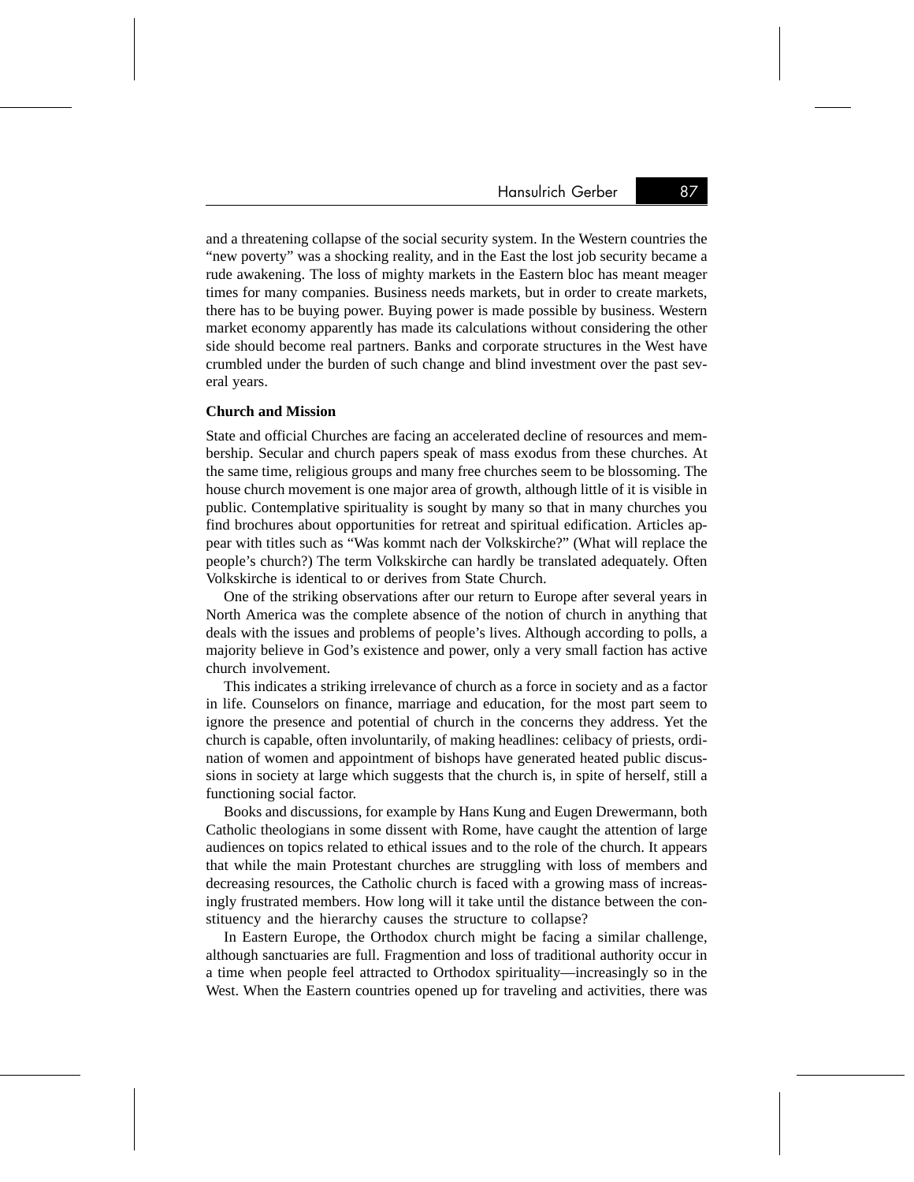and a threatening collapse of the social security system. In the Western countries the "new poverty" was a shocking reality, and in the East the lost job security became a rude awakening. The loss of mighty markets in the Eastern bloc has meant meager times for many companies. Business needs markets, but in order to create markets, there has to be buying power. Buying power is made possible by business. Western market economy apparently has made its calculations without considering the other side should become real partners. Banks and corporate structures in the West have crumbled under the burden of such change and blind investment over the past several years.

**Church and Mission**

State and official Churches are facing an accelerated decline of resources and membership. Secular and church papers speak of mass exodus from these churches. At the same time, religious groups and many free churches seem to be blossoming. The house church movement is one major area of growth, although little of it is visible in public. Contemplative spirituality is sought by many so that in many churches you find brochures about opportunities for retreat and spiritual edification. Articles appear with titles such as "Was kommt nach der Volkskirche?" (What will replace the people's church?) The term Volkskirche can hardly be translated adequately. Often Volkskirche is identical to or derives from State Church.

One of the striking observations after our return to Europe after several years in North America was the complete absence of the notion of church in anything that deals with the issues and problems of people's lives. Although according to polls, a majority believe in God's existence and power, only a very small faction has active church involvement.

This indicates a striking irrelevance of church as a force in society and as a factor in life. Counselors on finance, marriage and education, for the most part seem to ignore the presence and potential of church in the concerns they address. Yet the church is capable, often involuntarily, of making headlines: celibacy of priests, ordination of women and appointment of bishops have generated heated public discussions in society at large which suggests that the church is, in spite of herself, still a functioning social factor.

Books and discussions, for example by Hans Kung and Eugen Drewermann, both Catholic theologians in some dissent with Rome, have caught the attention of large audiences on topics related to ethical issues and to the role of the church. It appears that while the main Protestant churches are struggling with loss of members and decreasing resources, the Catholic church is faced with a growing mass of increasingly frustrated members. How long will it take until the distance between the constituency and the hierarchy causes the structure to collapse?

In Eastern Europe, the Orthodox church might be facing a similar challenge, although sanctuaries are full. Fragmention and loss of traditional authority occur in a time when people feel attracted to Orthodox spirituality—increasingly so in the West. When the Eastern countries opened up for traveling and activities, there was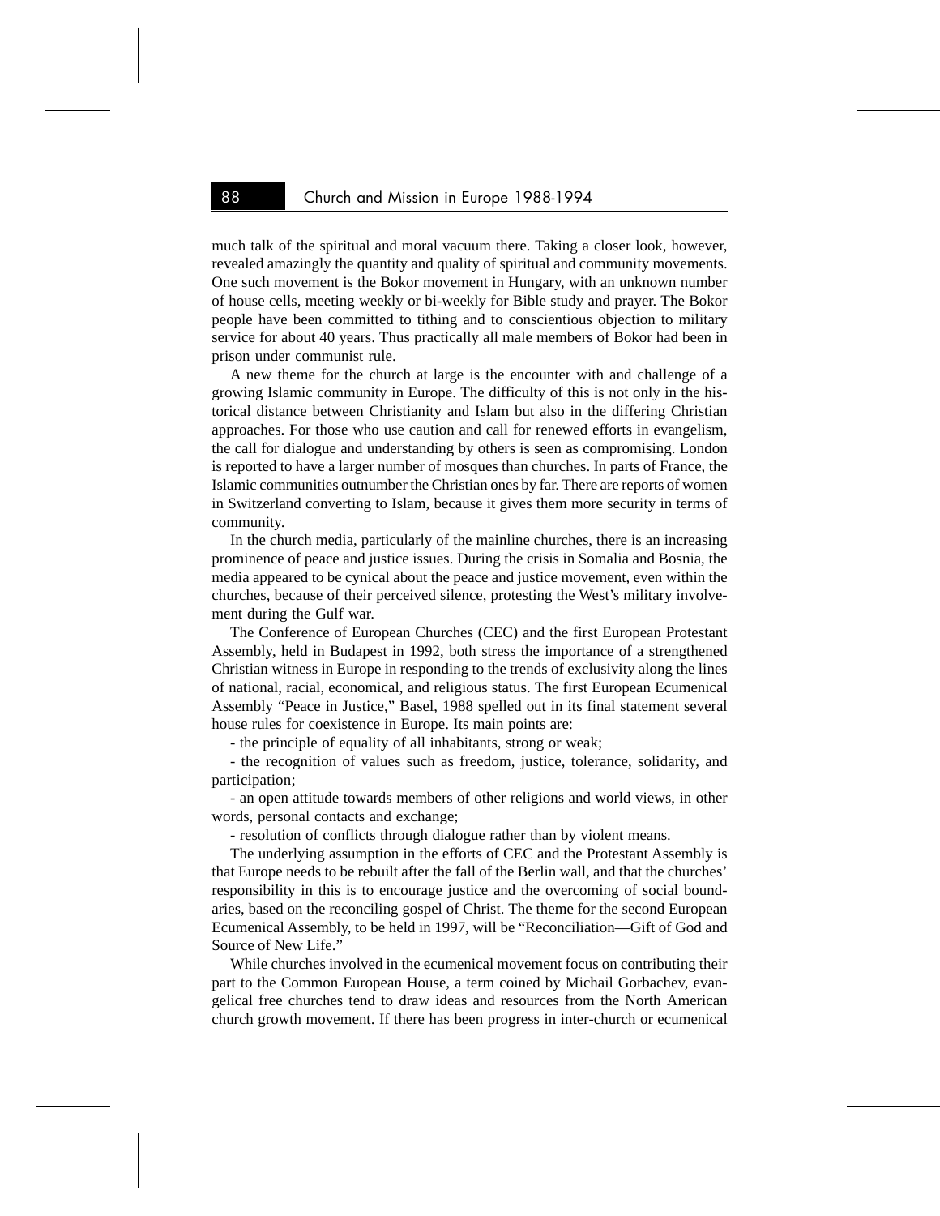much talk of the spiritual and moral vacuum there. Taking a closer look, however, revealed amazingly the quantity and quality of spiritual and community movements. One such movement is the Bokor movement in Hungary, with an unknown number of house cells, meeting weekly or bi-weekly for Bible study and prayer. The Bokor people have been committed to tithing and to conscientious objection to military service for about 40 years. Thus practically all male members of Bokor had been in prison under communist rule.

A new theme for the church at large is the encounter with and challenge of a growing Islamic community in Europe. The difficulty of this is not only in the historical distance between Christianity and Islam but also in the differing Christian approaches. For those who use caution and call for renewed efforts in evangelism, the call for dialogue and understanding by others is seen as compromising. London is reported to have a larger number of mosques than churches. In parts of France, the Islamic communities outnumber the Christian ones by far. There are reports of women in Switzerland converting to Islam, because it gives them more security in terms of community.

In the church media, particularly of the mainline churches, there is an increasing prominence of peace and justice issues. During the crisis in Somalia and Bosnia, the media appeared to be cynical about the peace and justice movement, even within the churches, because of their perceived silence, protesting the West's military involvement during the Gulf war.

The Conference of European Churches (CEC) and the first European Protestant Assembly, held in Budapest in 1992, both stress the importance of a strengthened Christian witness in Europe in responding to the trends of exclusivity along the lines of national, racial, economical, and religious status. The first European Ecumenical Assembly "Peace in Justice," Basel, 1988 spelled out in its final statement several house rules for coexistence in Europe. Its main points are:

- the principle of equality of all inhabitants, strong or weak;
- the recognition of values such as freedom, justice, tolerance, solidarity, and participation;
- an open attitude towards members of other religions and world views, in other words, personal contacts and exchange;
- resolution of conflicts through dialogue rather than by violent means.

The underlying assumption in the efforts of CEC and the Protestant Assembly is that Europe needs to be rebuilt after the fall of the Berlin wall, and that the churches' responsibility in this is to encourage justice and the overcoming of social boundaries, based on the reconciling gospel of Christ. The theme for the second European Ecumenical Assembly, to be held in 1997, will be "Reconciliation—Gift of God and Source of New Life."

While churches involved in the ecumenical movement focus on contributing their part to the Common European House, a term coined by Michail Gorbachev, evangelical free churches tend to draw ideas and resources from the North American church growth movement. If there has been progress in inter-church or ecumenical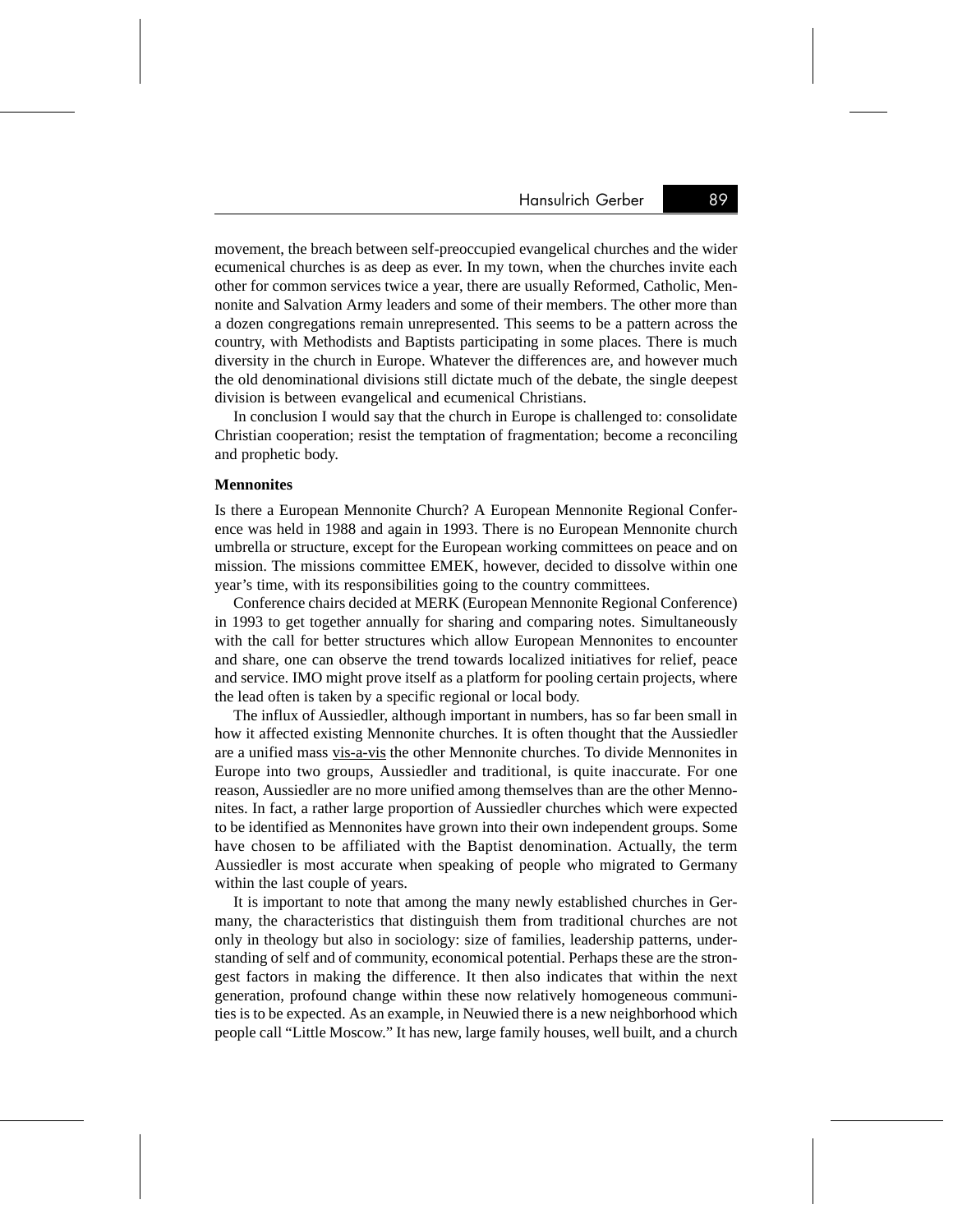movement, the breach between self-preoccupied evangelical churches and the wider ecumenical churches is as deep as ever. In my town, when the churches invite each other for common services twice a year, there are usually Reformed, Catholic, Mennonite and Salvation Army leaders and some of their members. The other more than a dozen congregations remain unrepresented. This seems to be a pattern across the country, with Methodists and Baptists participating in some places. There is much diversity in the church in Europe. Whatever the differences are, and however much the old denominational divisions still dictate much of the debate, the single deepest division is between evangelical and ecumenical Christians.

In conclusion I would say that the church in Europe is challenged to: consolidate Christian cooperation; resist the temptation of fragmentation; become a reconciling and prophetic body.

**Mennonites**

Is there a European Mennonite Church? A European Mennonite Regional Conference was held in 1988 and again in 1993. There is no European Mennonite church umbrella or structure, except for the European working committees on peace and on mission. The missions committee EMEK, however, decided to dissolve within one year's time, with its responsibilities going to the country committees.

Conference chairs decided at MERK (European Mennonite Regional Conference) in 1993 to get together annually for sharing and comparing notes. Simultaneously with the call for better structures which allow European Mennonites to encounter and share, one can observe the trend towards localized initiatives for relief, peace and service. IMO might prove itself as a platform for pooling certain projects, where the lead often is taken by a specific regional or local body.

The influx of Aussiedler, although important in numbers, has so far been small in how it affected existing Mennonite churches. It is often thought that the Aussiedler are a unified mass vis-a-vis the other Mennonite churches. To divide Mennonites in Europe into two groups, Aussiedler and traditional, is quite inaccurate. For one reason, Aussiedler are no more unified among themselves than are the other Mennonites. In fact, a rather large proportion of Aussiedler churches which were expected to be identified as Mennonites have grown into their own independent groups. Some have chosen to be affiliated with the Baptist denomination. Actually, the term Aussiedler is most accurate when speaking of people who migrated to Germany within the last couple of years.

It is important to note that among the many newly established churches in Germany, the characteristics that distinguish them from traditional churches are not only in theology but also in sociology: size of families, leadership patterns, understanding of self and of community, economical potential. Perhaps these are the strongest factors in making the difference. It then also indicates that within the next generation, profound change within these now relatively homogeneous communities is to be expected. As an example, in Neuwied there is a new neighborhood which people call "Little Moscow." It has new, large family houses, well built, and a church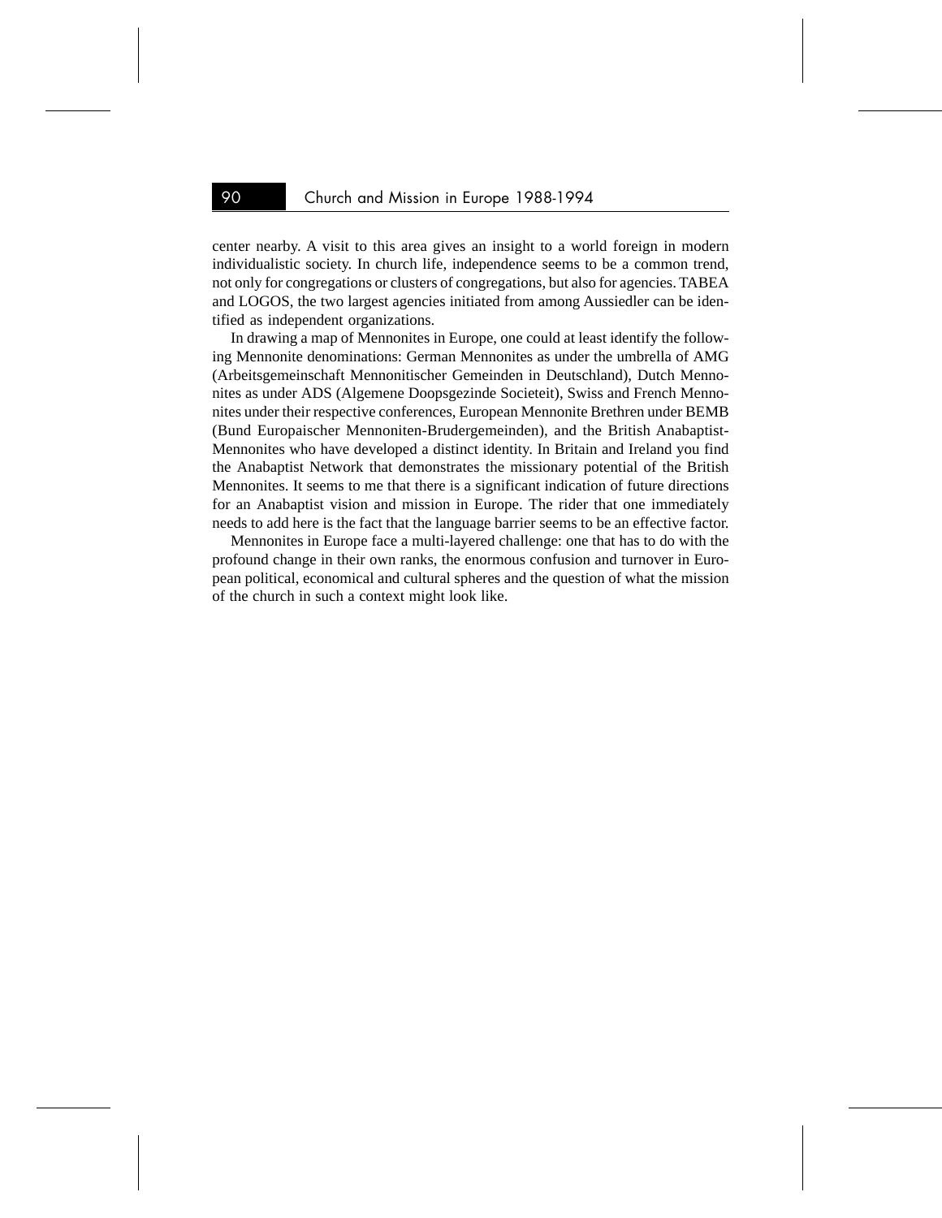center nearby. A visit to this area gives an insight to a world foreign in modern individualistic society. In church life, independence seems to be a common trend, not only for congregations or clusters of congregations, but also for agencies. TABEA and LOGOS, the two largest agencies initiated from among Aussiedler can be identified as independent organizations.

In drawing a map of Mennonites in Europe, one could at least identify the following Mennonite denominations: German Mennonites as under the umbrella of AMG (Arbeitsgemeinschaft Mennonitischer Gemeinden in Deutschland), Dutch Mennonites as under ADS (Algemene Doopsgezinde Societeit), Swiss and French Mennonites under their respective conferences, European Mennonite Brethren under BEMB (Bund Europaischer Mennoniten-Brudergemeinden), and the British Anabaptist-Mennonites who have developed a distinct identity. In Britain and Ireland you find the Anabaptist Network that demonstrates the missionary potential of the British Mennonites. It seems to me that there is a significant indication of future directions for an Anabaptist vision and mission in Europe. The rider that one immediately needs to add here is the fact that the language barrier seems to be an effective factor.

Mennonites in Europe face a multi-layered challenge: one that has to do with the profound change in their own ranks, the enormous confusion and turnover in European political, economical and cultural spheres and the question of what the mission of the church in such a context might look like.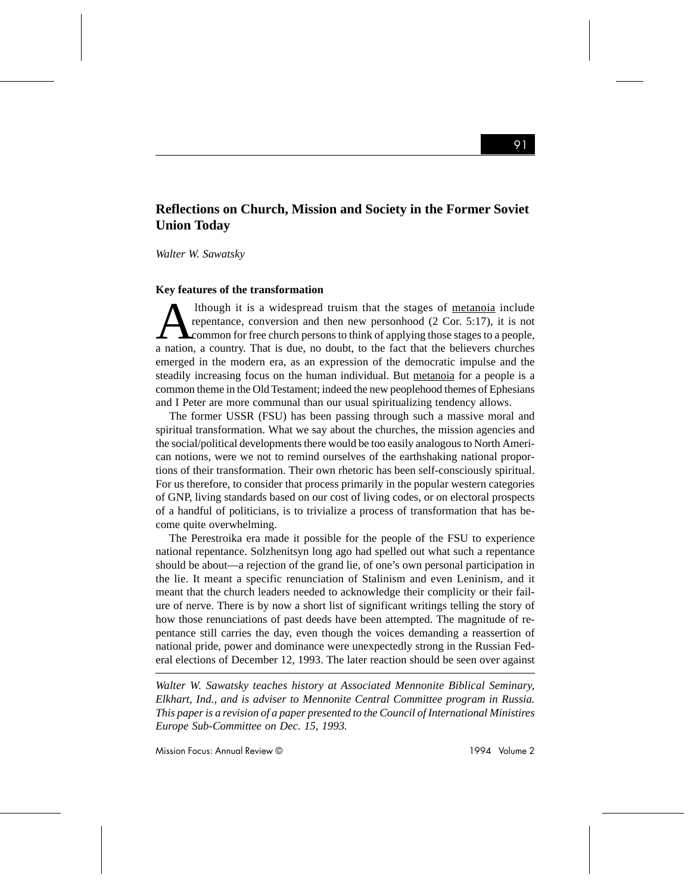## Reflections on Church, Mission and Society in the Former Soviet Union Today

*Walter W. Sawatsky*

### Key features of the transformation

Although it is a widespread truism that the stages of metanoia include repentance, conversion and then new personhood (2 Cor. 5:17), it is not common for free church persons to think of applying those stages to a people, a nation, a country. That is due, no doubt, to the fact that the believers churches emerged in the modern era, as an expression of the democratic impulse and the steadily increasing focus on the human individual. But metanoia for a people is a common theme in the Old Testament; indeed the new peoplehood themes of Ephesians and I Peter are more communal than our usual spiritualizing tendency allows.

The former USSR (FSU) has been passing through such a massive moral and spiritual transformation. What we say about the churches, the mission agencies and the social/political developments there would be too easily analogous to North American notions, were we not to remind ourselves of the earthshaking national proportions of their transformation. Their own rhetoric has been self-consciously spiritual. For us therefore, to consider that process primarily in the popular western categories of GNP, living standards based on our cost of living codes, or on electoral prospects of a handful of politicians, is to trivialize a process of transformation that has become quite overwhelming.

The Perestroika era made it possible for the people of the FSU to experience national repentance. Solzhenitsyn long ago had spelled out what such a repentance should be about—a rejection of the grand lie, of one's own personal participation in the lie. It meant a specific renunciation of Stalinism and even Leninism, and it meant that the church leaders needed to acknowledge their complicity or their failure of nerve. There is by now a short list of significant writings telling the story of how those renunciations of past deeds have been attempted. The magnitude of repentance still carries the day, even though the voices demanding a reassertion of national pride, power and dominance were unexpectedly strong in the Russian Federal elections of December 12, 1993. The later reaction should be seen over against

---

*Walter W. Sawatsky teaches history at Associated Mennonite Biblical Seminary, Elkhart, Ind., and is adviser to Mennonite Central Committee program in Russia. This paper is a revision of a paper presented to the Council of International Ministires Europe Sub-Committee on Dec. 15, 1993.*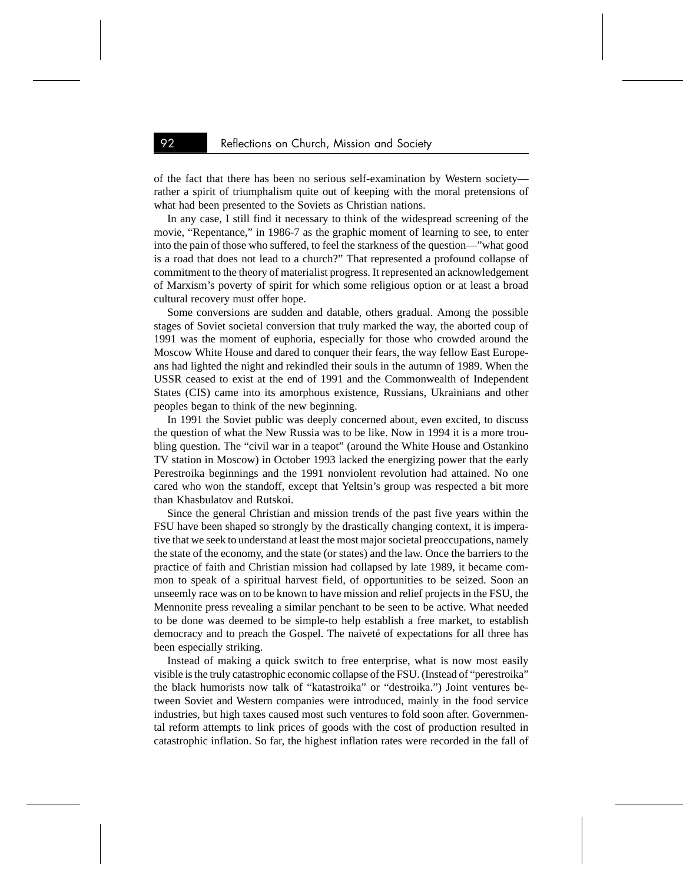of the fact that there has been no serious self-examination by Western society—rather a spirit of triumphalism quite out of keeping with the moral pretensions of what had been presented to the Soviets as Christian nations.

In any case, I still find it necessary to think of the widespread screening of the movie, "Repentance," in 1986-7 as the graphic moment of learning to see, to enter into the pain of those who suffered, to feel the starkness of the question—"what good is a road that does not lead to a church?" That represented a profound collapse of commitment to the theory of materialist progress. It represented an acknowledgement of Marxism's poverty of spirit for which some religious option or at least a broad cultural recovery must offer hope.

Some conversions are sudden and datable, others gradual. Among the possible stages of Soviet societal conversion that truly marked the way, the aborted coup of 1991 was the moment of euphoria, especially for those who crowded around the Moscow White House and dared to conquer their fears, the way fellow East Europeans had lighted the night and rekindled their souls in the autumn of 1989. When the USSR ceased to exist at the end of 1991 and the Commonwealth of Independent States (CIS) came into its amorphous existence, Russians, Ukrainians and other peoples began to think of the new beginning.

In 1991 the Soviet public was deeply concerned about, even excited, to discuss the question of what the New Russia was to be like. Now in 1994 it is a more troubling question. The "civil war in a teapot" (around the White House and Ostankino TV station in Moscow) in October 1993 lacked the energizing power that the early Perestroika beginnings and the 1991 nonviolent revolution had attained. No one cared who won the standoff, except that Yeltsin's group was respected a bit more than Khasbulatov and Rutskoi.

Since the general Christian and mission trends of the past five years within the FSU have been shaped so strongly by the drastically changing context, it is imperative that we seek to understand at least the most major societal preoccupations, namely the state of the economy, and the state (or states) and the law. Once the barriers to the practice of faith and Christian mission had collapsed by late 1989, it became common to speak of a spiritual harvest field, of opportunities to be seized. Soon an unseemly race was on to be known to have mission and relief projects in the FSU, the Mennonite press revealing a similar penchant to be seen to be active. What needed to be done was deemed to be simple-to help establish a free market, to establish democracy and to preach the Gospel. The naiveté of expectations for all three has been especially striking.

Instead of making a quick switch to free enterprise, what is now most easily visible is the truly catastrophic economic collapse of the FSU. (Instead of "perestroika" the black humorists now talk of "katastroika" or "destroika.") Joint ventures between Soviet and Western companies were introduced, mainly in the food service industries, but high taxes caused most such ventures to fold soon after. Governmental reform attempts to link prices of goods with the cost of production resulted in catastrophic inflation. So far, the highest inflation rates were recorded in the fall of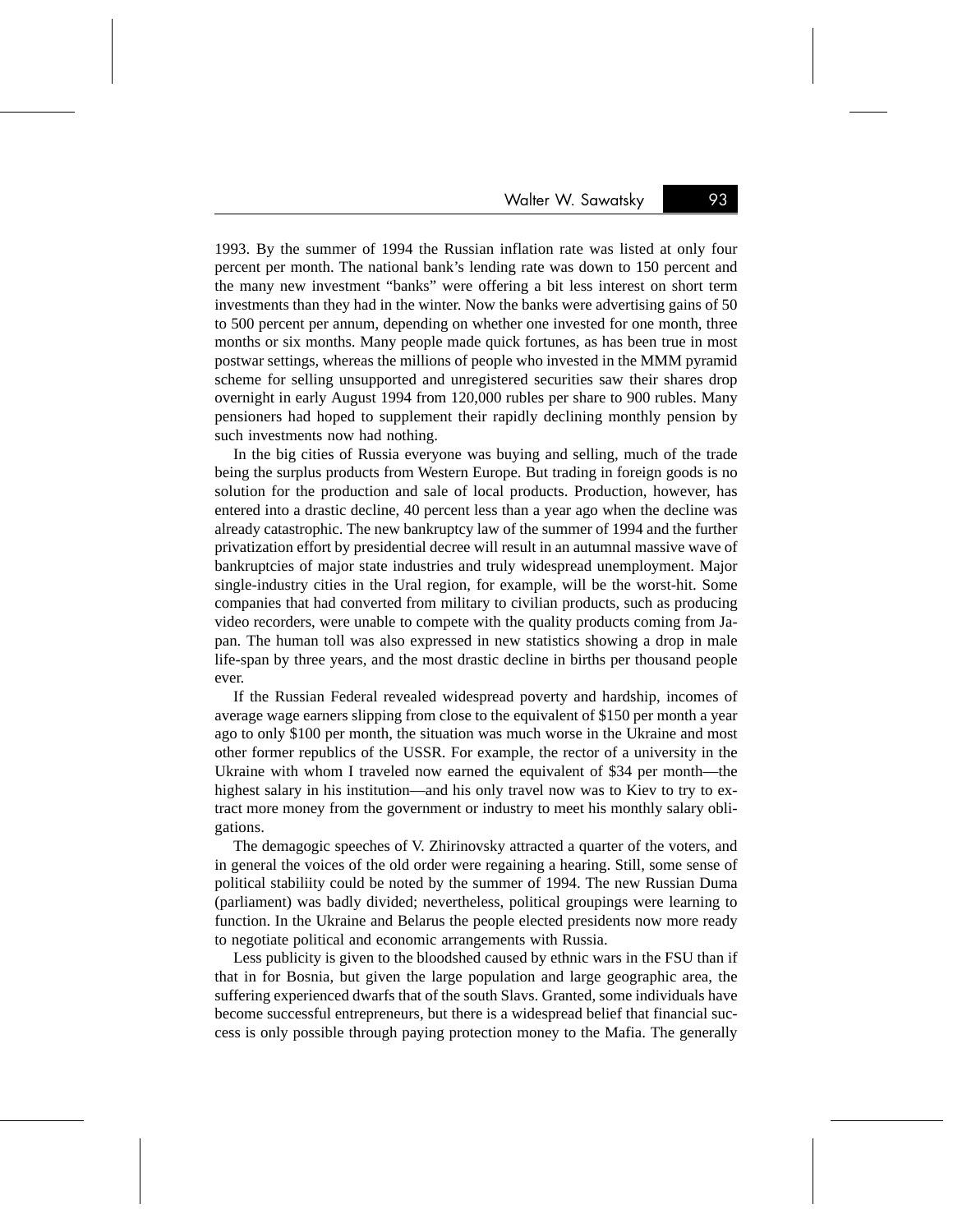1993. By the summer of 1994 the Russian inflation rate was listed at only four percent per month. The national bank's lending rate was down to 150 percent and the many new investment "banks" were offering a bit less interest on short term investments than they had in the winter. Now the banks were advertising gains of 50 to 500 percent per annum, depending on whether one invested for one month, three months or six months. Many people made quick fortunes, as has been true in most postwar settings, whereas the millions of people who invested in the MMM pyramid scheme for selling unsupported and unregistered securities saw their shares drop overnight in early August 1994 from 120,000 rubles per share to 900 rubles. Many pensioners had hoped to supplement their rapidly declining monthly pension by such investments now had nothing.

In the big cities of Russia everyone was buying and selling, much of the trade being the surplus products from Western Europe. But trading in foreign goods is no solution for the production and sale of local products. Production, however, has entered into a drastic decline, 40 percent less than a year ago when the decline was already catastrophic. The new bankruptcy law of the summer of 1994 and the further privatization effort by presidential decree will result in an autumnal massive wave of bankruptcies of major state industries and truly widespread unemployment. Major single-industry cities in the Ural region, for example, will be the worst-hit. Some companies that had converted from military to civilian products, such as producing video recorders, were unable to compete with the quality products coming from Japan. The human toll was also expressed in new statistics showing a drop in male life-span by three years, and the most drastic decline in births per thousand people ever.

If the Russian Federal revealed widespread poverty and hardship, incomes of average wage earners slipping from close to the equivalent of $150 per month a year ago to only $100 per month, the situation was much worse in the Ukraine and most other former republics of the USSR. For example, the rector of a university in the Ukraine with whom I traveled now earned the equivalent of $34 per month—the highest salary in his institution—and his only travel now was to Kiev to try to extract more money from the government or industry to meet his monthly salary obligations.

The demagogic speeches of V. Zhirinovsky attracted a quarter of the voters, and in general the voices of the old order were regaining a hearing. Still, some sense of political stabiliity could be noted by the summer of 1994. The new Russian Duma (parliament) was badly divided; nevertheless, political groupings were learning to function. In the Ukraine and Belarus the people elected presidents now more ready to negotiate political and economic arrangements with Russia.

Less publicity is given to the bloodshed caused by ethnic wars in the FSU than if that in for Bosnia, but given the large population and large geographic area, the suffering experienced dwarfs that of the south Slavs. Granted, some individuals have become successful entrepreneurs, but there is a widespread belief that financial success is only possible through paying protection money to the Mafia. The generally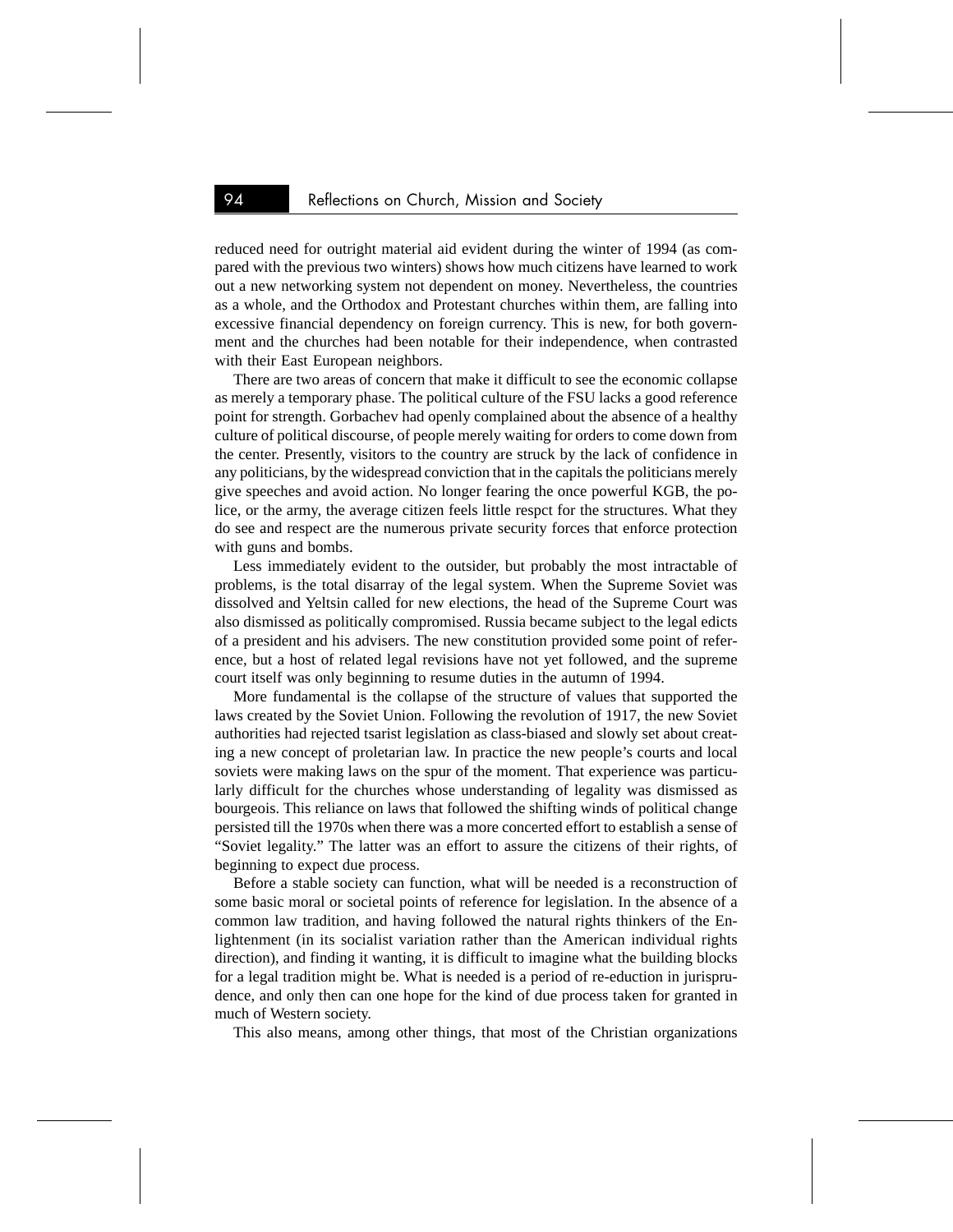reduced need for outright material aid evident during the winter of 1994 (as compared with the previous two winters) shows how much citizens have learned to work out a new networking system not dependent on money. Nevertheless, the countries as a whole, and the Orthodox and Protestant churches within them, are falling into excessive financial dependency on foreign currency. This is new, for both government and the churches had been notable for their independence, when contrasted with their East European neighbors.

There are two areas of concern that make it difficult to see the economic collapse as merely a temporary phase. The political culture of the FSU lacks a good reference point for strength. Gorbachev had openly complained about the absence of a healthy culture of political discourse, of people merely waiting for orders to come down from the center. Presently, visitors to the country are struck by the lack of confidence in any politicians, by the widespread conviction that in the capitals the politicians merely give speeches and avoid action. No longer fearing the once powerful KGB, the police, or the army, the average citizen feels little respct for the structures. What they do see and respect are the numerous private security forces that enforce protection with guns and bombs.

Less immediately evident to the outsider, but probably the most intractable of problems, is the total disarray of the legal system. When the Supreme Soviet was dissolved and Yeltsin called for new elections, the head of the Supreme Court was also dismissed as politically compromised. Russia became subject to the legal edicts of a president and his advisers. The new constitution provided some point of reference, but a host of related legal revisions have not yet followed, and the supreme court itself was only beginning to resume duties in the autumn of 1994.

More fundamental is the collapse of the structure of values that supported the laws created by the Soviet Union. Following the revolution of 1917, the new Soviet authorities had rejected tsarist legislation as class-biased and slowly set about creating a new concept of proletarian law. In practice the new people's courts and local soviets were making laws on the spur of the moment. That experience was particularly difficult for the churches whose understanding of legality was dismissed as bourgeois. This reliance on laws that followed the shifting winds of political change persisted till the 1970s when there was a more concerted effort to establish a sense of "Soviet legality." The latter was an effort to assure the citizens of their rights, of beginning to expect due process.

Before a stable society can function, what will be needed is a reconstruction of some basic moral or societal points of reference for legislation. In the absence of a common law tradition, and having followed the natural rights thinkers of the Enlightenment (in its socialist variation rather than the American individual rights direction), and finding it wanting, it is difficult to imagine what the building blocks for a legal tradition might be. What is needed is a period of re-eduction in jurisprudence, and only then can one hope for the kind of due process taken for granted in much of Western society.

This also means, among other things, that most of the Christian organizations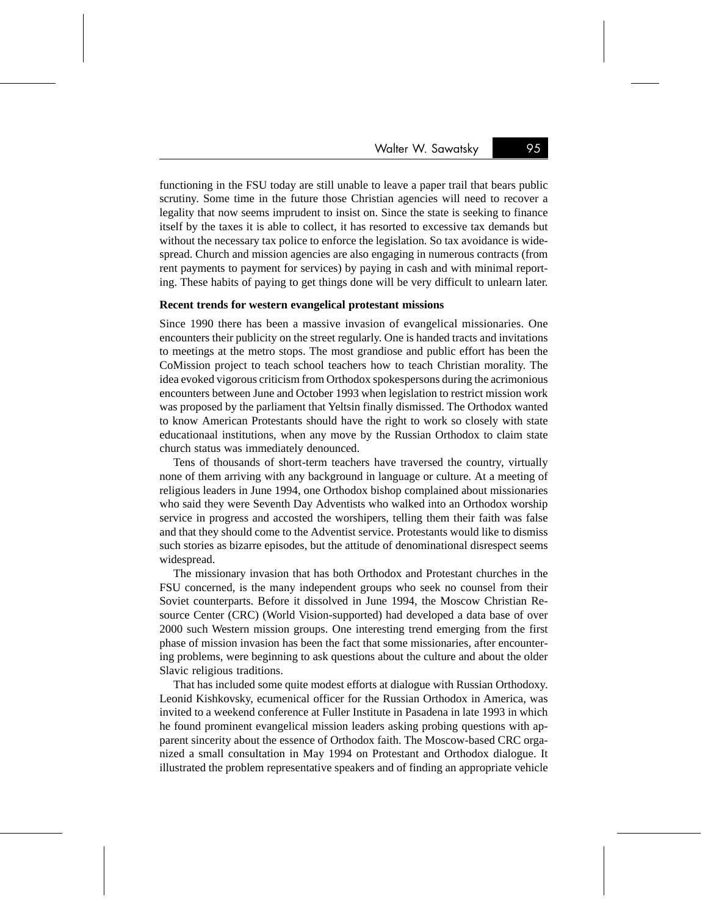functioning in the FSU today are still unable to leave a paper trail that bears public scrutiny. Some time in the future those Christian agencies will need to recover a legality that now seems imprudent to insist on. Since the state is seeking to finance itself by the taxes it is able to collect, it has resorted to excessive tax demands but without the necessary tax police to enforce the legislation. So tax avoidance is widespread. Church and mission agencies are also engaging in numerous contracts (from rent payments to payment for services) by paying in cash and with minimal reporting. These habits of paying to get things done will be very difficult to unlearn later.

**Recent trends for western evangelical protestant missions**

Since 1990 there has been a massive invasion of evangelical missionaries. One encounters their publicity on the street regularly. One is handed tracts and invitations to meetings at the metro stops. The most grandiose and public effort has been the CoMission project to teach school teachers how to teach Christian morality. The idea evoked vigorous criticism from Orthodox spokespersons during the acrimonious encounters between June and October 1993 when legislation to restrict mission work was proposed by the parliament that Yeltsin finally dismissed. The Orthodox wanted to know American Protestants should have the right to work so closely with state educationaal institutions, when any move by the Russian Orthodox to claim state church status was immediately denounced.

Tens of thousands of short-term teachers have traversed the country, virtually none of them arriving with any background in language or culture. At a meeting of religious leaders in June 1994, one Orthodox bishop complained about missionaries who said they were Seventh Day Adventists who walked into an Orthodox worship service in progress and accosted the worshipers, telling them their faith was false and that they should come to the Adventist service. Protestants would like to dismiss such stories as bizarre episodes, but the attitude of denominational disrespect seems widespread.

The missionary invasion that has both Orthodox and Protestant churches in the FSU concerned, is the many independent groups who seek no counsel from their Soviet counterparts. Before it dissolved in June 1994, the Moscow Christian Resource Center (CRC) (World Vision-supported) had developed a data base of over 2000 such Western mission groups. One interesting trend emerging from the first phase of mission invasion has been the fact that some missionaries, after encountering problems, were beginning to ask questions about the culture and about the older Slavic religious traditions.

That has included some quite modest efforts at dialogue with Russian Orthodoxy. Leonid Kishkovsky, ecumenical officer for the Russian Orthodox in America, was invited to a weekend conference at Fuller Institute in Pasadena in late 1993 in which he found prominent evangelical mission leaders asking probing questions with apparent sincerity about the essence of Orthodox faith. The Moscow-based CRC organized a small consultation in May 1994 on Protestant and Orthodox dialogue. It illustrated the problem representative speakers and of finding an appropriate vehicle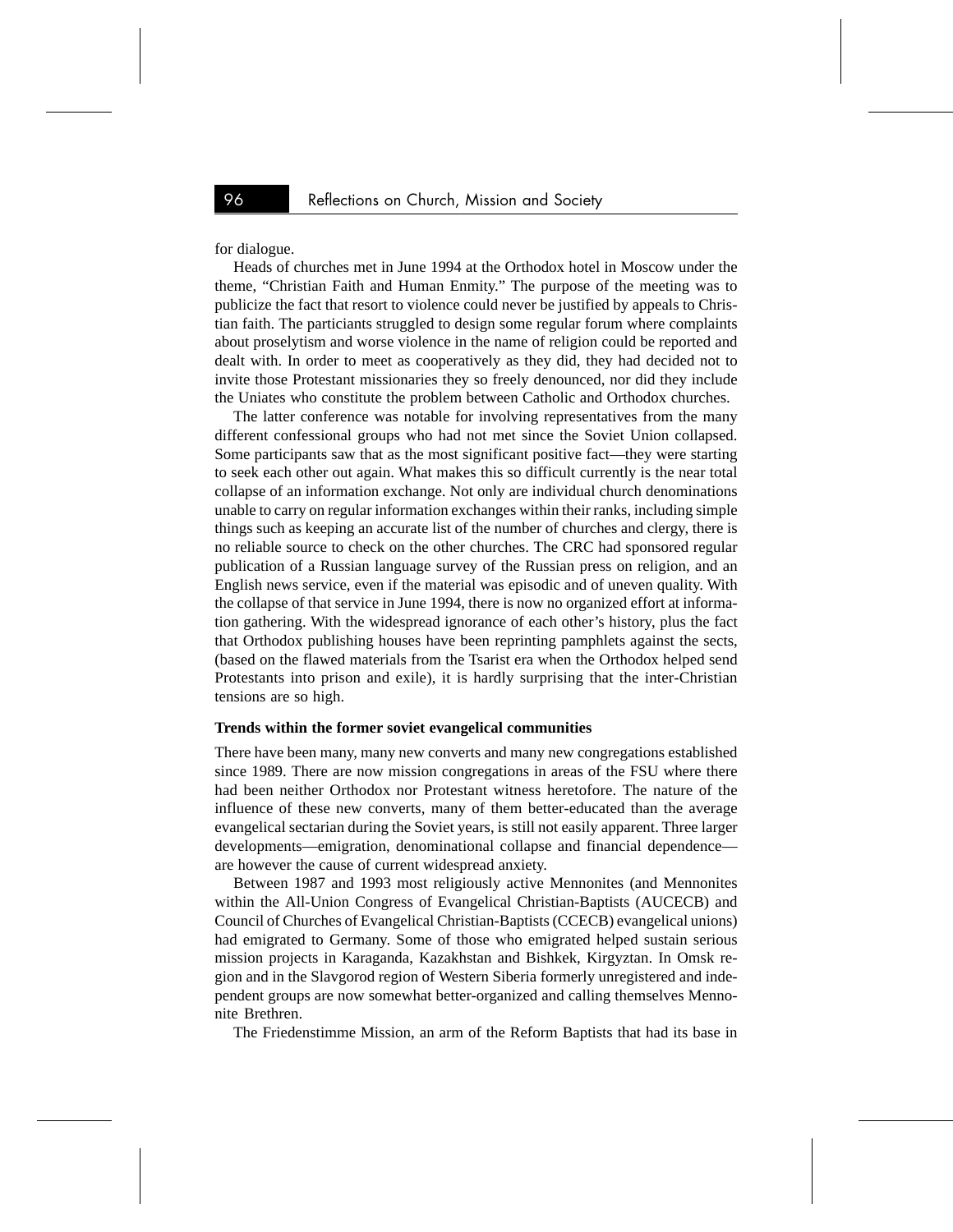for dialogue.

Heads of churches met in June 1994 at the Orthodox hotel in Moscow under the theme, "Christian Faith and Human Enmity." The purpose of the meeting was to publicize the fact that resort to violence could never be justified by appeals to Christian faith. The particiants struggled to design some regular forum where complaints about proselytism and worse violence in the name of religion could be reported and dealt with. In order to meet as cooperatively as they did, they had decided not to invite those Protestant missionaries they so freely denounced, nor did they include the Uniates who constitute the problem between Catholic and Orthodox churches.

The latter conference was notable for involving representatives from the many different confessional groups who had not met since the Soviet Union collapsed. Some participants saw that as the most significant positive fact—they were starting to seek each other out again. What makes this so difficult currently is the near total collapse of an information exchange. Not only are individual church denominations unable to carry on regular information exchanges within their ranks, including simple things such as keeping an accurate list of the number of churches and clergy, there is no reliable source to check on the other churches. The CRC had sponsored regular publication of a Russian language survey of the Russian press on religion, and an English news service, even if the material was episodic and of uneven quality. With the collapse of that service in June 1994, there is now no organized effort at information gathering. With the widespread ignorance of each other's history, plus the fact that Orthodox publishing houses have been reprinting pamphlets against the sects, (based on the flawed materials from the Tsarist era when the Orthodox helped send Protestants into prison and exile), it is hardly surprising that the inter-Christian tensions are so high.

### Trends within the former soviet evangelical communities

There have been many, many new converts and many new congregations established since 1989. There are now mission congregations in areas of the FSU where there had been neither Orthodox nor Protestant witness heretofore. The nature of the influence of these new converts, many of them better-educated than the average evangelical sectarian during the Soviet years, is still not easily apparent. Three larger developments—emigration, denominational collapse and financial dependence—are however the cause of current widespread anxiety.

Between 1987 and 1993 most religiously active Mennonites (and Mennonites within the All-Union Congress of Evangelical Christian-Baptists (AUCECB) and Council of Churches of Evangelical Christian-Baptists (CCECB) evangelical unions) had emigrated to Germany. Some of those who emigrated helped sustain serious mission projects in Karaganda, Kazakhstan and Bishkek, Kirgyztan. In Omsk region and in the Slavgorod region of Western Siberia formerly unregistered and independent groups are now somewhat better-organized and calling themselves Mennonite Brethren.

The Friedenstimme Mission, an arm of the Reform Baptists that had its base in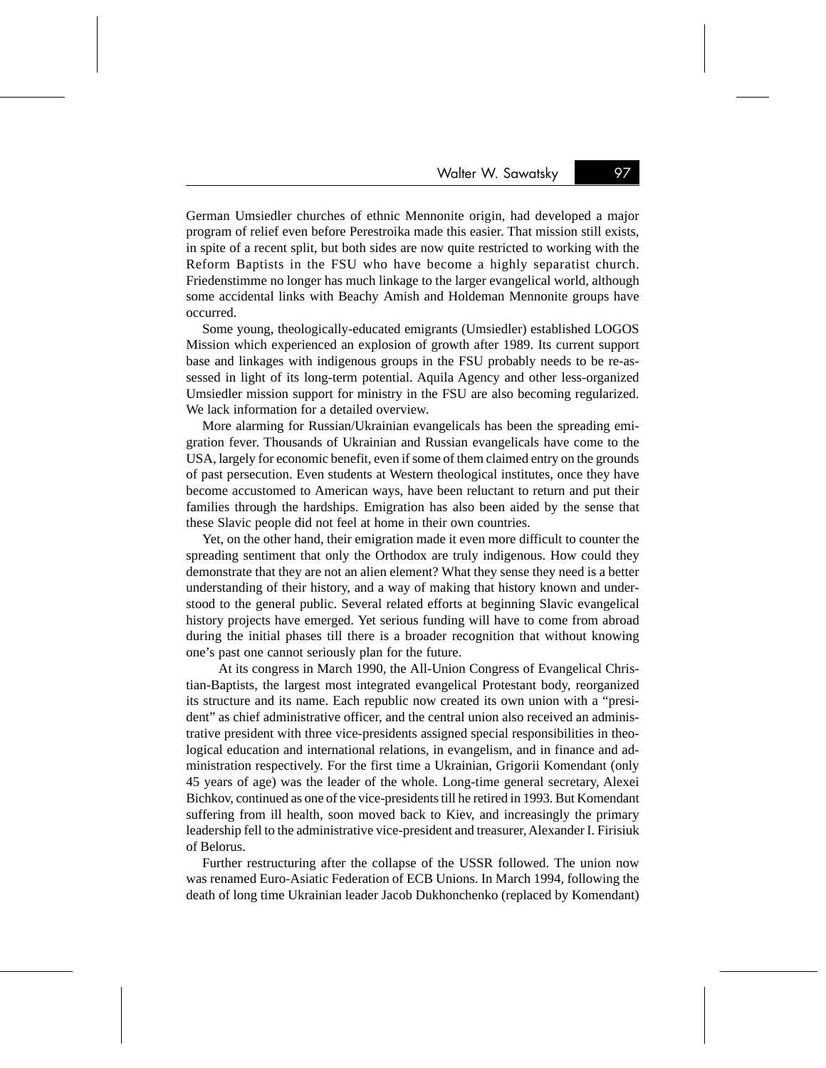German Umsiedler churches of ethnic Mennonite origin, had developed a major program of relief even before Perestroika made this easier. That mission still exists, in spite of a recent split, but both sides are now quite restricted to working with the Reform Baptists in the FSU who have become a highly separatist church. Friedenstimme no longer has much linkage to the larger evangelical world, although some accidental links with Beachy Amish and Holdeman Mennonite groups have occurred.

Some young, theologically-educated emigrants (Umsiedler) established LOGOS Mission which experienced an explosion of growth after 1989. Its current support base and linkages with indigenous groups in the FSU probably needs to be re-assessed in light of its long-term potential. Aquila Agency and other less-organized Umsiedler mission support for ministry in the FSU are also becoming regularized. We lack information for a detailed overview.

More alarming for Russian/Ukrainian evangelicals has been the spreading emigration fever. Thousands of Ukrainian and Russian evangelicals have come to the USA, largely for economic benefit, even if some of them claimed entry on the grounds of past persecution. Even students at Western theological institutes, once they have become accustomed to American ways, have been reluctant to return and put their families through the hardships. Emigration has also been aided by the sense that these Slavic people did not feel at home in their own countries.

Yet, on the other hand, their emigration made it even more difficult to counter the spreading sentiment that only the Orthodox are truly indigenous. How could they demonstrate that they are not an alien element? What they sense they need is a better understanding of their history, and a way of making that history known and understood to the general public. Several related efforts at beginning Slavic evangelical history projects have emerged. Yet serious funding will have to come from abroad during the initial phases till there is a broader recognition that without knowing one's past one cannot seriously plan for the future.

At its congress in March 1990, the All-Union Congress of Evangelical Christian-Baptists, the largest most integrated evangelical Protestant body, reorganized its structure and its name. Each republic now created its own union with a "president" as chief administrative officer, and the central union also received an administrative president with three vice-presidents assigned special responsibilities in theological education and international relations, in evangelism, and in finance and administration respectively. For the first time a Ukrainian, Grigorii Komendant (only 45 years of age) was the leader of the whole. Long-time general secretary, Alexei Bichkov, continued as one of the vice-presidents till he retired in 1993. But Komendant suffering from ill health, soon moved back to Kiev, and increasingly the primary leadership fell to the administrative vice-president and treasurer, Alexander I. Firisiuk of Belorus.

Further restructuring after the collapse of the USSR followed. The union now was renamed Euro-Asiatic Federation of ECB Unions. In March 1994, following the death of long time Ukrainian leader Jacob Dukhonchenko (replaced by Komendant)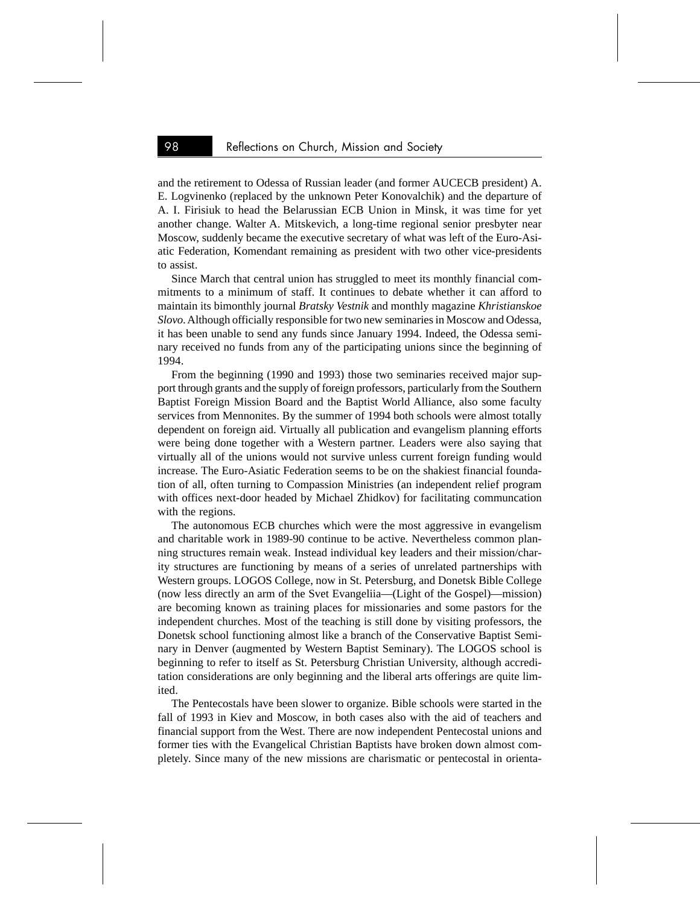and the retirement to Odessa of Russian leader (and former AUCECB president) A. E. Logvinenko (replaced by the unknown Peter Konovalchik) and the departure of A. I. Firisiuk to head the Belarussian ECB Union in Minsk, it was time for yet another change. Walter A. Mitskevich, a long-time regional senior presbyter near Moscow, suddenly became the executive secretary of what was left of the Euro-Asiatic Federation, Komendant remaining as president with two other vice-presidents to assist.

Since March that central union has struggled to meet its monthly financial commitments to a minimum of staff. It continues to debate whether it can afford to maintain its bimonthly journal *Bratsky Vestnik* and monthly magazine *Khristianskoe Slovo*. Although officially responsible for two new seminaries in Moscow and Odessa, it has been unable to send any funds since January 1994. Indeed, the Odessa seminary received no funds from any of the participating unions since the beginning of 1994.

From the beginning (1990 and 1993) those two seminaries received major support through grants and the supply of foreign professors, particularly from the Southern Baptist Foreign Mission Board and the Baptist World Alliance, also some faculty services from Mennonites. By the summer of 1994 both schools were almost totally dependent on foreign aid. Virtually all publication and evangelism planning efforts were being done together with a Western partner. Leaders were also saying that virtually all of the unions would not survive unless current foreign funding would increase. The Euro-Asiatic Federation seems to be on the shakiest financial foundation of all, often turning to Compassion Ministries (an independent relief program with offices next-door headed by Michael Zhidkov) for facilitating communcation with the regions.

The autonomous ECB churches which were the most aggressive in evangelism and charitable work in 1989-90 continue to be active. Nevertheless common planning structures remain weak. Instead individual key leaders and their mission/charity structures are functioning by means of a series of unrelated partnerships with Western groups. LOGOS College, now in St. Petersburg, and Donetsk Bible College (now less directly an arm of the Svet Evangeliia—(Light of the Gospel)—mission) are becoming known as training places for missionaries and some pastors for the independent churches. Most of the teaching is still done by visiting professors, the Donetsk school functioning almost like a branch of the Conservative Baptist Seminary in Denver (augmented by Western Baptist Seminary). The LOGOS school is beginning to refer to itself as St. Petersburg Christian University, although accreditation considerations are only beginning and the liberal arts offerings are quite limited.

The Pentecostals have been slower to organize. Bible schools were started in the fall of 1993 in Kiev and Moscow, in both cases also with the aid of teachers and financial support from the West. There are now independent Pentecostal unions and former ties with the Evangelical Christian Baptists have broken down almost completely. Since many of the new missions are charismatic or pentecostal in orienta-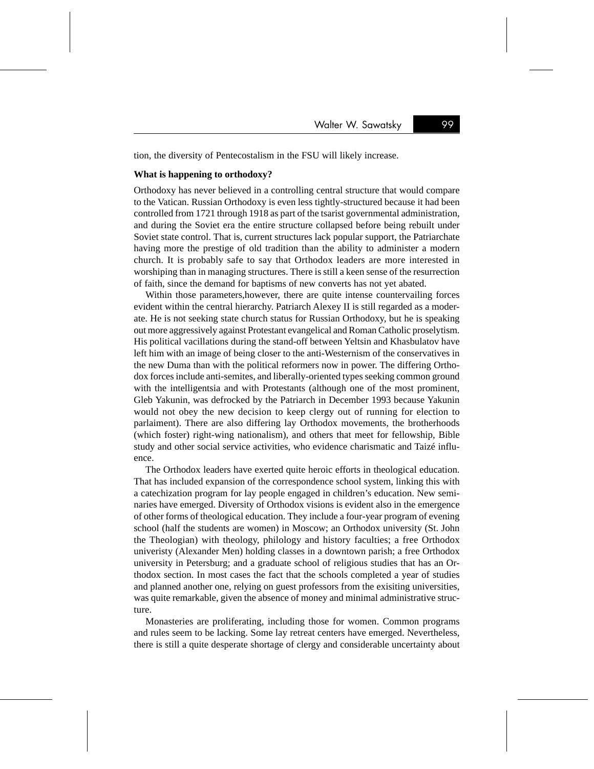tion, the diversity of Pentecostalism in the FSU will likely increase.

**What is happening to orthodoxy?**

Orthodoxy has never believed in a controlling central structure that would compare to the Vatican. Russian Orthodoxy is even less tightly-structured because it had been controlled from 1721 through 1918 as part of the tsarist governmental administration, and during the Soviet era the entire structure collapsed before being rebuilt under Soviet state control. That is, current structures lack popular support, the Patriarchate having more the prestige of old tradition than the ability to administer a modern church. It is probably safe to say that Orthodox leaders are more interested in worshiping than in managing structures. There is still a keen sense of the resurrection of faith, since the demand for baptisms of new converts has not yet abated.

Within those parameters,however, there are quite intense countervailing forces evident within the central hierarchy. Patriarch Alexey II is still regarded as a moderate. He is not seeking state church status for Russian Orthodoxy, but he is speaking out more aggressively against Protestant evangelical and Roman Catholic proselytism. His political vacillations during the stand-off between Yeltsin and Khasbulatov have left him with an image of being closer to the anti-Westernism of the conservatives in the new Duma than with the political reformers now in power. The differing Orthodox forces include anti-semites, and liberally-oriented types seeking common ground with the intelligentsia and with Protestants (although one of the most prominent, Gleb Yakunin, was defrocked by the Patriarch in December 1993 because Yakunin would not obey the new decision to keep clergy out of running for election to parlaiment). There are also differing lay Orthodox movements, the brotherhoods (which foster) right-wing nationalism), and others that meet for fellowship, Bible study and other social service activities, who evidence charismatic and Taizé influence.

The Orthodox leaders have exerted quite heroic efforts in theological education. That has included expansion of the correspondence school system, linking this with a catechization program for lay people engaged in children's education. New seminaries have emerged. Diversity of Orthodox visions is evident also in the emergence of other forms of theological education. They include a four-year program of evening school (half the students are women) in Moscow; an Orthodox university (St. John the Theologian) with theology, philology and history faculties; a free Orthodox univeristy (Alexander Men) holding classes in a downtown parish; a free Orthodox university in Petersburg; and a graduate school of religious studies that has an Orthodox section. In most cases the fact that the schools completed a year of studies and planned another one, relying on guest professors from the exisiting universities, was quite remarkable, given the absence of money and minimal administrative structure.

Monasteries are proliferating, including those for women. Common programs and rules seem to be lacking. Some lay retreat centers have emerged. Nevertheless, there is still a quite desperate shortage of clergy and considerable uncertainty about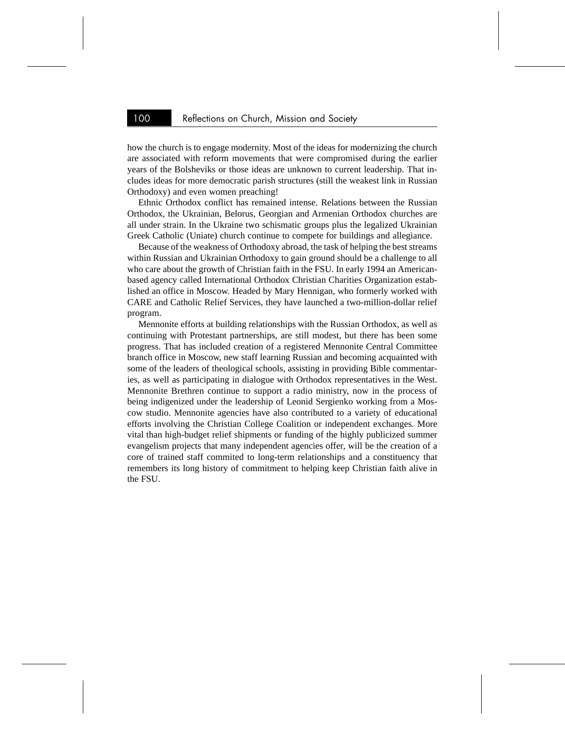how the church is to engage modernity. Most of the ideas for modernizing the church are associated with reform movements that were compromised during the earlier years of the Bolsheviks or those ideas are unknown to current leadership. That includes ideas for more democratic parish structures (still the weakest link in Russian Orthodoxy) and even women preaching!

Ethnic Orthodox conflict has remained intense. Relations between the Russian Orthodox, the Ukrainian, Belorus, Georgian and Armenian Orthodox churches are all under strain. In the Ukraine two schismatic groups plus the legalized Ukrainian Greek Catholic (Uniate) church continue to compete for buildings and allegiance.

Because of the weakness of Orthodoxy abroad, the task of helping the best streams within Russian and Ukrainian Orthodoxy to gain ground should be a challenge to all who care about the growth of Christian faith in the FSU. In early 1994 an American-based agency called International Orthodox Christian Charities Organization established an office in Moscow. Headed by Mary Hennigan, who formerly worked with CARE and Catholic Relief Services, they have launched a two-million-dollar relief program.

Mennonite efforts at building relationships with the Russian Orthodox, as well as continuing with Protestant partnerships, are still modest, but there has been some progress. That has included creation of a registered Mennonite Central Committee branch office in Moscow, new staff learning Russian and becoming acquainted with some of the leaders of theological schools, assisting in providing Bible commentaries, as well as participating in dialogue with Orthodox representatives in the West. Mennonite Brethren continue to support a radio ministry, now in the process of being indigenized under the leadership of Leonid Sergienko working from a Moscow studio. Mennonite agencies have also contributed to a variety of educational efforts involving the Christian College Coalition or independent exchanges. More vital than high-budget relief shipments or funding of the highly publicized summer evangelism projects that many independent agencies offer, will be the creation of a core of trained staff commited to long-term relationships and a constituency that remembers its long history of commitment to helping keep Christian faith alive in the FSU.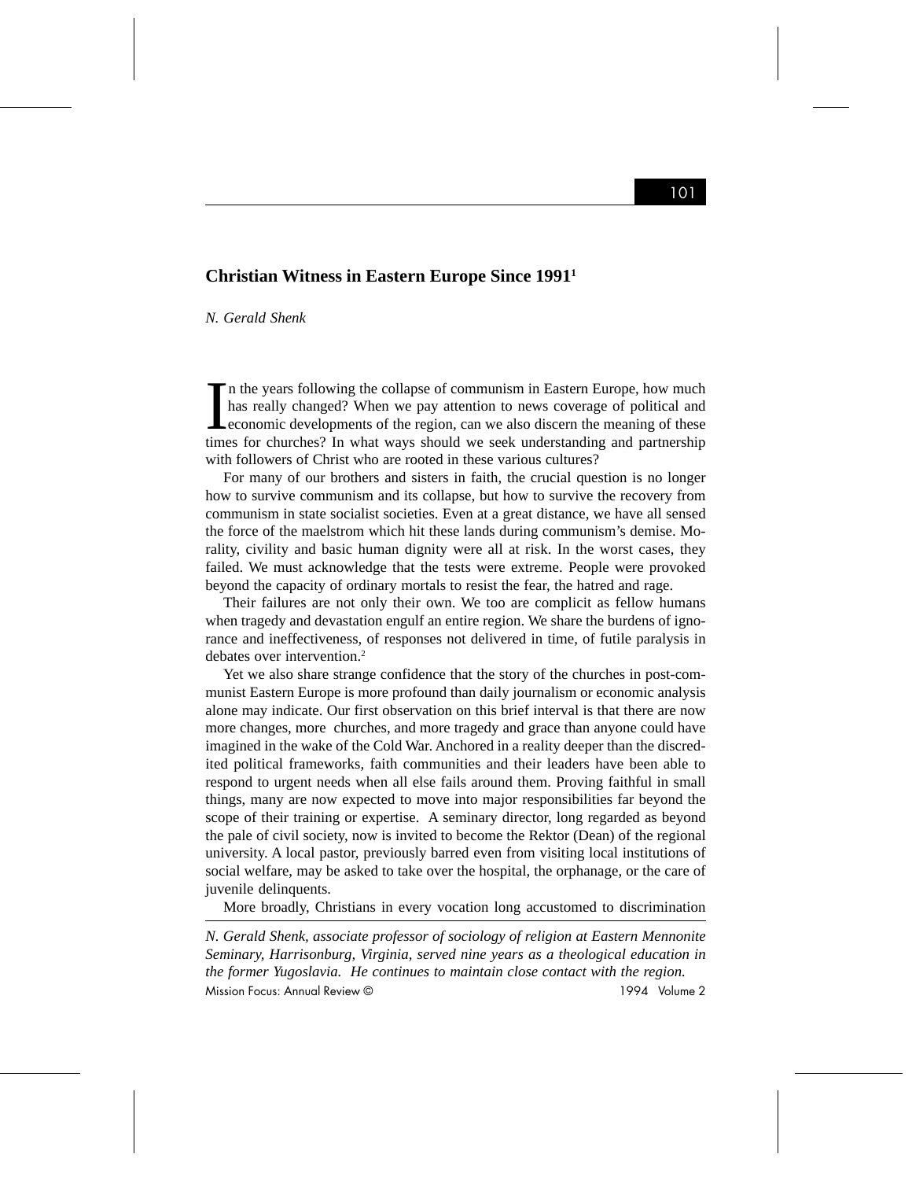## Christian Witness in Eastern Europe Since 1991[1]

*N. Gerald Shenk*

In the years following the collapse of communism in Eastern Europe, how much has really changed? When we pay attention to news coverage of political and economic developments of the region, can we also discern the meaning of these times for churches? In what ways should we seek understanding and partnership with followers of Christ who are rooted in these various cultures?

For many of our brothers and sisters in faith, the crucial question is no longer how to survive communism and its collapse, but how to survive the recovery from communism in state socialist societies. Even at a great distance, we have all sensed the force of the maelstrom which hit these lands during communism's demise. Morality, civility and basic human dignity were all at risk. In the worst cases, they failed. We must acknowledge that the tests were extreme. People were provoked beyond the capacity of ordinary mortals to resist the fear, the hatred and rage.

Their failures are not only their own. We too are complicit as fellow humans when tragedy and devastation engulf an entire region. We share the burdens of ignorance and ineffectiveness, of responses not delivered in time, of futile paralysis in debates over intervention.[2]

Yet we also share strange confidence that the story of the churches in post-communist Eastern Europe is more profound than daily journalism or economic analysis alone may indicate. Our first observation on this brief interval is that there are now more changes, more churches, and more tragedy and grace than anyone could have imagined in the wake of the Cold War. Anchored in a reality deeper than the discredited political frameworks, faith communities and their leaders have been able to respond to urgent needs when all else fails around them. Proving faithful in small things, many are now expected to move into major responsibilities far beyond the scope of their training or expertise. A seminary director, long regarded as beyond the pale of civil society, now is invited to become the Rektor (Dean) of the regional university. A local pastor, previously barred even from visiting local institutions of social welfare, may be asked to take over the hospital, the orphanage, or the care of juvenile delinquents.

More broadly, Christians in every vocation long accustomed to discrimination

---

*N. Gerald Shenk, associate professor of sociology of religion at Eastern Mennonite Seminary, Harrisonburg, Virginia, served nine years as a theological education in the former Yugoslavia. He continues to maintain close contact with the region.*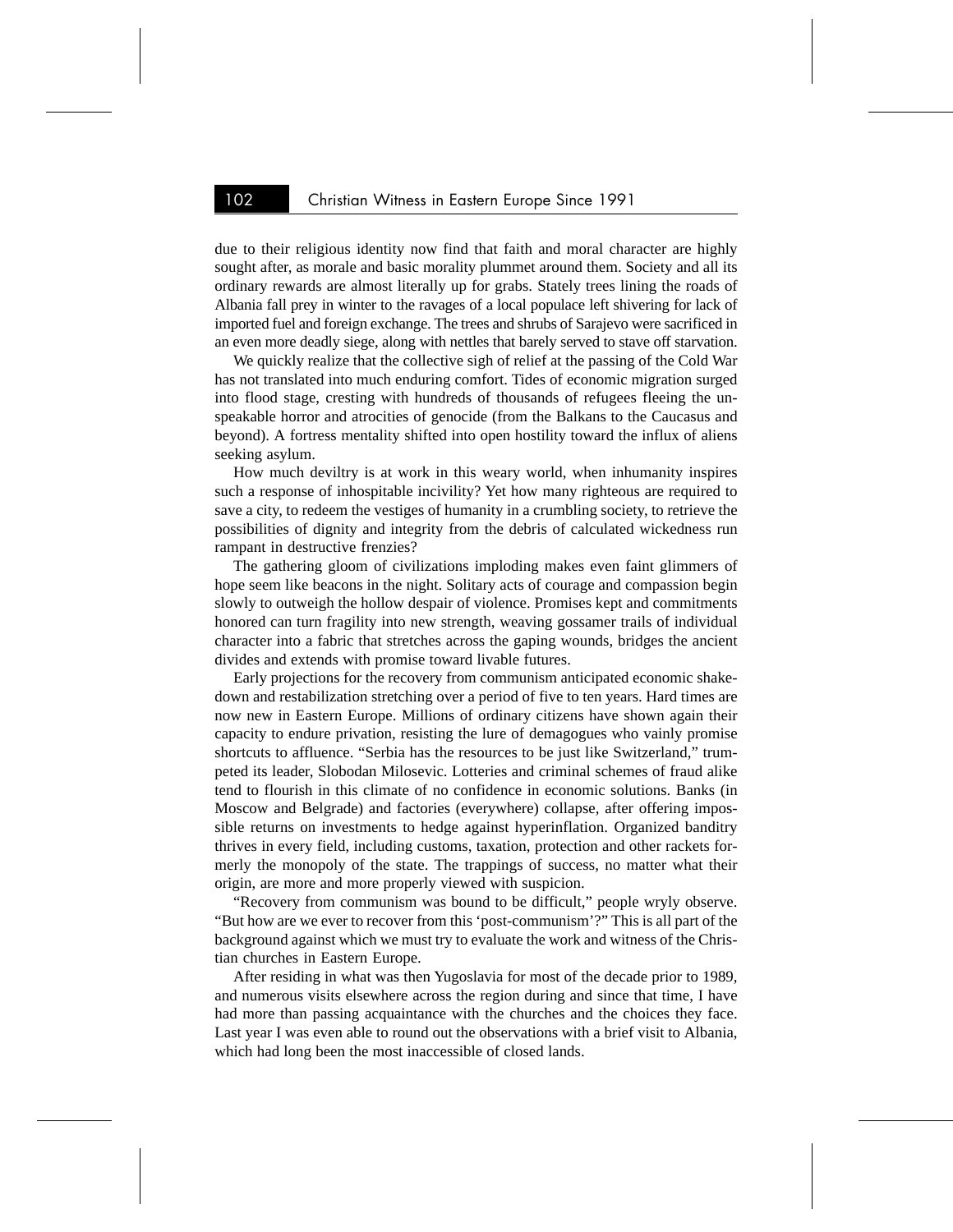due to their religious identity now find that faith and moral character are highly sought after, as morale and basic morality plummet around them. Society and all its ordinary rewards are almost literally up for grabs. Stately trees lining the roads of Albania fall prey in winter to the ravages of a local populace left shivering for lack of imported fuel and foreign exchange. The trees and shrubs of Sarajevo were sacrificed in an even more deadly siege, along with nettles that barely served to stave off starvation.

We quickly realize that the collective sigh of relief at the passing of the Cold War has not translated into much enduring comfort. Tides of economic migration surged into flood stage, cresting with hundreds of thousands of refugees fleeing the unspeakable horror and atrocities of genocide (from the Balkans to the Caucasus and beyond). A fortress mentality shifted into open hostility toward the influx of aliens seeking asylum.

How much deviltry is at work in this weary world, when inhumanity inspires such a response of inhospitable incivility? Yet how many righteous are required to save a city, to redeem the vestiges of humanity in a crumbling society, to retrieve the possibilities of dignity and integrity from the debris of calculated wickedness run rampant in destructive frenzies?

The gathering gloom of civilizations imploding makes even faint glimmers of hope seem like beacons in the night. Solitary acts of courage and compassion begin slowly to outweigh the hollow despair of violence. Promises kept and commitments honored can turn fragility into new strength, weaving gossamer trails of individual character into a fabric that stretches across the gaping wounds, bridges the ancient divides and extends with promise toward livable futures.

Early projections for the recovery from communism anticipated economic shakedown and restabilization stretching over a period of five to ten years. Hard times are now new in Eastern Europe. Millions of ordinary citizens have shown again their capacity to endure privation, resisting the lure of demagogues who vainly promise shortcuts to affluence. "Serbia has the resources to be just like Switzerland," trumpeted its leader, Slobodan Milosevic. Lotteries and criminal schemes of fraud alike tend to flourish in this climate of no confidence in economic solutions. Banks (in Moscow and Belgrade) and factories (everywhere) collapse, after offering impossible returns on investments to hedge against hyperinflation. Organized banditry thrives in every field, including customs, taxation, protection and other rackets formerly the monopoly of the state. The trappings of success, no matter what their origin, are more and more properly viewed with suspicion.

"Recovery from communism was bound to be difficult," people wryly observe. "But how are we ever to recover from this 'post-communism'?" This is all part of the background against which we must try to evaluate the work and witness of the Christian churches in Eastern Europe.

After residing in what was then Yugoslavia for most of the decade prior to 1989, and numerous visits elsewhere across the region during and since that time, I have had more than passing acquaintance with the churches and the choices they face. Last year I was even able to round out the observations with a brief visit to Albania, which had long been the most inaccessible of closed lands.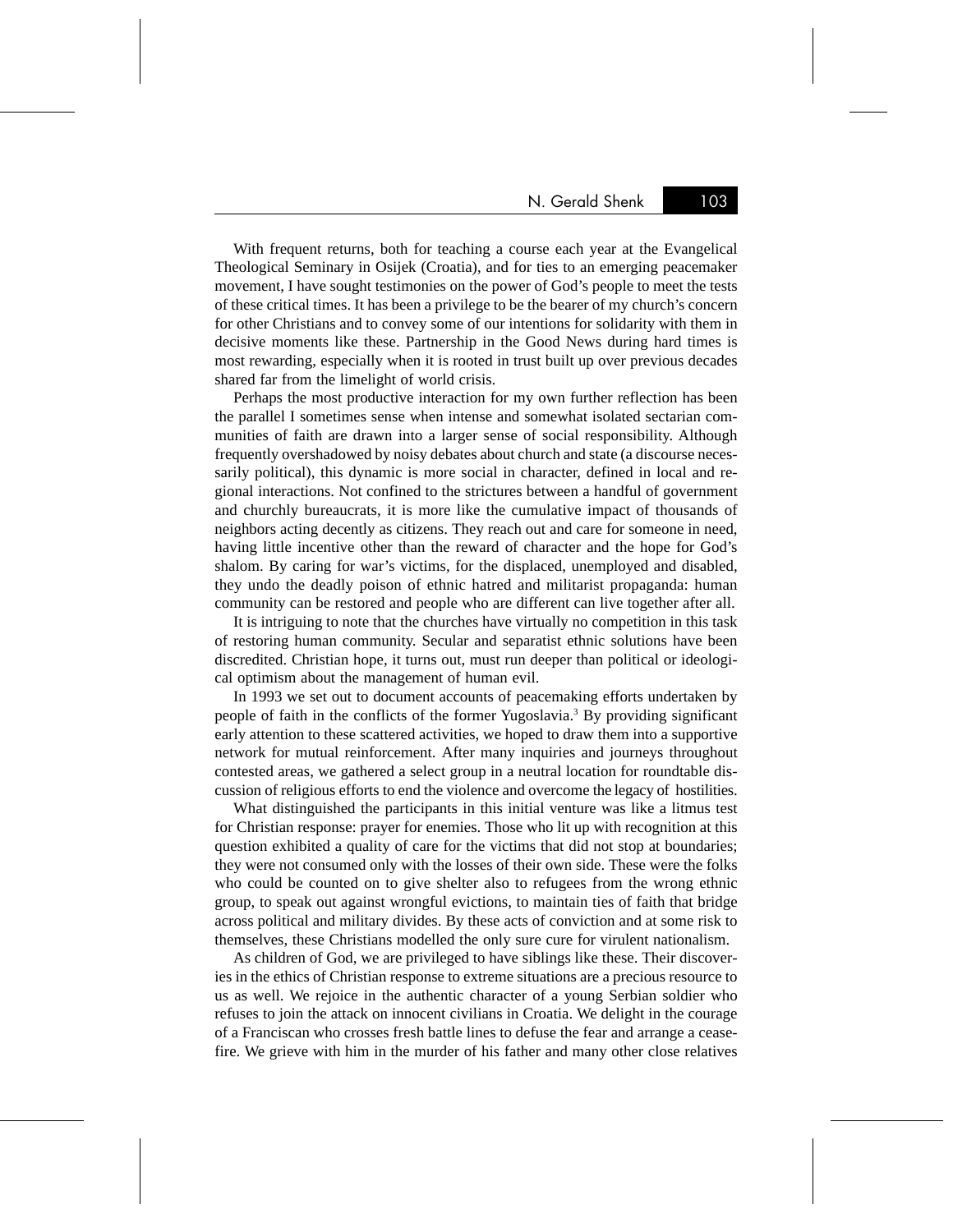With frequent returns, both for teaching a course each year at the Evangelical Theological Seminary in Osijek (Croatia), and for ties to an emerging peacemaker movement, I have sought testimonies on the power of God's people to meet the tests of these critical times. It has been a privilege to be the bearer of my church's concern for other Christians and to convey some of our intentions for solidarity with them in decisive moments like these. Partnership in the Good News during hard times is most rewarding, especially when it is rooted in trust built up over previous decades shared far from the limelight of world crisis.

Perhaps the most productive interaction for my own further reflection has been the parallel I sometimes sense when intense and somewhat isolated sectarian communities of faith are drawn into a larger sense of social responsibility. Although frequently overshadowed by noisy debates about church and state (a discourse necessarily political), this dynamic is more social in character, defined in local and regional interactions. Not confined to the strictures between a handful of government and churchly bureaucrats, it is more like the cumulative impact of thousands of neighbors acting decently as citizens. They reach out and care for someone in need, having little incentive other than the reward of character and the hope for God's shalom. By caring for war's victims, for the displaced, unemployed and disabled, they undo the deadly poison of ethnic hatred and militarist propaganda: human community can be restored and people who are different can live together after all.

It is intriguing to note that the churches have virtually no competition in this task of restoring human community. Secular and separatist ethnic solutions have been discredited. Christian hope, it turns out, must run deeper than political or ideological optimism about the management of human evil.

In 1993 we set out to document accounts of peacemaking efforts undertaken by people of faith in the conflicts of the former Yugoslavia.[3] By providing significant early attention to these scattered activities, we hoped to draw them into a supportive network for mutual reinforcement. After many inquiries and journeys throughout contested areas, we gathered a select group in a neutral location for roundtable discussion of religious efforts to end the violence and overcome the legacy of hostilities.

What distinguished the participants in this initial venture was like a litmus test for Christian response: prayer for enemies. Those who lit up with recognition at this question exhibited a quality of care for the victims that did not stop at boundaries; they were not consumed only with the losses of their own side. These were the folks who could be counted on to give shelter also to refugees from the wrong ethnic group, to speak out against wrongful evictions, to maintain ties of faith that bridge across political and military divides. By these acts of conviction and at some risk to themselves, these Christians modelled the only sure cure for virulent nationalism.

As children of God, we are privileged to have siblings like these. Their discoveries in the ethics of Christian response to extreme situations are a precious resource to us as well. We rejoice in the authentic character of a young Serbian soldier who refuses to join the attack on innocent civilians in Croatia. We delight in the courage of a Franciscan who crosses fresh battle lines to defuse the fear and arrange a ceasefire. We grieve with him in the murder of his father and many other close relatives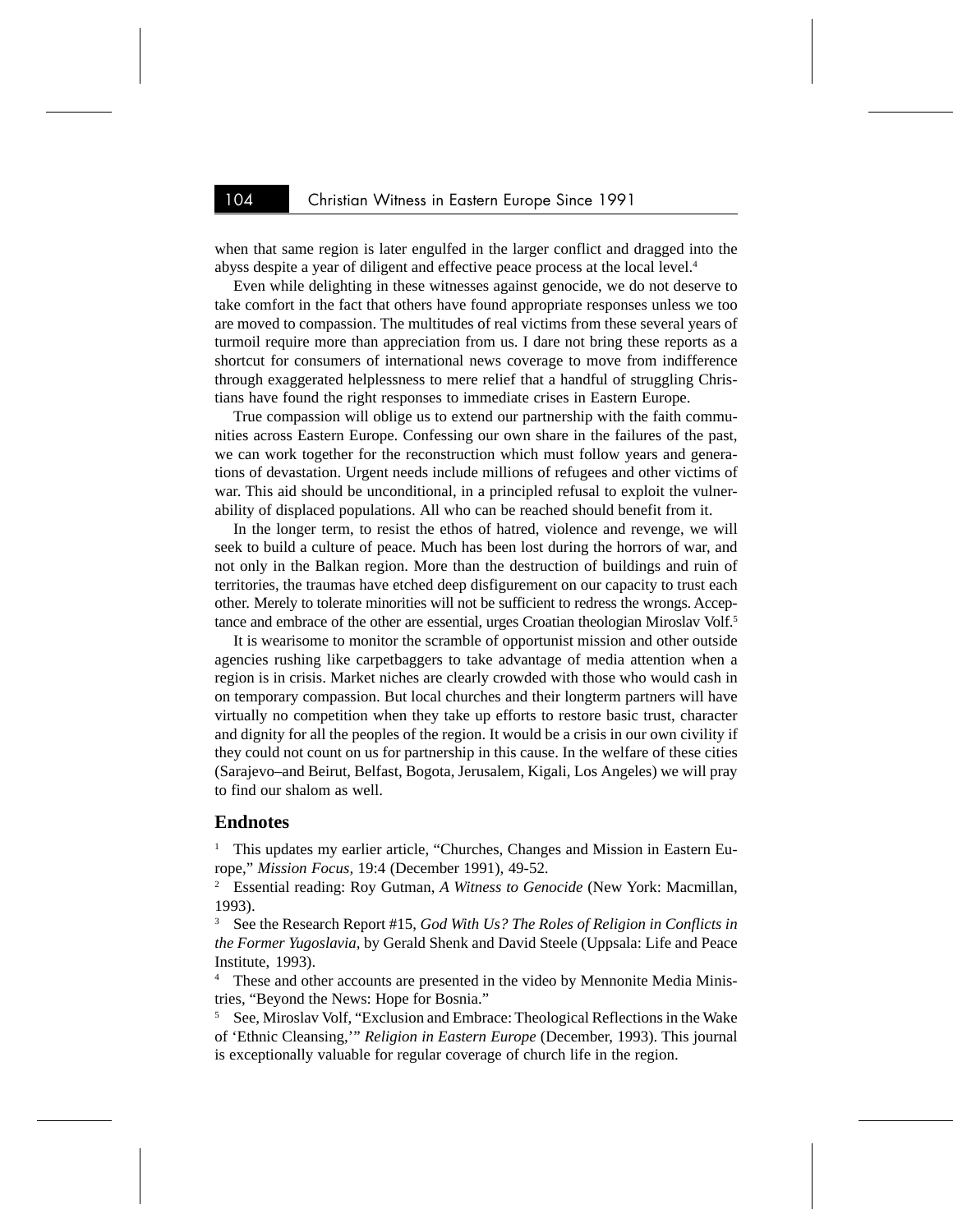when that same region is later engulfed in the larger conflict and dragged into the abyss despite a year of diligent and effective peace process at the local level.[4]

Even while delighting in these witnesses against genocide, we do not deserve to take comfort in the fact that others have found appropriate responses unless we too are moved to compassion. The multitudes of real victims from these several years of turmoil require more than appreciation from us. I dare not bring these reports as a shortcut for consumers of international news coverage to move from indifference through exaggerated helplessness to mere relief that a handful of struggling Christians have found the right responses to immediate crises in Eastern Europe.

True compassion will oblige us to extend our partnership with the faith communities across Eastern Europe. Confessing our own share in the failures of the past, we can work together for the reconstruction which must follow years and generations of devastation. Urgent needs include millions of refugees and other victims of war. This aid should be unconditional, in a principled refusal to exploit the vulnerability of displaced populations. All who can be reached should benefit from it.

In the longer term, to resist the ethos of hatred, violence and revenge, we will seek to build a culture of peace. Much has been lost during the horrors of war, and not only in the Balkan region. More than the destruction of buildings and ruin of territories, the traumas have etched deep disfigurement on our capacity to trust each other. Merely to tolerate minorities will not be sufficient to redress the wrongs. Acceptance and embrace of the other are essential, urges Croatian theologian Miroslav Volf.[5]

It is wearisome to monitor the scramble of opportunist mission and other outside agencies rushing like carpetbaggers to take advantage of media attention when a region is in crisis. Market niches are clearly crowded with those who would cash in on temporary compassion. But local churches and their longterm partners will have virtually no competition when they take up efforts to restore basic trust, character and dignity for all the peoples of the region. It would be a crisis in our own civility if they could not count on us for partnership in this cause. In the welfare of these cities (Sarajevo–and Beirut, Belfast, Bogota, Jerusalem, Kigali, Los Angeles) we will pray to find our shalom as well.

## Endnotes

[1] This updates my earlier article, "Churches, Changes and Mission in Eastern Europe," *Mission Focus,* 19:4 (December 1991), 49-52.

[2] Essential reading: Roy Gutman, *A Witness to Genocide* (New York: Macmillan, 1993).

[3] See the Research Report #15, *God With Us? The Roles of Religion in Conflicts in the Former Yugoslavia,* by Gerald Shenk and David Steele (Uppsala: Life and Peace Institute, 1993).

[4] These and other accounts are presented in the video by Mennonite Media Ministries, "Beyond the News: Hope for Bosnia."

[5] See, Miroslav Volf, "Exclusion and Embrace: Theological Reflections in the Wake of 'Ethnic Cleansing,'" *Religion in Eastern Europe* (December, 1993). This journal is exceptionally valuable for regular coverage of church life in the region.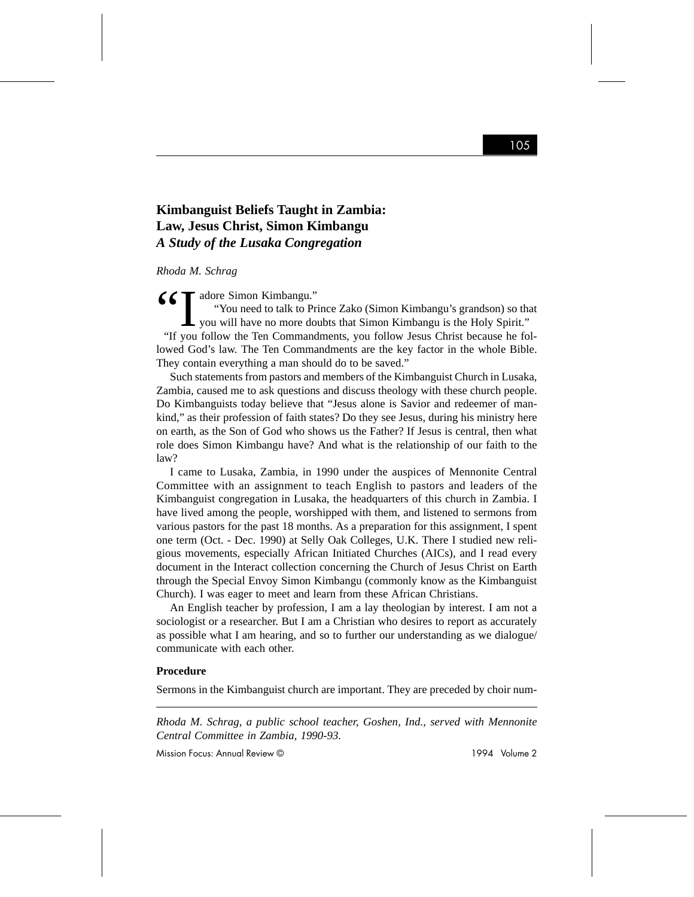# Kimbanguist Beliefs Taught in Zambia: Law, Jesus Christ, Simon Kimbangu
## *A Study of the Lusaka Congregation*

*Rhoda M. Schrag*

"I adore Simon Kimbangu."

"You need to talk to Prince Zako (Simon Kimbangu's grandson) so that you will have no more doubts that Simon Kimbangu is the Holy Spirit."

"If you follow the Ten Commandments, you follow Jesus Christ because he followed God's law. The Ten Commandments are the key factor in the whole Bible. They contain everything a man should do to be saved."

Such statements from pastors and members of the Kimbanguist Church in Lusaka, Zambia, caused me to ask questions and discuss theology with these church people. Do Kimbanguists today believe that "Jesus alone is Savior and redeemer of mankind," as their profession of faith states? Do they see Jesus, during his ministry here on earth, as the Son of God who shows us the Father? If Jesus is central, then what role does Simon Kimbangu have? And what is the relationship of our faith to the law?

I came to Lusaka, Zambia, in 1990 under the auspices of Mennonite Central Committee with an assignment to teach English to pastors and leaders of the Kimbanguist congregation in Lusaka, the headquarters of this church in Zambia. I have lived among the people, worshipped with them, and listened to sermons from various pastors for the past 18 months. As a preparation for this assignment, I spent one term (Oct. - Dec. 1990) at Selly Oak Colleges, U.K. There I studied new religious movements, especially African Initiated Churches (AICs), and I read every document in the Interact collection concerning the Church of Jesus Christ on Earth through the Special Envoy Simon Kimbangu (commonly know as the Kimbanguist Church). I was eager to meet and learn from these African Christians.

An English teacher by profession, I am a lay theologian by interest. I am not a sociologist or a researcher. But I am a Christian who desires to report as accurately as possible what I am hearing, and so to further our understanding as we dialogue/communicate with each other.

### Procedure

Sermons in the Kimbanguist church are important. They are preceded by choir num-

---

*Rhoda M. Schrag, a public school teacher, Goshen, Ind., served with Mennonite Central Committee in Zambia, 1990-93.*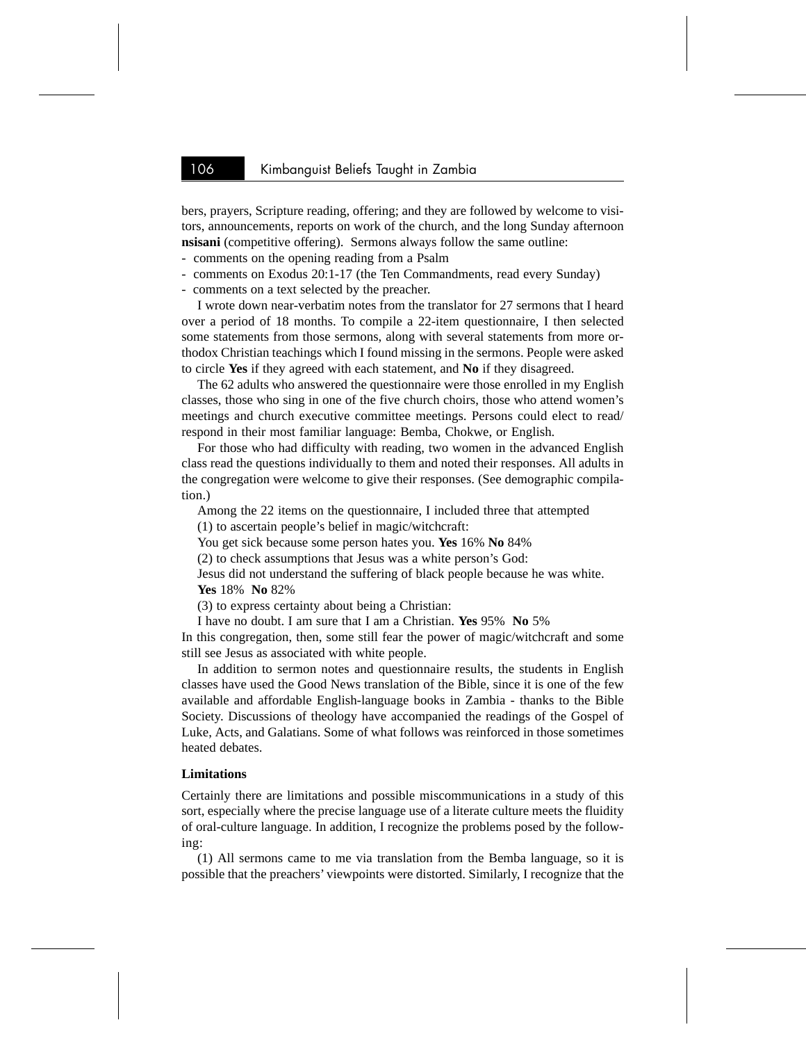bers, prayers, Scripture reading, offering; and they are followed by welcome to visitors, announcements, reports on work of the church, and the long Sunday afternoon **nsisani** (competitive offering). Sermons always follow the same outline:

- comments on the opening reading from a Psalm
- comments on Exodus 20:1-17 (the Ten Commandments, read every Sunday)
- comments on a text selected by the preacher.

I wrote down near-verbatim notes from the translator for 27 sermons that I heard over a period of 18 months. To compile a 22-item questionnaire, I then selected some statements from those sermons, along with several statements from more orthodox Christian teachings which I found missing in the sermons. People were asked to circle **Yes** if they agreed with each statement, and **No** if they disagreed.

The 62 adults who answered the questionnaire were those enrolled in my English classes, those who sing in one of the five church choirs, those who attend women's meetings and church executive committee meetings. Persons could elect to read/respond in their most familiar language: Bemba, Chokwe, or English.

For those who had difficulty with reading, two women in the advanced English class read the questions individually to them and noted their responses. All adults in the congregation were welcome to give their responses. (See demographic compilation.)

Among the 22 items on the questionnaire, I included three that attempted

(1) to ascertain people's belief in magic/witchcraft:

You get sick because some person hates you. **Yes** 16% **No** 84%

(2) to check assumptions that Jesus was a white person's God:

Jesus did not understand the suffering of black people because he was white. **Yes** 18% **No** 82%

(3) to express certainty about being a Christian:

I have no doubt. I am sure that I am a Christian. **Yes** 95% **No** 5%

In this congregation, then, some still fear the power of magic/witchcraft and some still see Jesus as associated with white people.

In addition to sermon notes and questionnaire results, the students in English classes have used the Good News translation of the Bible, since it is one of the few available and affordable English-language books in Zambia - thanks to the Bible Society. Discussions of theology have accompanied the readings of the Gospel of Luke, Acts, and Galatians. Some of what follows was reinforced in those sometimes heated debates.

**Limitations**

Certainly there are limitations and possible miscommunications in a study of this sort, especially where the precise language use of a literate culture meets the fluidity of oral-culture language. In addition, I recognize the problems posed by the following:

(1) All sermons came to me via translation from the Bemba language, so it is possible that the preachers' viewpoints were distorted. Similarly, I recognize that the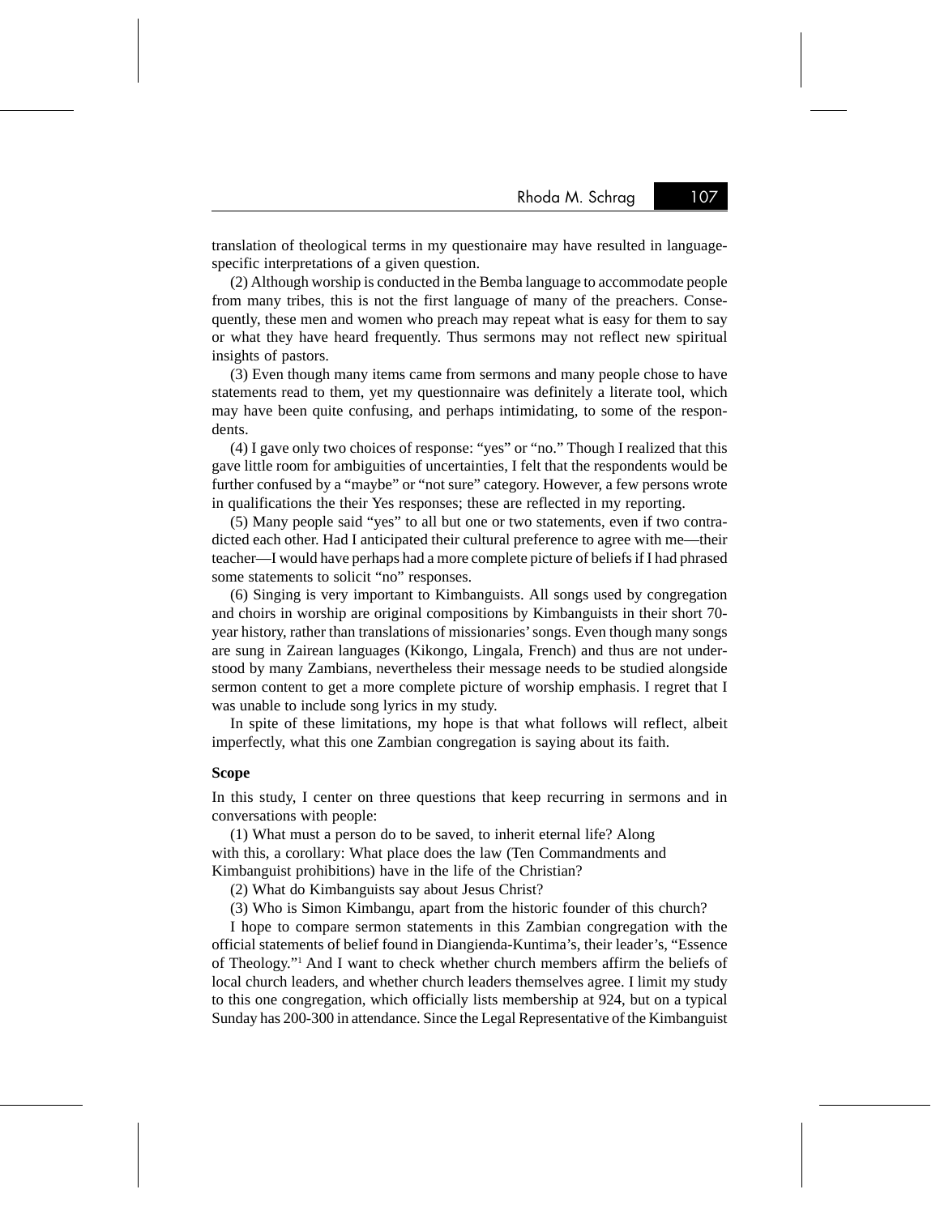translation of theological terms in my questionaire may have resulted in language-specific interpretations of a given question.

(2) Although worship is conducted in the Bemba language to accommodate people from many tribes, this is not the first language of many of the preachers. Consequently, these men and women who preach may repeat what is easy for them to say or what they have heard frequently. Thus sermons may not reflect new spiritual insights of pastors.

(3) Even though many items came from sermons and many people chose to have statements read to them, yet my questionnaire was definitely a literate tool, which may have been quite confusing, and perhaps intimidating, to some of the respondents.

(4) I gave only two choices of response: "yes" or "no." Though I realized that this gave little room for ambiguities of uncertainties, I felt that the respondents would be further confused by a "maybe" or "not sure" category. However, a few persons wrote in qualifications the their Yes responses; these are reflected in my reporting.

(5) Many people said "yes" to all but one or two statements, even if two contradicted each other. Had I anticipated their cultural preference to agree with me—their teacher—I would have perhaps had a more complete picture of beliefs if I had phrased some statements to solicit "no" responses.

(6) Singing is very important to Kimbanguists. All songs used by congregation and choirs in worship are original compositions by Kimbanguists in their short 70-year history, rather than translations of missionaries' songs. Even though many songs are sung in Zairean languages (Kikongo, Lingala, French) and thus are not understood by many Zambians, nevertheless their message needs to be studied alongside sermon content to get a more complete picture of worship emphasis. I regret that I was unable to include song lyrics in my study.

In spite of these limitations, my hope is that what follows will reflect, albeit imperfectly, what this one Zambian congregation is saying about its faith.

**Scope**

In this study, I center on three questions that keep recurring in sermons and in conversations with people:

(1) What must a person do to be saved, to inherit eternal life? Along with this, a corollary: What place does the law (Ten Commandments and Kimbanguist prohibitions) have in the life of the Christian?

(2) What do Kimbanguists say about Jesus Christ?

(3) Who is Simon Kimbangu, apart from the historic founder of this church?

I hope to compare sermon statements in this Zambian congregation with the official statements of belief found in Diangienda-Kuntima's, their leader's, "Essence of Theology."[1] And I want to check whether church members affirm the beliefs of local church leaders, and whether church leaders themselves agree. I limit my study to this one congregation, which officially lists membership at 924, but on a typical Sunday has 200-300 in attendance. Since the Legal Representative of the Kimbanguist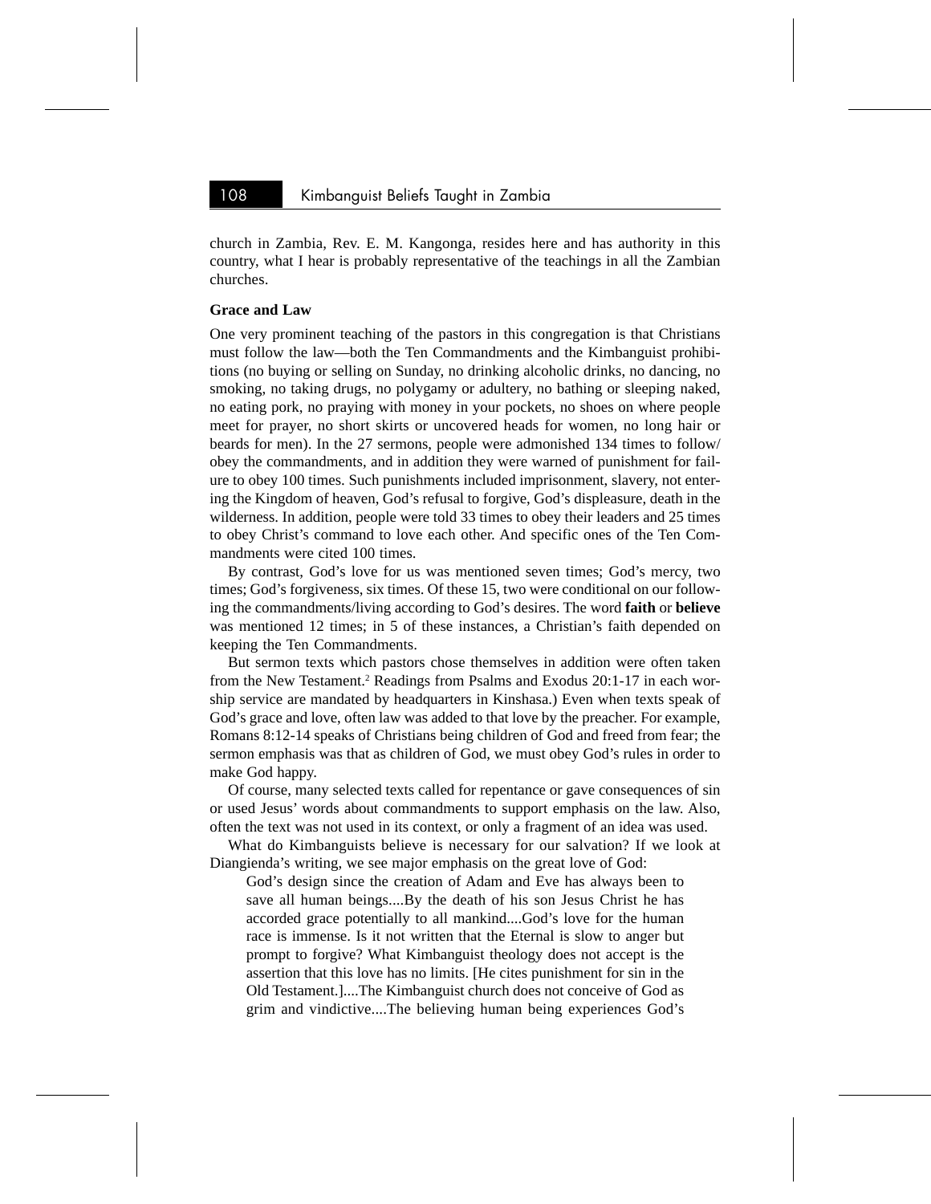church in Zambia, Rev. E. M. Kangonga, resides here and has authority in this country, what I hear is probably representative of the teachings in all the Zambian churches.

**Grace and Law**

One very prominent teaching of the pastors in this congregation is that Christians must follow the law—both the Ten Commandments and the Kimbanguist prohibitions (no buying or selling on Sunday, no drinking alcoholic drinks, no dancing, no smoking, no taking drugs, no polygamy or adultery, no bathing or sleeping naked, no eating pork, no praying with money in your pockets, no shoes on where people meet for prayer, no short skirts or uncovered heads for women, no long hair or beards for men). In the 27 sermons, people were admonished 134 times to follow/obey the commandments, and in addition they were warned of punishment for failure to obey 100 times. Such punishments included imprisonment, slavery, not entering the Kingdom of heaven, God's refusal to forgive, God's displeasure, death in the wilderness. In addition, people were told 33 times to obey their leaders and 25 times to obey Christ's command to love each other. And specific ones of the Ten Commandments were cited 100 times.

By contrast, God's love for us was mentioned seven times; God's mercy, two times; God's forgiveness, six times. Of these 15, two were conditional on our following the commandments/living according to God's desires. The word **faith** or **believe** was mentioned 12 times; in 5 of these instances, a Christian's faith depended on keeping the Ten Commandments.

But sermon texts which pastors chose themselves in addition were often taken from the New Testament.[2] Readings from Psalms and Exodus 20:1-17 in each worship service are mandated by headquarters in Kinshasa.) Even when texts speak of God's grace and love, often law was added to that love by the preacher. For example, Romans 8:12-14 speaks of Christians being children of God and freed from fear; the sermon emphasis was that as children of God, we must obey God's rules in order to make God happy.

Of course, many selected texts called for repentance or gave consequences of sin or used Jesus' words about commandments to support emphasis on the law. Also, often the text was not used in its context, or only a fragment of an idea was used.

What do Kimbanguists believe is necessary for our salvation? If we look at Diangienda's writing, we see major emphasis on the great love of God:

> God's design since the creation of Adam and Eve has always been to save all human beings....By the death of his son Jesus Christ he has accorded grace potentially to all mankind....God's love for the human race is immense. Is it not written that the Eternal is slow to anger but prompt to forgive? What Kimbanguist theology does not accept is the assertion that this love has no limits. [He cites punishment for sin in the Old Testament.]....The Kimbanguist church does not conceive of God as grim and vindictive....The believing human being experiences God's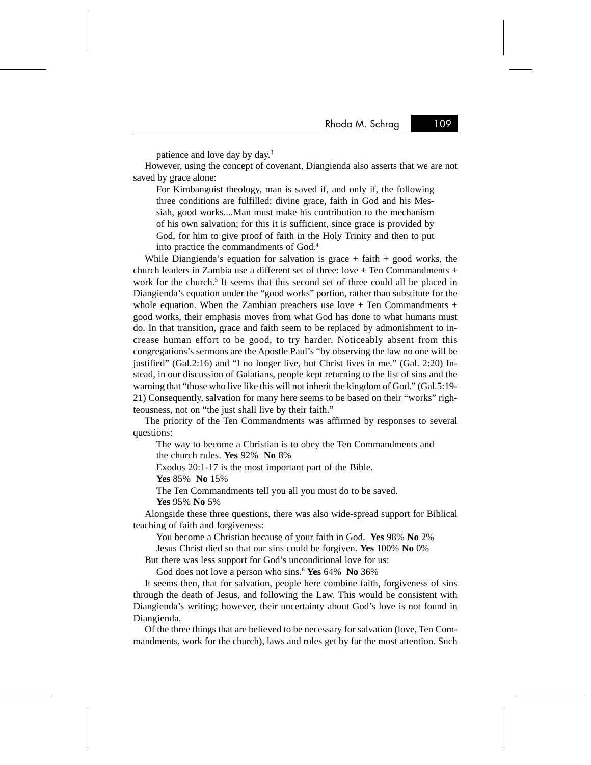patience and love day by day.[3]

However, using the concept of covenant, Diangienda also asserts that we are not saved by grace alone:

> For Kimbanguist theology, man is saved if, and only if, the following three conditions are fulfilled: divine grace, faith in God and his Messiah, good works....Man must make his contribution to the mechanism of his own salvation; for this it is sufficient, since grace is provided by God, for him to give proof of faith in the Holy Trinity and then to put into practice the commandments of God.[4]

While Diangienda's equation for salvation is grace + faith + good works, the church leaders in Zambia use a different set of three: love + Ten Commandments + work for the church.[5] It seems that this second set of three could all be placed in Diangienda's equation under the "good works" portion, rather than substitute for the whole equation. When the Zambian preachers use love + Ten Commandments + good works, their emphasis moves from what God has done to what humans must do. In that transition, grace and faith seem to be replaced by admonishment to increase human effort to be good, to try harder. Noticeably absent from this congregations's sermons are the Apostle Paul's "by observing the law no one will be justified" (Gal.2:16) and "I no longer live, but Christ lives in me." (Gal. 2:20) Instead, in our discussion of Galatians, people kept returning to the list of sins and the warning that "those who live like this will not inherit the kingdom of God." (Gal.5:19-21) Consequently, salvation for many here seems to be based on their "works" righteousness, not on "the just shall live by their faith."

The priority of the Ten Commandments was affirmed by responses to several questions:

> The way to become a Christian is to obey the Ten Commandments and the church rules. **Yes** 92% **No** 8%
>
> Exodus 20:1-17 is the most important part of the Bible.
> **Yes** 85% **No** 15%
>
> The Ten Commandments tell you all you must do to be saved.
> **Yes** 95% **No** 5%

Alongside these three questions, there was also wide-spread support for Biblical teaching of faith and forgiveness:

> You become a Christian because of your faith in God. **Yes** 98% **No** 2%
>
> Jesus Christ died so that our sins could be forgiven. **Yes** 100% **No** 0%

But there was less support for God's unconditional love for us:

> God does not love a person who sins.[6] **Yes** 64% **No** 36%

It seems then, that for salvation, people here combine faith, forgiveness of sins through the death of Jesus, and following the Law. This would be consistent with Diangienda's writing; however, their uncertainty about God's love is not found in Diangienda.

Of the three things that are believed to be necessary for salvation (love, Ten Commandments, work for the church), laws and rules get by far the most attention. Such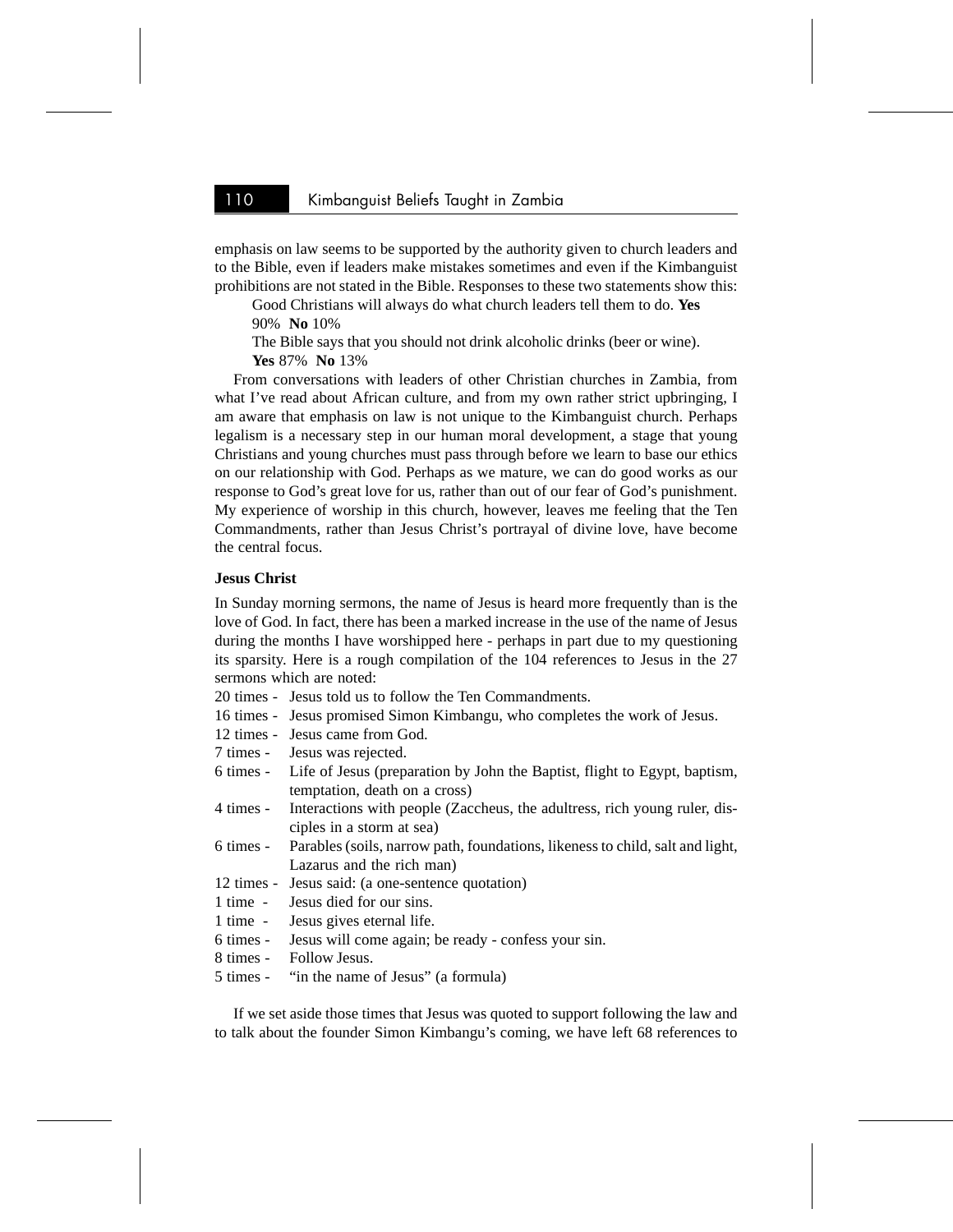emphasis on law seems to be supported by the authority given to church leaders and to the Bible, even if leaders make mistakes sometimes and even if the Kimbanguist prohibitions are not stated in the Bible. Responses to these two statements show this:

> Good Christians will always do what church leaders tell them to do. **Yes** 90% **No** 10%
>
> The Bible says that you should not drink alcoholic drinks (beer or wine). **Yes** 87% **No** 13%

From conversations with leaders of other Christian churches in Zambia, from what I've read about African culture, and from my own rather strict upbringing, I am aware that emphasis on law is not unique to the Kimbanguist church. Perhaps legalism is a necessary step in our human moral development, a stage that young Christians and young churches must pass through before we learn to base our ethics on our relationship with God. Perhaps as we mature, we can do good works as our response to God's great love for us, rather than out of our fear of God's punishment. My experience of worship in this church, however, leaves me feeling that the Ten Commandments, rather than Jesus Christ's portrayal of divine love, have become the central focus.

**Jesus Christ**

In Sunday morning sermons, the name of Jesus is heard more frequently than is the love of God. In fact, there has been a marked increase in the use of the name of Jesus during the months I have worshipped here - perhaps in part due to my questioning its sparsity. Here is a rough compilation of the 104 references to Jesus in the 27 sermons which are noted:

- 20 times - Jesus told us to follow the Ten Commandments.
- 16 times - Jesus promised Simon Kimbangu, who completes the work of Jesus.
- 12 times - Jesus came from God.
- 7 times - Jesus was rejected.
- 6 times - Life of Jesus (preparation by John the Baptist, flight to Egypt, baptism, temptation, death on a cross)
- 4 times - Interactions with people (Zaccheus, the adultress, rich young ruler, disciples in a storm at sea)
- 6 times - Parables (soils, narrow path, foundations, likeness to child, salt and light, Lazarus and the rich man)
- 12 times - Jesus said: (a one-sentence quotation)
- 1 time - Jesus died for our sins.
- 1 time - Jesus gives eternal life.
- 6 times - Jesus will come again; be ready - confess your sin.
- 8 times - Follow Jesus.
- 5 times - "in the name of Jesus" (a formula)

If we set aside those times that Jesus was quoted to support following the law and to talk about the founder Simon Kimbangu's coming, we have left 68 references to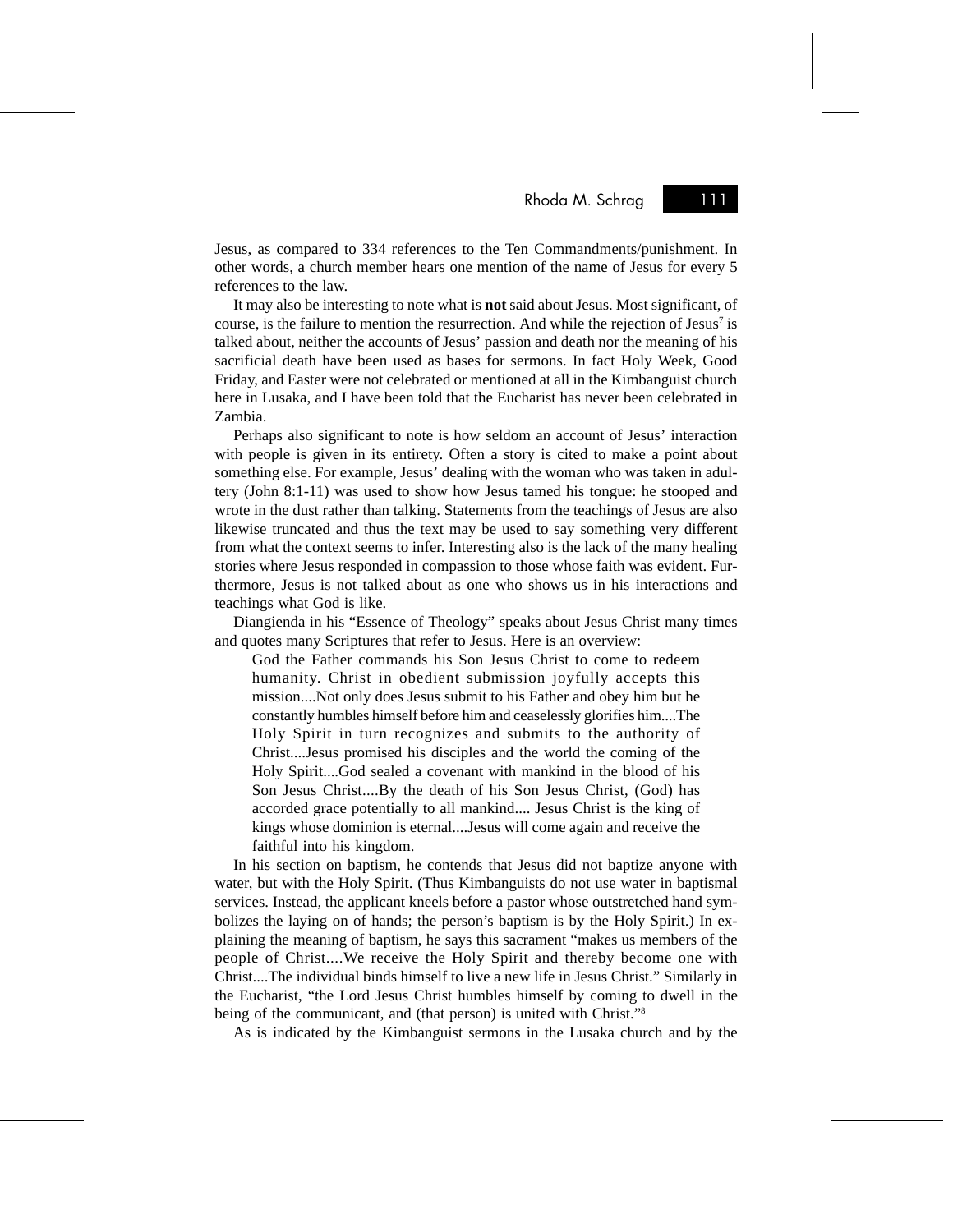Jesus, as compared to 334 references to the Ten Commandments/punishment. In other words, a church member hears one mention of the name of Jesus for every 5 references to the law.

It may also be interesting to note what is **not** said about Jesus. Most significant, of course, is the failure to mention the resurrection. And while the rejection of Jesus[7] is talked about, neither the accounts of Jesus' passion and death nor the meaning of his sacrificial death have been used as bases for sermons. In fact Holy Week, Good Friday, and Easter were not celebrated or mentioned at all in the Kimbanguist church here in Lusaka, and I have been told that the Eucharist has never been celebrated in Zambia.

Perhaps also significant to note is how seldom an account of Jesus' interaction with people is given in its entirety. Often a story is cited to make a point about something else. For example, Jesus' dealing with the woman who was taken in adultery (John 8:1-11) was used to show how Jesus tamed his tongue: he stooped and wrote in the dust rather than talking. Statements from the teachings of Jesus are also likewise truncated and thus the text may be used to say something very different from what the context seems to infer. Interesting also is the lack of the many healing stories where Jesus responded in compassion to those whose faith was evident. Furthermore, Jesus is not talked about as one who shows us in his interactions and teachings what God is like.

Diangienda in his "Essence of Theology" speaks about Jesus Christ many times and quotes many Scriptures that refer to Jesus. Here is an overview:

> God the Father commands his Son Jesus Christ to come to redeem humanity. Christ in obedient submission joyfully accepts this mission....Not only does Jesus submit to his Father and obey him but he constantly humbles himself before him and ceaselessly glorifies him....The Holy Spirit in turn recognizes and submits to the authority of Christ....Jesus promised his disciples and the world the coming of the Holy Spirit....God sealed a covenant with mankind in the blood of his Son Jesus Christ....By the death of his Son Jesus Christ, (God) has accorded grace potentially to all mankind.... Jesus Christ is the king of kings whose dominion is eternal....Jesus will come again and receive the faithful into his kingdom.

In his section on baptism, he contends that Jesus did not baptize anyone with water, but with the Holy Spirit. (Thus Kimbanguists do not use water in baptismal services. Instead, the applicant kneels before a pastor whose outstretched hand symbolizes the laying on of hands; the person's baptism is by the Holy Spirit.) In explaining the meaning of baptism, he says this sacrament "makes us members of the people of Christ....We receive the Holy Spirit and thereby become one with Christ....The individual binds himself to live a new life in Jesus Christ." Similarly in the Eucharist, "the Lord Jesus Christ humbles himself by coming to dwell in the being of the communicant, and (that person) is united with Christ."[8]

As is indicated by the Kimbanguist sermons in the Lusaka church and by the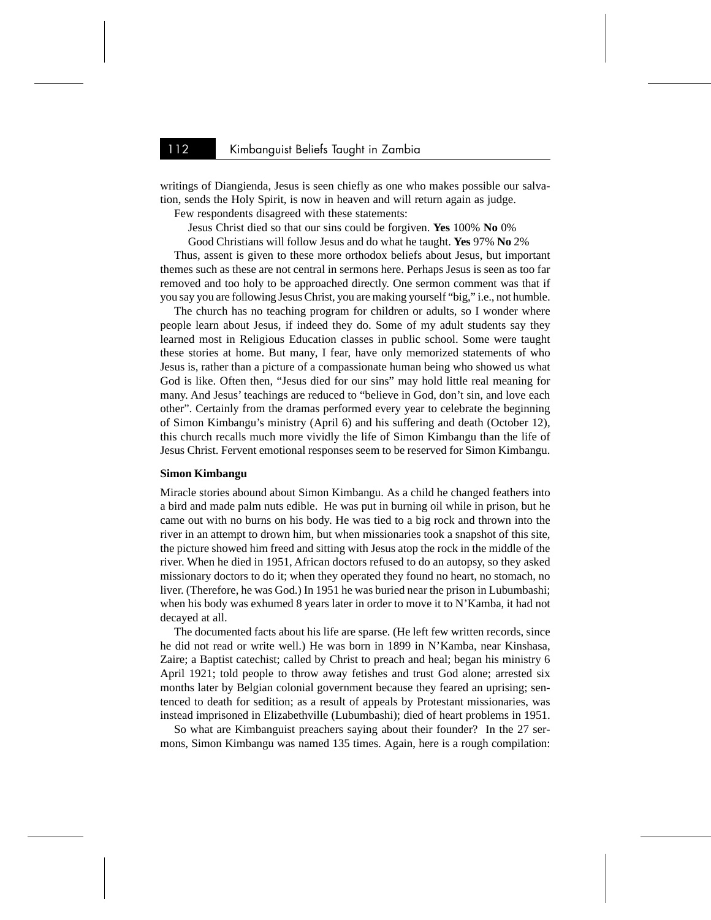writings of Diangienda, Jesus is seen chiefly as one who makes possible our salvation, sends the Holy Spirit, is now in heaven and will return again as judge.

Few respondents disagreed with these statements:

Jesus Christ died so that our sins could be forgiven. **Yes** 100% **No** 0%

Good Christians will follow Jesus and do what he taught. **Yes** 97% **No** 2%

Thus, assent is given to these more orthodox beliefs about Jesus, but important themes such as these are not central in sermons here. Perhaps Jesus is seen as too far removed and too holy to be approached directly. One sermon comment was that if you say you are following Jesus Christ, you are making yourself "big," i.e., not humble.

The church has no teaching program for children or adults, so I wonder where people learn about Jesus, if indeed they do. Some of my adult students say they learned most in Religious Education classes in public school. Some were taught these stories at home. But many, I fear, have only memorized statements of who Jesus is, rather than a picture of a compassionate human being who showed us what God is like. Often then, "Jesus died for our sins" may hold little real meaning for many. And Jesus' teachings are reduced to "believe in God, don't sin, and love each other". Certainly from the dramas performed every year to celebrate the beginning of Simon Kimbangu's ministry (April 6) and his suffering and death (October 12), this church recalls much more vividly the life of Simon Kimbangu than the life of Jesus Christ. Fervent emotional responses seem to be reserved for Simon Kimbangu.

**Simon Kimbangu**

Miracle stories abound about Simon Kimbangu. As a child he changed feathers into a bird and made palm nuts edible. He was put in burning oil while in prison, but he came out with no burns on his body. He was tied to a big rock and thrown into the river in an attempt to drown him, but when missionaries took a snapshot of this site, the picture showed him freed and sitting with Jesus atop the rock in the middle of the river. When he died in 1951, African doctors refused to do an autopsy, so they asked missionary doctors to do it; when they operated they found no heart, no stomach, no liver. (Therefore, he was God.) In 1951 he was buried near the prison in Lubumbashi; when his body was exhumed 8 years later in order to move it to N'Kamba, it had not decayed at all.

The documented facts about his life are sparse. (He left few written records, since he did not read or write well.) He was born in 1899 in N'Kamba, near Kinshasa, Zaire; a Baptist catechist; called by Christ to preach and heal; began his ministry 6 April 1921; told people to throw away fetishes and trust God alone; arrested six months later by Belgian colonial government because they feared an uprising; sentenced to death for sedition; as a result of appeals by Protestant missionaries, was instead imprisoned in Elizabethville (Lubumbashi); died of heart problems in 1951.

So what are Kimbanguist preachers saying about their founder? In the 27 sermons, Simon Kimbangu was named 135 times. Again, here is a rough compilation: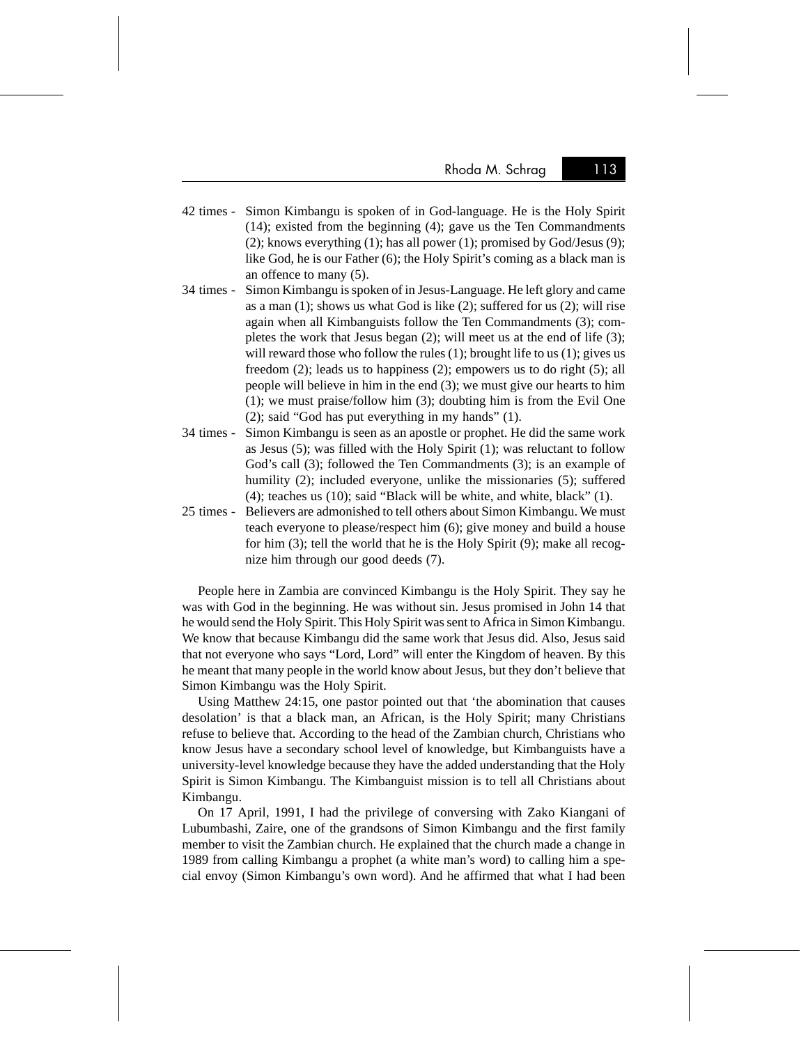42 times - Simon Kimbangu is spoken of in God-language. He is the Holy Spirit (14); existed from the beginning (4); gave us the Ten Commandments (2); knows everything (1); has all power (1); promised by God/Jesus (9); like God, he is our Father (6); the Holy Spirit's coming as a black man is an offence to many (5).

34 times - Simon Kimbangu is spoken of in Jesus-Language. He left glory and came as a man (1); shows us what God is like (2); suffered for us (2); will rise again when all Kimbanguists follow the Ten Commandments (3); completes the work that Jesus began (2); will meet us at the end of life (3); will reward those who follow the rules (1); brought life to us (1); gives us freedom (2); leads us to happiness (2); empowers us to do right (5); all people will believe in him in the end (3); we must give our hearts to him (1); we must praise/follow him (3); doubting him is from the Evil One (2); said "God has put everything in my hands" (1).

34 times - Simon Kimbangu is seen as an apostle or prophet. He did the same work as Jesus (5); was filled with the Holy Spirit (1); was reluctant to follow God's call (3); followed the Ten Commandments (3); is an example of humility (2); included everyone, unlike the missionaries (5); suffered (4); teaches us (10); said "Black will be white, and white, black" (1).

25 times - Believers are admonished to tell others about Simon Kimbangu. We must teach everyone to please/respect him (6); give money and build a house for him (3); tell the world that he is the Holy Spirit (9); make all recognize him through our good deeds (7).

People here in Zambia are convinced Kimbangu is the Holy Spirit. They say he was with God in the beginning. He was without sin. Jesus promised in John 14 that he would send the Holy Spirit. This Holy Spirit was sent to Africa in Simon Kimbangu. We know that because Kimbangu did the same work that Jesus did. Also, Jesus said that not everyone who says "Lord, Lord" will enter the Kingdom of heaven. By this he meant that many people in the world know about Jesus, but they don't believe that Simon Kimbangu was the Holy Spirit.

Using Matthew 24:15, one pastor pointed out that 'the abomination that causes desolation' is that a black man, an African, is the Holy Spirit; many Christians refuse to believe that. According to the head of the Zambian church, Christians who know Jesus have a secondary school level of knowledge, but Kimbanguists have a university-level knowledge because they have the added understanding that the Holy Spirit is Simon Kimbangu. The Kimbanguist mission is to tell all Christians about Kimbangu.

On 17 April, 1991, I had the privilege of conversing with Zako Kiangani of Lubumbashi, Zaire, one of the grandsons of Simon Kimbangu and the first family member to visit the Zambian church. He explained that the church made a change in 1989 from calling Kimbangu a prophet (a white man's word) to calling him a special envoy (Simon Kimbangu's own word). And he affirmed that what I had been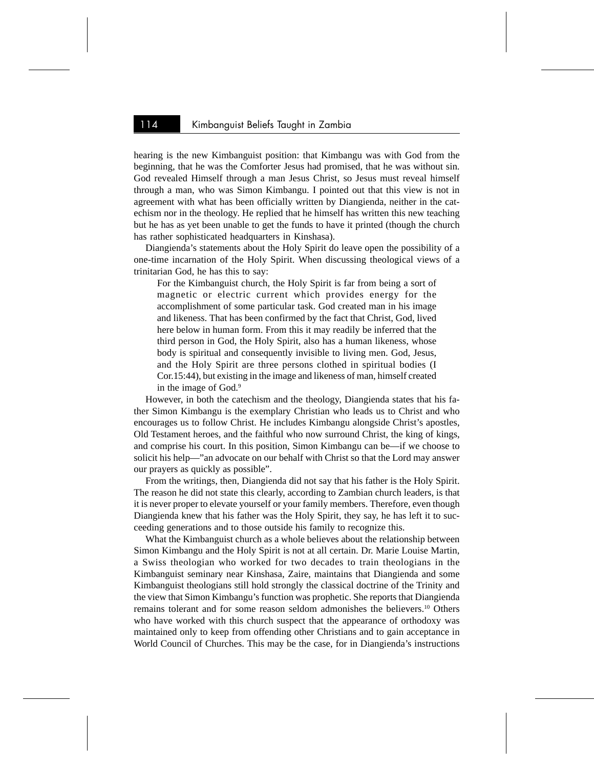hearing is the new Kimbanguist position: that Kimbangu was with God from the beginning, that he was the Comforter Jesus had promised, that he was without sin. God revealed Himself through a man Jesus Christ, so Jesus must reveal himself through a man, who was Simon Kimbangu. I pointed out that this view is not in agreement with what has been officially written by Diangienda, neither in the catechism nor in the theology. He replied that he himself has written this new teaching but he has as yet been unable to get the funds to have it printed (though the church has rather sophisticated headquarters in Kinshasa).

Diangienda's statements about the Holy Spirit do leave open the possibility of a one-time incarnation of the Holy Spirit. When discussing theological views of a trinitarian God, he has this to say:

> For the Kimbanguist church, the Holy Spirit is far from being a sort of magnetic or electric current which provides energy for the accomplishment of some particular task. God created man in his image and likeness. That has been confirmed by the fact that Christ, God, lived here below in human form. From this it may readily be inferred that the third person in God, the Holy Spirit, also has a human likeness, whose body is spiritual and consequently invisible to living men. God, Jesus, and the Holy Spirit are three persons clothed in spiritual bodies (I Cor.15:44), but existing in the image and likeness of man, himself created in the image of God.[9]

However, in both the catechism and the theology, Diangienda states that his father Simon Kimbangu is the exemplary Christian who leads us to Christ and who encourages us to follow Christ. He includes Kimbangu alongside Christ's apostles, Old Testament heroes, and the faithful who now surround Christ, the king of kings, and comprise his court. In this position, Simon Kimbangu can be—if we choose to solicit his help—"an advocate on our behalf with Christ so that the Lord may answer our prayers as quickly as possible".

From the writings, then, Diangienda did not say that his father is the Holy Spirit. The reason he did not state this clearly, according to Zambian church leaders, is that it is never proper to elevate yourself or your family members. Therefore, even though Diangienda knew that his father was the Holy Spirit, they say, he has left it to succeeding generations and to those outside his family to recognize this.

What the Kimbanguist church as a whole believes about the relationship between Simon Kimbangu and the Holy Spirit is not at all certain. Dr. Marie Louise Martin, a Swiss theologian who worked for two decades to train theologians in the Kimbanguist seminary near Kinshasa, Zaire, maintains that Diangienda and some Kimbanguist theologians still hold strongly the classical doctrine of the Trinity and the view that Simon Kimbangu's function was prophetic. She reports that Diangienda remains tolerant and for some reason seldom admonishes the believers.[10] Others who have worked with this church suspect that the appearance of orthodoxy was maintained only to keep from offending other Christians and to gain acceptance in World Council of Churches. This may be the case, for in Diangienda's instructions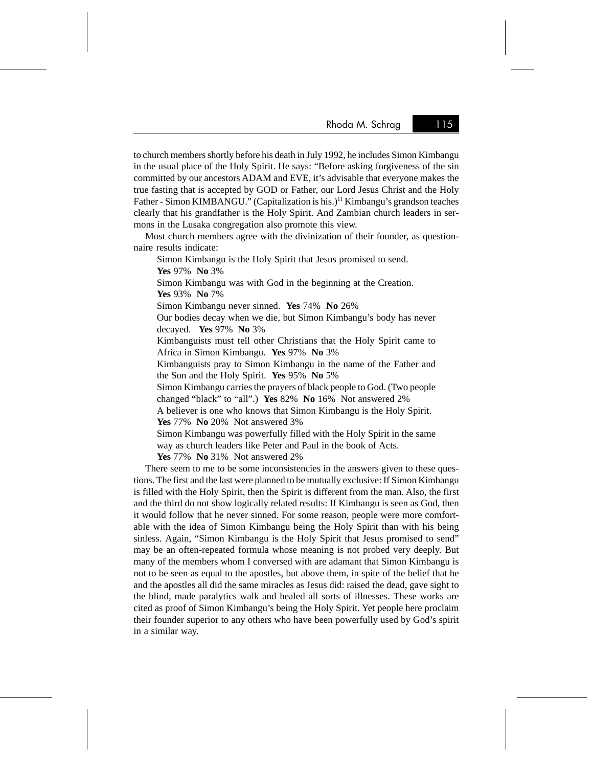to church members shortly before his death in July 1992, he includes Simon Kimbangu in the usual place of the Holy Spirit. He says: "Before asking forgiveness of the sin committed by our ancestors ADAM and EVE, it's advisable that everyone makes the true fasting that is accepted by GOD or Father, our Lord Jesus Christ and the Holy Father - Simon KIMBANGU." (Capitalization is his.)[11] Kimbangu's grandson teaches clearly that his grandfather is the Holy Spirit. And Zambian church leaders in sermons in the Lusaka congregation also promote this view.

Most church members agree with the divinization of their founder, as questionnaire results indicate:

> Simon Kimbangu is the Holy Spirit that Jesus promised to send.
> **Yes** 97% **No** 3%
>
> Simon Kimbangu was with God in the beginning at the Creation.
> **Yes** 93% **No** 7%
>
> Simon Kimbangu never sinned. **Yes** 74% **No** 26%
>
> Our bodies decay when we die, but Simon Kimbangu's body has never decayed. **Yes** 97% **No** 3%
>
> Kimbanguists must tell other Christians that the Holy Spirit came to Africa in Simon Kimbangu. **Yes** 97% **No** 3%
>
> Kimbanguists pray to Simon Kimbangu in the name of the Father and the Son and the Holy Spirit. **Yes** 95% **No** 5%
>
> Simon Kimbangu carries the prayers of black people to God. (Two people changed "black" to "all".) **Yes** 82% **No** 16% Not answered 2%
>
> A believer is one who knows that Simon Kimbangu is the Holy Spirit.
> **Yes** 77% **No** 20% Not answered 3%
>
> Simon Kimbangu was powerfully filled with the Holy Spirit in the same way as church leaders like Peter and Paul in the book of Acts.
> **Yes** 77% **No** 31% Not answered 2%

There seem to me to be some inconsistencies in the answers given to these questions. The first and the last were planned to be mutually exclusive: If Simon Kimbangu is filled with the Holy Spirit, then the Spirit is different from the man. Also, the first and the third do not show logically related results: If Kimbangu is seen as God, then it would follow that he never sinned. For some reason, people were more comfortable with the idea of Simon Kimbangu being the Holy Spirit than with his being sinless. Again, "Simon Kimbangu is the Holy Spirit that Jesus promised to send" may be an often-repeated formula whose meaning is not probed very deeply. But many of the members whom I conversed with are adamant that Simon Kimbangu is not to be seen as equal to the apostles, but above them, in spite of the belief that he and the apostles all did the same miracles as Jesus did: raised the dead, gave sight to the blind, made paralytics walk and healed all sorts of illnesses. These works are cited as proof of Simon Kimbangu's being the Holy Spirit. Yet people here proclaim their founder superior to any others who have been powerfully used by God's spirit in a similar way.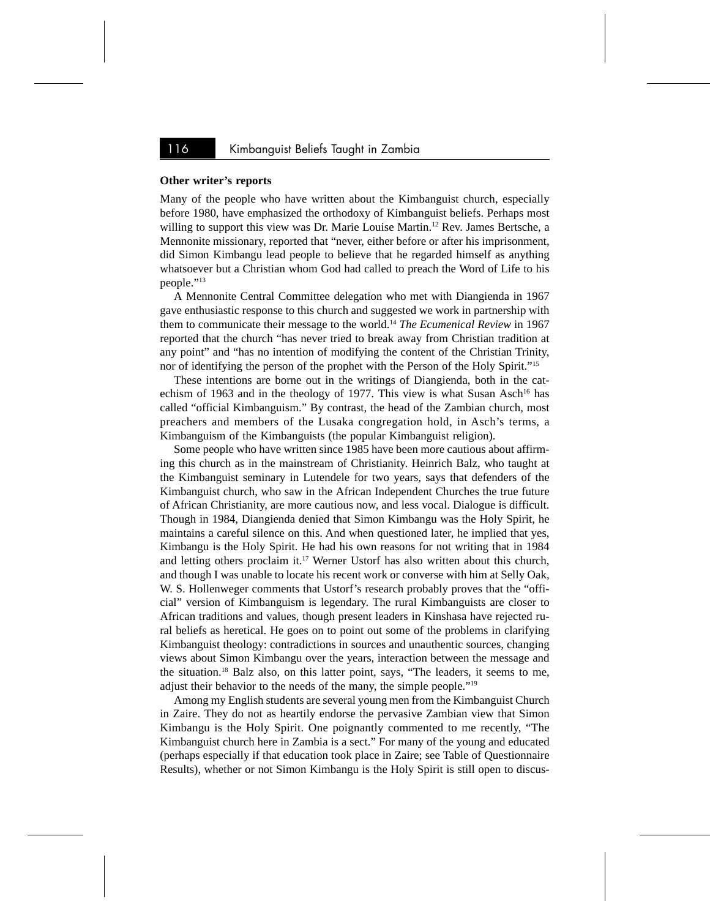### Other writer's reports

Many of the people who have written about the Kimbanguist church, especially before 1980, have emphasized the orthodoxy of Kimbanguist beliefs. Perhaps most willing to support this view was Dr. Marie Louise Martin.[12] Rev. James Bertsche, a Mennonite missionary, reported that "never, either before or after his imprisonment, did Simon Kimbangu lead people to believe that he regarded himself as anything whatsoever but a Christian whom God had called to preach the Word of Life to his people."[13]

A Mennonite Central Committee delegation who met with Diangienda in 1967 gave enthusiastic response to this church and suggested we work in partnership with them to communicate their message to the world.[14] *The Ecumenical Review* in 1967 reported that the church "has never tried to break away from Christian tradition at any point" and "has no intention of modifying the content of the Christian Trinity, nor of identifying the person of the prophet with the Person of the Holy Spirit."[15]

These intentions are borne out in the writings of Diangienda, both in the catechism of 1963 and in the theology of 1977. This view is what Susan Asch[16] has called "official Kimbanguism." By contrast, the head of the Zambian church, most preachers and members of the Lusaka congregation hold, in Asch's terms, a Kimbanguism of the Kimbanguists (the popular Kimbanguist religion).

Some people who have written since 1985 have been more cautious about affirming this church as in the mainstream of Christianity. Heinrich Balz, who taught at the Kimbanguist seminary in Lutendele for two years, says that defenders of the Kimbanguist church, who saw in the African Independent Churches the true future of African Christianity, are more cautious now, and less vocal. Dialogue is difficult. Though in 1984, Diangienda denied that Simon Kimbangu was the Holy Spirit, he maintains a careful silence on this. And when questioned later, he implied that yes, Kimbangu is the Holy Spirit. He had his own reasons for not writing that in 1984 and letting others proclaim it.[17] Werner Ustorf has also written about this church, and though I was unable to locate his recent work or converse with him at Selly Oak, W. S. Hollenweger comments that Ustorf's research probably proves that the "official" version of Kimbanguism is legendary. The rural Kimbanguists are closer to African traditions and values, though present leaders in Kinshasa have rejected rural beliefs as heretical. He goes on to point out some of the problems in clarifying Kimbanguist theology: contradictions in sources and unauthentic sources, changing views about Simon Kimbangu over the years, interaction between the message and the situation.[18] Balz also, on this latter point, says, "The leaders, it seems to me, adjust their behavior to the needs of the many, the simple people."[19]

Among my English students are several young men from the Kimbanguist Church in Zaire. They do not as heartily endorse the pervasive Zambian view that Simon Kimbangu is the Holy Spirit. One poignantly commented to me recently, "The Kimbanguist church here in Zambia is a sect." For many of the young and educated (perhaps especially if that education took place in Zaire; see Table of Questionnaire Results), whether or not Simon Kimbangu is the Holy Spirit is still open to discus-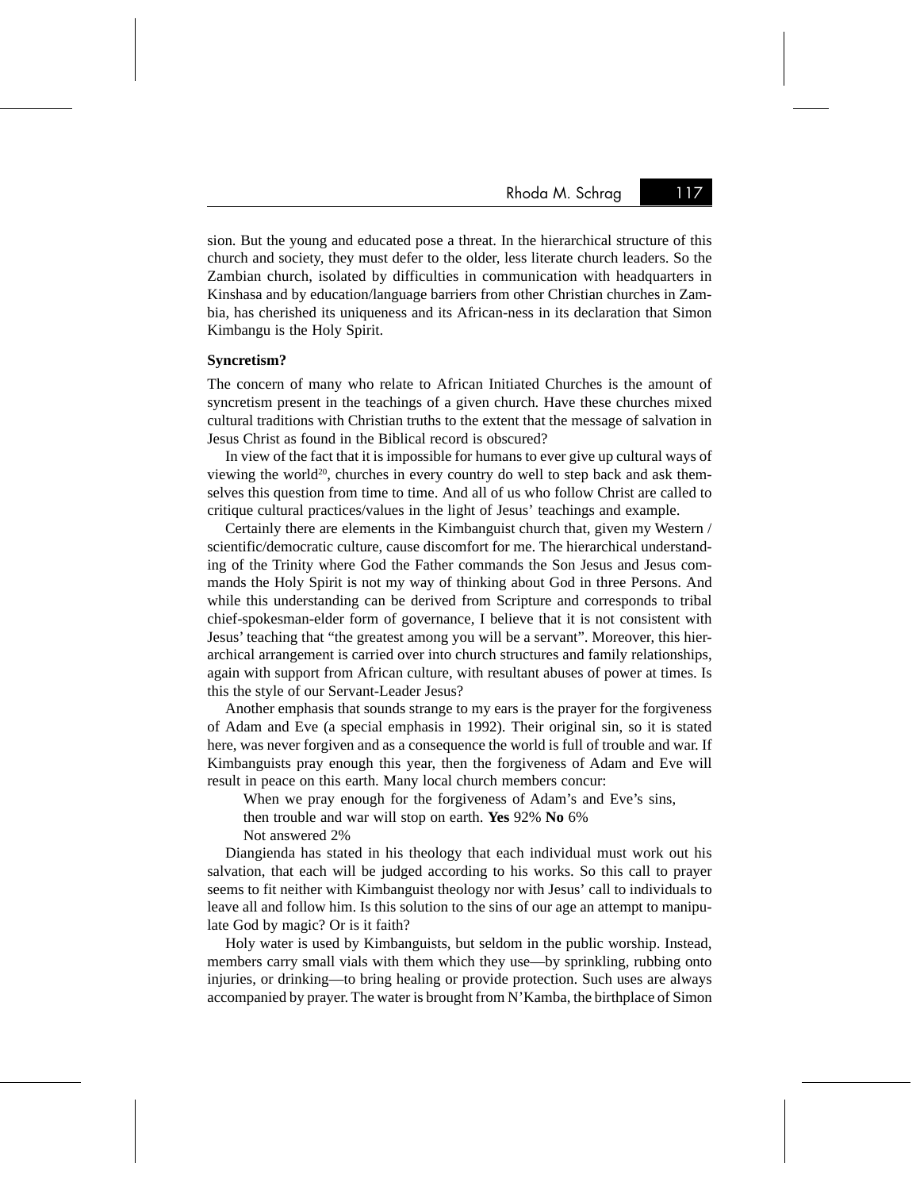sion. But the young and educated pose a threat. In the hierarchical structure of this church and society, they must defer to the older, less literate church leaders. So the Zambian church, isolated by difficulties in communication with headquarters in Kinshasa and by education/language barriers from other Christian churches in Zambia, has cherished its uniqueness and its African-ness in its declaration that Simon Kimbangu is the Holy Spirit.

**Syncretism?**

The concern of many who relate to African Initiated Churches is the amount of syncretism present in the teachings of a given church. Have these churches mixed cultural traditions with Christian truths to the extent that the message of salvation in Jesus Christ as found in the Biblical record is obscured?

In view of the fact that it is impossible for humans to ever give up cultural ways of viewing the world[20], churches in every country do well to step back and ask themselves this question from time to time. And all of us who follow Christ are called to critique cultural practices/values in the light of Jesus' teachings and example.

Certainly there are elements in the Kimbanguist church that, given my Western / scientific/democratic culture, cause discomfort for me. The hierarchical understanding of the Trinity where God the Father commands the Son Jesus and Jesus commands the Holy Spirit is not my way of thinking about God in three Persons. And while this understanding can be derived from Scripture and corresponds to tribal chief-spokesman-elder form of governance, I believe that it is not consistent with Jesus' teaching that "the greatest among you will be a servant". Moreover, this hierarchical arrangement is carried over into church structures and family relationships, again with support from African culture, with resultant abuses of power at times. Is this the style of our Servant-Leader Jesus?

Another emphasis that sounds strange to my ears is the prayer for the forgiveness of Adam and Eve (a special emphasis in 1992). Their original sin, so it is stated here, was never forgiven and as a consequence the world is full of trouble and war. If Kimbanguists pray enough this year, then the forgiveness of Adam and Eve will result in peace on this earth. Many local church members concur:

> When we pray enough for the forgiveness of Adam's and Eve's sins,
> then trouble and war will stop on earth. **Yes** 92% **No** 6%
> Not answered 2%

Diangienda has stated in his theology that each individual must work out his salvation, that each will be judged according to his works. So this call to prayer seems to fit neither with Kimbanguist theology nor with Jesus' call to individuals to leave all and follow him. Is this solution to the sins of our age an attempt to manipulate God by magic? Or is it faith?

Holy water is used by Kimbanguists, but seldom in the public worship. Instead, members carry small vials with them which they use—by sprinkling, rubbing onto injuries, or drinking—to bring healing or provide protection. Such uses are always accompanied by prayer. The water is brought from N'Kamba, the birthplace of Simon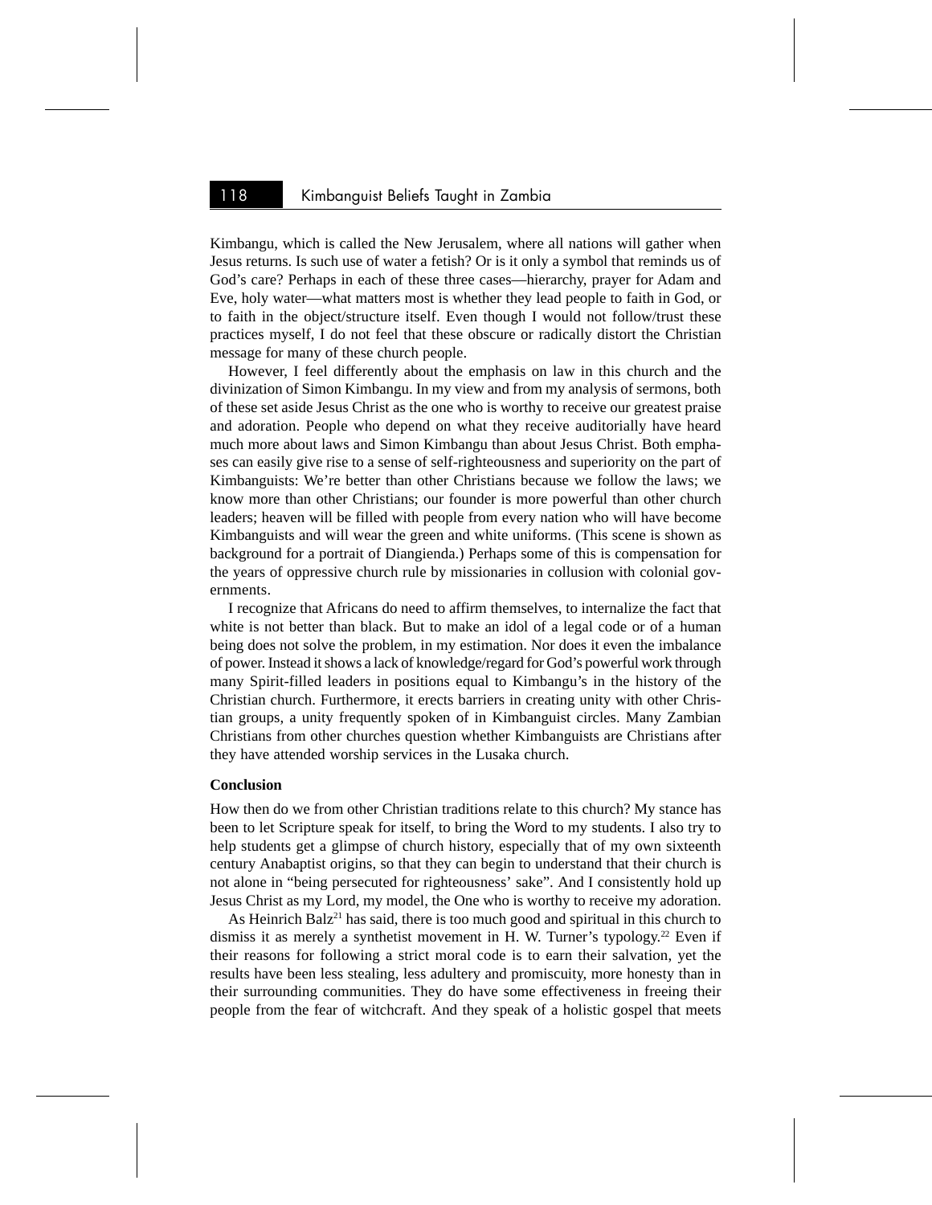Kimbangu, which is called the New Jerusalem, where all nations will gather when Jesus returns. Is such use of water a fetish? Or is it only a symbol that reminds us of God's care? Perhaps in each of these three cases—hierarchy, prayer for Adam and Eve, holy water—what matters most is whether they lead people to faith in God, or to faith in the object/structure itself. Even though I would not follow/trust these practices myself, I do not feel that these obscure or radically distort the Christian message for many of these church people.

However, I feel differently about the emphasis on law in this church and the divinization of Simon Kimbangu. In my view and from my analysis of sermons, both of these set aside Jesus Christ as the one who is worthy to receive our greatest praise and adoration. People who depend on what they receive auditorially have heard much more about laws and Simon Kimbangu than about Jesus Christ. Both emphases can easily give rise to a sense of self-righteousness and superiority on the part of Kimbanguists: We're better than other Christians because we follow the laws; we know more than other Christians; our founder is more powerful than other church leaders; heaven will be filled with people from every nation who will have become Kimbanguists and will wear the green and white uniforms. (This scene is shown as background for a portrait of Diangienda.) Perhaps some of this is compensation for the years of oppressive church rule by missionaries in collusion with colonial governments.

I recognize that Africans do need to affirm themselves, to internalize the fact that white is not better than black. But to make an idol of a legal code or of a human being does not solve the problem, in my estimation. Nor does it even the imbalance of power. Instead it shows a lack of knowledge/regard for God's powerful work through many Spirit-filled leaders in positions equal to Kimbangu's in the history of the Christian church. Furthermore, it erects barriers in creating unity with other Christian groups, a unity frequently spoken of in Kimbanguist circles. Many Zambian Christians from other churches question whether Kimbanguists are Christians after they have attended worship services in the Lusaka church.

**Conclusion**

How then do we from other Christian traditions relate to this church? My stance has been to let Scripture speak for itself, to bring the Word to my students. I also try to help students get a glimpse of church history, especially that of my own sixteenth century Anabaptist origins, so that they can begin to understand that their church is not alone in "being persecuted for righteousness' sake". And I consistently hold up Jesus Christ as my Lord, my model, the One who is worthy to receive my adoration.

As Heinrich Balz[21] has said, there is too much good and spiritual in this church to dismiss it as merely a synthetist movement in H. W. Turner's typology.[22] Even if their reasons for following a strict moral code is to earn their salvation, yet the results have been less stealing, less adultery and promiscuity, more honesty than in their surrounding communities. They do have some effectiveness in freeing their people from the fear of witchcraft. And they speak of a holistic gospel that meets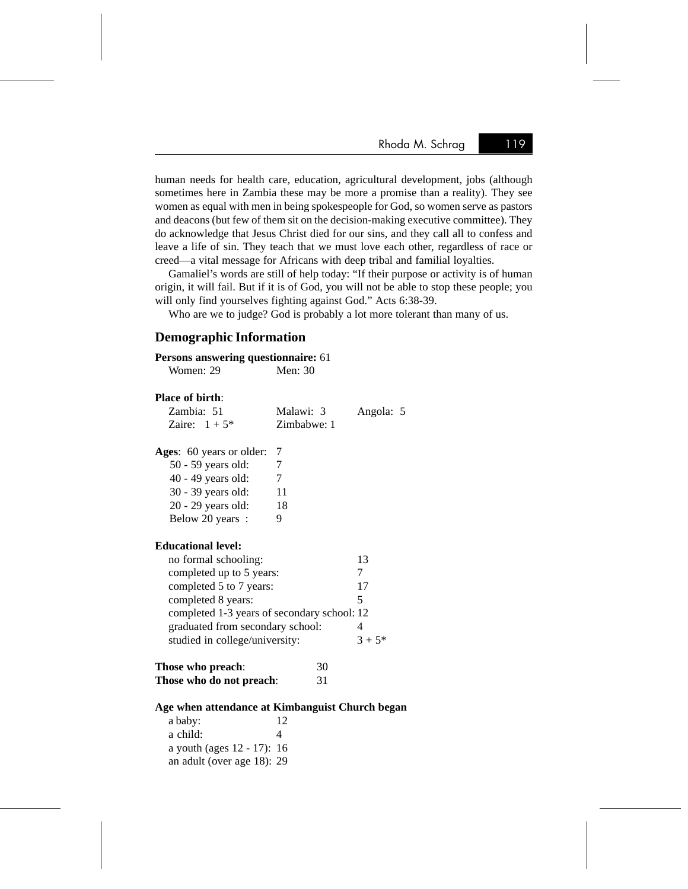human needs for health care, education, agricultural development, jobs (although sometimes here in Zambia these may be more a promise than a reality). They see women as equal with men in being spokespeople for God, so women serve as pastors and deacons (but few of them sit on the decision-making executive committee). They do acknowledge that Jesus Christ died for our sins, and they call all to confess and leave a life of sin. They teach that we must love each other, regardless of race or creed—a vital message for Africans with deep tribal and familial loyalties.

Gamaliel's words are still of help today: "If their purpose or activity is of human origin, it will fail. But if it is of God, you will not be able to stop these people; you will only find yourselves fighting against God." Acts 6:38-39.

Who are we to judge? God is probably a lot more tolerant than many of us.

## Demographic Information

**Persons answering questionnaire:** 61

| | |
|---|---|
| Women: 29 | Men: 30 |

**Place of birth**:

| | | |
|---|---|---|
| Zambia: 51 | Malawi: 3 | Angola: 5 |
| Zaire: 1 + 5* | Zimbabwe: 1 | |

**Ages**:

| | |
|---|---|
| 60 years or older: | 7 |
| 50 - 59 years old: | 7 |
| 40 - 49 years old: | 7 |
| 30 - 39 years old: | 11 |
| 20 - 29 years old: | 18 |
| Below 20 years : | 9 |

**Educational level:**

| | |
|---|---|
| no formal schooling: | 13 |
| completed up to 5 years: | 7 |
| completed 5 to 7 years: | 17 |
| completed 8 years: | 5 |
| completed 1-3 years of secondary school: | 12 |
| graduated from secondary school: | 4 |
| studied in college/university: | 3 + 5* |

| | |
|---|---|
| **Those who preach**: | 30 |
| **Those who do not preach**: | 31 |

**Age when attendance at Kimbanguist Church began**

| | |
|---|---|
| a baby: | 12 |
| a child: | 4 |
| a youth (ages 12 - 17): | 16 |
| an adult (over age 18): | 29 |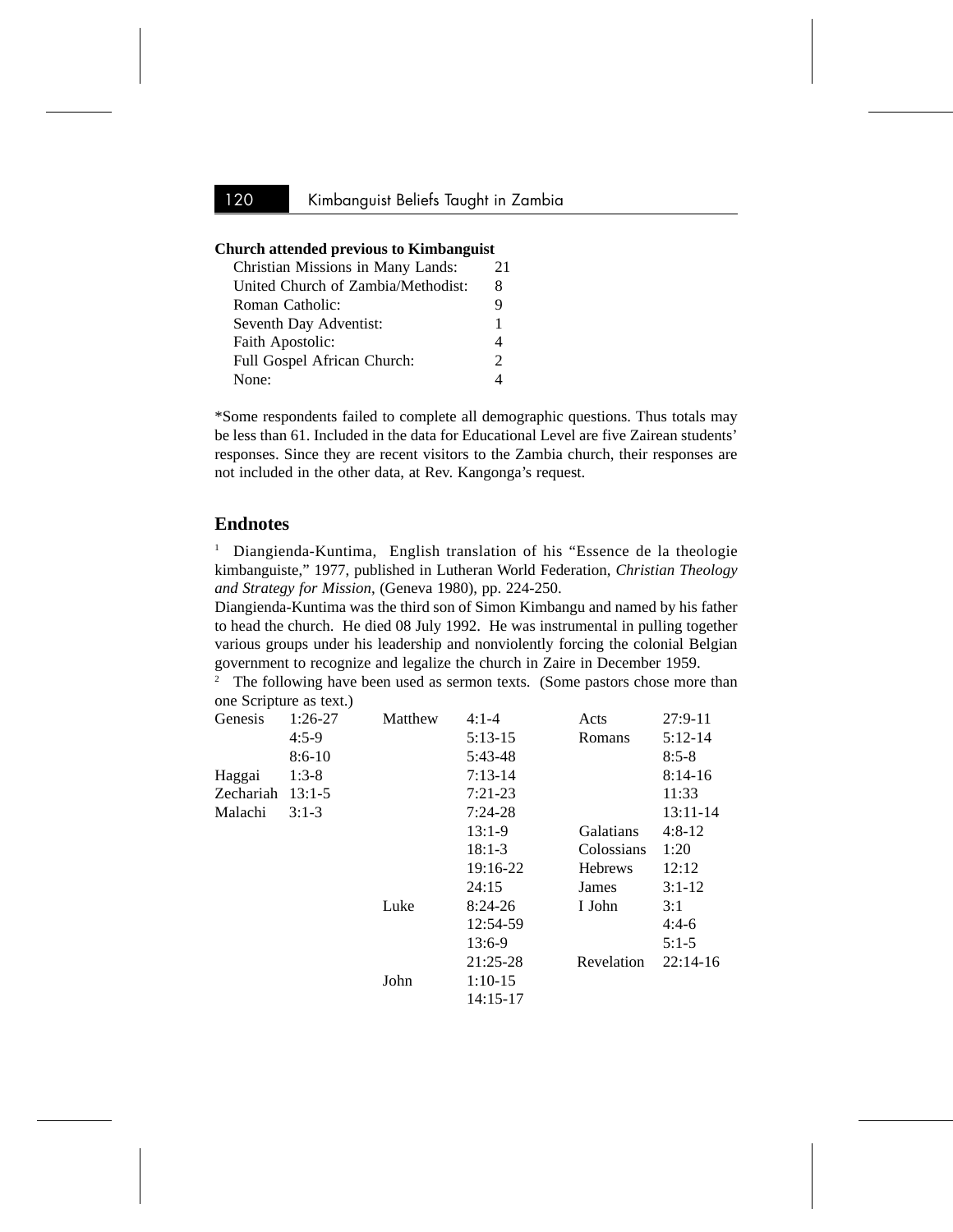**Church attended previous to Kimbanguist**

| | |
|---|---|
| Christian Missions in Many Lands: | 21 |
| United Church of Zambia/Methodist: | 8 |
| Roman Catholic: | 9 |
| Seventh Day Adventist: | 1 |
| Faith Apostolic: | 4 |
| Full Gospel African Church: | 2 |
| None: | 4 |

*Some respondents failed to complete all demographic questions. Thus totals may be less than 61. Included in the data for Educational Level are five Zairean students' responses. Since they are recent visitors to the Zambia church, their responses are not included in the other data, at Rev. Kangonga's request.

## Endnotes

[1] Diangienda-Kuntima, English translation of his "Essence de la theologie kimbanguiste," 1977, published in Lutheran World Federation, *Christian Theology and Strategy for Mission*, (Geneva 1980), pp. 224-250.

Diangienda-Kuntima was the third son of Simon Kimbangu and named by his father to head the church. He died 08 July 1992. He was instrumental in pulling together various groups under his leadership and nonviolently forcing the colonial Belgian government to recognize and legalize the church in Zaire in December 1959.

[2] The following have been used as sermon texts. (Some pastors chose more than one Scripture as text.)

| | | | | | |
|---|---|---|---|---|---|
| Genesis | 1:26-27 | Matthew | 4:1-4 | Acts | 27:9-11 |
| | 4:5-9 | | 5:13-15 | Romans | 5:12-14 |
| | 8:6-10 | | 5:43-48 | | 8:5-8 |
| Haggai | 1:3-8 | | 7:13-14 | | 8:14-16 |
| Zechariah | 13:1-5 | | 7:21-23 | | 11:33 |
| Malachi | 3:1-3 | | 7:24-28 | | 13:11-14 |
| | | | 13:1-9 | Galatians | 4:8-12 |
| | | | 18:1-3 | Colossians | 1:20 |
| | | | 19:16-22 | Hebrews | 12:12 |
| | | | 24:15 | James | 3:1-12 |
| | | Luke | 8:24-26 | I John | 3:1 |
| | | | 12:54-59 | | 4:4-6 |
| | | | 13:6-9 | | 5:1-5 |
| | | | 21:25-28 | Revelation | 22:14-16 |
| | | John | 1:10-15 | | |
| | | | 14:15-17 | | |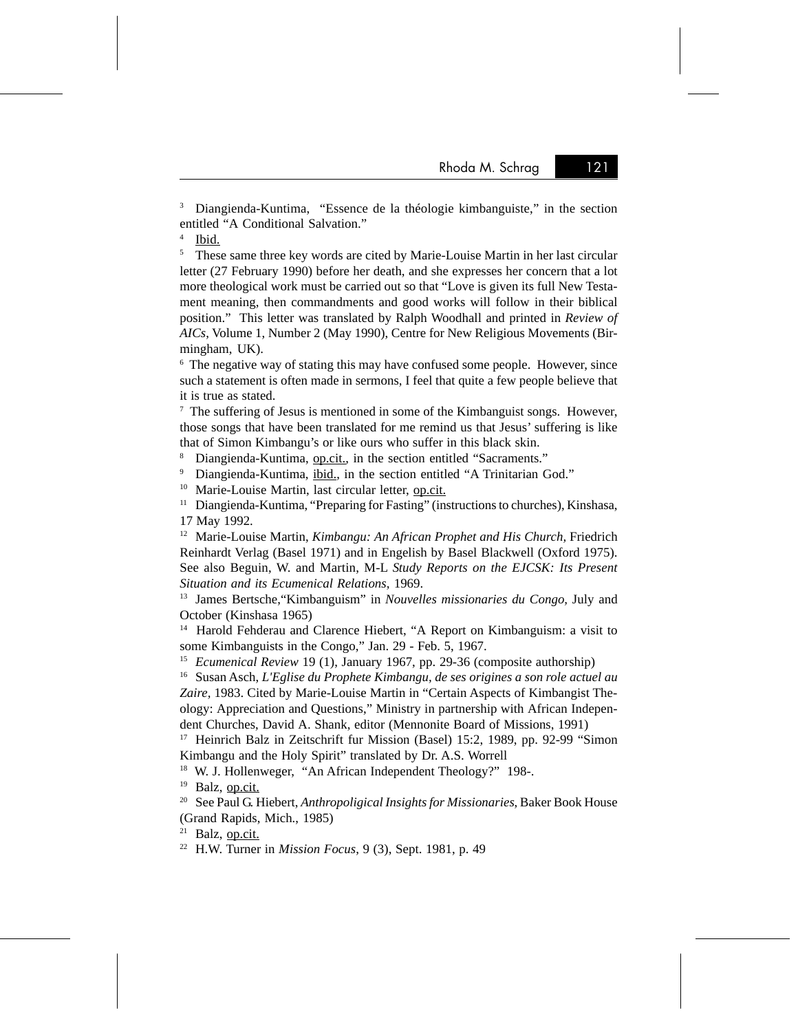[3] Diangienda-Kuntima, "Essence de la théologie kimbanguiste," in the section entitled "A Conditional Salvation."

[4] Ibid.

[5] These same three key words are cited by Marie-Louise Martin in her last circular letter (27 February 1990) before her death, and she expresses her concern that a lot more theological work must be carried out so that "Love is given its full New Testament meaning, then commandments and good works will follow in their biblical position." This letter was translated by Ralph Woodhall and printed in *Review of AICs*, Volume 1, Number 2 (May 1990), Centre for New Religious Movements (Birmingham, UK).

[6] The negative way of stating this may have confused some people. However, since such a statement is often made in sermons, I feel that quite a few people believe that it is true as stated.

[7] The suffering of Jesus is mentioned in some of the Kimbanguist songs. However, those songs that have been translated for me remind us that Jesus' suffering is like that of Simon Kimbangu's or like ours who suffer in this black skin.

[8] Diangienda-Kuntima, op.cit., in the section entitled "Sacraments."

[9] Diangienda-Kuntima, ibid., in the section entitled "A Trinitarian God."

[10] Marie-Louise Martin, last circular letter, op.cit.

[11] Diangienda-Kuntima, "Preparing for Fasting" (instructions to churches), Kinshasa, 17 May 1992.

[12] Marie-Louise Martin, *Kimbangu: An African Prophet and His Church,* Friedrich Reinhardt Verlag (Basel 1971) and in Engelish by Basel Blackwell (Oxford 1975). See also Beguin, W. and Martin, M-L *Study Reports on the EJCSK: Its Present Situation and its Ecumenical Relations*, 1969.

[13] James Bertsche,"Kimbanguism" in *Nouvelles missionaries du Congo*, July and October (Kinshasa 1965)

[14] Harold Fehderau and Clarence Hiebert, "A Report on Kimbanguism: a visit to some Kimbanguists in the Congo," Jan. 29 - Feb. 5, 1967.

[15] *Ecumenical Review* 19 (1), January 1967, pp. 29-36 (composite authorship)

[16] Susan Asch, *L'Eglise du Prophete Kimbangu, de ses origines a son role actuel au Zaire,* 1983. Cited by Marie-Louise Martin in "Certain Aspects of Kimbangist Theology: Appreciation and Questions," Ministry in partnership with African Independent Churches, David A. Shank, editor (Mennonite Board of Missions, 1991)

[17] Heinrich Balz in Zeitschrift fur Mission (Basel) 15:2, 1989, pp. 92-99 "Simon Kimbangu and the Holy Spirit" translated by Dr. A.S. Worrell

[18] W. J. Hollenweger, "An African Independent Theology?" 198-.

[19] Balz, op.cit.

[20] See Paul G. Hiebert, *Anthropoligical Insights for Missionaries*, Baker Book House (Grand Rapids, Mich., 1985)

[21] Balz, op.cit.

[22] H.W. Turner in *Mission Focus*, 9 (3), Sept. 1981, p. 49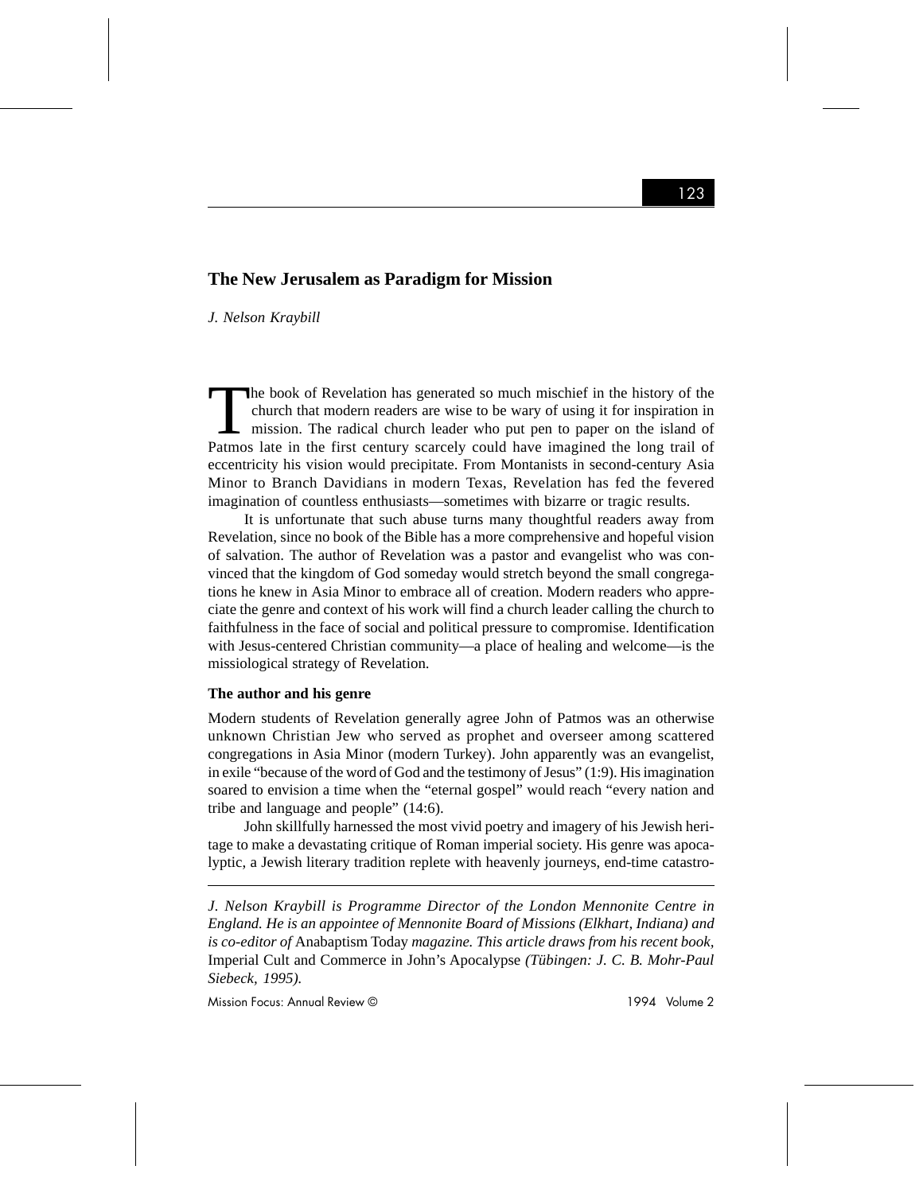## The New Jerusalem as Paradigm for Mission

*J. Nelson Kraybill*

The book of Revelation has generated so much mischief in the history of the church that modern readers are wise to be wary of using it for inspiration in mission. The radical church leader who put pen to paper on the island of Patmos late in the first century scarcely could have imagined the long trail of eccentricity his vision would precipitate. From Montanists in second-century Asia Minor to Branch Davidians in modern Texas, Revelation has fed the fevered imagination of countless enthusiasts—sometimes with bizarre or tragic results.

It is unfortunate that such abuse turns many thoughtful readers away from Revelation, since no book of the Bible has a more comprehensive and hopeful vision of salvation. The author of Revelation was a pastor and evangelist who was convinced that the kingdom of God someday would stretch beyond the small congregations he knew in Asia Minor to embrace all of creation. Modern readers who appreciate the genre and context of his work will find a church leader calling the church to faithfulness in the face of social and political pressure to compromise. Identification with Jesus-centered Christian community—a place of healing and welcome—is the missiological strategy of Revelation.

### The author and his genre

Modern students of Revelation generally agree John of Patmos was an otherwise unknown Christian Jew who served as prophet and overseer among scattered congregations in Asia Minor (modern Turkey). John apparently was an evangelist, in exile "because of the word of God and the testimony of Jesus" (1:9). His imagination soared to envision a time when the "eternal gospel" would reach "every nation and tribe and language and people" (14:6).

John skillfully harnessed the most vivid poetry and imagery of his Jewish heritage to make a devastating critique of Roman imperial society. His genre was apocalyptic, a Jewish literary tradition replete with heavenly journeys, end-time catastro-

---

*J. Nelson Kraybill is Programme Director of the London Mennonite Centre in England. He is an appointee of Mennonite Board of Missions (Elkhart, Indiana) and is co-editor of* Anabaptism Today *magazine. This article draws from his recent book,* Imperial Cult and Commerce in John's Apocalypse *(Tübingen: J. C. B. Mohr-Paul Siebeck, 1995).*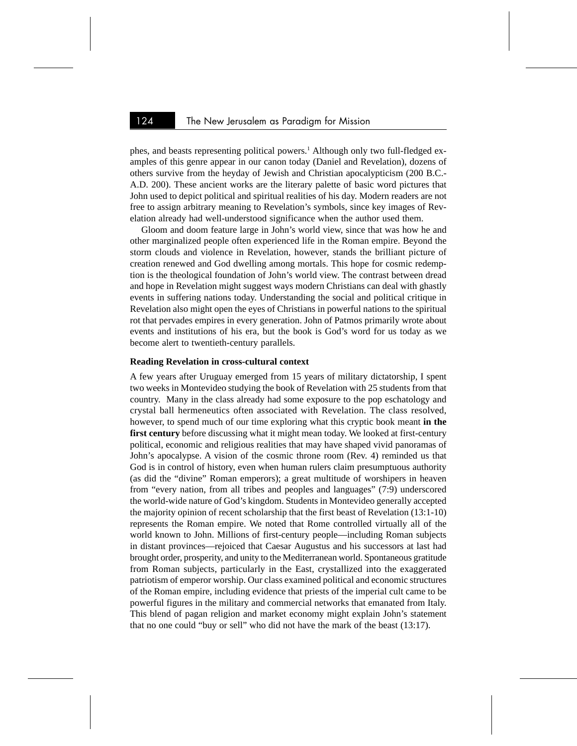phes, and beasts representing political powers.[1] Although only two full-fledged examples of this genre appear in our canon today (Daniel and Revelation), dozens of others survive from the heyday of Jewish and Christian apocalypticism (200 B.C.-A.D. 200). These ancient works are the literary palette of basic word pictures that John used to depict political and spiritual realities of his day. Modern readers are not free to assign arbitrary meaning to Revelation's symbols, since key images of Revelation already had well-understood significance when the author used them.

Gloom and doom feature large in John's world view, since that was how he and other marginalized people often experienced life in the Roman empire. Beyond the storm clouds and violence in Revelation, however, stands the brilliant picture of creation renewed and God dwelling among mortals. This hope for cosmic redemption is the theological foundation of John's world view. The contrast between dread and hope in Revelation might suggest ways modern Christians can deal with ghastly events in suffering nations today. Understanding the social and political critique in Revelation also might open the eyes of Christians in powerful nations to the spiritual rot that pervades empires in every generation. John of Patmos primarily wrote about events and institutions of his era, but the book is God's word for us today as we become alert to twentieth-century parallels.

**Reading Revelation in cross-cultural context**

A few years after Uruguay emerged from 15 years of military dictatorship, I spent two weeks in Montevideo studying the book of Revelation with 25 students from that country. Many in the class already had some exposure to the pop eschatology and crystal ball hermeneutics often associated with Revelation. The class resolved, however, to spend much of our time exploring what this cryptic book meant **in the first century** before discussing what it might mean today. We looked at first-century political, economic and religious realities that may have shaped vivid panoramas of John's apocalypse. A vision of the cosmic throne room (Rev. 4) reminded us that God is in control of history, even when human rulers claim presumptuous authority (as did the "divine" Roman emperors); a great multitude of worshipers in heaven from "every nation, from all tribes and peoples and languages" (7:9) underscored the world-wide nature of God's kingdom. Students in Montevideo generally accepted the majority opinion of recent scholarship that the first beast of Revelation (13:1-10) represents the Roman empire. We noted that Rome controlled virtually all of the world known to John. Millions of first-century people—including Roman subjects in distant provinces—rejoiced that Caesar Augustus and his successors at last had brought order, prosperity, and unity to the Mediterranean world. Spontaneous gratitude from Roman subjects, particularly in the East, crystallized into the exaggerated patriotism of emperor worship. Our class examined political and economic structures of the Roman empire, including evidence that priests of the imperial cult came to be powerful figures in the military and commercial networks that emanated from Italy. This blend of pagan religion and market economy might explain John's statement that no one could "buy or sell" who did not have the mark of the beast (13:17).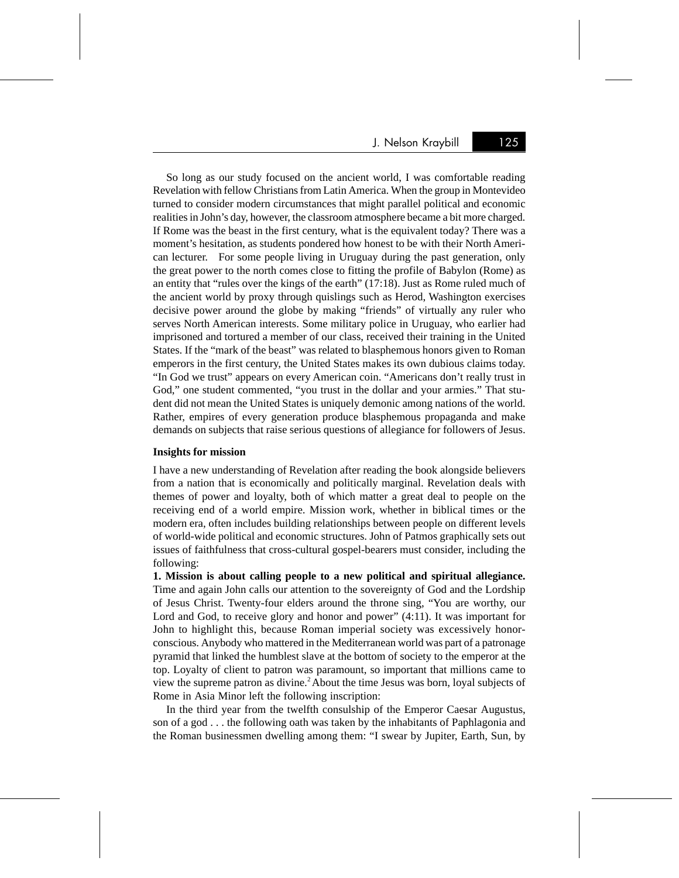So long as our study focused on the ancient world, I was comfortable reading Revelation with fellow Christians from Latin America. When the group in Montevideo turned to consider modern circumstances that might parallel political and economic realities in John's day, however, the classroom atmosphere became a bit more charged. If Rome was the beast in the first century, what is the equivalent today? There was a moment's hesitation, as students pondered how honest to be with their North American lecturer. For some people living in Uruguay during the past generation, only the great power to the north comes close to fitting the profile of Babylon (Rome) as an entity that "rules over the kings of the earth" (17:18). Just as Rome ruled much of the ancient world by proxy through quislings such as Herod, Washington exercises decisive power around the globe by making "friends" of virtually any ruler who serves North American interests. Some military police in Uruguay, who earlier had imprisoned and tortured a member of our class, received their training in the United States. If the "mark of the beast" was related to blasphemous honors given to Roman emperors in the first century, the United States makes its own dubious claims today. "In God we trust" appears on every American coin. "Americans don't really trust in God," one student commented, "you trust in the dollar and your armies." That student did not mean the United States is uniquely demonic among nations of the world. Rather, empires of every generation produce blasphemous propaganda and make demands on subjects that raise serious questions of allegiance for followers of Jesus.

**Insights for mission**

I have a new understanding of Revelation after reading the book alongside believers from a nation that is economically and politically marginal. Revelation deals with themes of power and loyalty, both of which matter a great deal to people on the receiving end of a world empire. Mission work, whether in biblical times or the modern era, often includes building relationships between people on different levels of world-wide political and economic structures. John of Patmos graphically sets out issues of faithfulness that cross-cultural gospel-bearers must consider, including the following:

**1. Mission is about calling people to a new political and spiritual allegiance.** Time and again John calls our attention to the sovereignty of God and the Lordship of Jesus Christ. Twenty-four elders around the throne sing, "You are worthy, our Lord and God, to receive glory and honor and power" (4:11). It was important for John to highlight this, because Roman imperial society was excessively honor-conscious. Anybody who mattered in the Mediterranean world was part of a patronage pyramid that linked the humblest slave at the bottom of society to the emperor at the top. Loyalty of client to patron was paramount, so important that millions came to view the supreme patron as divine.[2] About the time Jesus was born, loyal subjects of Rome in Asia Minor left the following inscription:

In the third year from the twelfth consulship of the Emperor Caesar Augustus, son of a god . . . the following oath was taken by the inhabitants of Paphlagonia and the Roman businessmen dwelling among them: "I swear by Jupiter, Earth, Sun, by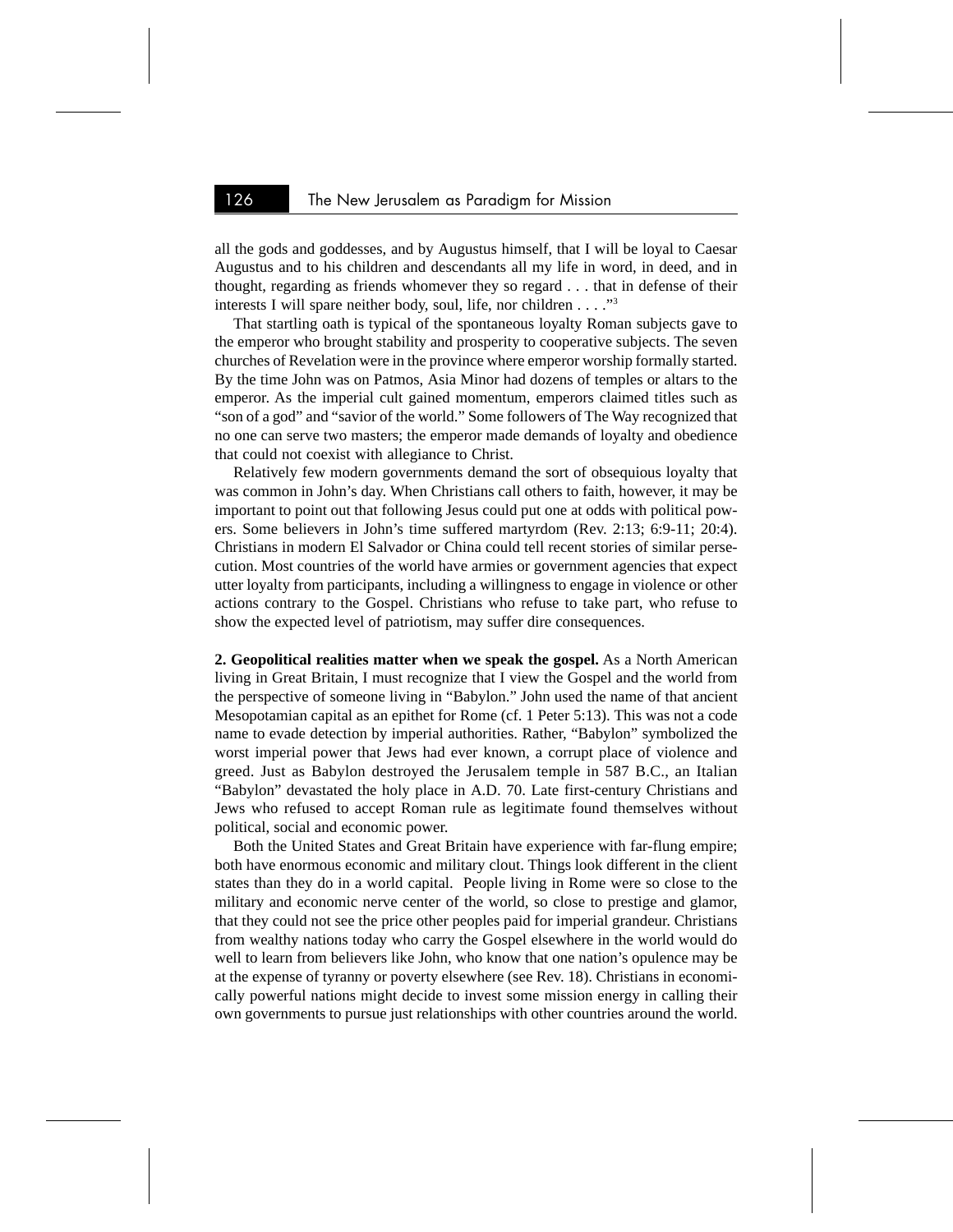all the gods and goddesses, and by Augustus himself, that I will be loyal to Caesar Augustus and to his children and descendants all my life in word, in deed, and in thought, regarding as friends whomever they so regard . . . that in defense of their interests I will spare neither body, soul, life, nor children . . . ."[3]

That startling oath is typical of the spontaneous loyalty Roman subjects gave to the emperor who brought stability and prosperity to cooperative subjects. The seven churches of Revelation were in the province where emperor worship formally started. By the time John was on Patmos, Asia Minor had dozens of temples or altars to the emperor. As the imperial cult gained momentum, emperors claimed titles such as "son of a god" and "savior of the world." Some followers of The Way recognized that no one can serve two masters; the emperor made demands of loyalty and obedience that could not coexist with allegiance to Christ.

Relatively few modern governments demand the sort of obsequious loyalty that was common in John's day. When Christians call others to faith, however, it may be important to point out that following Jesus could put one at odds with political powers. Some believers in John's time suffered martyrdom (Rev. 2:13; 6:9-11; 20:4). Christians in modern El Salvador or China could tell recent stories of similar persecution. Most countries of the world have armies or government agencies that expect utter loyalty from participants, including a willingness to engage in violence or other actions contrary to the Gospel. Christians who refuse to take part, who refuse to show the expected level of patriotism, may suffer dire consequences.

**2. Geopolitical realities matter when we speak the gospel.** As a North American living in Great Britain, I must recognize that I view the Gospel and the world from the perspective of someone living in "Babylon." John used the name of that ancient Mesopotamian capital as an epithet for Rome (cf. 1 Peter 5:13). This was not a code name to evade detection by imperial authorities. Rather, "Babylon" symbolized the worst imperial power that Jews had ever known, a corrupt place of violence and greed. Just as Babylon destroyed the Jerusalem temple in 587 B.C., an Italian "Babylon" devastated the holy place in A.D. 70. Late first-century Christians and Jews who refused to accept Roman rule as legitimate found themselves without political, social and economic power.

Both the United States and Great Britain have experience with far-flung empire; both have enormous economic and military clout. Things look different in the client states than they do in a world capital. People living in Rome were so close to the military and economic nerve center of the world, so close to prestige and glamor, that they could not see the price other peoples paid for imperial grandeur. Christians from wealthy nations today who carry the Gospel elsewhere in the world would do well to learn from believers like John, who know that one nation's opulence may be at the expense of tyranny or poverty elsewhere (see Rev. 18). Christians in economically powerful nations might decide to invest some mission energy in calling their own governments to pursue just relationships with other countries around the world.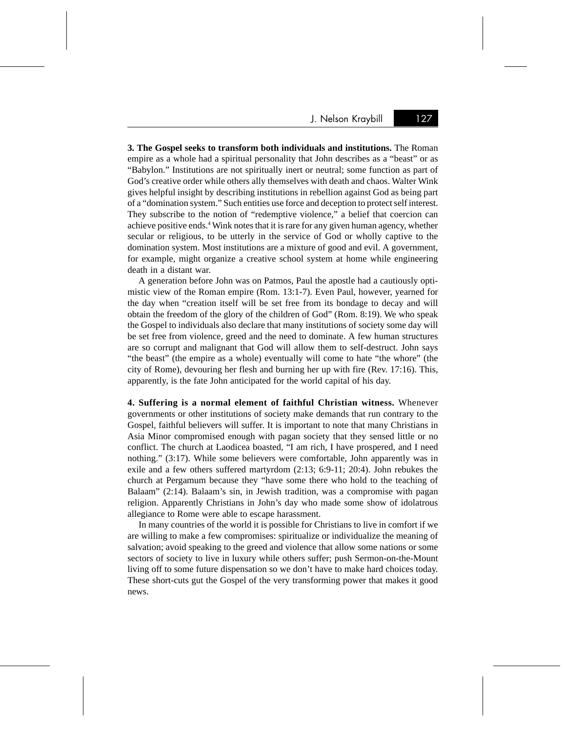**3. The Gospel seeks to transform both individuals and institutions.** The Roman empire as a whole had a spiritual personality that John describes as a "beast" or as "Babylon." Institutions are not spiritually inert or neutral; some function as part of God's creative order while others ally themselves with death and chaos. Walter Wink gives helpful insight by describing institutions in rebellion against God as being part of a "domination system." Such entities use force and deception to protect self interest. They subscribe to the notion of "redemptive violence," a belief that coercion can achieve positive ends.[4] Wink notes that it is rare for any given human agency, whether secular or religious, to be utterly in the service of God or wholly captive to the domination system. Most institutions are a mixture of good and evil. A government, for example, might organize a creative school system at home while engineering death in a distant war.

A generation before John was on Patmos, Paul the apostle had a cautiously optimistic view of the Roman empire (Rom. 13:1-7). Even Paul, however, yearned for the day when "creation itself will be set free from its bondage to decay and will obtain the freedom of the glory of the children of God" (Rom. 8:19). We who speak the Gospel to individuals also declare that many institutions of society some day will be set free from violence, greed and the need to dominate. A few human structures are so corrupt and malignant that God will allow them to self-destruct. John says "the beast" (the empire as a whole) eventually will come to hate "the whore" (the city of Rome), devouring her flesh and burning her up with fire (Rev. 17:16). This, apparently, is the fate John anticipated for the world capital of his day.

**4. Suffering is a normal element of faithful Christian witness.** Whenever governments or other institutions of society make demands that run contrary to the Gospel, faithful believers will suffer. It is important to note that many Christians in Asia Minor compromised enough with pagan society that they sensed little or no conflict. The church at Laodicea boasted, "I am rich, I have prospered, and I need nothing." (3:17). While some believers were comfortable, John apparently was in exile and a few others suffered martyrdom (2:13; 6:9-11; 20:4). John rebukes the church at Pergamum because they "have some there who hold to the teaching of Balaam" (2:14). Balaam's sin, in Jewish tradition, was a compromise with pagan religion. Apparently Christians in John's day who made some show of idolatrous allegiance to Rome were able to escape harassment.

In many countries of the world it is possible for Christians to live in comfort if we are willing to make a few compromises: spiritualize or individualize the meaning of salvation; avoid speaking to the greed and violence that allow some nations or some sectors of society to live in luxury while others suffer; push Sermon-on-the-Mount living off to some future dispensation so we don't have to make hard choices today. These short-cuts gut the Gospel of the very transforming power that makes it good news.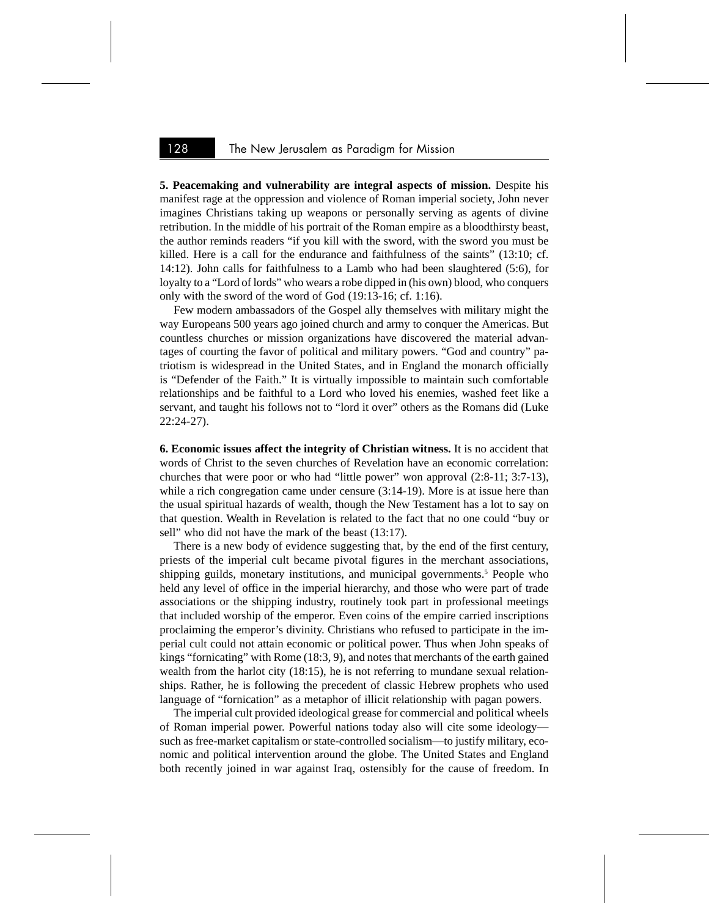**5. Peacemaking and vulnerability are integral aspects of mission.** Despite his manifest rage at the oppression and violence of Roman imperial society, John never imagines Christians taking up weapons or personally serving as agents of divine retribution. In the middle of his portrait of the Roman empire as a bloodthirsty beast, the author reminds readers "if you kill with the sword, with the sword you must be killed. Here is a call for the endurance and faithfulness of the saints" (13:10; cf. 14:12). John calls for faithfulness to a Lamb who had been slaughtered (5:6), for loyalty to a "Lord of lords" who wears a robe dipped in (his own) blood, who conquers only with the sword of the word of God (19:13-16; cf. 1:16).

Few modern ambassadors of the Gospel ally themselves with military might the way Europeans 500 years ago joined church and army to conquer the Americas. But countless churches or mission organizations have discovered the material advantages of courting the favor of political and military powers. "God and country" patriotism is widespread in the United States, and in England the monarch officially is "Defender of the Faith." It is virtually impossible to maintain such comfortable relationships and be faithful to a Lord who loved his enemies, washed feet like a servant, and taught his follows not to "lord it over" others as the Romans did (Luke 22:24-27).

**6. Economic issues affect the integrity of Christian witness.** It is no accident that words of Christ to the seven churches of Revelation have an economic correlation: churches that were poor or who had "little power" won approval (2:8-11; 3:7-13), while a rich congregation came under censure (3:14-19). More is at issue here than the usual spiritual hazards of wealth, though the New Testament has a lot to say on that question. Wealth in Revelation is related to the fact that no one could "buy or sell" who did not have the mark of the beast (13:17).

There is a new body of evidence suggesting that, by the end of the first century, priests of the imperial cult became pivotal figures in the merchant associations, shipping guilds, monetary institutions, and municipal governments.[5] People who held any level of office in the imperial hierarchy, and those who were part of trade associations or the shipping industry, routinely took part in professional meetings that included worship of the emperor. Even coins of the empire carried inscriptions proclaiming the emperor's divinity. Christians who refused to participate in the imperial cult could not attain economic or political power. Thus when John speaks of kings "fornicating" with Rome (18:3, 9), and notes that merchants of the earth gained wealth from the harlot city (18:15), he is not referring to mundane sexual relationships. Rather, he is following the precedent of classic Hebrew prophets who used language of "fornication" as a metaphor of illicit relationship with pagan powers.

The imperial cult provided ideological grease for commercial and political wheels of Roman imperial power. Powerful nations today also will cite some ideology—such as free-market capitalism or state-controlled socialism—to justify military, economic and political intervention around the globe. The United States and England both recently joined in war against Iraq, ostensibly for the cause of freedom. In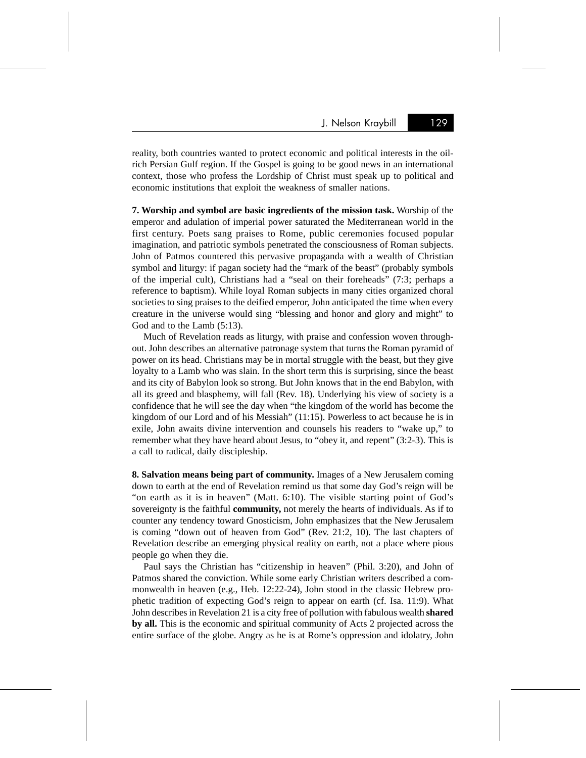reality, both countries wanted to protect economic and political interests in the oil-rich Persian Gulf region. If the Gospel is going to be good news in an international context, those who profess the Lordship of Christ must speak up to political and economic institutions that exploit the weakness of smaller nations.

**7. Worship and symbol are basic ingredients of the mission task.** Worship of the emperor and adulation of imperial power saturated the Mediterranean world in the first century. Poets sang praises to Rome, public ceremonies focused popular imagination, and patriotic symbols penetrated the consciousness of Roman subjects. John of Patmos countered this pervasive propaganda with a wealth of Christian symbol and liturgy: if pagan society had the "mark of the beast" (probably symbols of the imperial cult), Christians had a "seal on their foreheads" (7:3; perhaps a reference to baptism). While loyal Roman subjects in many cities organized choral societies to sing praises to the deified emperor, John anticipated the time when every creature in the universe would sing "blessing and honor and glory and might" to God and to the Lamb (5:13).

Much of Revelation reads as liturgy, with praise and confession woven throughout. John describes an alternative patronage system that turns the Roman pyramid of power on its head. Christians may be in mortal struggle with the beast, but they give loyalty to a Lamb who was slain. In the short term this is surprising, since the beast and its city of Babylon look so strong. But John knows that in the end Babylon, with all its greed and blasphemy, will fall (Rev. 18). Underlying his view of society is a confidence that he will see the day when "the kingdom of the world has become the kingdom of our Lord and of his Messiah" (11:15). Powerless to act because he is in exile, John awaits divine intervention and counsels his readers to "wake up," to remember what they have heard about Jesus, to "obey it, and repent" (3:2-3). This is a call to radical, daily discipleship.

**8. Salvation means being part of community.** Images of a New Jerusalem coming down to earth at the end of Revelation remind us that some day God's reign will be "on earth as it is in heaven" (Matt. 6:10). The visible starting point of God's sovereignty is the faithful **community,** not merely the hearts of individuals. As if to counter any tendency toward Gnosticism, John emphasizes that the New Jerusalem is coming "down out of heaven from God" (Rev. 21:2, 10). The last chapters of Revelation describe an emerging physical reality on earth, not a place where pious people go when they die.

Paul says the Christian has "citizenship in heaven" (Phil. 3:20), and John of Patmos shared the conviction. While some early Christian writers described a commonwealth in heaven (e.g., Heb. 12:22-24), John stood in the classic Hebrew prophetic tradition of expecting God's reign to appear on earth (cf. Isa. 11:9). What John describes in Revelation 21 is a city free of pollution with fabulous wealth **shared by all.** This is the economic and spiritual community of Acts 2 projected across the entire surface of the globe. Angry as he is at Rome's oppression and idolatry, John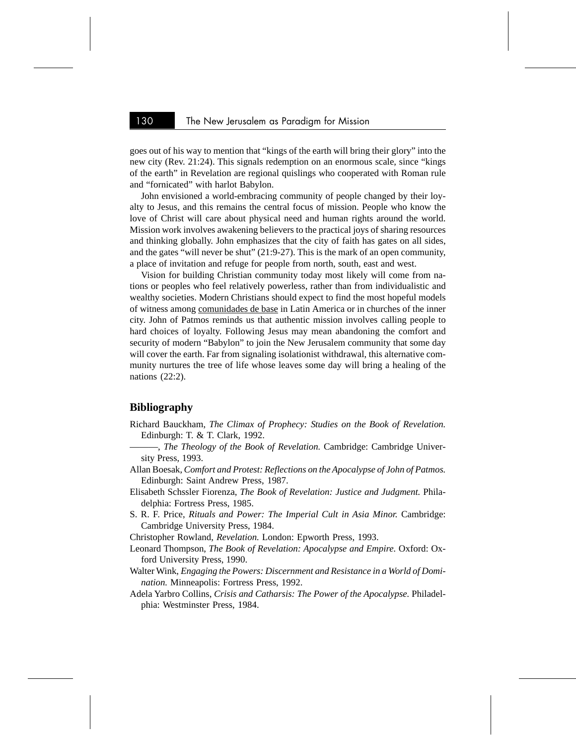goes out of his way to mention that "kings of the earth will bring their glory" into the new city (Rev. 21:24). This signals redemption on an enormous scale, since "kings of the earth" in Revelation are regional quislings who cooperated with Roman rule and "fornicated" with harlot Babylon.

John envisioned a world-embracing community of people changed by their loyalty to Jesus, and this remains the central focus of mission. People who know the love of Christ will care about physical need and human rights around the world. Mission work involves awakening believers to the practical joys of sharing resources and thinking globally. John emphasizes that the city of faith has gates on all sides, and the gates "will never be shut" (21:9-27). This is the mark of an open community, a place of invitation and refuge for people from north, south, east and west.

Vision for building Christian community today most likely will come from nations or peoples who feel relatively powerless, rather than from individualistic and wealthy societies. Modern Christians should expect to find the most hopeful models of witness among comunidades de base in Latin America or in churches of the inner city. John of Patmos reminds us that authentic mission involves calling people to hard choices of loyalty. Following Jesus may mean abandoning the comfort and security of modern "Babylon" to join the New Jerusalem community that some day will cover the earth. Far from signaling isolationist withdrawal, this alternative community nurtures the tree of life whose leaves some day will bring a healing of the nations (22:2).

## Bibliography

Richard Bauckham, *The Climax of Prophecy: Studies on the Book of Revelation.* Edinburgh: T. & T. Clark, 1992.

———, *The Theology of the Book of Revelation.* Cambridge: Cambridge University Press, 1993.

Allan Boesak, *Comfort and Protest: Reflections on the Apocalypse of John of Patmos.* Edinburgh: Saint Andrew Press, 1987.

Elisabeth Schssler Fiorenza, *The Book of Revelation: Justice and Judgment.* Philadelphia: Fortress Press, 1985.

S. R. F. Price, *Rituals and Power: The Imperial Cult in Asia Minor.* Cambridge: Cambridge University Press, 1984.

Christopher Rowland, *Revelation.* London: Epworth Press, 1993.

Leonard Thompson, *The Book of Revelation: Apocalypse and Empire.* Oxford: Oxford University Press, 1990.

Walter Wink, *Engaging the Powers: Discernment and Resistance in a World of Domination.* Minneapolis: Fortress Press, 1992.

Adela Yarbro Collins, *Crisis and Catharsis: The Power of the Apocalypse.* Philadelphia: Westminster Press, 1984.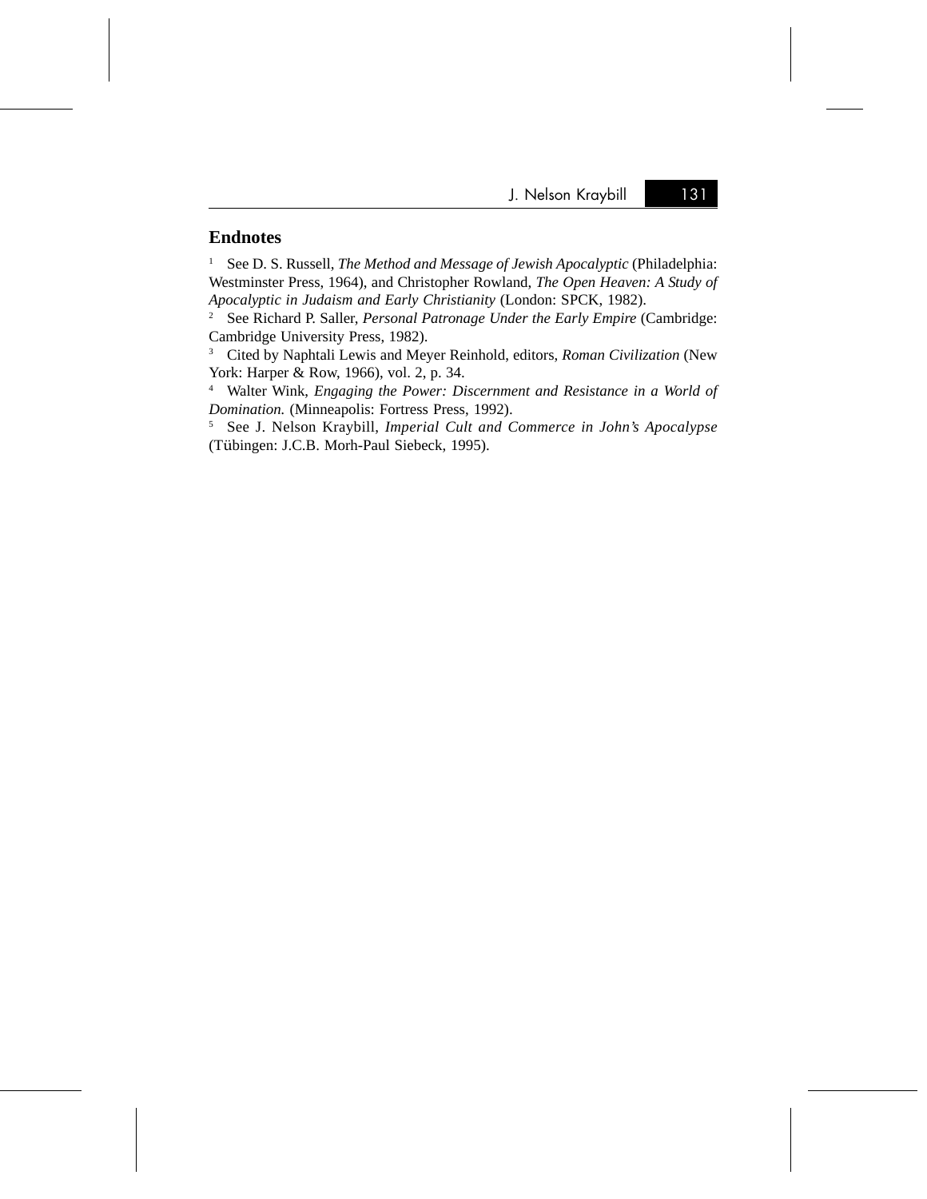## Endnotes

[1] See D. S. Russell, *The Method and Message of Jewish Apocalyptic* (Philadelphia: Westminster Press, 1964), and Christopher Rowland, *The Open Heaven: A Study of Apocalyptic in Judaism and Early Christianity* (London: SPCK, 1982).

[2] See Richard P. Saller, *Personal Patronage Under the Early Empire* (Cambridge: Cambridge University Press, 1982).

[3] Cited by Naphtali Lewis and Meyer Reinhold, editors, *Roman Civilization* (New York: Harper & Row, 1966), vol. 2, p. 34.

[4] Walter Wink, *Engaging the Power: Discernment and Resistance in a World of Domination.* (Minneapolis: Fortress Press, 1992).

[5] See J. Nelson Kraybill, *Imperial Cult and Commerce in John's Apocalypse* (Tübingen: J.C.B. Morh-Paul Siebeck, 1995).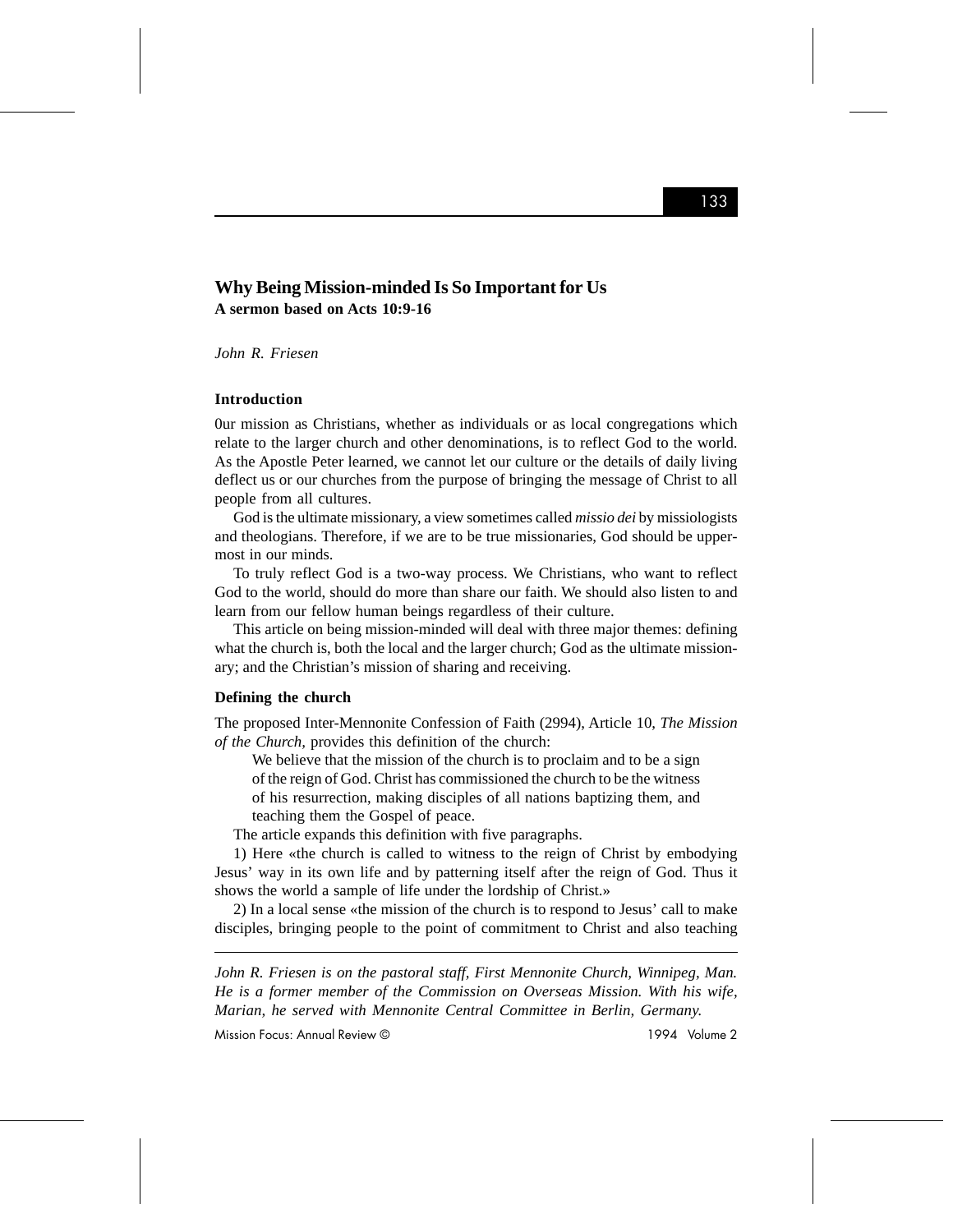## Why Being Mission-minded Is So Important for Us

**A sermon based on Acts 10:9-16**

*John R. Friesen*

### Introduction

0ur mission as Christians, whether as individuals or as local congregations which relate to the larger church and other denominations, is to reflect God to the world. As the Apostle Peter learned, we cannot let our culture or the details of daily living deflect us or our churches from the purpose of bringing the message of Christ to all people from all cultures.

God is the ultimate missionary, a view sometimes called *missio dei* by missiologists and theologians. Therefore, if we are to be true missionaries, God should be uppermost in our minds.

To truly reflect God is a two-way process. We Christians, who want to reflect God to the world, should do more than share our faith. We should also listen to and learn from our fellow human beings regardless of their culture.

This article on being mission-minded will deal with three major themes: defining what the church is, both the local and the larger church; God as the ultimate missionary; and the Christian's mission of sharing and receiving.

### Defining the church

The proposed Inter-Mennonite Confession of Faith (2994), Article 10, *The Mission of the Church*, provides this definition of the church:

> We believe that the mission of the church is to proclaim and to be a sign of the reign of God. Christ has commissioned the church to be the witness of his resurrection, making disciples of all nations baptizing them, and teaching them the Gospel of peace.

The article expands this definition with five paragraphs.

1) Here «the church is called to witness to the reign of Christ by embodying Jesus' way in its own life and by patterning itself after the reign of God. Thus it shows the world a sample of life under the lordship of Christ.»

2) In a local sense «the mission of the church is to respond to Jesus' call to make disciples, bringing people to the point of commitment to Christ and also teaching

---

*John R. Friesen is on the pastoral staff, First Mennonite Church, Winnipeg, Man. He is a former member of the Commission on Overseas Mission. With his wife, Marian, he served with Mennonite Central Committee in Berlin, Germany.*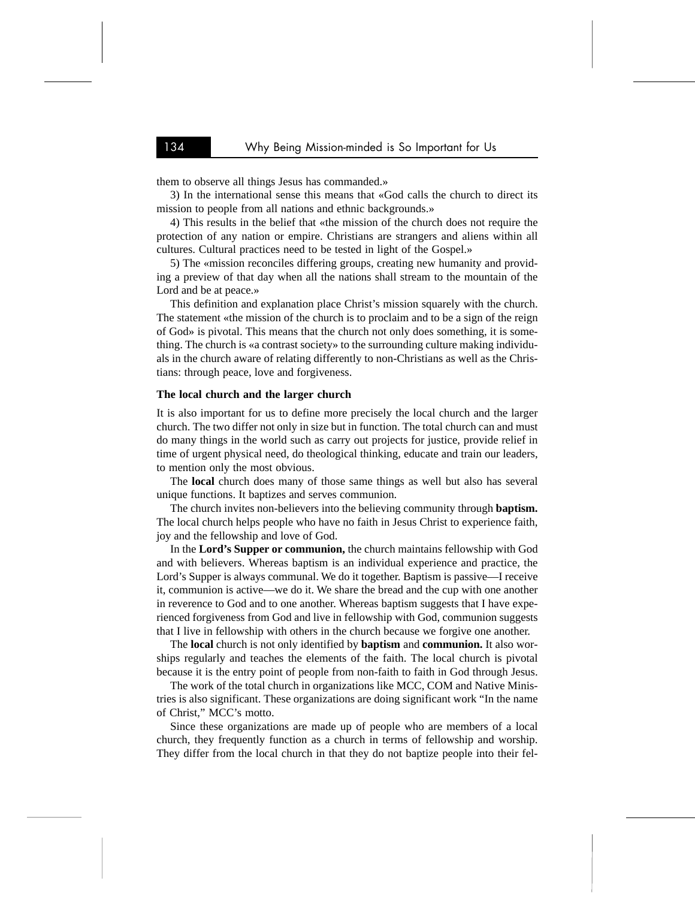them to observe all things Jesus has commanded.»

3) In the international sense this means that «God calls the church to direct its mission to people from all nations and ethnic backgrounds.»

4) This results in the belief that «the mission of the church does not require the protection of any nation or empire. Christians are strangers and aliens within all cultures. Cultural practices need to be tested in light of the Gospel.»

5) The «mission reconciles differing groups, creating new humanity and providing a preview of that day when all the nations shall stream to the mountain of the Lord and be at peace.»

This definition and explanation place Christ's mission squarely with the church. The statement «the mission of the church is to proclaim and to be a sign of the reign of God» is pivotal. This means that the church not only does something, it is something. The church is «a contrast society» to the surrounding culture making individuals in the church aware of relating differently to non-Christians as well as the Christians: through peace, love and forgiveness.

**The local church and the larger church**

It is also important for us to define more precisely the local church and the larger church. The two differ not only in size but in function. The total church can and must do many things in the world such as carry out projects for justice, provide relief in time of urgent physical need, do theological thinking, educate and train our leaders, to mention only the most obvious.

The **local** church does many of those same things as well but also has several unique functions. It baptizes and serves communion.

The church invites non-believers into the believing community through **baptism.** The local church helps people who have no faith in Jesus Christ to experience faith, joy and the fellowship and love of God.

In the **Lord's Supper or communion,** the church maintains fellowship with God and with believers. Whereas baptism is an individual experience and practice, the Lord's Supper is always communal. We do it together. Baptism is passive—I receive it, communion is active—we do it. We share the bread and the cup with one another in reverence to God and to one another. Whereas baptism suggests that I have experienced forgiveness from God and live in fellowship with God, communion suggests that I live in fellowship with others in the church because we forgive one another.

The **local** church is not only identified by **baptism** and **communion.** It also worships regularly and teaches the elements of the faith. The local church is pivotal because it is the entry point of people from non-faith to faith in God through Jesus.

The work of the total church in organizations like MCC, COM and Native Ministries is also significant. These organizations are doing significant work "In the name of Christ," MCC's motto.

Since these organizations are made up of people who are members of a local church, they frequently function as a church in terms of fellowship and worship. They differ from the local church in that they do not baptize people into their fel-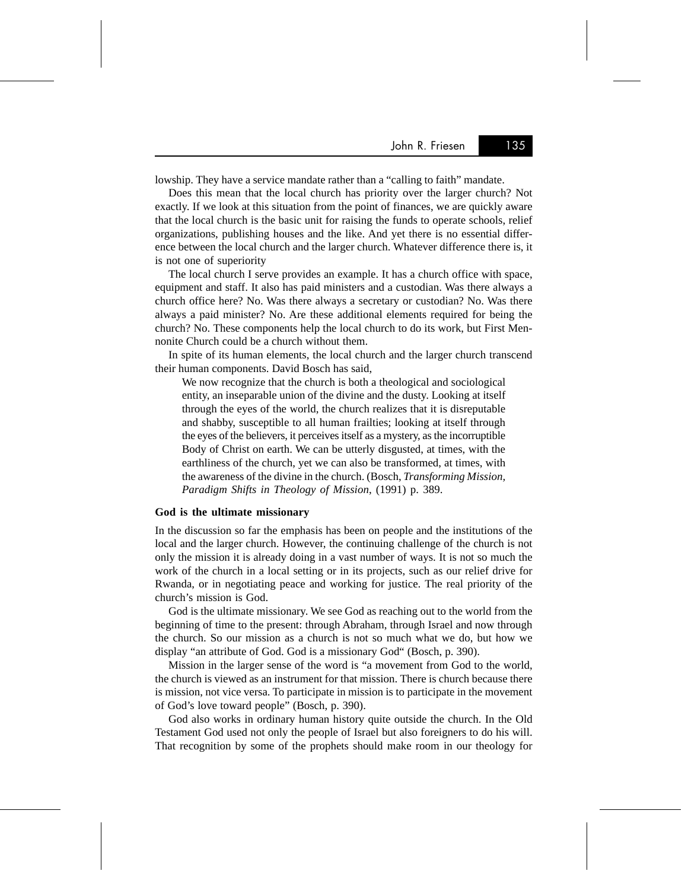lowship. They have a service mandate rather than a "calling to faith" mandate.

Does this mean that the local church has priority over the larger church? Not exactly. If we look at this situation from the point of finances, we are quickly aware that the local church is the basic unit for raising the funds to operate schools, relief organizations, publishing houses and the like. And yet there is no essential difference between the local church and the larger church. Whatever difference there is, it is not one of superiority

The local church I serve provides an example. It has a church office with space, equipment and staff. It also has paid ministers and a custodian. Was there always a church office here? No. Was there always a secretary or custodian? No. Was there always a paid minister? No. Are these additional elements required for being the church? No. These components help the local church to do its work, but First Mennonite Church could be a church without them.

In spite of its human elements, the local church and the larger church transcend their human components. David Bosch has said,

> We now recognize that the church is both a theological and sociological entity, an inseparable union of the divine and the dusty. Looking at itself through the eyes of the world, the church realizes that it is disreputable and shabby, susceptible to all human frailties; looking at itself through the eyes of the believers, it perceives itself as a mystery, as the incorruptible Body of Christ on earth. We can be utterly disgusted, at times, with the earthliness of the church, yet we can also be transformed, at times, with the awareness of the divine in the church. (Bosch, *Transforming Mission, Paradigm Shifts in Theology of Mission*, (1991) p. 389.

**God is the ultimate missionary**

In the discussion so far the emphasis has been on people and the institutions of the local and the larger church. However, the continuing challenge of the church is not only the mission it is already doing in a vast number of ways. It is not so much the work of the church in a local setting or in its projects, such as our relief drive for Rwanda, or in negotiating peace and working for justice. The real priority of the church's mission is God.

God is the ultimate missionary. We see God as reaching out to the world from the beginning of time to the present: through Abraham, through Israel and now through the church. So our mission as a church is not so much what we do, but how we display "an attribute of God. God is a missionary God" (Bosch, p. 390).

Mission in the larger sense of the word is "a movement from God to the world, the church is viewed as an instrument for that mission. There is church because there is mission, not vice versa. To participate in mission is to participate in the movement of God's love toward people" (Bosch, p. 390).

God also works in ordinary human history quite outside the church. In the Old Testament God used not only the people of Israel but also foreigners to do his will. That recognition by some of the prophets should make room in our theology for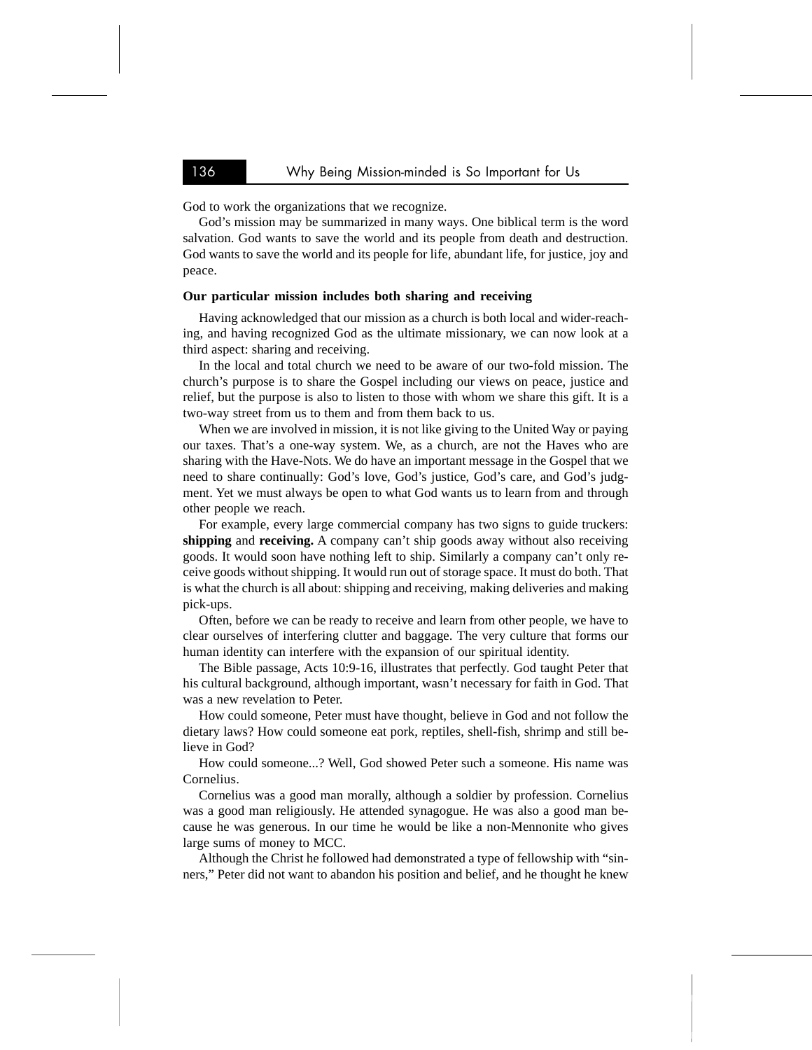God to work the organizations that we recognize.

God's mission may be summarized in many ways. One biblical term is the word salvation. God wants to save the world and its people from death and destruction. God wants to save the world and its people for life, abundant life, for justice, joy and peace.

**Our particular mission includes both sharing and receiving**

Having acknowledged that our mission as a church is both local and wider-reaching, and having recognized God as the ultimate missionary, we can now look at a third aspect: sharing and receiving.

In the local and total church we need to be aware of our two-fold mission. The church's purpose is to share the Gospel including our views on peace, justice and relief, but the purpose is also to listen to those with whom we share this gift. It is a two-way street from us to them and from them back to us.

When we are involved in mission, it is not like giving to the United Way or paying our taxes. That's a one-way system. We, as a church, are not the Haves who are sharing with the Have-Nots. We do have an important message in the Gospel that we need to share continually: God's love, God's justice, God's care, and God's judgment. Yet we must always be open to what God wants us to learn from and through other people we reach.

For example, every large commercial company has two signs to guide truckers: **shipping** and **receiving.** A company can't ship goods away without also receiving goods. It would soon have nothing left to ship. Similarly a company can't only receive goods without shipping. It would run out of storage space. It must do both. That is what the church is all about: shipping and receiving, making deliveries and making pick-ups.

Often, before we can be ready to receive and learn from other people, we have to clear ourselves of interfering clutter and baggage. The very culture that forms our human identity can interfere with the expansion of our spiritual identity.

The Bible passage, Acts 10:9-16, illustrates that perfectly. God taught Peter that his cultural background, although important, wasn't necessary for faith in God. That was a new revelation to Peter.

How could someone, Peter must have thought, believe in God and not follow the dietary laws? How could someone eat pork, reptiles, shell-fish, shrimp and still believe in God?

How could someone...? Well, God showed Peter such a someone. His name was Cornelius.

Cornelius was a good man morally, although a soldier by profession. Cornelius was a good man religiously. He attended synagogue. He was also a good man because he was generous. In our time he would be like a non-Mennonite who gives large sums of money to MCC.

Although the Christ he followed had demonstrated a type of fellowship with "sinners," Peter did not want to abandon his position and belief, and he thought he knew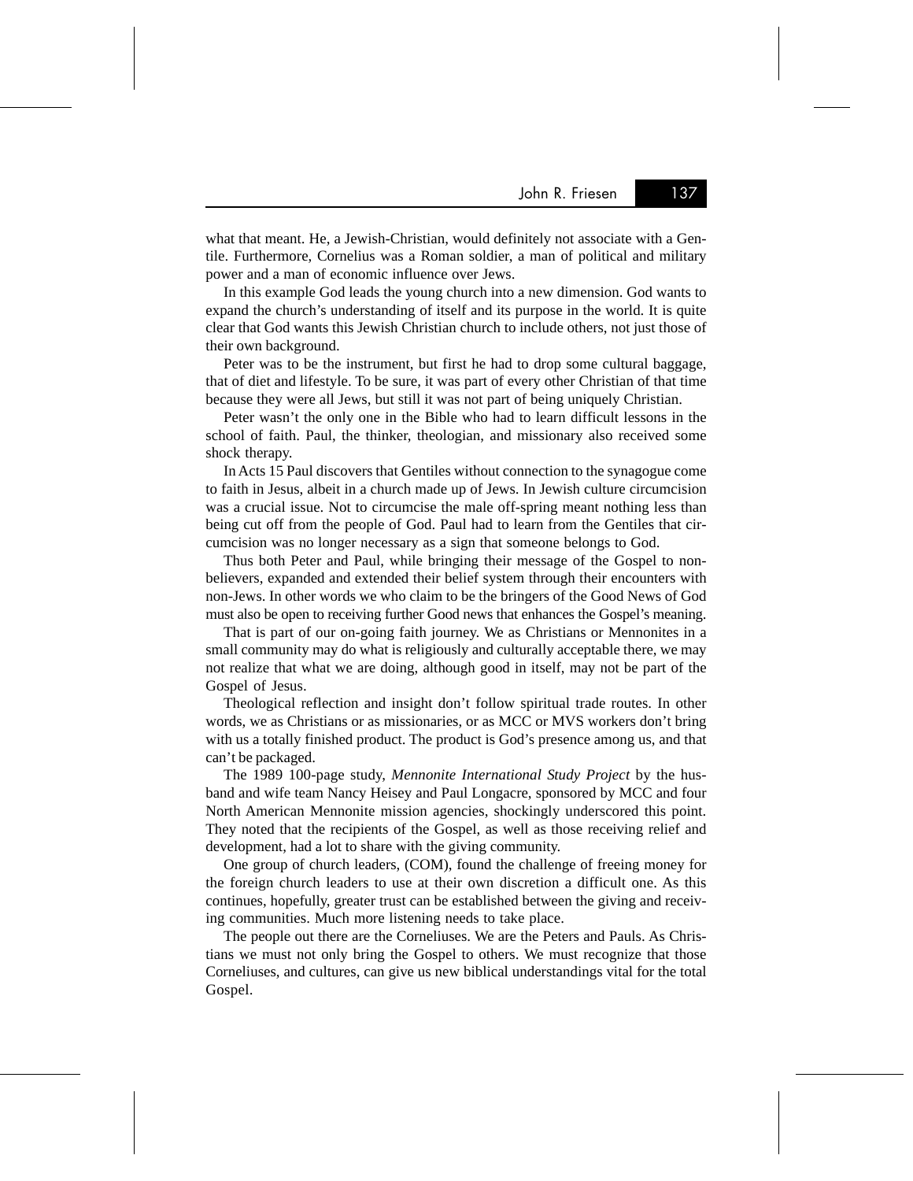what that meant. He, a Jewish-Christian, would definitely not associate with a Gentile. Furthermore, Cornelius was a Roman soldier, a man of political and military power and a man of economic influence over Jews.

In this example God leads the young church into a new dimension. God wants to expand the church's understanding of itself and its purpose in the world. It is quite clear that God wants this Jewish Christian church to include others, not just those of their own background.

Peter was to be the instrument, but first he had to drop some cultural baggage, that of diet and lifestyle. To be sure, it was part of every other Christian of that time because they were all Jews, but still it was not part of being uniquely Christian.

Peter wasn't the only one in the Bible who had to learn difficult lessons in the school of faith. Paul, the thinker, theologian, and missionary also received some shock therapy.

In Acts 15 Paul discovers that Gentiles without connection to the synagogue come to faith in Jesus, albeit in a church made up of Jews. In Jewish culture circumcision was a crucial issue. Not to circumcise the male off-spring meant nothing less than being cut off from the people of God. Paul had to learn from the Gentiles that circumcision was no longer necessary as a sign that someone belongs to God.

Thus both Peter and Paul, while bringing their message of the Gospel to non-believers, expanded and extended their belief system through their encounters with non-Jews. In other words we who claim to be the bringers of the Good News of God must also be open to receiving further Good news that enhances the Gospel's meaning.

That is part of our on-going faith journey. We as Christians or Mennonites in a small community may do what is religiously and culturally acceptable there, we may not realize that what we are doing, although good in itself, may not be part of the Gospel of Jesus.

Theological reflection and insight don't follow spiritual trade routes. In other words, we as Christians or as missionaries, or as MCC or MVS workers don't bring with us a totally finished product. The product is God's presence among us, and that can't be packaged.

The 1989 100-page study, *Mennonite International Study Project* by the husband and wife team Nancy Heisey and Paul Longacre, sponsored by MCC and four North American Mennonite mission agencies, shockingly underscored this point. They noted that the recipients of the Gospel, as well as those receiving relief and development, had a lot to share with the giving community.

One group of church leaders, (COM), found the challenge of freeing money for the foreign church leaders to use at their own discretion a difficult one. As this continues, hopefully, greater trust can be established between the giving and receiving communities. Much more listening needs to take place.

The people out there are the Corneliuses. We are the Peters and Pauls. As Christians we must not only bring the Gospel to others. We must recognize that those Corneliuses, and cultures, can give us new biblical understandings vital for the total Gospel.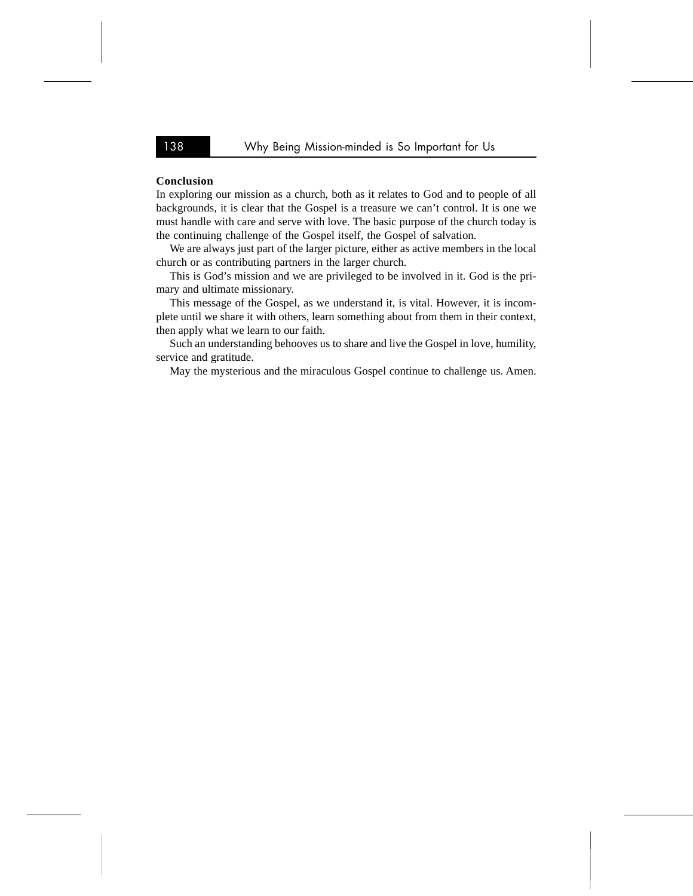**Conclusion**

In exploring our mission as a church, both as it relates to God and to people of all backgrounds, it is clear that the Gospel is a treasure we can't control. It is one we must handle with care and serve with love. The basic purpose of the church today is the continuing challenge of the Gospel itself, the Gospel of salvation.

We are always just part of the larger picture, either as active members in the local church or as contributing partners in the larger church.

This is God's mission and we are privileged to be involved in it. God is the primary and ultimate missionary.

This message of the Gospel, as we understand it, is vital. However, it is incomplete until we share it with others, learn something about from them in their context, then apply what we learn to our faith.

Such an understanding behooves us to share and live the Gospel in love, humility, service and gratitude.

May the mysterious and the miraculous Gospel continue to challenge us. Amen.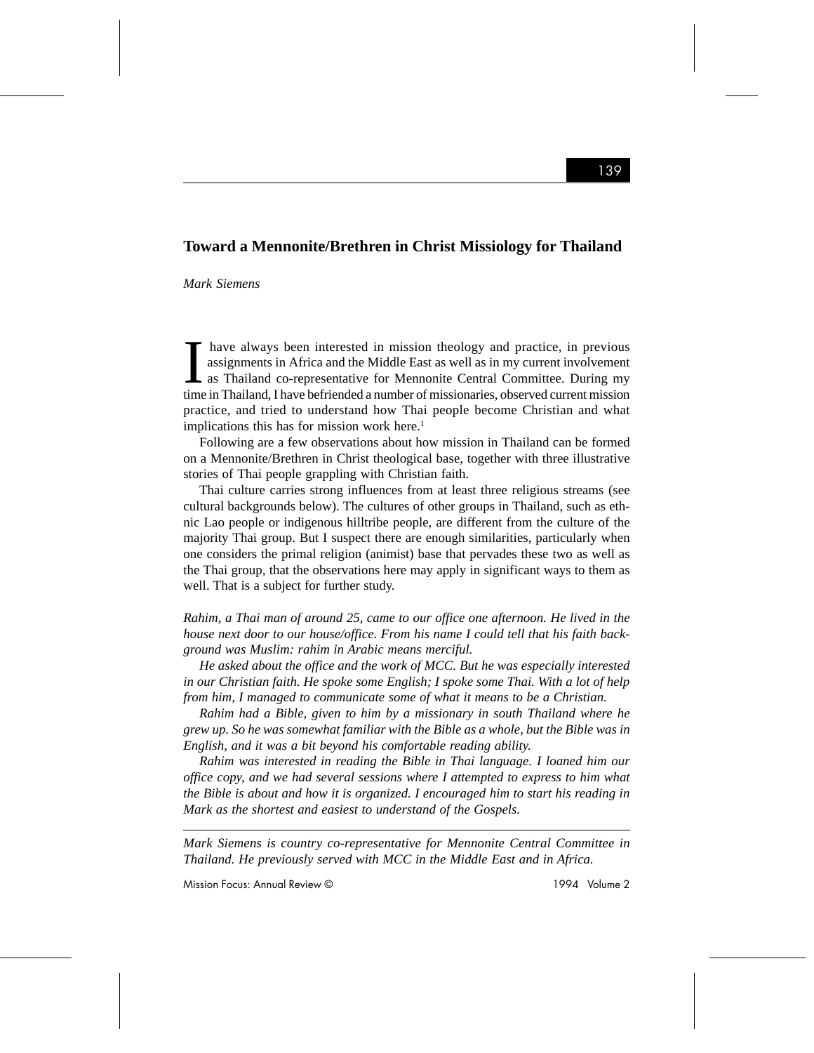# Toward a Mennonite/Brethren in Christ Missiology for Thailand

*Mark Siemens*

I have always been interested in mission theology and practice, in previous assignments in Africa and the Middle East as well as in my current involvement as Thailand co-representative for Mennonite Central Committee. During my time in Thailand, I have befriended a number of missionaries, observed current mission practice, and tried to understand how Thai people become Christian and what implications this has for mission work here.[1]

Following are a few observations about how mission in Thailand can be formed on a Mennonite/Brethren in Christ theological base, together with three illustrative stories of Thai people grappling with Christian faith.

Thai culture carries strong influences from at least three religious streams (see cultural backgrounds below). The cultures of other groups in Thailand, such as ethnic Lao people or indigenous hilltribe people, are different from the culture of the majority Thai group. But I suspect there are enough similarities, particularly when one considers the primal religion (animist) base that pervades these two as well as the Thai group, that the observations here may apply in significant ways to them as well. That is a subject for further study.

*Rahim, a Thai man of around 25, came to our office one afternoon. He lived in the house next door to our house/office. From his name I could tell that his faith background was Muslim: rahim in Arabic means merciful.*

*He asked about the office and the work of MCC. But he was especially interested in our Christian faith. He spoke some English; I spoke some Thai. With a lot of help from him, I managed to communicate some of what it means to be a Christian.*

*Rahim had a Bible, given to him by a missionary in south Thailand where he grew up. So he was somewhat familiar with the Bible as a whole, but the Bible was in English, and it was a bit beyond his comfortable reading ability.*

*Rahim was interested in reading the Bible in Thai language. I loaned him our office copy, and we had several sessions where I attempted to express to him what the Bible is about and how it is organized. I encouraged him to start his reading in Mark as the shortest and easiest to understand of the Gospels.*

---

*Mark Siemens is country co-representative for Mennonite Central Committee in Thailand. He previously served with MCC in the Middle East and in Africa.*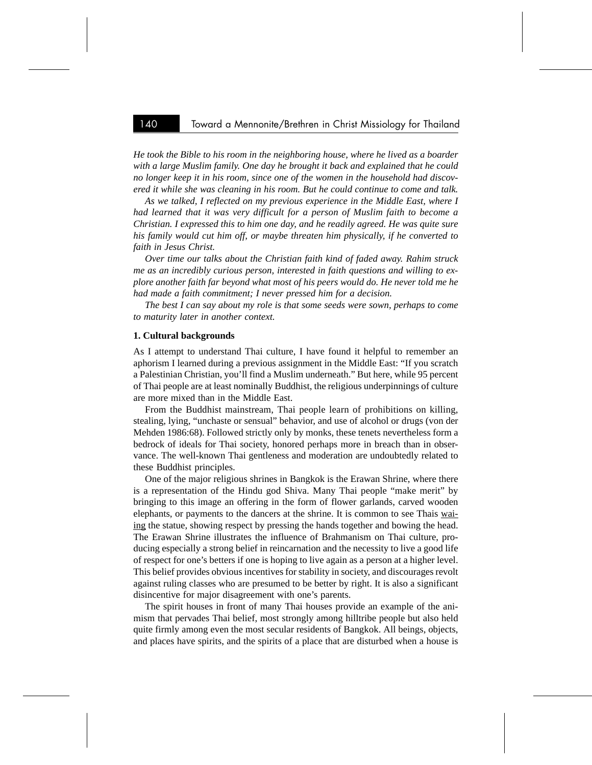*He took the Bible to his room in the neighboring house, where he lived as a boarder with a large Muslim family. One day he brought it back and explained that he could no longer keep it in his room, since one of the women in the household had discovered it while she was cleaning in his room. But he could continue to come and talk.*

*As we talked, I reflected on my previous experience in the Middle East, where I had learned that it was very difficult for a person of Muslim faith to become a Christian. I expressed this to him one day, and he readily agreed. He was quite sure his family would cut him off, or maybe threaten him physically, if he converted to faith in Jesus Christ.*

*Over time our talks about the Christian faith kind of faded away. Rahim struck me as an incredibly curious person, interested in faith questions and willing to explore another faith far beyond what most of his peers would do. He never told me he had made a faith commitment; I never pressed him for a decision.*

*The best I can say about my role is that some seeds were sown, perhaps to come to maturity later in another context.*

**1. Cultural backgrounds**

As I attempt to understand Thai culture, I have found it helpful to remember an aphorism I learned during a previous assignment in the Middle East: "If you scratch a Palestinian Christian, you'll find a Muslim underneath." But here, while 95 percent of Thai people are at least nominally Buddhist, the religious underpinnings of culture are more mixed than in the Middle East.

From the Buddhist mainstream, Thai people learn of prohibitions on killing, stealing, lying, "unchaste or sensual" behavior, and use of alcohol or drugs (von der Mehden 1986:68). Followed strictly only by monks, these tenets nevertheless form a bedrock of ideals for Thai society, honored perhaps more in breach than in observance. The well-known Thai gentleness and moderation are undoubtedly related to these Buddhist principles.

One of the major religious shrines in Bangkok is the Erawan Shrine, where there is a representation of the Hindu god Shiva. Many Thai people "make merit" by bringing to this image an offering in the form of flower garlands, carved wooden elephants, or payments to the dancers at the shrine. It is common to see Thais <u>waiing</u> the statue, showing respect by pressing the hands together and bowing the head. The Erawan Shrine illustrates the influence of Brahmanism on Thai culture, producing especially a strong belief in reincarnation and the necessity to live a good life of respect for one's betters if one is hoping to live again as a person at a higher level. This belief provides obvious incentives for stability in society, and discourages revolt against ruling classes who are presumed to be better by right. It is also a significant disincentive for major disagreement with one's parents.

The spirit houses in front of many Thai houses provide an example of the animism that pervades Thai belief, most strongly among hilltribe people but also held quite firmly among even the most secular residents of Bangkok. All beings, objects, and places have spirits, and the spirits of a place that are disturbed when a house is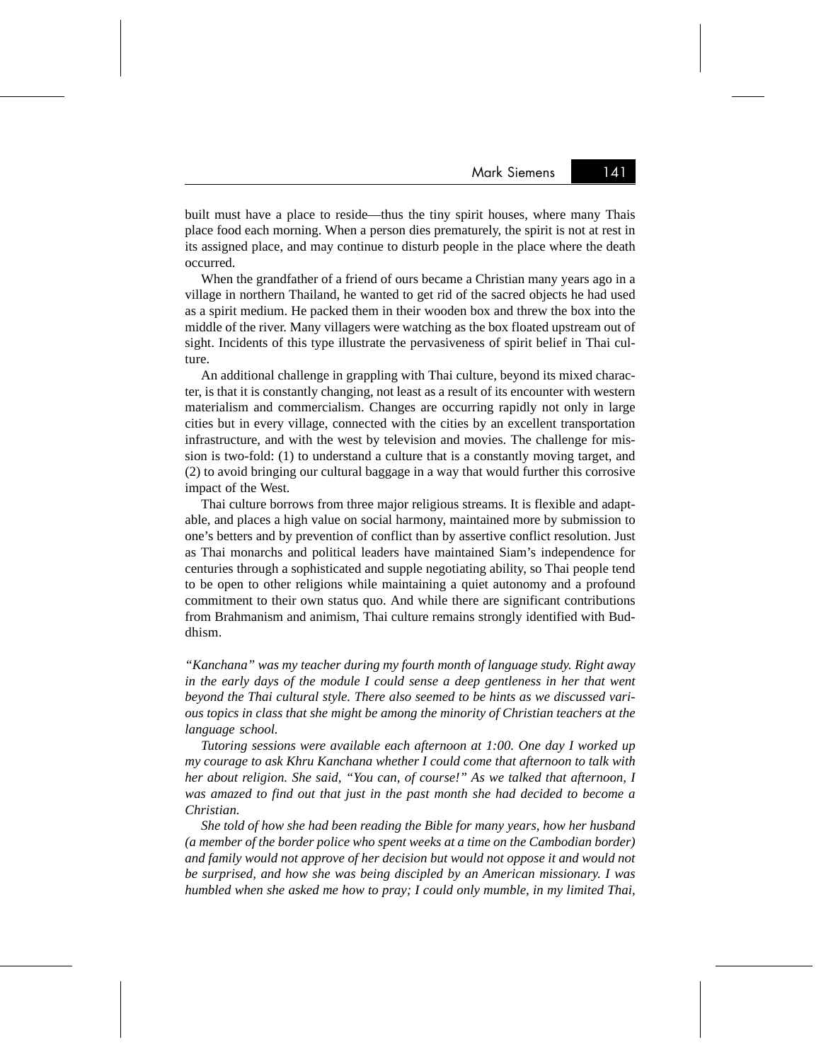built must have a place to reside—thus the tiny spirit houses, where many Thais place food each morning. When a person dies prematurely, the spirit is not at rest in its assigned place, and may continue to disturb people in the place where the death occurred.

When the grandfather of a friend of ours became a Christian many years ago in a village in northern Thailand, he wanted to get rid of the sacred objects he had used as a spirit medium. He packed them in their wooden box and threw the box into the middle of the river. Many villagers were watching as the box floated upstream out of sight. Incidents of this type illustrate the pervasiveness of spirit belief in Thai culture.

An additional challenge in grappling with Thai culture, beyond its mixed character, is that it is constantly changing, not least as a result of its encounter with western materialism and commercialism. Changes are occurring rapidly not only in large cities but in every village, connected with the cities by an excellent transportation infrastructure, and with the west by television and movies. The challenge for mission is two-fold: (1) to understand a culture that is a constantly moving target, and (2) to avoid bringing our cultural baggage in a way that would further this corrosive impact of the West.

Thai culture borrows from three major religious streams. It is flexible and adaptable, and places a high value on social harmony, maintained more by submission to one's betters and by prevention of conflict than by assertive conflict resolution. Just as Thai monarchs and political leaders have maintained Siam's independence for centuries through a sophisticated and supple negotiating ability, so Thai people tend to be open to other religions while maintaining a quiet autonomy and a profound commitment to their own status quo. And while there are significant contributions from Brahmanism and animism, Thai culture remains strongly identified with Buddhism.

*"Kanchana" was my teacher during my fourth month of language study. Right away in the early days of the module I could sense a deep gentleness in her that went beyond the Thai cultural style. There also seemed to be hints as we discussed various topics in class that she might be among the minority of Christian teachers at the language school.*

*Tutoring sessions were available each afternoon at 1:00. One day I worked up my courage to ask Khru Kanchana whether I could come that afternoon to talk with her about religion. She said, "You can, of course!" As we talked that afternoon, I was amazed to find out that just in the past month she had decided to become a Christian.*

*She told of how she had been reading the Bible for many years, how her husband (a member of the border police who spent weeks at a time on the Cambodian border) and family would not approve of her decision but would not oppose it and would not be surprised, and how she was being discipled by an American missionary. I was humbled when she asked me how to pray; I could only mumble, in my limited Thai,*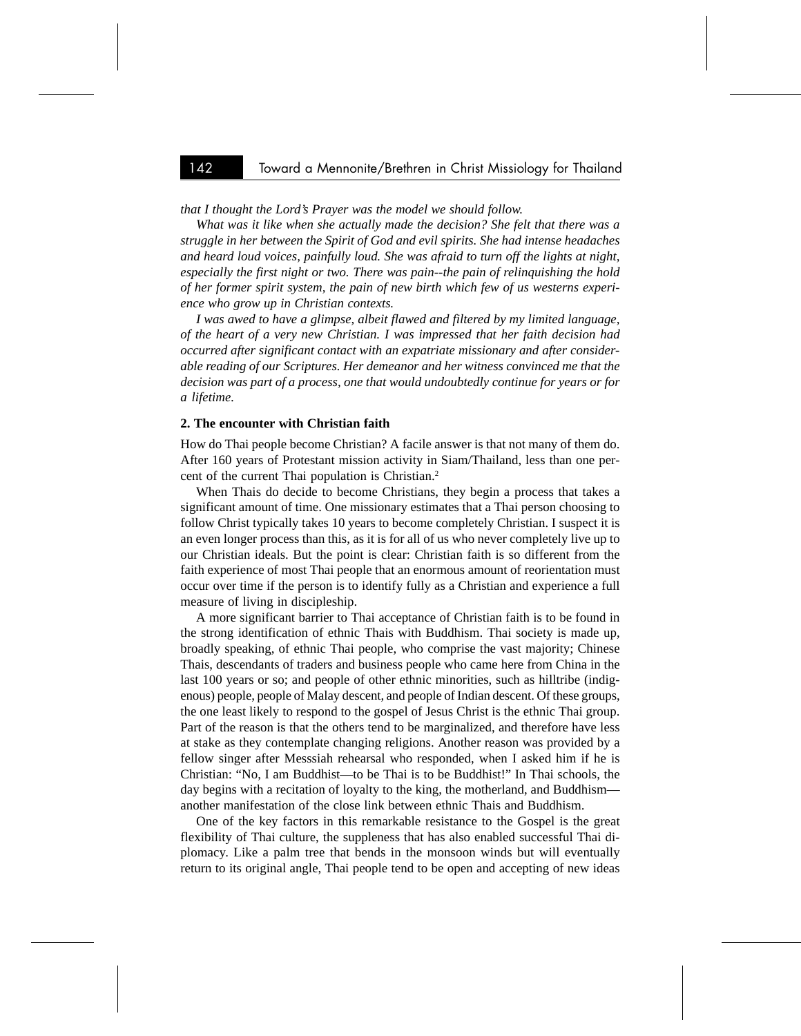*that I thought the Lord's Prayer was the model we should follow.*

*What was it like when she actually made the decision? She felt that there was a struggle in her between the Spirit of God and evil spirits. She had intense headaches and heard loud voices, painfully loud. She was afraid to turn off the lights at night, especially the first night or two. There was pain--the pain of relinquishing the hold of her former spirit system, the pain of new birth which few of us westerns experience who grow up in Christian contexts.*

*I was awed to have a glimpse, albeit flawed and filtered by my limited language, of the heart of a very new Christian. I was impressed that her faith decision had occurred after significant contact with an expatriate missionary and after considerable reading of our Scriptures. Her demeanor and her witness convinced me that the decision was part of a process, one that would undoubtedly continue for years or for a lifetime.*

**2. The encounter with Christian faith**

How do Thai people become Christian? A facile answer is that not many of them do. After 160 years of Protestant mission activity in Siam/Thailand, less than one percent of the current Thai population is Christian.[2]

When Thais do decide to become Christians, they begin a process that takes a significant amount of time. One missionary estimates that a Thai person choosing to follow Christ typically takes 10 years to become completely Christian. I suspect it is an even longer process than this, as it is for all of us who never completely live up to our Christian ideals. But the point is clear: Christian faith is so different from the faith experience of most Thai people that an enormous amount of reorientation must occur over time if the person is to identify fully as a Christian and experience a full measure of living in discipleship.

A more significant barrier to Thai acceptance of Christian faith is to be found in the strong identification of ethnic Thais with Buddhism. Thai society is made up, broadly speaking, of ethnic Thai people, who comprise the vast majority; Chinese Thais, descendants of traders and business people who came here from China in the last 100 years or so; and people of other ethnic minorities, such as hilltribe (indigenous) people, people of Malay descent, and people of Indian descent. Of these groups, the one least likely to respond to the gospel of Jesus Christ is the ethnic Thai group. Part of the reason is that the others tend to be marginalized, and therefore have less at stake as they contemplate changing religions. Another reason was provided by a fellow singer after Messsiah rehearsal who responded, when I asked him if he is Christian: "No, I am Buddhist—to be Thai is to be Buddhist!" In Thai schools, the day begins with a recitation of loyalty to the king, the motherland, and Buddhism—another manifestation of the close link between ethnic Thais and Buddhism.

One of the key factors in this remarkable resistance to the Gospel is the great flexibility of Thai culture, the suppleness that has also enabled successful Thai diplomacy. Like a palm tree that bends in the monsoon winds but will eventually return to its original angle, Thai people tend to be open and accepting of new ideas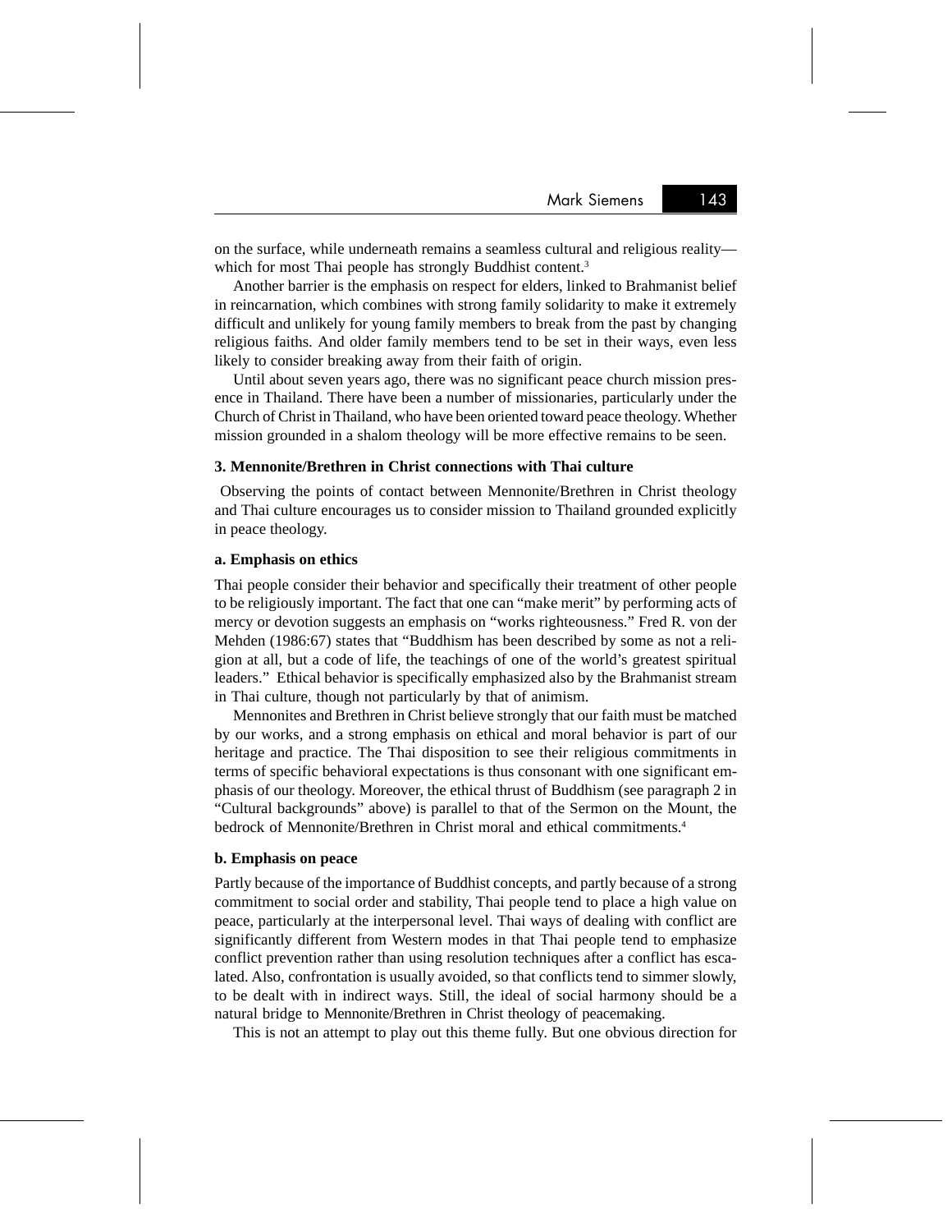on the surface, while underneath remains a seamless cultural and religious reality—which for most Thai people has strongly Buddhist content.[3]

Another barrier is the emphasis on respect for elders, linked to Brahmanist belief in reincarnation, which combines with strong family solidarity to make it extremely difficult and unlikely for young family members to break from the past by changing religious faiths. And older family members tend to be set in their ways, even less likely to consider breaking away from their faith of origin.

Until about seven years ago, there was no significant peace church mission presence in Thailand. There have been a number of missionaries, particularly under the Church of Christ in Thailand, who have been oriented toward peace theology. Whether mission grounded in a shalom theology will be more effective remains to be seen.

### 3. Mennonite/Brethren in Christ connections with Thai culture

Observing the points of contact between Mennonite/Brethren in Christ theology and Thai culture encourages us to consider mission to Thailand grounded explicitly in peace theology.

#### a. Emphasis on ethics

Thai people consider their behavior and specifically their treatment of other people to be religiously important. The fact that one can "make merit" by performing acts of mercy or devotion suggests an emphasis on "works righteousness." Fred R. von der Mehden (1986:67) states that "Buddhism has been described by some as not a religion at all, but a code of life, the teachings of one of the world's greatest spiritual leaders." Ethical behavior is specifically emphasized also by the Brahmanist stream in Thai culture, though not particularly by that of animism.

Mennonites and Brethren in Christ believe strongly that our faith must be matched by our works, and a strong emphasis on ethical and moral behavior is part of our heritage and practice. The Thai disposition to see their religious commitments in terms of specific behavioral expectations is thus consonant with one significant emphasis of our theology. Moreover, the ethical thrust of Buddhism (see paragraph 2 in "Cultural backgrounds" above) is parallel to that of the Sermon on the Mount, the bedrock of Mennonite/Brethren in Christ moral and ethical commitments.[4]

#### b. Emphasis on peace

Partly because of the importance of Buddhist concepts, and partly because of a strong commitment to social order and stability, Thai people tend to place a high value on peace, particularly at the interpersonal level. Thai ways of dealing with conflict are significantly different from Western modes in that Thai people tend to emphasize conflict prevention rather than using resolution techniques after a conflict has escalated. Also, confrontation is usually avoided, so that conflicts tend to simmer slowly, to be dealt with in indirect ways. Still, the ideal of social harmony should be a natural bridge to Mennonite/Brethren in Christ theology of peacemaking.

This is not an attempt to play out this theme fully. But one obvious direction for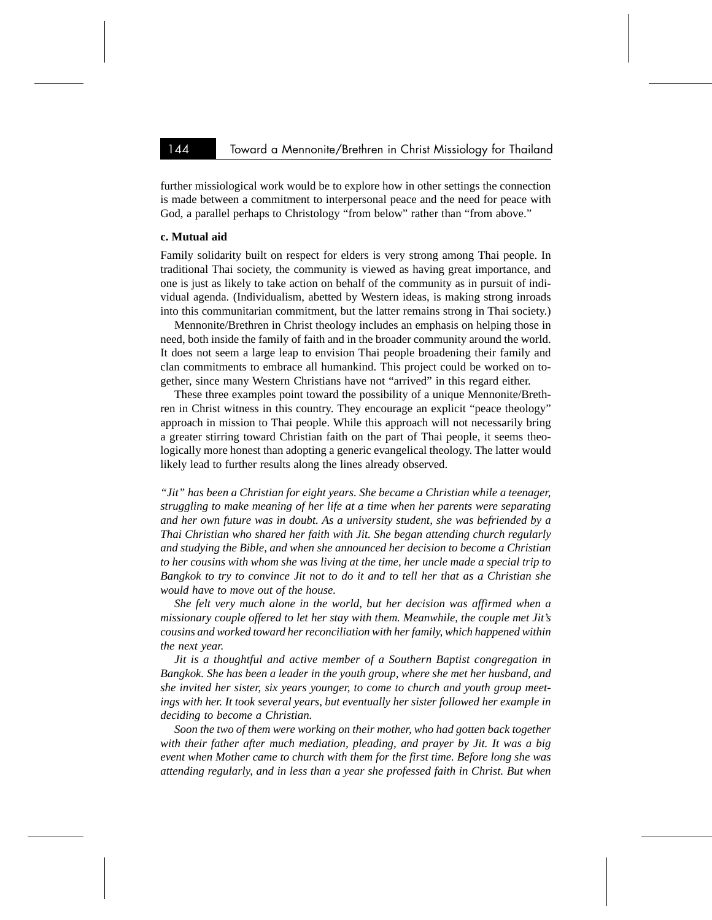further missiological work would be to explore how in other settings the connection is made between a commitment to interpersonal peace and the need for peace with God, a parallel perhaps to Christology "from below" rather than "from above."

**c. Mutual aid**

Family solidarity built on respect for elders is very strong among Thai people. In traditional Thai society, the community is viewed as having great importance, and one is just as likely to take action on behalf of the community as in pursuit of individual agenda. (Individualism, abetted by Western ideas, is making strong inroads into this communitarian commitment, but the latter remains strong in Thai society.)

Mennonite/Brethren in Christ theology includes an emphasis on helping those in need, both inside the family of faith and in the broader community around the world. It does not seem a large leap to envision Thai people broadening their family and clan commitments to embrace all humankind. This project could be worked on together, since many Western Christians have not "arrived" in this regard either.

These three examples point toward the possibility of a unique Mennonite/Brethren in Christ witness in this country. They encourage an explicit "peace theology" approach in mission to Thai people. While this approach will not necessarily bring a greater stirring toward Christian faith on the part of Thai people, it seems theologically more honest than adopting a generic evangelical theology. The latter would likely lead to further results along the lines already observed.

*"Jit" has been a Christian for eight years. She became a Christian while a teenager, struggling to make meaning of her life at a time when her parents were separating and her own future was in doubt. As a university student, she was befriended by a Thai Christian who shared her faith with Jit. She began attending church regularly and studying the Bible, and when she announced her decision to become a Christian to her cousins with whom she was living at the time, her uncle made a special trip to Bangkok to try to convince Jit not to do it and to tell her that as a Christian she would have to move out of the house.*

*She felt very much alone in the world, but her decision was affirmed when a missionary couple offered to let her stay with them. Meanwhile, the couple met Jit's cousins and worked toward her reconciliation with her family, which happened within the next year.*

*Jit is a thoughtful and active member of a Southern Baptist congregation in Bangkok. She has been a leader in the youth group, where she met her husband, and she invited her sister, six years younger, to come to church and youth group meetings with her. It took several years, but eventually her sister followed her example in deciding to become a Christian.*

*Soon the two of them were working on their mother, who had gotten back together with their father after much mediation, pleading, and prayer by Jit. It was a big event when Mother came to church with them for the first time. Before long she was attending regularly, and in less than a year she professed faith in Christ. But when*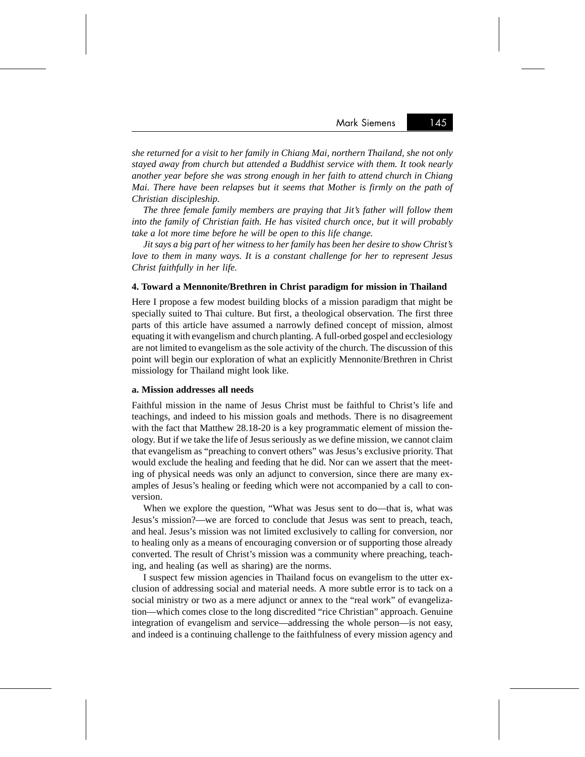*she returned for a visit to her family in Chiang Mai, northern Thailand, she not only stayed away from church but attended a Buddhist service with them. It took nearly another year before she was strong enough in her faith to attend church in Chiang Mai. There have been relapses but it seems that Mother is firmly on the path of Christian discipleship.*

*The three female family members are praying that Jit's father will follow them into the family of Christian faith. He has visited church once, but it will probably take a lot more time before he will be open to this life change.*

*Jit says a big part of her witness to her family has been her desire to show Christ's love to them in many ways. It is a constant challenge for her to represent Jesus Christ faithfully in her life.*

### 4. Toward a Mennonite/Brethren in Christ paradigm for mission in Thailand

Here I propose a few modest building blocks of a mission paradigm that might be specially suited to Thai culture. But first, a theological observation. The first three parts of this article have assumed a narrowly defined concept of mission, almost equating it with evangelism and church planting. A full-orbed gospel and ecclesiology are not limited to evangelism as the sole activity of the church. The discussion of this point will begin our exploration of what an explicitly Mennonite/Brethren in Christ missiology for Thailand might look like.

#### a. Mission addresses all needs

Faithful mission in the name of Jesus Christ must be faithful to Christ's life and teachings, and indeed to his mission goals and methods. There is no disagreement with the fact that Matthew 28.18-20 is a key programmatic element of mission theology. But if we take the life of Jesus seriously as we define mission, we cannot claim that evangelism as "preaching to convert others" was Jesus's exclusive priority. That would exclude the healing and feeding that he did. Nor can we assert that the meeting of physical needs was only an adjunct to conversion, since there are many examples of Jesus's healing or feeding which were not accompanied by a call to conversion.

When we explore the question, "What was Jesus sent to do—that is, what was Jesus's mission?—we are forced to conclude that Jesus was sent to preach, teach, and heal. Jesus's mission was not limited exclusively to calling for conversion, nor to healing only as a means of encouraging conversion or of supporting those already converted. The result of Christ's mission was a community where preaching, teaching, and healing (as well as sharing) are the norms.

I suspect few mission agencies in Thailand focus on evangelism to the utter exclusion of addressing social and material needs. A more subtle error is to tack on a social ministry or two as a mere adjunct or annex to the "real work" of evangelization—which comes close to the long discredited "rice Christian" approach. Genuine integration of evangelism and service—addressing the whole person—is not easy, and indeed is a continuing challenge to the faithfulness of every mission agency and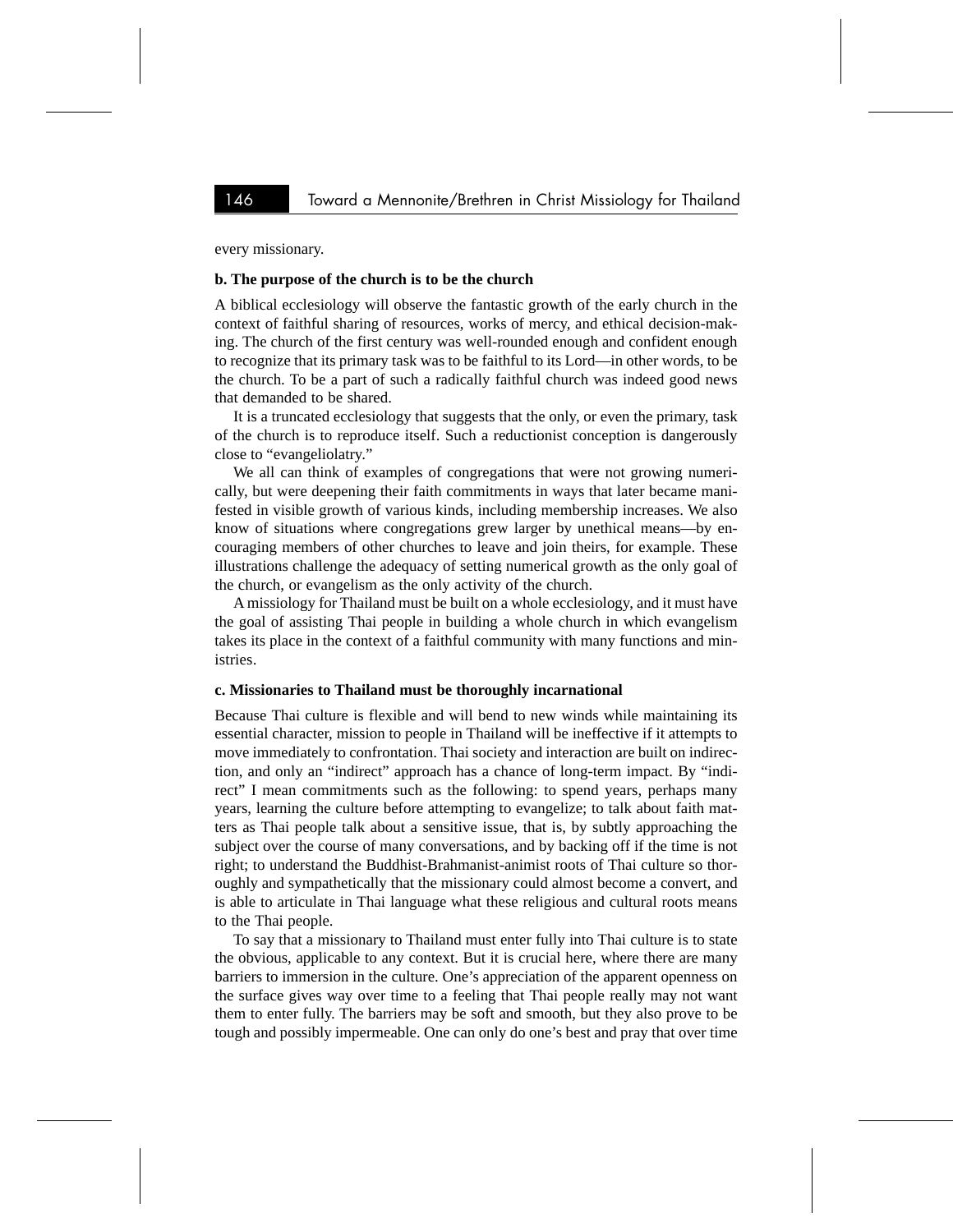every missionary.

**b. The purpose of the church is to be the church**

A biblical ecclesiology will observe the fantastic growth of the early church in the context of faithful sharing of resources, works of mercy, and ethical decision-making. The church of the first century was well-rounded enough and confident enough to recognize that its primary task was to be faithful to its Lord—in other words, to be the church. To be a part of such a radically faithful church was indeed good news that demanded to be shared.

It is a truncated ecclesiology that suggests that the only, or even the primary, task of the church is to reproduce itself. Such a reductionist conception is dangerously close to "evangeliolatry."

We all can think of examples of congregations that were not growing numerically, but were deepening their faith commitments in ways that later became manifested in visible growth of various kinds, including membership increases. We also know of situations where congregations grew larger by unethical means—by encouraging members of other churches to leave and join theirs, for example. These illustrations challenge the adequacy of setting numerical growth as the only goal of the church, or evangelism as the only activity of the church.

A missiology for Thailand must be built on a whole ecclesiology, and it must have the goal of assisting Thai people in building a whole church in which evangelism takes its place in the context of a faithful community with many functions and ministries.

**c. Missionaries to Thailand must be thoroughly incarnational**

Because Thai culture is flexible and will bend to new winds while maintaining its essential character, mission to people in Thailand will be ineffective if it attempts to move immediately to confrontation. Thai society and interaction are built on indirection, and only an "indirect" approach has a chance of long-term impact. By "indirect" I mean commitments such as the following: to spend years, perhaps many years, learning the culture before attempting to evangelize; to talk about faith matters as Thai people talk about a sensitive issue, that is, by subtly approaching the subject over the course of many conversations, and by backing off if the time is not right; to understand the Buddhist-Brahmanist-animist roots of Thai culture so thoroughly and sympathetically that the missionary could almost become a convert, and is able to articulate in Thai language what these religious and cultural roots means to the Thai people.

To say that a missionary to Thailand must enter fully into Thai culture is to state the obvious, applicable to any context. But it is crucial here, where there are many barriers to immersion in the culture. One's appreciation of the apparent openness on the surface gives way over time to a feeling that Thai people really may not want them to enter fully. The barriers may be soft and smooth, but they also prove to be tough and possibly impermeable. One can only do one's best and pray that over time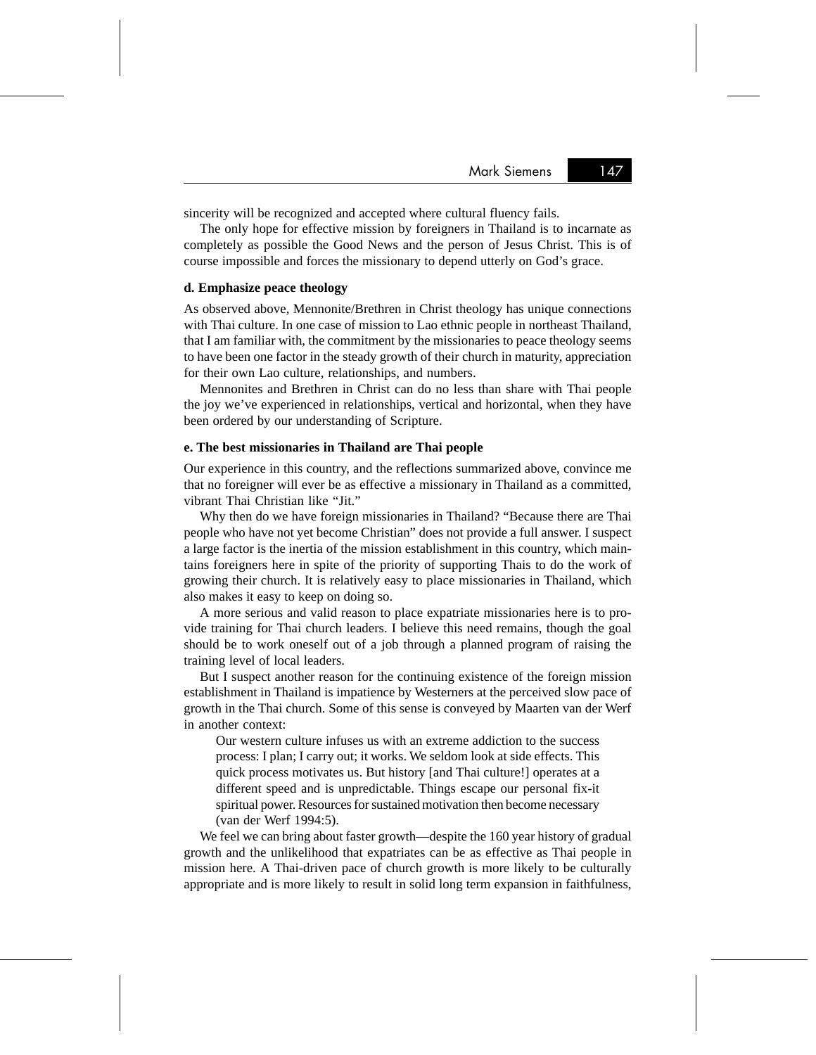sincerity will be recognized and accepted where cultural fluency fails.

The only hope for effective mission by foreigners in Thailand is to incarnate as completely as possible the Good News and the person of Jesus Christ. This is of course impossible and forces the missionary to depend utterly on God's grace.

#### d. Emphasize peace theology

As observed above, Mennonite/Brethren in Christ theology has unique connections with Thai culture. In one case of mission to Lao ethnic people in northeast Thailand, that I am familiar with, the commitment by the missionaries to peace theology seems to have been one factor in the steady growth of their church in maturity, appreciation for their own Lao culture, relationships, and numbers.

Mennonites and Brethren in Christ can do no less than share with Thai people the joy we've experienced in relationships, vertical and horizontal, when they have been ordered by our understanding of Scripture.

#### e. The best missionaries in Thailand are Thai people

Our experience in this country, and the reflections summarized above, convince me that no foreigner will ever be as effective a missionary in Thailand as a committed, vibrant Thai Christian like "Jit."

Why then do we have foreign missionaries in Thailand? "Because there are Thai people who have not yet become Christian" does not provide a full answer. I suspect a large factor is the inertia of the mission establishment in this country, which maintains foreigners here in spite of the priority of supporting Thais to do the work of growing their church. It is relatively easy to place missionaries in Thailand, which also makes it easy to keep on doing so.

A more serious and valid reason to place expatriate missionaries here is to provide training for Thai church leaders. I believe this need remains, though the goal should be to work oneself out of a job through a planned program of raising the training level of local leaders.

But I suspect another reason for the continuing existence of the foreign mission establishment in Thailand is impatience by Westerners at the perceived slow pace of growth in the Thai church. Some of this sense is conveyed by Maarten van der Werf in another context:

> Our western culture infuses us with an extreme addiction to the success process: I plan; I carry out; it works. We seldom look at side effects. This quick process motivates us. But history [and Thai culture!] operates at a different speed and is unpredictable. Things escape our personal fix-it spiritual power. Resources for sustained motivation then become necessary (van der Werf 1994:5).

We feel we can bring about faster growth—despite the 160 year history of gradual growth and the unlikelihood that expatriates can be as effective as Thai people in mission here. A Thai-driven pace of church growth is more likely to be culturally appropriate and is more likely to result in solid long term expansion in faithfulness,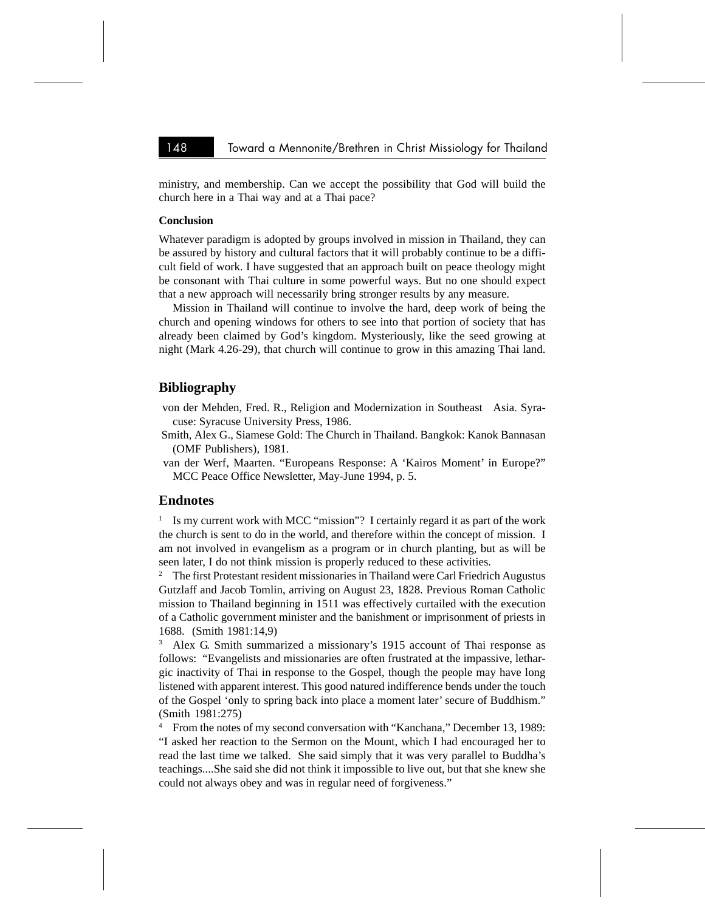ministry, and membership. Can we accept the possibility that God will build the church here in a Thai way and at a Thai pace?

**Conclusion**

Whatever paradigm is adopted by groups involved in mission in Thailand, they can be assured by history and cultural factors that it will probably continue to be a difficult field of work. I have suggested that an approach built on peace theology might be consonant with Thai culture in some powerful ways. But no one should expect that a new approach will necessarily bring stronger results by any measure.

Mission in Thailand will continue to involve the hard, deep work of being the church and opening windows for others to see into that portion of society that has already been claimed by God's kingdom. Mysteriously, like the seed growing at night (Mark 4.26-29), that church will continue to grow in this amazing Thai land.

## Bibliography

von der Mehden, Fred. R., Religion and Modernization in Southeast Asia. Syracuse: Syracuse University Press, 1986.

Smith, Alex G., Siamese Gold: The Church in Thailand. Bangkok: Kanok Bannasan (OMF Publishers), 1981.

van der Werf, Maarten. "Europeans Response: A 'Kairos Moment' in Europe?" MCC Peace Office Newsletter, May-June 1994, p. 5.

## Endnotes

[1] Is my current work with MCC "mission"? I certainly regard it as part of the work the church is sent to do in the world, and therefore within the concept of mission. I am not involved in evangelism as a program or in church planting, but as will be seen later, I do not think mission is properly reduced to these activities.

[2] The first Protestant resident missionaries in Thailand were Carl Friedrich Augustus Gutzlaff and Jacob Tomlin, arriving on August 23, 1828. Previous Roman Catholic mission to Thailand beginning in 1511 was effectively curtailed with the execution of a Catholic government minister and the banishment or imprisonment of priests in 1688. (Smith 1981:14,9)

[3] Alex G. Smith summarized a missionary's 1915 account of Thai response as follows: "Evangelists and missionaries are often frustrated at the impassive, lethargic inactivity of Thai in response to the Gospel, though the people may have long listened with apparent interest. This good natured indifference bends under the touch of the Gospel 'only to spring back into place a moment later' secure of Buddhism." (Smith 1981:275)

[4] From the notes of my second conversation with "Kanchana," December 13, 1989: "I asked her reaction to the Sermon on the Mount, which I had encouraged her to read the last time we talked. She said simply that it was very parallel to Buddha's teachings....She said she did not think it impossible to live out, but that she knew she could not always obey and was in regular need of forgiveness."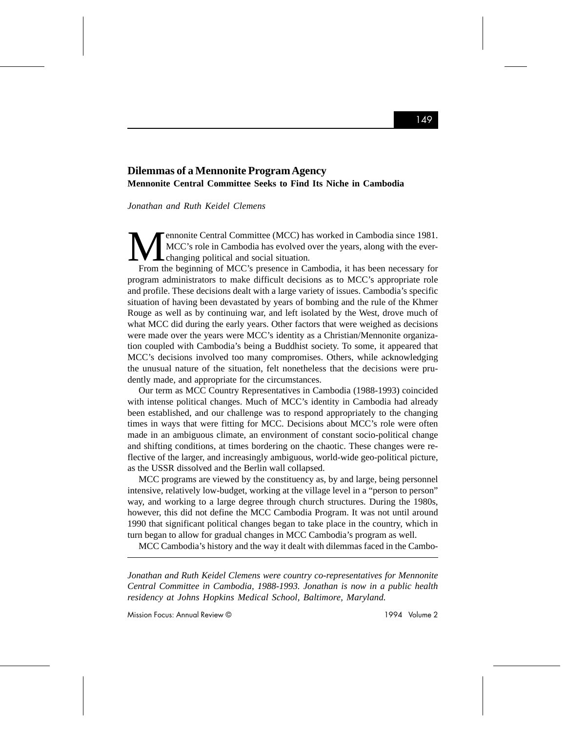## Dilemmas of a Mennonite Program Agency

### Mennonite Central Committee Seeks to Find Its Niche in Cambodia

*Jonathan and Ruth Keidel Clemens*

Mennonite Central Committee (MCC) has worked in Cambodia since 1981. MCC's role in Cambodia has evolved over the years, along with the ever-changing political and social situation.

From the beginning of MCC's presence in Cambodia, it has been necessary for program administrators to make difficult decisions as to MCC's appropriate role and profile. These decisions dealt with a large variety of issues. Cambodia's specific situation of having been devastated by years of bombing and the rule of the Khmer Rouge as well as by continuing war, and left isolated by the West, drove much of what MCC did during the early years. Other factors that were weighed as decisions were made over the years were MCC's identity as a Christian/Mennonite organization coupled with Cambodia's being a Buddhist society. To some, it appeared that MCC's decisions involved too many compromises. Others, while acknowledging the unusual nature of the situation, felt nonetheless that the decisions were prudently made, and appropriate for the circumstances.

Our term as MCC Country Representatives in Cambodia (1988-1993) coincided with intense political changes. Much of MCC's identity in Cambodia had already been established, and our challenge was to respond appropriately to the changing times in ways that were fitting for MCC. Decisions about MCC's role were often made in an ambiguous climate, an environment of constant socio-political change and shifting conditions, at times bordering on the chaotic. These changes were reflective of the larger, and increasingly ambiguous, world-wide geo-political picture, as the USSR dissolved and the Berlin wall collapsed.

MCC programs are viewed by the constituency as, by and large, being personnel intensive, relatively low-budget, working at the village level in a "person to person" way, and working to a large degree through church structures. During the 1980s, however, this did not define the MCC Cambodia Program. It was not until around 1990 that significant political changes began to take place in the country, which in turn began to allow for gradual changes in MCC Cambodia's program as well.

MCC Cambodia's history and the way it dealt with dilemmas faced in the Cambo-

---

*Jonathan and Ruth Keidel Clemens were country co-representatives for Mennonite Central Committee in Cambodia, 1988-1993. Jonathan is now in a public health residency at Johns Hopkins Medical School, Baltimore, Maryland.*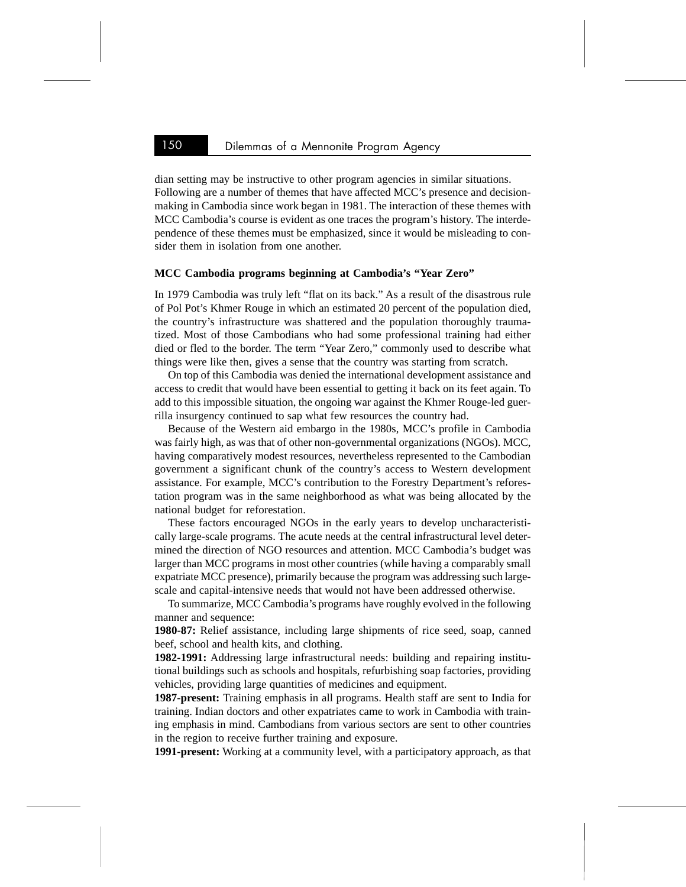dian setting may be instructive to other program agencies in similar situations. Following are a number of themes that have affected MCC's presence and decision-making in Cambodia since work began in 1981. The interaction of these themes with MCC Cambodia's course is evident as one traces the program's history. The interdependence of these themes must be emphasized, since it would be misleading to consider them in isolation from one another.

### MCC Cambodia programs beginning at Cambodia's "Year Zero"

In 1979 Cambodia was truly left "flat on its back." As a result of the disastrous rule of Pol Pot's Khmer Rouge in which an estimated 20 percent of the population died, the country's infrastructure was shattered and the population thoroughly traumatized. Most of those Cambodians who had some professional training had either died or fled to the border. The term "Year Zero," commonly used to describe what things were like then, gives a sense that the country was starting from scratch.

On top of this Cambodia was denied the international development assistance and access to credit that would have been essential to getting it back on its feet again. To add to this impossible situation, the ongoing war against the Khmer Rouge-led guerrilla insurgency continued to sap what few resources the country had.

Because of the Western aid embargo in the 1980s, MCC's profile in Cambodia was fairly high, as was that of other non-governmental organizations (NGOs). MCC, having comparatively modest resources, nevertheless represented to the Cambodian government a significant chunk of the country's access to Western development assistance. For example, MCC's contribution to the Forestry Department's reforestation program was in the same neighborhood as what was being allocated by the national budget for reforestation.

These factors encouraged NGOs in the early years to develop uncharacteristically large-scale programs. The acute needs at the central infrastructural level determined the direction of NGO resources and attention. MCC Cambodia's budget was larger than MCC programs in most other countries (while having a comparably small expatriate MCC presence), primarily because the program was addressing such large-scale and capital-intensive needs that would not have been addressed otherwise.

To summarize, MCC Cambodia's programs have roughly evolved in the following manner and sequence:

**1980-87:** Relief assistance, including large shipments of rice seed, soap, canned beef, school and health kits, and clothing.

**1982-1991:** Addressing large infrastructural needs: building and repairing institutional buildings such as schools and hospitals, refurbishing soap factories, providing vehicles, providing large quantities of medicines and equipment.

**1987-present:** Training emphasis in all programs. Health staff are sent to India for training. Indian doctors and other expatriates came to work in Cambodia with training emphasis in mind. Cambodians from various sectors are sent to other countries in the region to receive further training and exposure.

**1991-present:** Working at a community level, with a participatory approach, as that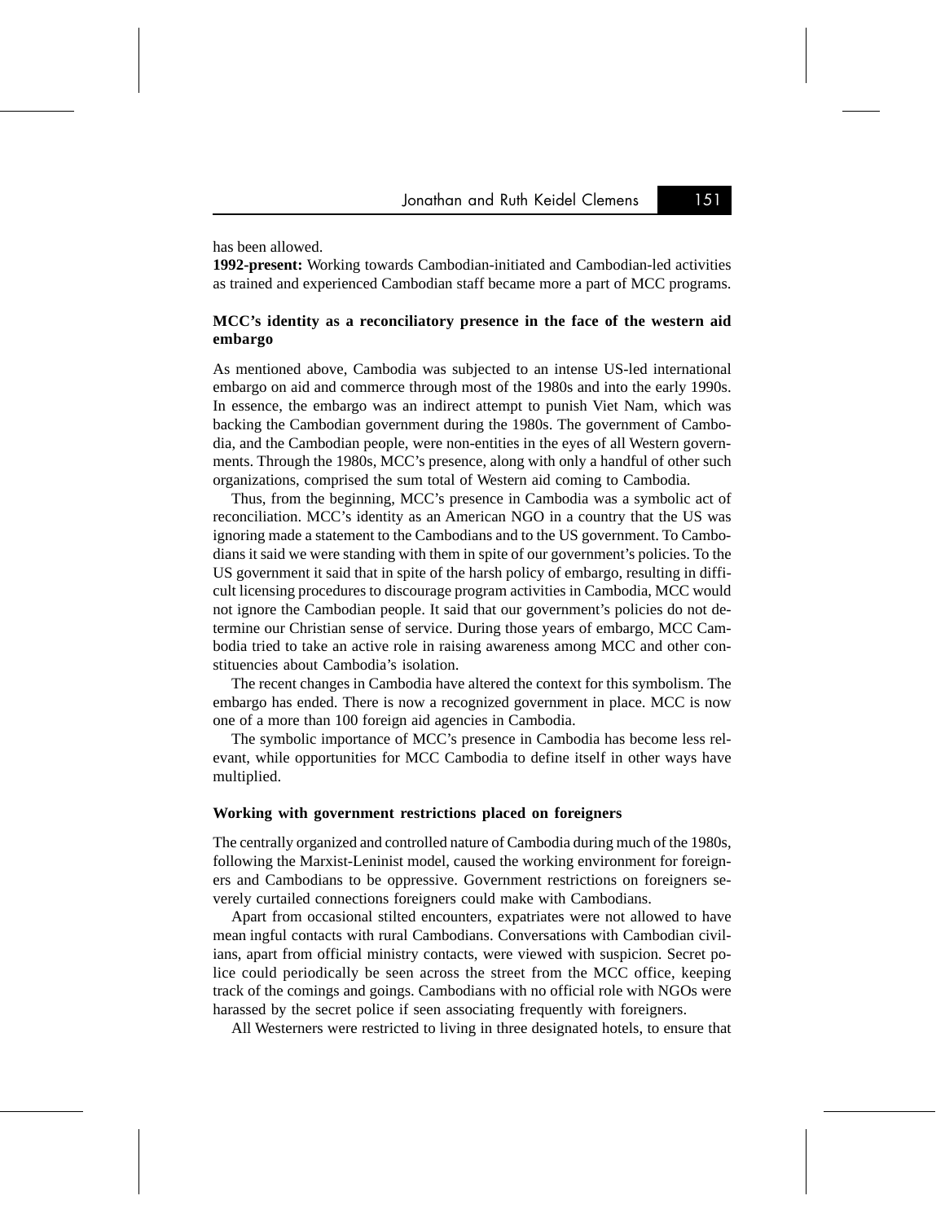has been allowed.

**1992-present:** Working towards Cambodian-initiated and Cambodian-led activities as trained and experienced Cambodian staff became more a part of MCC programs.

### MCC's identity as a reconciliatory presence in the face of the western aid embargo

As mentioned above, Cambodia was subjected to an intense US-led international embargo on aid and commerce through most of the 1980s and into the early 1990s. In essence, the embargo was an indirect attempt to punish Viet Nam, which was backing the Cambodian government during the 1980s. The government of Cambodia, and the Cambodian people, were non-entities in the eyes of all Western governments. Through the 1980s, MCC's presence, along with only a handful of other such organizations, comprised the sum total of Western aid coming to Cambodia.

Thus, from the beginning, MCC's presence in Cambodia was a symbolic act of reconciliation. MCC's identity as an American NGO in a country that the US was ignoring made a statement to the Cambodians and to the US government. To Cambodians it said we were standing with them in spite of our government's policies. To the US government it said that in spite of the harsh policy of embargo, resulting in difficult licensing procedures to discourage program activities in Cambodia, MCC would not ignore the Cambodian people. It said that our government's policies do not determine our Christian sense of service. During those years of embargo, MCC Cambodia tried to take an active role in raising awareness among MCC and other constituencies about Cambodia's isolation.

The recent changes in Cambodia have altered the context for this symbolism. The embargo has ended. There is now a recognized government in place. MCC is now one of a more than 100 foreign aid agencies in Cambodia.

The symbolic importance of MCC's presence in Cambodia has become less relevant, while opportunities for MCC Cambodia to define itself in other ways have multiplied.

### Working with government restrictions placed on foreigners

The centrally organized and controlled nature of Cambodia during much of the 1980s, following the Marxist-Leninist model, caused the working environment for foreigners and Cambodians to be oppressive. Government restrictions on foreigners severely curtailed connections foreigners could make with Cambodians.

Apart from occasional stilted encounters, expatriates were not allowed to have mean ingful contacts with rural Cambodians. Conversations with Cambodian civilians, apart from official ministry contacts, were viewed with suspicion. Secret police could periodically be seen across the street from the MCC office, keeping track of the comings and goings. Cambodians with no official role with NGOs were harassed by the secret police if seen associating frequently with foreigners.

All Westerners were restricted to living in three designated hotels, to ensure that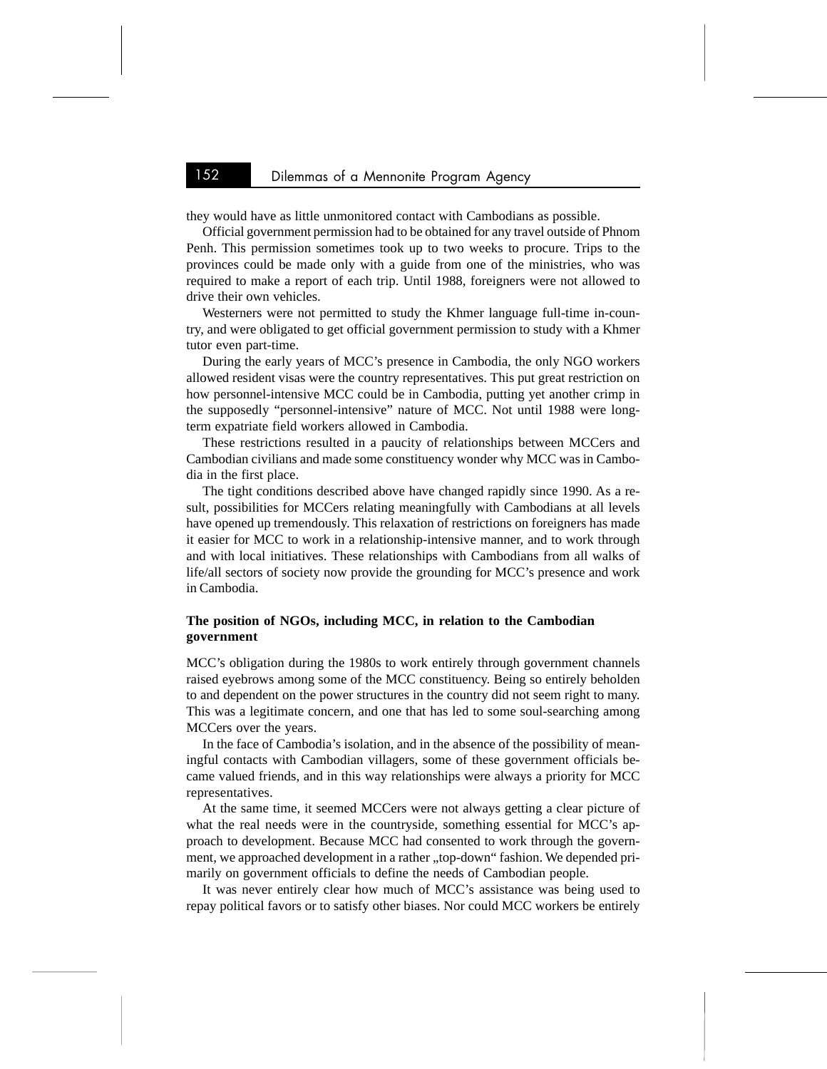they would have as little unmonitored contact with Cambodians as possible.

Official government permission had to be obtained for any travel outside of Phnom Penh. This permission sometimes took up to two weeks to procure. Trips to the provinces could be made only with a guide from one of the ministries, who was required to make a report of each trip. Until 1988, foreigners were not allowed to drive their own vehicles.

Westerners were not permitted to study the Khmer language full-time in-country, and were obligated to get official government permission to study with a Khmer tutor even part-time.

During the early years of MCC's presence in Cambodia, the only NGO workers allowed resident visas were the country representatives. This put great restriction on how personnel-intensive MCC could be in Cambodia, putting yet another crimp in the supposedly "personnel-intensive" nature of MCC. Not until 1988 were long-term expatriate field workers allowed in Cambodia.

These restrictions resulted in a paucity of relationships between MCCers and Cambodian civilians and made some constituency wonder why MCC was in Cambodia in the first place.

The tight conditions described above have changed rapidly since 1990. As a result, possibilities for MCCers relating meaningfully with Cambodians at all levels have opened up tremendously. This relaxation of restrictions on foreigners has made it easier for MCC to work in a relationship-intensive manner, and to work through and with local initiatives. These relationships with Cambodians from all walks of life/all sectors of society now provide the grounding for MCC's presence and work in Cambodia.

**The position of NGOs, including MCC, in relation to the Cambodian government**

MCC's obligation during the 1980s to work entirely through government channels raised eyebrows among some of the MCC constituency. Being so entirely beholden to and dependent on the power structures in the country did not seem right to many. This was a legitimate concern, and one that has led to some soul-searching among MCCers over the years.

In the face of Cambodia's isolation, and in the absence of the possibility of meaningful contacts with Cambodian villagers, some of these government officials became valued friends, and in this way relationships were always a priority for MCC representatives.

At the same time, it seemed MCCers were not always getting a clear picture of what the real needs were in the countryside, something essential for MCC's approach to development. Because MCC had consented to work through the government, we approached development in a rather „top-down" fashion. We depended primarily on government officials to define the needs of Cambodian people.

It was never entirely clear how much of MCC's assistance was being used to repay political favors or to satisfy other biases. Nor could MCC workers be entirely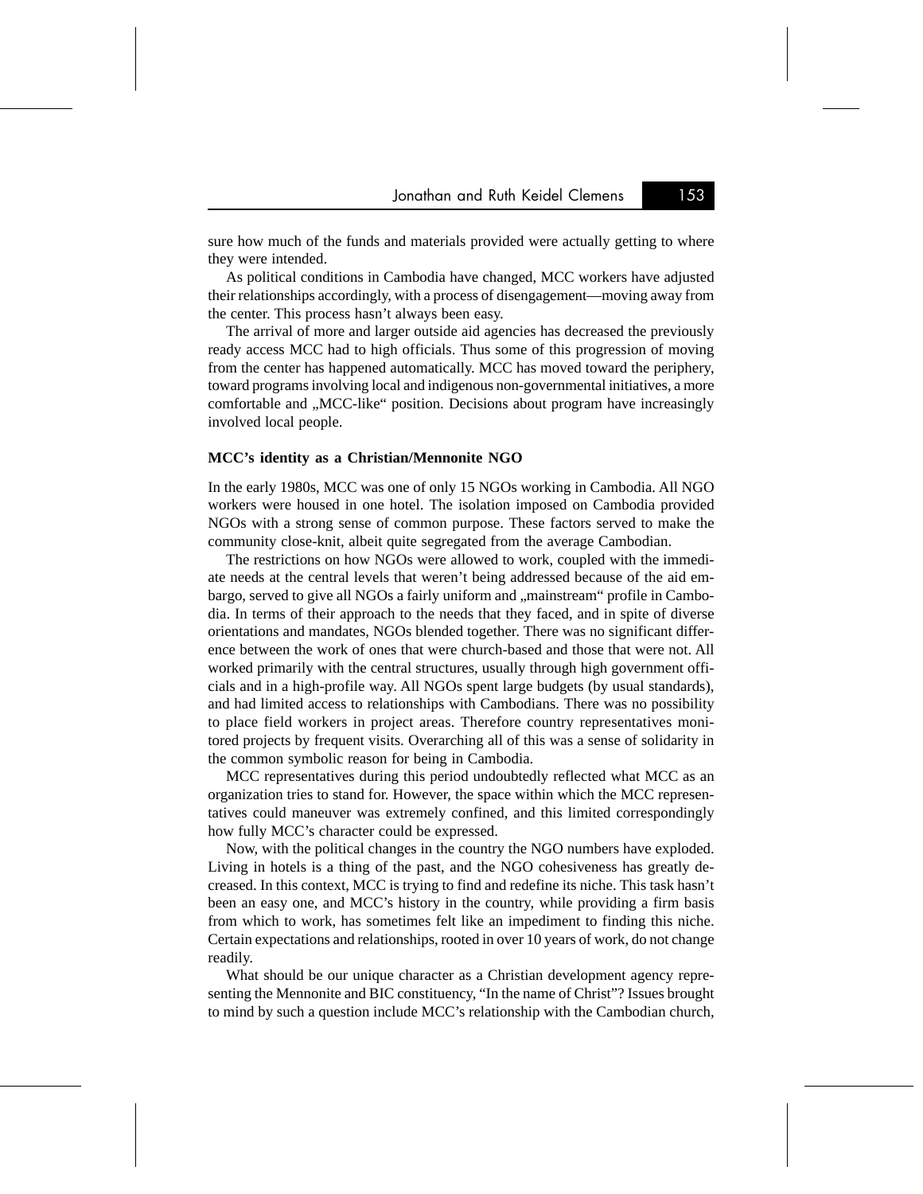sure how much of the funds and materials provided were actually getting to where they were intended.

As political conditions in Cambodia have changed, MCC workers have adjusted their relationships accordingly, with a process of disengagement—moving away from the center. This process hasn't always been easy.

The arrival of more and larger outside aid agencies has decreased the previously ready access MCC had to high officials. Thus some of this progression of moving from the center has happened automatically. MCC has moved toward the periphery, toward programs involving local and indigenous non-governmental initiatives, a more comfortable and „MCC-like" position. Decisions about program have increasingly involved local people.

**MCC's identity as a Christian/Mennonite NGO**

In the early 1980s, MCC was one of only 15 NGOs working in Cambodia. All NGO workers were housed in one hotel. The isolation imposed on Cambodia provided NGOs with a strong sense of common purpose. These factors served to make the community close-knit, albeit quite segregated from the average Cambodian.

The restrictions on how NGOs were allowed to work, coupled with the immediate needs at the central levels that weren't being addressed because of the aid embargo, served to give all NGOs a fairly uniform and „mainstream" profile in Cambodia. In terms of their approach to the needs that they faced, and in spite of diverse orientations and mandates, NGOs blended together. There was no significant difference between the work of ones that were church-based and those that were not. All worked primarily with the central structures, usually through high government officials and in a high-profile way. All NGOs spent large budgets (by usual standards), and had limited access to relationships with Cambodians. There was no possibility to place field workers in project areas. Therefore country representatives monitored projects by frequent visits. Overarching all of this was a sense of solidarity in the common symbolic reason for being in Cambodia.

MCC representatives during this period undoubtedly reflected what MCC as an organization tries to stand for. However, the space within which the MCC representatives could maneuver was extremely confined, and this limited correspondingly how fully MCC's character could be expressed.

Now, with the political changes in the country the NGO numbers have exploded. Living in hotels is a thing of the past, and the NGO cohesiveness has greatly decreased. In this context, MCC is trying to find and redefine its niche. This task hasn't been an easy one, and MCC's history in the country, while providing a firm basis from which to work, has sometimes felt like an impediment to finding this niche. Certain expectations and relationships, rooted in over 10 years of work, do not change readily.

What should be our unique character as a Christian development agency representing the Mennonite and BIC constituency, "In the name of Christ"? Issues brought to mind by such a question include MCC's relationship with the Cambodian church,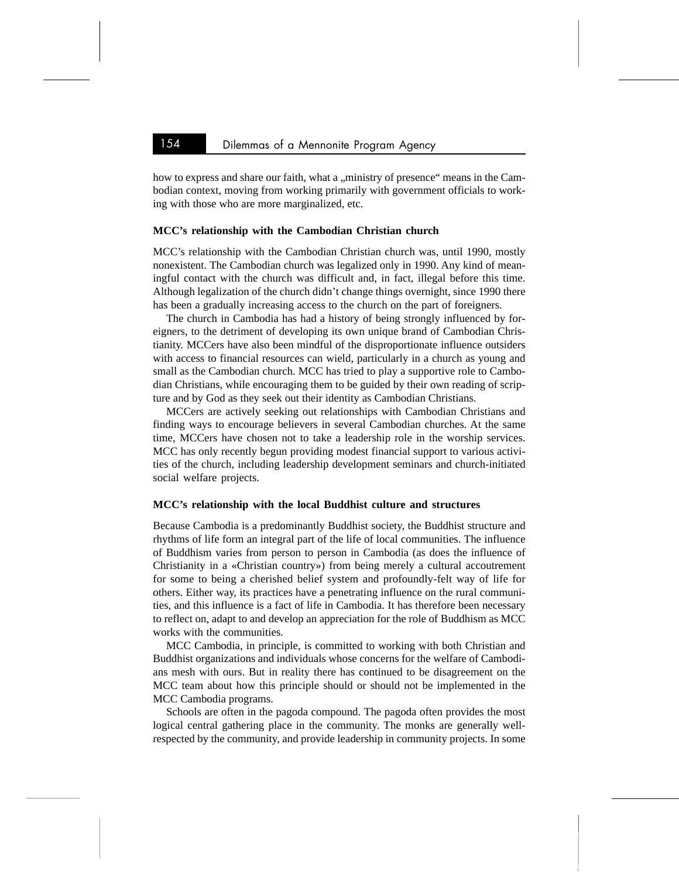how to express and share our faith, what a „ministry of presence“ means in the Cambodian context, moving from working primarily with government officials to working with those who are more marginalized, etc.

**MCC's relationship with the Cambodian Christian church**

MCC's relationship with the Cambodian Christian church was, until 1990, mostly nonexistent. The Cambodian church was legalized only in 1990. Any kind of meaningful contact with the church was difficult and, in fact, illegal before this time. Although legalization of the church didn't change things overnight, since 1990 there has been a gradually increasing access to the church on the part of foreigners.

The church in Cambodia has had a history of being strongly influenced by foreigners, to the detriment of developing its own unique brand of Cambodian Christianity. MCCers have also been mindful of the disproportionate influence outsiders with access to financial resources can wield, particularly in a church as young and small as the Cambodian church. MCC has tried to play a supportive role to Cambodian Christians, while encouraging them to be guided by their own reading of scripture and by God as they seek out their identity as Cambodian Christians.

MCCers are actively seeking out relationships with Cambodian Christians and finding ways to encourage believers in several Cambodian churches. At the same time, MCCers have chosen not to take a leadership role in the worship services. MCC has only recently begun providing modest financial support to various activities of the church, including leadership development seminars and church-initiated social welfare projects.

**MCC's relationship with the local Buddhist culture and structures**

Because Cambodia is a predominantly Buddhist society, the Buddhist structure and rhythms of life form an integral part of the life of local communities. The influence of Buddhism varies from person to person in Cambodia (as does the influence of Christianity in a «Christian country») from being merely a cultural accoutrement for some to being a cherished belief system and profoundly-felt way of life for others. Either way, its practices have a penetrating influence on the rural communities, and this influence is a fact of life in Cambodia. It has therefore been necessary to reflect on, adapt to and develop an appreciation for the role of Buddhism as MCC works with the communities.

MCC Cambodia, in principle, is committed to working with both Christian and Buddhist organizations and individuals whose concerns for the welfare of Cambodians mesh with ours. But in reality there has continued to be disagreement on the MCC team about how this principle should or should not be implemented in the MCC Cambodia programs.

Schools are often in the pagoda compound. The pagoda often provides the most logical central gathering place in the community. The monks are generally well-respected by the community, and provide leadership in community projects. In some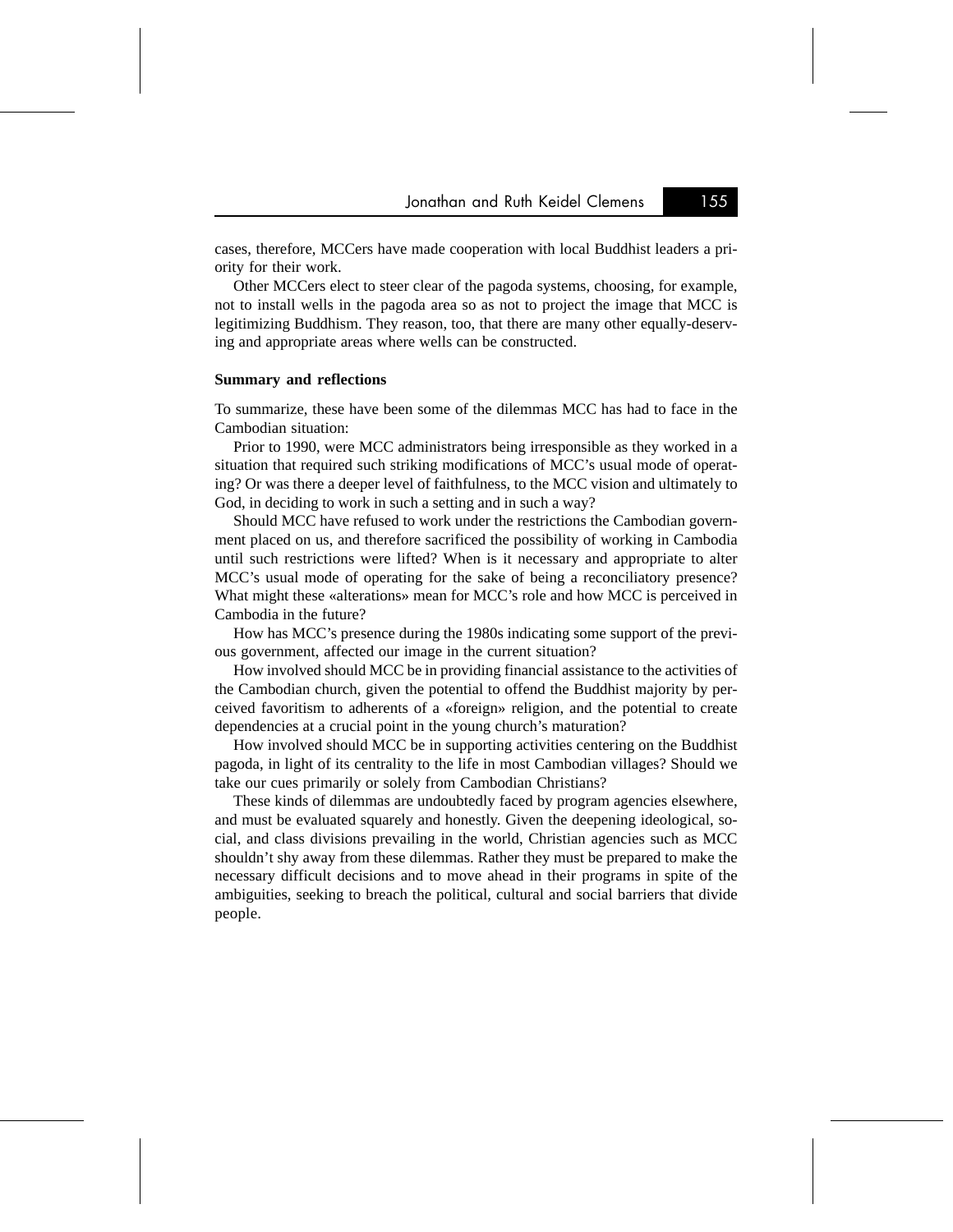cases, therefore, MCCers have made cooperation with local Buddhist leaders a priority for their work.

Other MCCers elect to steer clear of the pagoda systems, choosing, for example, not to install wells in the pagoda area so as not to project the image that MCC is legitimizing Buddhism. They reason, too, that there are many other equally-deserving and appropriate areas where wells can be constructed.

**Summary and reflections**

To summarize, these have been some of the dilemmas MCC has had to face in the Cambodian situation:

Prior to 1990, were MCC administrators being irresponsible as they worked in a situation that required such striking modifications of MCC's usual mode of operating? Or was there a deeper level of faithfulness, to the MCC vision and ultimately to God, in deciding to work in such a setting and in such a way?

Should MCC have refused to work under the restrictions the Cambodian government placed on us, and therefore sacrificed the possibility of working in Cambodia until such restrictions were lifted? When is it necessary and appropriate to alter MCC's usual mode of operating for the sake of being a reconciliatory presence? What might these «alterations» mean for MCC's role and how MCC is perceived in Cambodia in the future?

How has MCC's presence during the 1980s indicating some support of the previous government, affected our image in the current situation?

How involved should MCC be in providing financial assistance to the activities of the Cambodian church, given the potential to offend the Buddhist majority by perceived favoritism to adherents of a «foreign» religion, and the potential to create dependencies at a crucial point in the young church's maturation?

How involved should MCC be in supporting activities centering on the Buddhist pagoda, in light of its centrality to the life in most Cambodian villages? Should we take our cues primarily or solely from Cambodian Christians?

These kinds of dilemmas are undoubtedly faced by program agencies elsewhere, and must be evaluated squarely and honestly. Given the deepening ideological, social, and class divisions prevailing in the world, Christian agencies such as MCC shouldn't shy away from these dilemmas. Rather they must be prepared to make the necessary difficult decisions and to move ahead in their programs in spite of the ambiguities, seeking to breach the political, cultural and social barriers that divide people.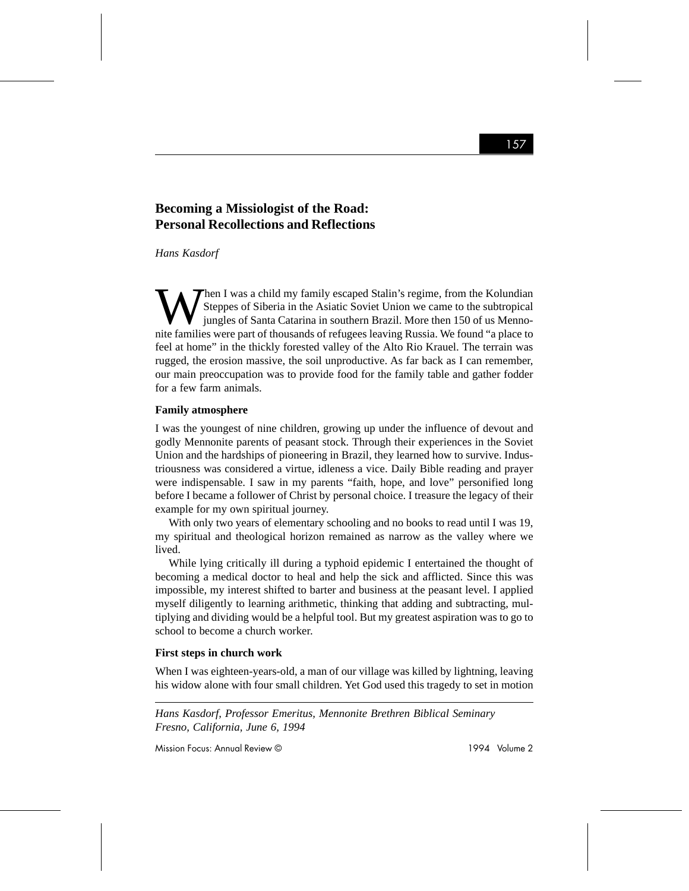# Becoming a Missiologist of the Road: Personal Recollections and Reflections

*Hans Kasdorf*

When I was a child my family escaped Stalin's regime, from the Kolundian Steppes of Siberia in the Asiatic Soviet Union we came to the subtropical jungles of Santa Catarina in southern Brazil. More then 150 of us Mennonite families were part of thousands of refugees leaving Russia. We found "a place to feel at home" in the thickly forested valley of the Alto Rio Krauel. The terrain was rugged, the erosion massive, the soil unproductive. As far back as I can remember, our main preoccupation was to provide food for the family table and gather fodder for a few farm animals.

### Family atmosphere

I was the youngest of nine children, growing up under the influence of devout and godly Mennonite parents of peasant stock. Through their experiences in the Soviet Union and the hardships of pioneering in Brazil, they learned how to survive. Industriousness was considered a virtue, idleness a vice. Daily Bible reading and prayer were indispensable. I saw in my parents "faith, hope, and love" personified long before I became a follower of Christ by personal choice. I treasure the legacy of their example for my own spiritual journey.

With only two years of elementary schooling and no books to read until I was 19, my spiritual and theological horizon remained as narrow as the valley where we lived.

While lying critically ill during a typhoid epidemic I entertained the thought of becoming a medical doctor to heal and help the sick and afflicted. Since this was impossible, my interest shifted to barter and business at the peasant level. I applied myself diligently to learning arithmetic, thinking that adding and subtracting, multiplying and dividing would be a helpful tool. But my greatest aspiration was to go to school to become a church worker.

### First steps in church work

When I was eighteen-years-old, a man of our village was killed by lightning, leaving his widow alone with four small children. Yet God used this tragedy to set in motion

*Hans Kasdorf, Professor Emeritus, Mennonite Brethren Biblical Seminary Fresno, California, June 6, 1994*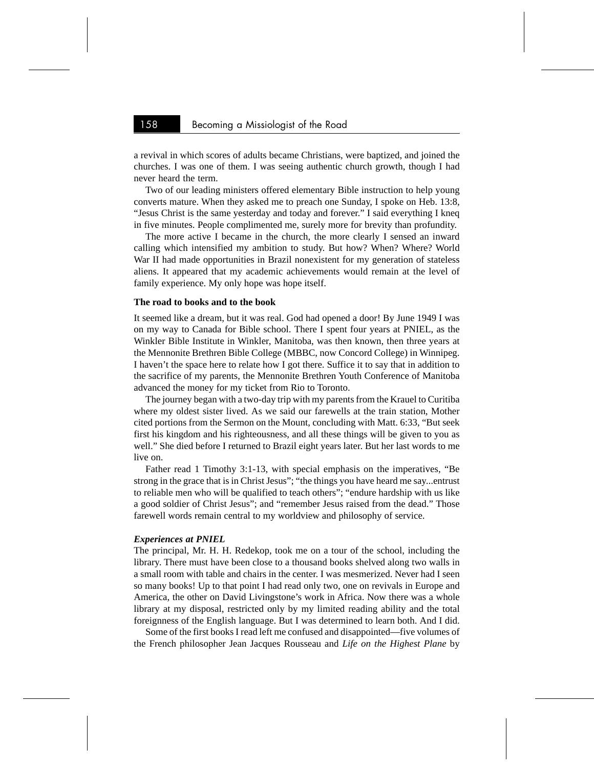a revival in which scores of adults became Christians, were baptized, and joined the churches. I was one of them. I was seeing authentic church growth, though I had never heard the term.

Two of our leading ministers offered elementary Bible instruction to help young converts mature. When they asked me to preach one Sunday, I spoke on Heb. 13:8, "Jesus Christ is the same yesterday and today and forever." I said everything I kneq in five minutes. People complimented me, surely more for brevity than profundity.

The more active I became in the church, the more clearly I sensed an inward calling which intensified my ambition to study. But how? When? Where? World War II had made opportunities in Brazil nonexistent for my generation of stateless aliens. It appeared that my academic achievements would remain at the level of family experience. My only hope was hope itself.

### The road to books and to the book

It seemed like a dream, but it was real. God had opened a door! By June 1949 I was on my way to Canada for Bible school. There I spent four years at PNIEL, as the Winkler Bible Institute in Winkler, Manitoba, was then known, then three years at the Mennonite Brethren Bible College (MBBC, now Concord College) in Winnipeg. I haven't the space here to relate how I got there. Suffice it to say that in addition to the sacrifice of my parents, the Mennonite Brethren Youth Conference of Manitoba advanced the money for my ticket from Rio to Toronto.

The journey began with a two-day trip with my parents from the Krauel to Curitiba where my oldest sister lived. As we said our farewells at the train station, Mother cited portions from the Sermon on the Mount, concluding with Matt. 6:33, "But seek first his kingdom and his righteousness, and all these things will be given to you as well." She died before I returned to Brazil eight years later. But her last words to me live on.

Father read 1 Timothy 3:1-13, with special emphasis on the imperatives, "Be strong in the grace that is in Christ Jesus"; "the things you have heard me say...entrust to reliable men who will be qualified to teach others"; "endure hardship with us like a good soldier of Christ Jesus"; and "remember Jesus raised from the dead." Those farewell words remain central to my worldview and philosophy of service.

#### *Experiences at PNIEL*

The principal, Mr. H. H. Redekop, took me on a tour of the school, including the library. There must have been close to a thousand books shelved along two walls in a small room with table and chairs in the center. I was mesmerized. Never had I seen so many books! Up to that point I had read only two, one on revivals in Europe and America, the other on David Livingstone's work in Africa. Now there was a whole library at my disposal, restricted only by my limited reading ability and the total foreignness of the English language. But I was determined to learn both. And I did.

Some of the first books I read left me confused and disappointed—five volumes of the French philosopher Jean Jacques Rousseau and *Life on the Highest Plane* by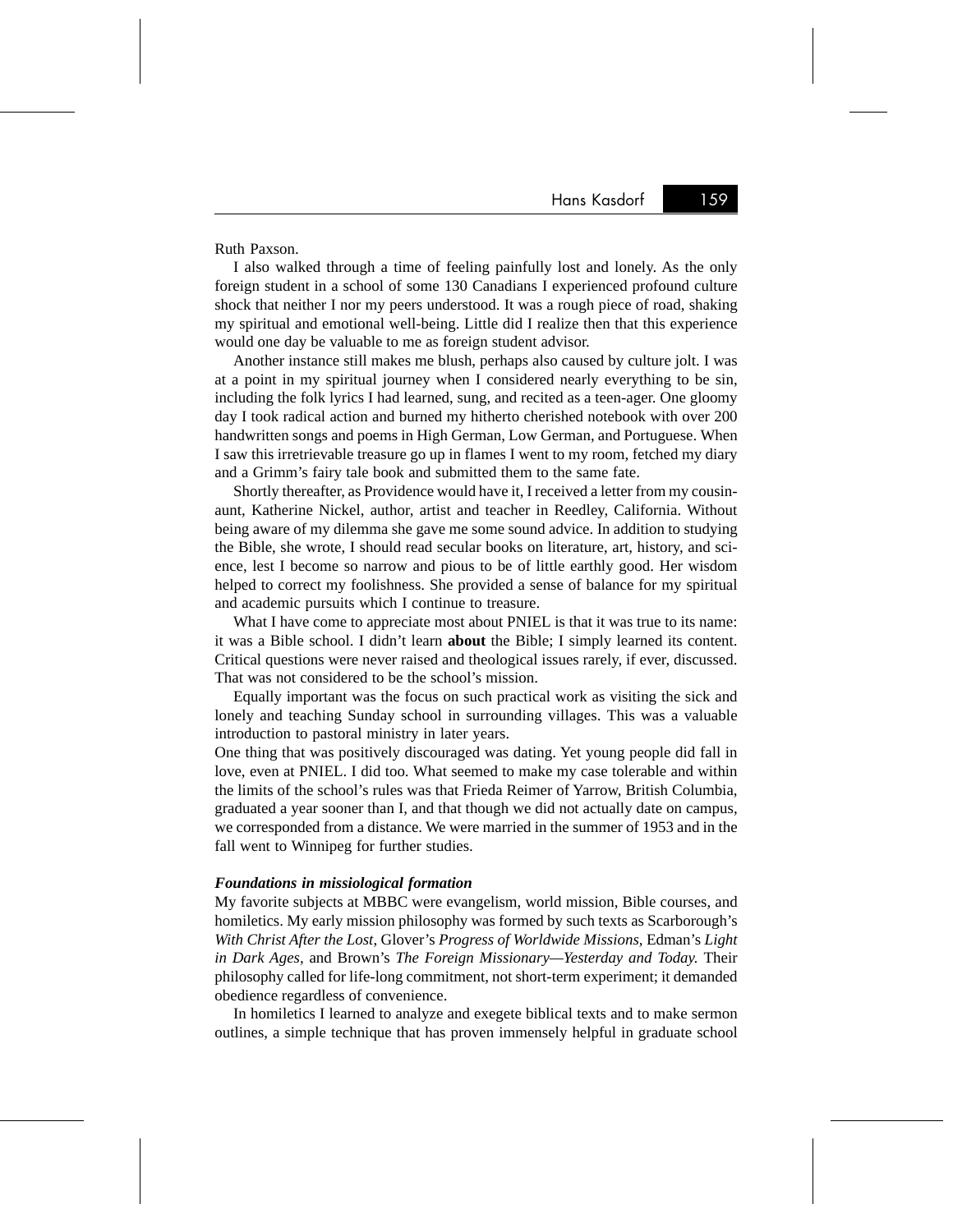Ruth Paxson.

I also walked through a time of feeling painfully lost and lonely. As the only foreign student in a school of some 130 Canadians I experienced profound culture shock that neither I nor my peers understood. It was a rough piece of road, shaking my spiritual and emotional well-being. Little did I realize then that this experience would one day be valuable to me as foreign student advisor.

Another instance still makes me blush, perhaps also caused by culture jolt. I was at a point in my spiritual journey when I considered nearly everything to be sin, including the folk lyrics I had learned, sung, and recited as a teen-ager. One gloomy day I took radical action and burned my hitherto cherished notebook with over 200 handwritten songs and poems in High German, Low German, and Portuguese. When I saw this irretrievable treasure go up in flames I went to my room, fetched my diary and a Grimm's fairy tale book and submitted them to the same fate.

Shortly thereafter, as Providence would have it, I received a letter from my cousin-aunt, Katherine Nickel, author, artist and teacher in Reedley, California. Without being aware of my dilemma she gave me some sound advice. In addition to studying the Bible, she wrote, I should read secular books on literature, art, history, and science, lest I become so narrow and pious to be of little earthly good. Her wisdom helped to correct my foolishness. She provided a sense of balance for my spiritual and academic pursuits which I continue to treasure.

What I have come to appreciate most about PNIEL is that it was true to its name: it was a Bible school. I didn't learn **about** the Bible; I simply learned its content. Critical questions were never raised and theological issues rarely, if ever, discussed. That was not considered to be the school's mission.

Equally important was the focus on such practical work as visiting the sick and lonely and teaching Sunday school in surrounding villages. This was a valuable introduction to pastoral ministry in later years.

One thing that was positively discouraged was dating. Yet young people did fall in love, even at PNIEL. I did too. What seemed to make my case tolerable and within the limits of the school's rules was that Frieda Reimer of Yarrow, British Columbia, graduated a year sooner than I, and that though we did not actually date on campus, we corresponded from a distance. We were married in the summer of 1953 and in the fall went to Winnipeg for further studies.

***Foundations in missiological formation***

My favorite subjects at MBBC were evangelism, world mission, Bible courses, and homiletics. My early mission philosophy was formed by such texts as Scarborough's *With Christ After the Lost*, Glover's *Progress of Worldwide Missions*, Edman's *Light in Dark Ages*, and Brown's *The Foreign Missionary—Yesterday and Today.* Their philosophy called for life-long commitment, not short-term experiment; it demanded obedience regardless of convenience.

In homiletics I learned to analyze and exegete biblical texts and to make sermon outlines, a simple technique that has proven immensely helpful in graduate school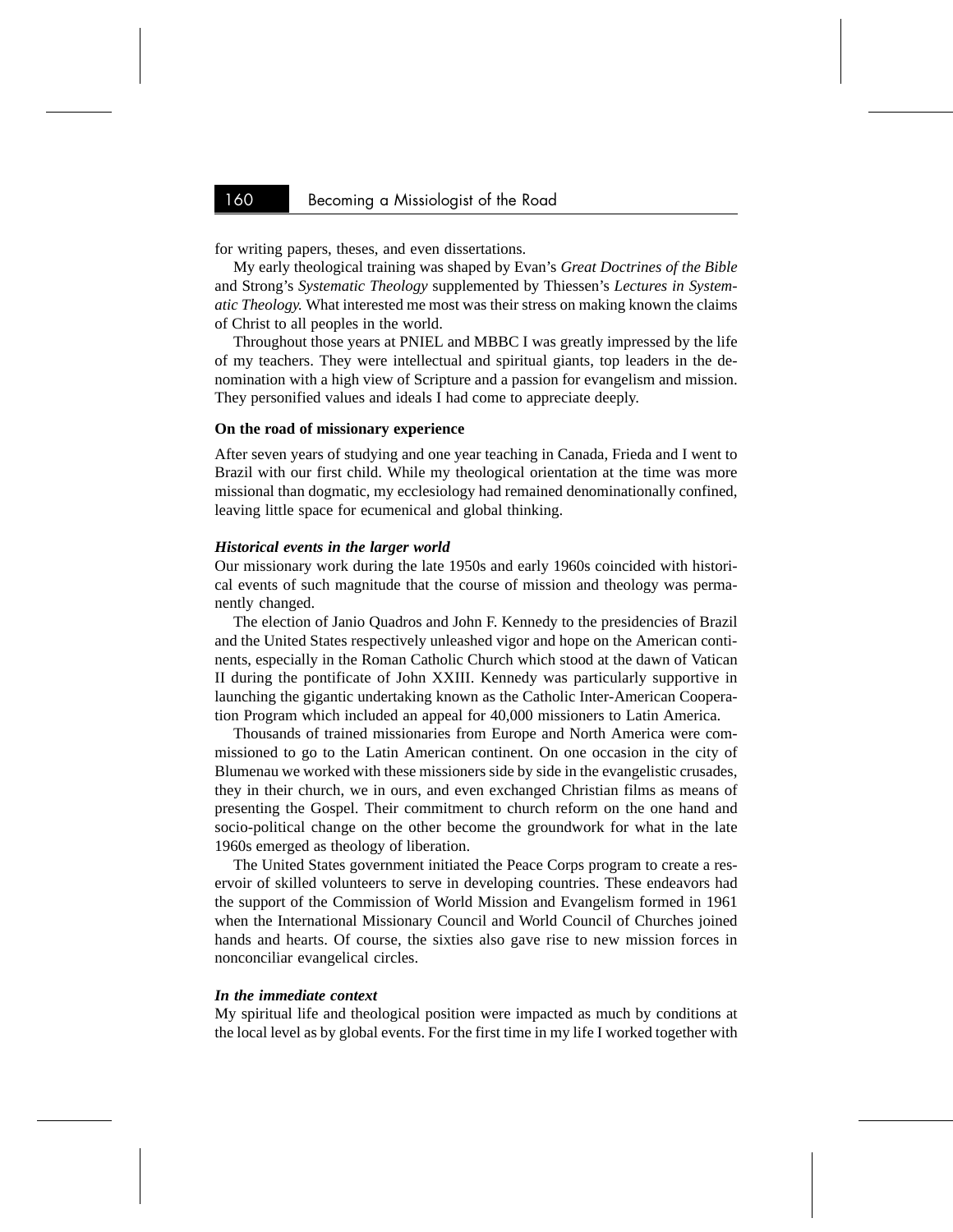for writing papers, theses, and even dissertations.

My early theological training was shaped by Evan's *Great Doctrines of the Bible* and Strong's *Systematic Theology* supplemented by Thiessen's *Lectures in Systematic Theology.* What interested me most was their stress on making known the claims of Christ to all peoples in the world.

Throughout those years at PNIEL and MBBC I was greatly impressed by the life of my teachers. They were intellectual and spiritual giants, top leaders in the denomination with a high view of Scripture and a passion for evangelism and mission. They personified values and ideals I had come to appreciate deeply.

**On the road of missionary experience**

After seven years of studying and one year teaching in Canada, Frieda and I went to Brazil with our first child. While my theological orientation at the time was more missional than dogmatic, my ecclesiology had remained denominationally confined, leaving little space for ecumenical and global thinking.

***Historical events in the larger world***

Our missionary work during the late 1950s and early 1960s coincided with historical events of such magnitude that the course of mission and theology was permanently changed.

The election of Janio Quadros and John F. Kennedy to the presidencies of Brazil and the United States respectively unleashed vigor and hope on the American continents, especially in the Roman Catholic Church which stood at the dawn of Vatican II during the pontificate of John XXIII. Kennedy was particularly supportive in launching the gigantic undertaking known as the Catholic Inter-American Cooperation Program which included an appeal for 40,000 missioners to Latin America.

Thousands of trained missionaries from Europe and North America were commissioned to go to the Latin American continent. On one occasion in the city of Blumenau we worked with these missioners side by side in the evangelistic crusades, they in their church, we in ours, and even exchanged Christian films as means of presenting the Gospel. Their commitment to church reform on the one hand and socio-political change on the other become the groundwork for what in the late 1960s emerged as theology of liberation.

The United States government initiated the Peace Corps program to create a reservoir of skilled volunteers to serve in developing countries. These endeavors had the support of the Commission of World Mission and Evangelism formed in 1961 when the International Missionary Council and World Council of Churches joined hands and hearts. Of course, the sixties also gave rise to new mission forces in nonconciliar evangelical circles.

***In the immediate context***

My spiritual life and theological position were impacted as much by conditions at the local level as by global events. For the first time in my life I worked together with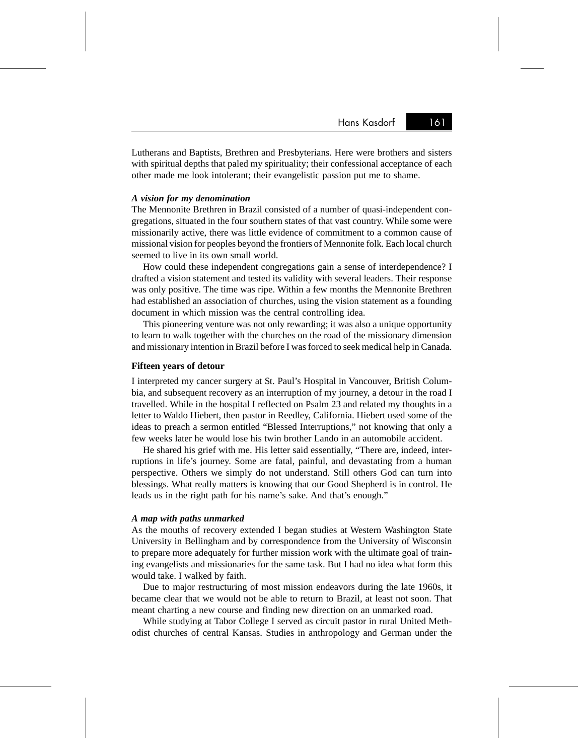Lutherans and Baptists, Brethren and Presbyterians. Here were brothers and sisters with spiritual depths that paled my spirituality; their confessional acceptance of each other made me look intolerant; their evangelistic passion put me to shame.

***A vision for my denomination***

The Mennonite Brethren in Brazil consisted of a number of quasi-independent congregations, situated in the four southern states of that vast country. While some were missionarily active, there was little evidence of commitment to a common cause of missional vision for peoples beyond the frontiers of Mennonite folk. Each local church seemed to live in its own small world.

How could these independent congregations gain a sense of interdependence? I drafted a vision statement and tested its validity with several leaders. Their response was only positive. The time was ripe. Within a few months the Mennonite Brethren had established an association of churches, using the vision statement as a founding document in which mission was the central controlling idea.

This pioneering venture was not only rewarding; it was also a unique opportunity to learn to walk together with the churches on the road of the missionary dimension and missionary intention in Brazil before I was forced to seek medical help in Canada.

**Fifteen years of detour**

I interpreted my cancer surgery at St. Paul's Hospital in Vancouver, British Columbia, and subsequent recovery as an interruption of my journey, a detour in the road I travelled. While in the hospital I reflected on Psalm 23 and related my thoughts in a letter to Waldo Hiebert, then pastor in Reedley, California. Hiebert used some of the ideas to preach a sermon entitled "Blessed Interruptions," not knowing that only a few weeks later he would lose his twin brother Lando in an automobile accident.

He shared his grief with me. His letter said essentially, "There are, indeed, interruptions in life's journey. Some are fatal, painful, and devastating from a human perspective. Others we simply do not understand. Still others God can turn into blessings. What really matters is knowing that our Good Shepherd is in control. He leads us in the right path for his name's sake. And that's enough."

***A map with paths unmarked***

As the mouths of recovery extended I began studies at Western Washington State University in Bellingham and by correspondence from the University of Wisconsin to prepare more adequately for further mission work with the ultimate goal of training evangelists and missionaries for the same task. But I had no idea what form this would take. I walked by faith.

Due to major restructuring of most mission endeavors during the late 1960s, it became clear that we would not be able to return to Brazil, at least not soon. That meant charting a new course and finding new direction on an unmarked road.

While studying at Tabor College I served as circuit pastor in rural United Methodist churches of central Kansas. Studies in anthropology and German under the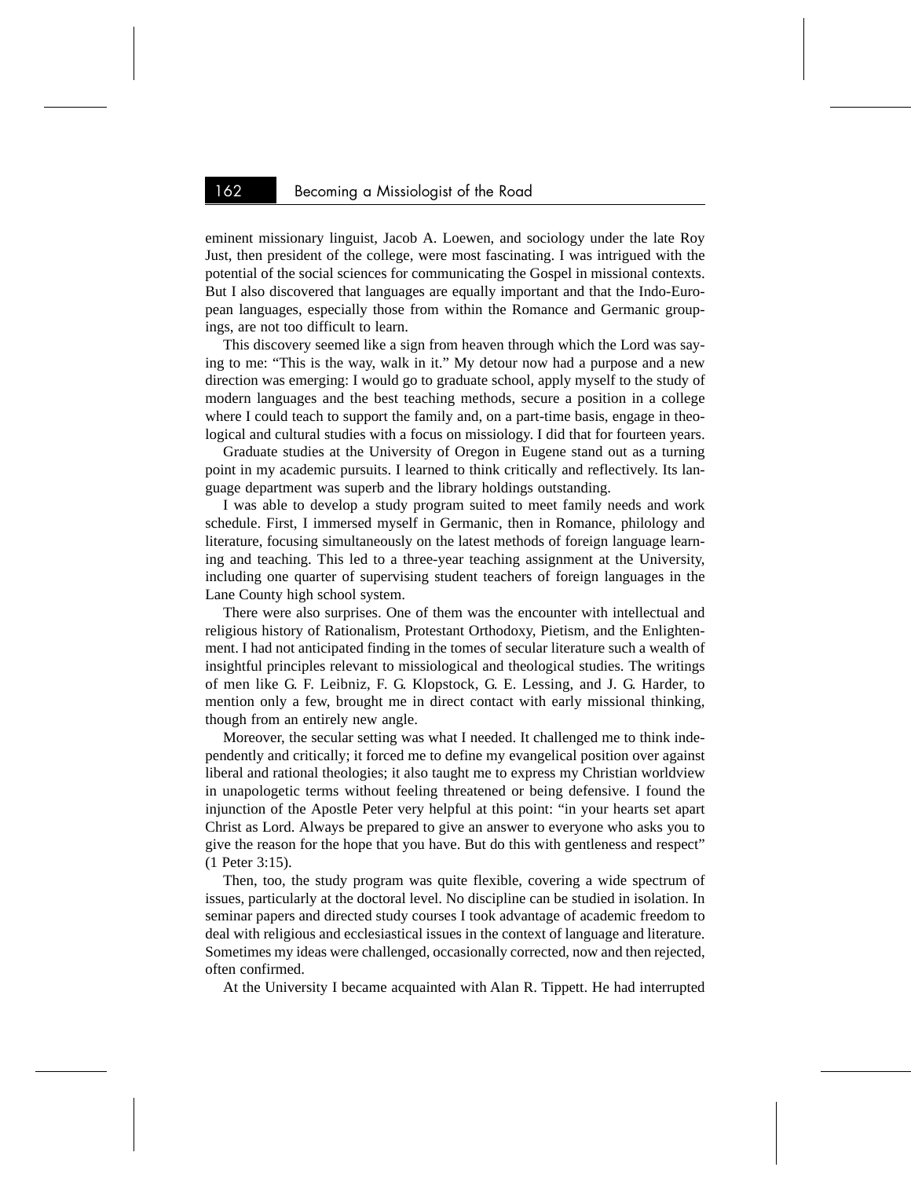eminent missionary linguist, Jacob A. Loewen, and sociology under the late Roy Just, then president of the college, were most fascinating. I was intrigued with the potential of the social sciences for communicating the Gospel in missional contexts. But I also discovered that languages are equally important and that the Indo-European languages, especially those from within the Romance and Germanic groupings, are not too difficult to learn.

This discovery seemed like a sign from heaven through which the Lord was saying to me: "This is the way, walk in it." My detour now had a purpose and a new direction was emerging: I would go to graduate school, apply myself to the study of modern languages and the best teaching methods, secure a position in a college where I could teach to support the family and, on a part-time basis, engage in theological and cultural studies with a focus on missiology. I did that for fourteen years.

Graduate studies at the University of Oregon in Eugene stand out as a turning point in my academic pursuits. I learned to think critically and reflectively. Its language department was superb and the library holdings outstanding.

I was able to develop a study program suited to meet family needs and work schedule. First, I immersed myself in Germanic, then in Romance, philology and literature, focusing simultaneously on the latest methods of foreign language learning and teaching. This led to a three-year teaching assignment at the University, including one quarter of supervising student teachers of foreign languages in the Lane County high school system.

There were also surprises. One of them was the encounter with intellectual and religious history of Rationalism, Protestant Orthodoxy, Pietism, and the Enlightenment. I had not anticipated finding in the tomes of secular literature such a wealth of insightful principles relevant to missiological and theological studies. The writings of men like G. F. Leibniz, F. G. Klopstock, G. E. Lessing, and J. G. Harder, to mention only a few, brought me in direct contact with early missional thinking, though from an entirely new angle.

Moreover, the secular setting was what I needed. It challenged me to think independently and critically; it forced me to define my evangelical position over against liberal and rational theologies; it also taught me to express my Christian worldview in unapologetic terms without feeling threatened or being defensive. I found the injunction of the Apostle Peter very helpful at this point: "in your hearts set apart Christ as Lord. Always be prepared to give an answer to everyone who asks you to give the reason for the hope that you have. But do this with gentleness and respect" (1 Peter 3:15).

Then, too, the study program was quite flexible, covering a wide spectrum of issues, particularly at the doctoral level. No discipline can be studied in isolation. In seminar papers and directed study courses I took advantage of academic freedom to deal with religious and ecclesiastical issues in the context of language and literature. Sometimes my ideas were challenged, occasionally corrected, now and then rejected, often confirmed.

At the University I became acquainted with Alan R. Tippett. He had interrupted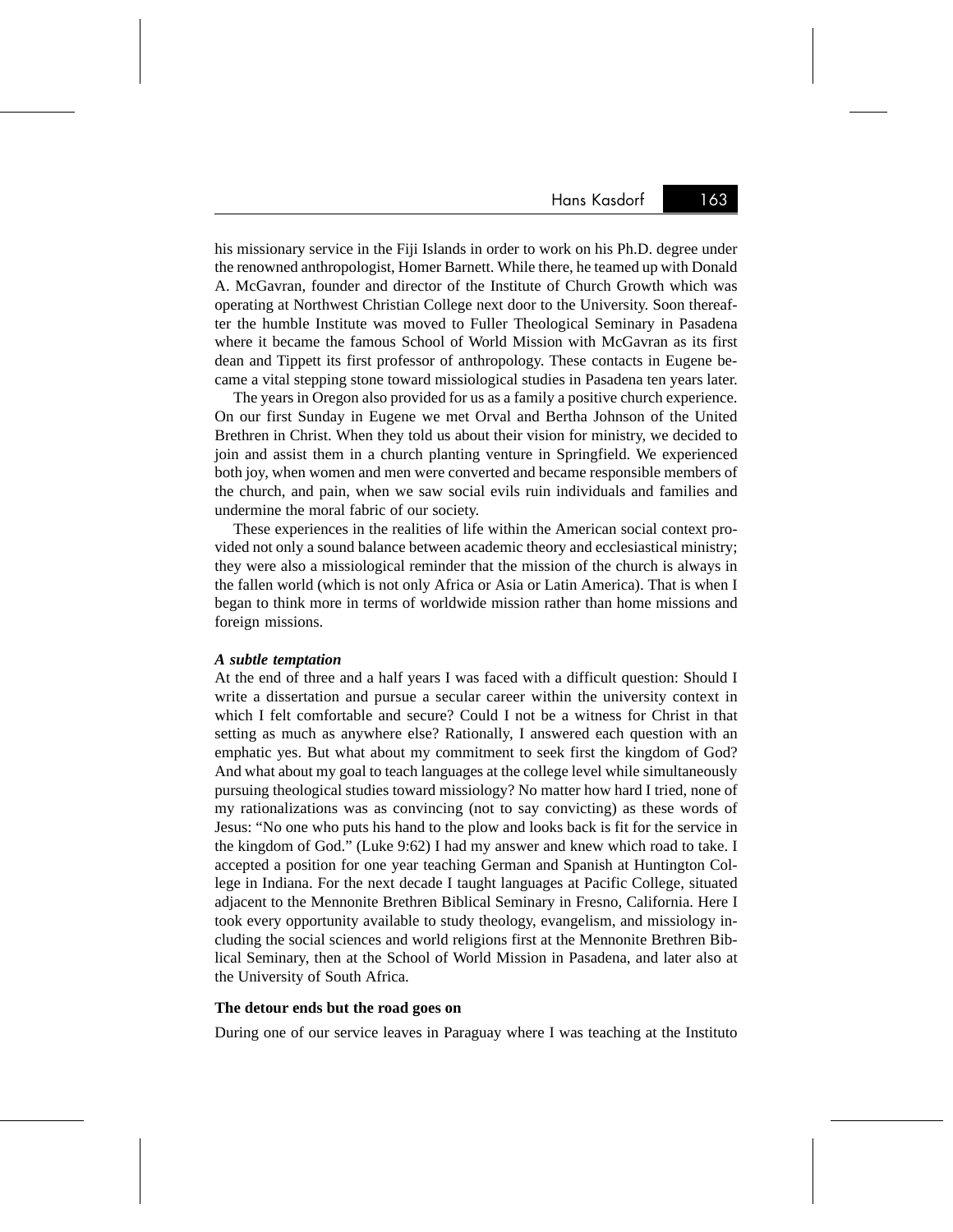his missionary service in the Fiji Islands in order to work on his Ph.D. degree under the renowned anthropologist, Homer Barnett. While there, he teamed up with Donald A. McGavran, founder and director of the Institute of Church Growth which was operating at Northwest Christian College next door to the University. Soon thereafter the humble Institute was moved to Fuller Theological Seminary in Pasadena where it became the famous School of World Mission with McGavran as its first dean and Tippett its first professor of anthropology. These contacts in Eugene became a vital stepping stone toward missiological studies in Pasadena ten years later.

The years in Oregon also provided for us as a family a positive church experience. On our first Sunday in Eugene we met Orval and Bertha Johnson of the United Brethren in Christ. When they told us about their vision for ministry, we decided to join and assist them in a church planting venture in Springfield. We experienced both joy, when women and men were converted and became responsible members of the church, and pain, when we saw social evils ruin individuals and families and undermine the moral fabric of our society.

These experiences in the realities of life within the American social context provided not only a sound balance between academic theory and ecclesiastical ministry; they were also a missiological reminder that the mission of the church is always in the fallen world (which is not only Africa or Asia or Latin America). That is when I began to think more in terms of worldwide mission rather than home missions and foreign missions.

#### *A subtle temptation*

At the end of three and a half years I was faced with a difficult question: Should I write a dissertation and pursue a secular career within the university context in which I felt comfortable and secure? Could I not be a witness for Christ in that setting as much as anywhere else? Rationally, I answered each question with an emphatic yes. But what about my commitment to seek first the kingdom of God? And what about my goal to teach languages at the college level while simultaneously pursuing theological studies toward missiology? No matter how hard I tried, none of my rationalizations was as convincing (not to say convicting) as these words of Jesus: "No one who puts his hand to the plow and looks back is fit for the service in the kingdom of God." (Luke 9:62) I had my answer and knew which road to take. I accepted a position for one year teaching German and Spanish at Huntington College in Indiana. For the next decade I taught languages at Pacific College, situated adjacent to the Mennonite Brethren Biblical Seminary in Fresno, California. Here I took every opportunity available to study theology, evangelism, and missiology including the social sciences and world religions first at the Mennonite Brethren Biblical Seminary, then at the School of World Mission in Pasadena, and later also at the University of South Africa.

### The detour ends but the road goes on

During one of our service leaves in Paraguay where I was teaching at the Instituto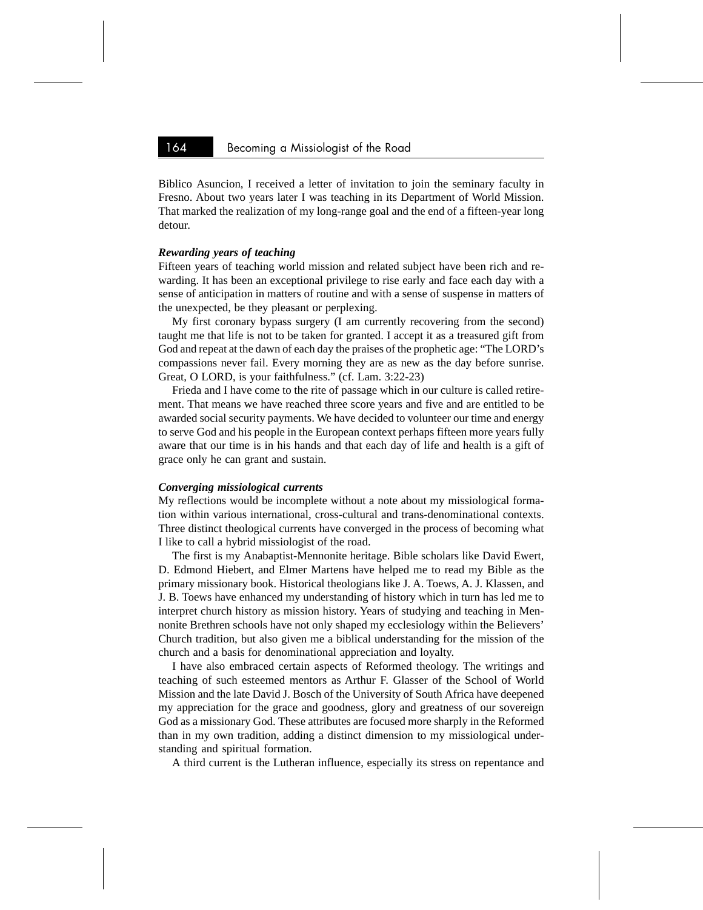Biblico Asuncion, I received a letter of invitation to join the seminary faculty in Fresno. About two years later I was teaching in its Department of World Mission. That marked the realization of my long-range goal and the end of a fifteen-year long detour.

***Rewarding years of teaching***

Fifteen years of teaching world mission and related subject have been rich and rewarding. It has been an exceptional privilege to rise early and face each day with a sense of anticipation in matters of routine and with a sense of suspense in matters of the unexpected, be they pleasant or perplexing.

My first coronary bypass surgery (I am currently recovering from the second) taught me that life is not to be taken for granted. I accept it as a treasured gift from God and repeat at the dawn of each day the praises of the prophetic age: "The LORD's compassions never fail. Every morning they are as new as the day before sunrise. Great, O LORD, is your faithfulness." (cf. Lam. 3:22-23)

Frieda and I have come to the rite of passage which in our culture is called retirement. That means we have reached three score years and five and are entitled to be awarded social security payments. We have decided to volunteer our time and energy to serve God and his people in the European context perhaps fifteen more years fully aware that our time is in his hands and that each day of life and health is a gift of grace only he can grant and sustain.

***Converging missiological currents***

My reflections would be incomplete without a note about my missiological formation within various international, cross-cultural and trans-denominational contexts. Three distinct theological currents have converged in the process of becoming what I like to call a hybrid missiologist of the road.

The first is my Anabaptist-Mennonite heritage. Bible scholars like David Ewert, D. Edmond Hiebert, and Elmer Martens have helped me to read my Bible as the primary missionary book. Historical theologians like J. A. Toews, A. J. Klassen, and J. B. Toews have enhanced my understanding of history which in turn has led me to interpret church history as mission history. Years of studying and teaching in Mennonite Brethren schools have not only shaped my ecclesiology within the Believers' Church tradition, but also given me a biblical understanding for the mission of the church and a basis for denominational appreciation and loyalty.

I have also embraced certain aspects of Reformed theology. The writings and teaching of such esteemed mentors as Arthur F. Glasser of the School of World Mission and the late David J. Bosch of the University of South Africa have deepened my appreciation for the grace and goodness, glory and greatness of our sovereign God as a missionary God. These attributes are focused more sharply in the Reformed than in my own tradition, adding a distinct dimension to my missiological understanding and spiritual formation.

A third current is the Lutheran influence, especially its stress on repentance and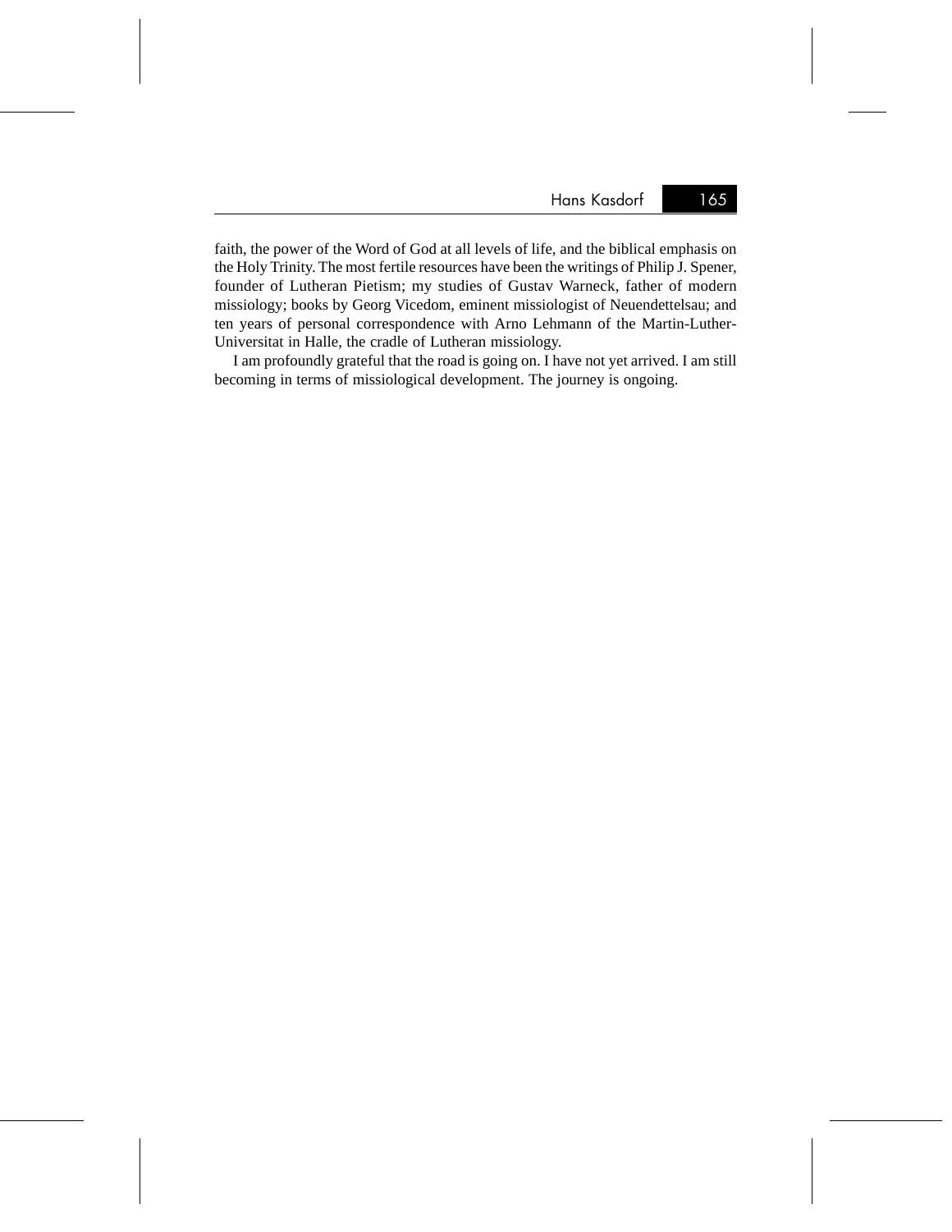faith, the power of the Word of God at all levels of life, and the biblical emphasis on the Holy Trinity. The most fertile resources have been the writings of Philip J. Spener, founder of Lutheran Pietism; my studies of Gustav Warneck, father of modern missiology; books by Georg Vicedom, eminent missiologist of Neuendettelsau; and ten years of personal correspondence with Arno Lehmann of the Martin-Luther-Universitat in Halle, the cradle of Lutheran missiology.

I am profoundly grateful that the road is going on. I have not yet arrived. I am still becoming in terms of missiological development. The journey is ongoing.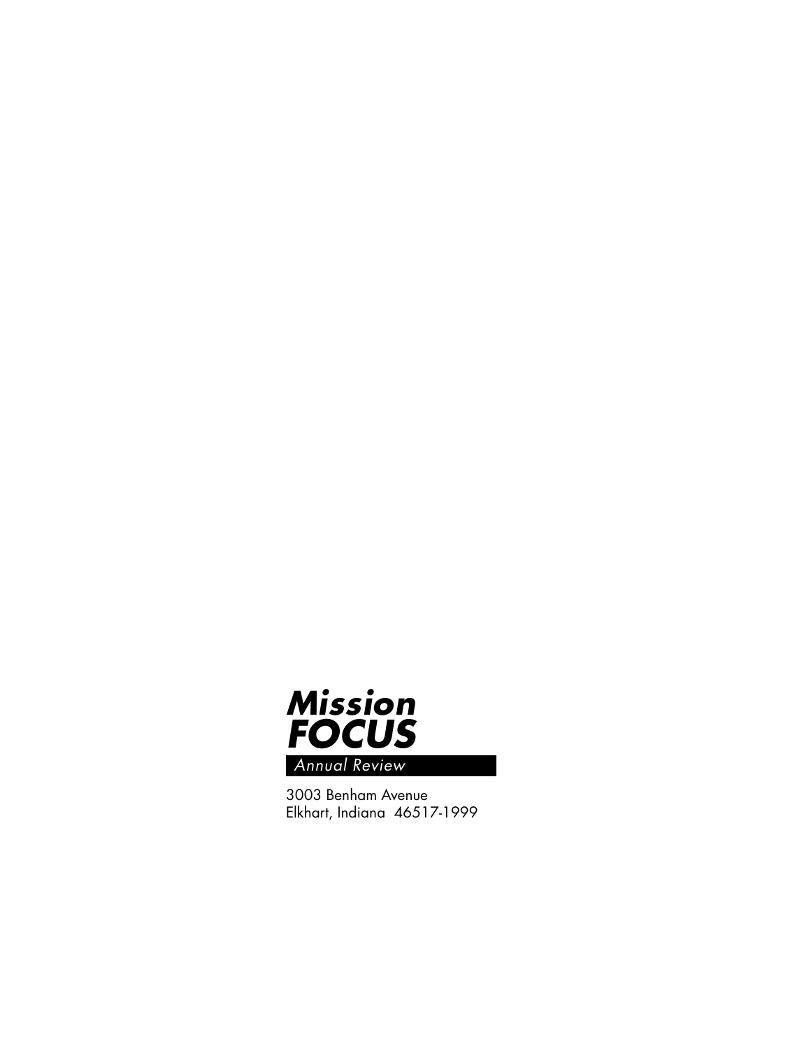***Mission***
***FOCUS***

*Annual Review*

3003 Benham Avenue
Elkhart, Indiana  46517-1999